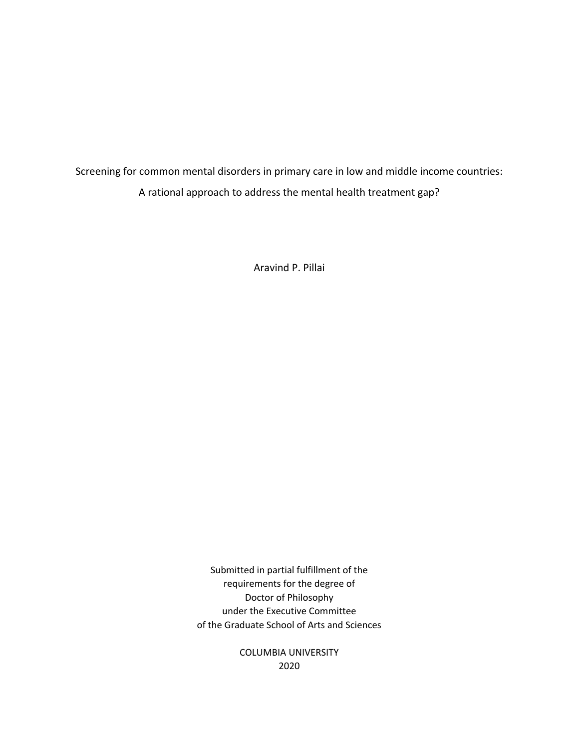# Screening for common mental disorders in primary care in low and middle income countries: A rational approach to address the mental health treatment gap?

Aravind P. Pillai

Submitted in partial fulfillment of the
requirements for the degree of
Doctor of Philosophy
under the Executive Committee
of the Graduate School of Arts and Sciences

COLUMBIA UNIVERSITY
2020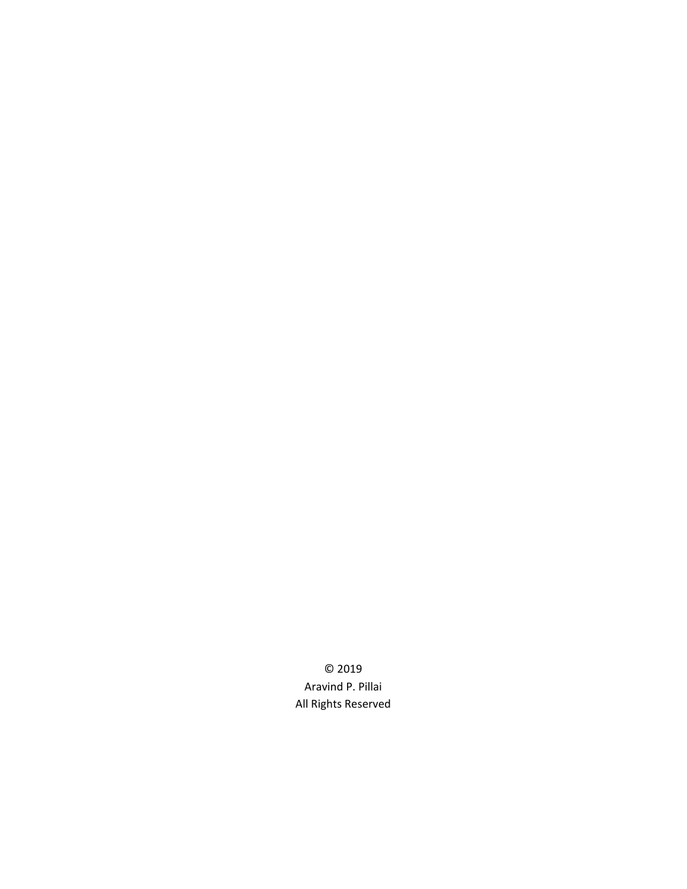© 2019

Aravind P. Pillai

All Rights Reserved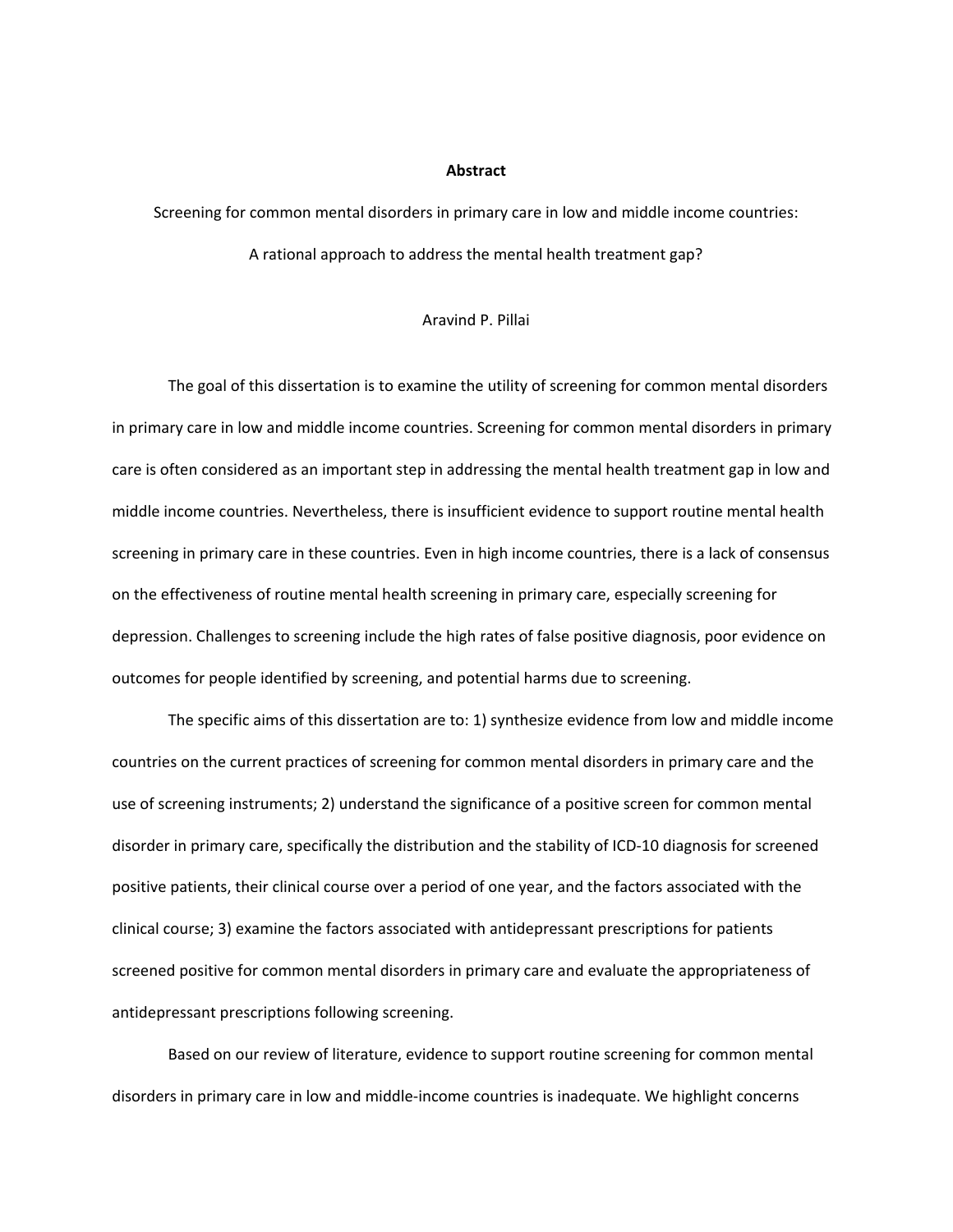**Abstract**

Screening for common mental disorders in primary care in low and middle income countries:

A rational approach to address the mental health treatment gap?

Aravind P. Pillai

The goal of this dissertation is to examine the utility of screening for common mental disorders in primary care in low and middle income countries. Screening for common mental disorders in primary care is often considered as an important step in addressing the mental health treatment gap in low and middle income countries. Nevertheless, there is insufficient evidence to support routine mental health screening in primary care in these countries. Even in high income countries, there is a lack of consensus on the effectiveness of routine mental health screening in primary care, especially screening for depression. Challenges to screening include the high rates of false positive diagnosis, poor evidence on outcomes for people identified by screening, and potential harms due to screening.

The specific aims of this dissertation are to: 1) synthesize evidence from low and middle income countries on the current practices of screening for common mental disorders in primary care and the use of screening instruments; 2) understand the significance of a positive screen for common mental disorder in primary care, specifically the distribution and the stability of ICD-10 diagnosis for screened positive patients, their clinical course over a period of one year, and the factors associated with the clinical course; 3) examine the factors associated with antidepressant prescriptions for patients screened positive for common mental disorders in primary care and evaluate the appropriateness of antidepressant prescriptions following screening.

Based on our review of literature, evidence to support routine screening for common mental disorders in primary care in low and middle-income countries is inadequate. We highlight concerns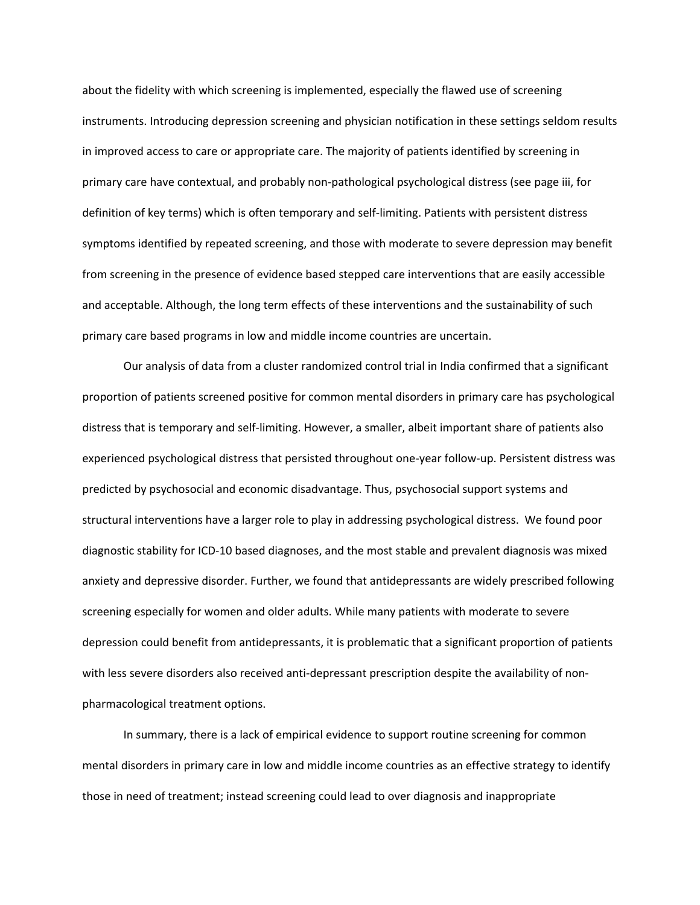about the fidelity with which screening is implemented, especially the flawed use of screening instruments. Introducing depression screening and physician notification in these settings seldom results in improved access to care or appropriate care. The majority of patients identified by screening in primary care have contextual, and probably non-pathological psychological distress (see page iii, for definition of key terms) which is often temporary and self-limiting. Patients with persistent distress symptoms identified by repeated screening, and those with moderate to severe depression may benefit from screening in the presence of evidence based stepped care interventions that are easily accessible and acceptable. Although, the long term effects of these interventions and the sustainability of such primary care based programs in low and middle income countries are uncertain.

Our analysis of data from a cluster randomized control trial in India confirmed that a significant proportion of patients screened positive for common mental disorders in primary care has psychological distress that is temporary and self-limiting. However, a smaller, albeit important share of patients also experienced psychological distress that persisted throughout one-year follow-up. Persistent distress was predicted by psychosocial and economic disadvantage. Thus, psychosocial support systems and structural interventions have a larger role to play in addressing psychological distress. We found poor diagnostic stability for ICD-10 based diagnoses, and the most stable and prevalent diagnosis was mixed anxiety and depressive disorder. Further, we found that antidepressants are widely prescribed following screening especially for women and older adults. While many patients with moderate to severe depression could benefit from antidepressants, it is problematic that a significant proportion of patients with less severe disorders also received anti-depressant prescription despite the availability of non-pharmacological treatment options.

In summary, there is a lack of empirical evidence to support routine screening for common mental disorders in primary care in low and middle income countries as an effective strategy to identify those in need of treatment; instead screening could lead to over diagnosis and inappropriate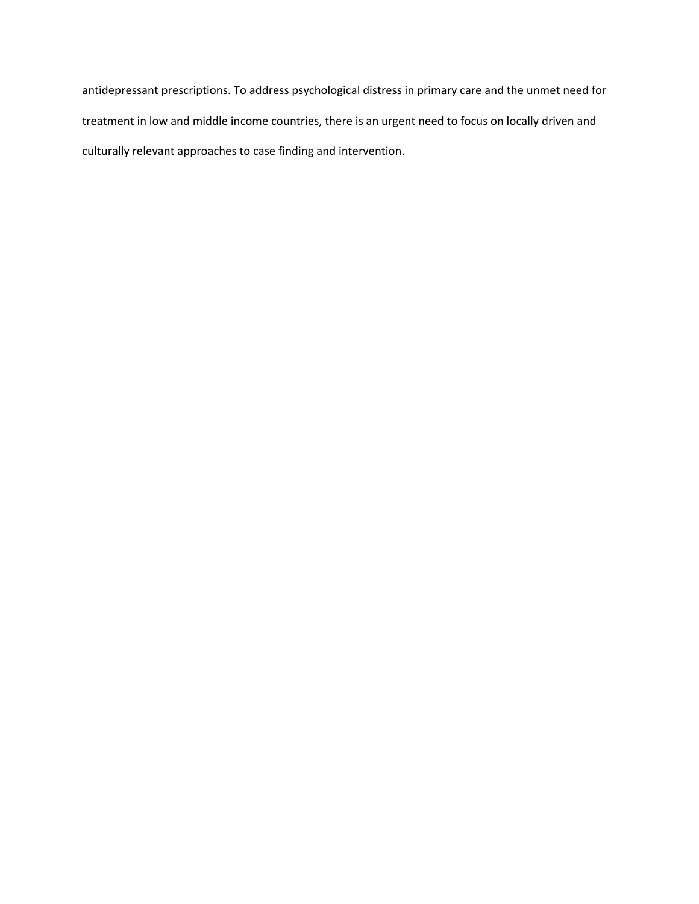antidepressant prescriptions. To address psychological distress in primary care and the unmet need for treatment in low and middle income countries, there is an urgent need to focus on locally driven and culturally relevant approaches to case finding and intervention.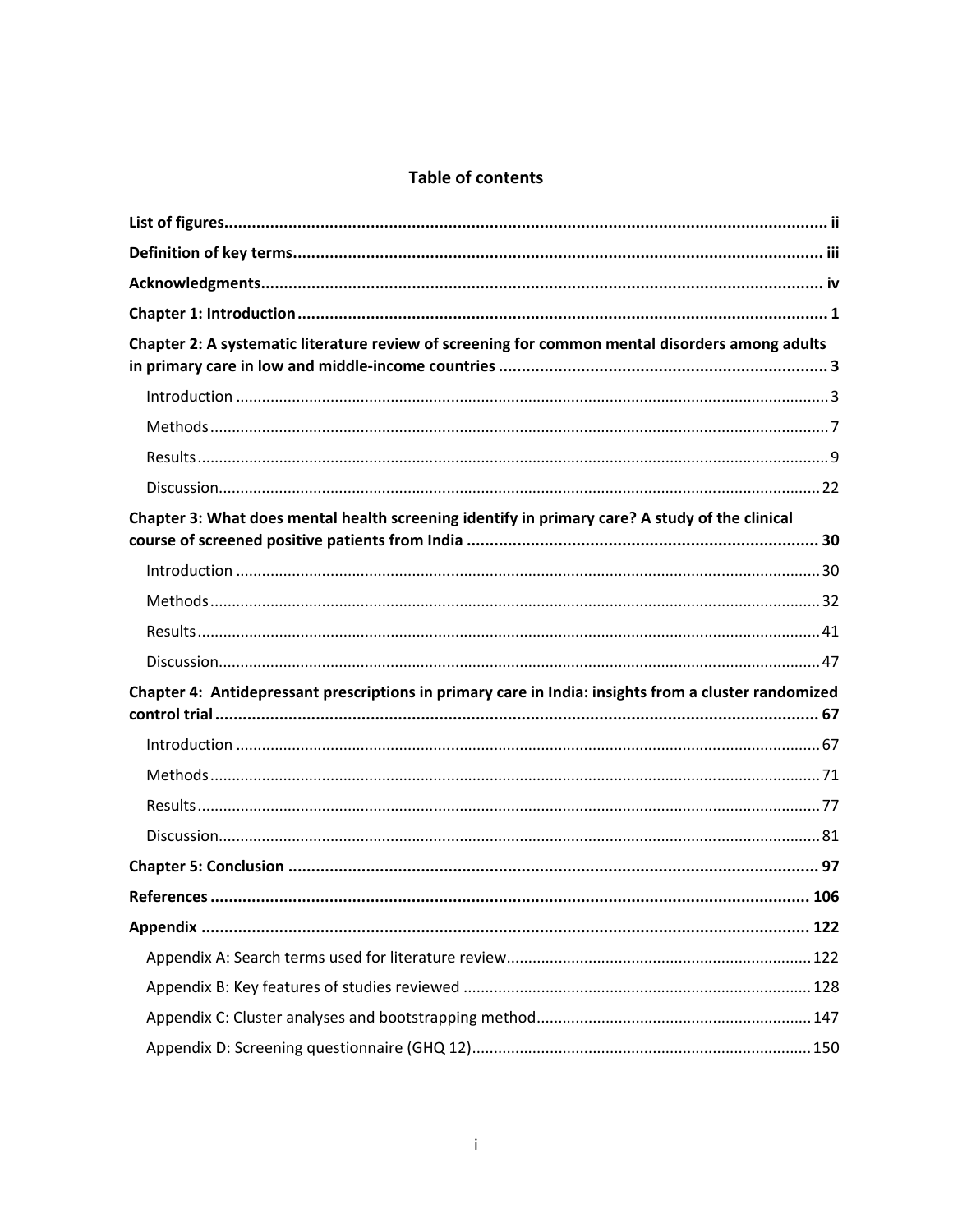# Table of contents

**List of figures** .......... ii

**Definition of key terms** .......... iii

**Acknowledgments** .......... iv

**Chapter 1: Introduction** .......... 1

**Chapter 2: A systematic literature review of screening for common mental disorders among adults in primary care in low and middle-income countries** .......... 3

- Introduction .......... 3
- Methods .......... 7
- Results .......... 9
- Discussion .......... 22

**Chapter 3: What does mental health screening identify in primary care? A study of the clinical course of screened positive patients from India** .......... 30

- Introduction .......... 30
- Methods .......... 32
- Results .......... 41
- Discussion .......... 47

**Chapter 4: Antidepressant prescriptions in primary care in India: insights from a cluster randomized control trial** .......... 67

- Introduction .......... 67
- Methods .......... 71
- Results .......... 77
- Discussion .......... 81

**Chapter 5: Conclusion** .......... 97

**References** .......... 106

**Appendix** .......... 122

- Appendix A: Search terms used for literature review .......... 122
- Appendix B: Key features of studies reviewed .......... 128
- Appendix C: Cluster analyses and bootstrapping method .......... 147
- Appendix D: Screening questionnaire (GHQ 12) .......... 150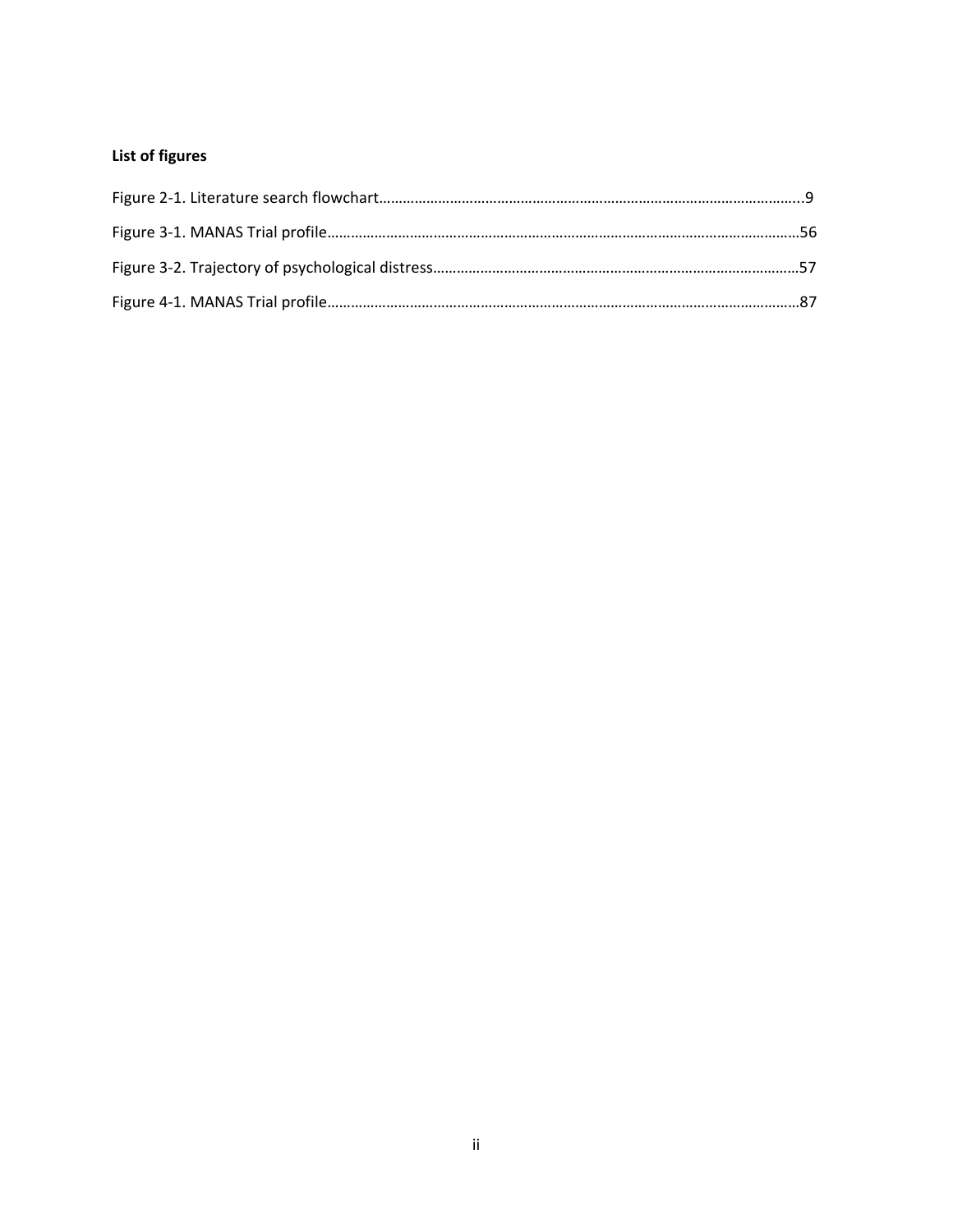**List of figures**

Figure 2-1. Literature search flowchart.....9

Figure 3-1. MANAS Trial profile.....56

Figure 3-2. Trajectory of psychological distress.....57

Figure 4-1. MANAS Trial profile.....87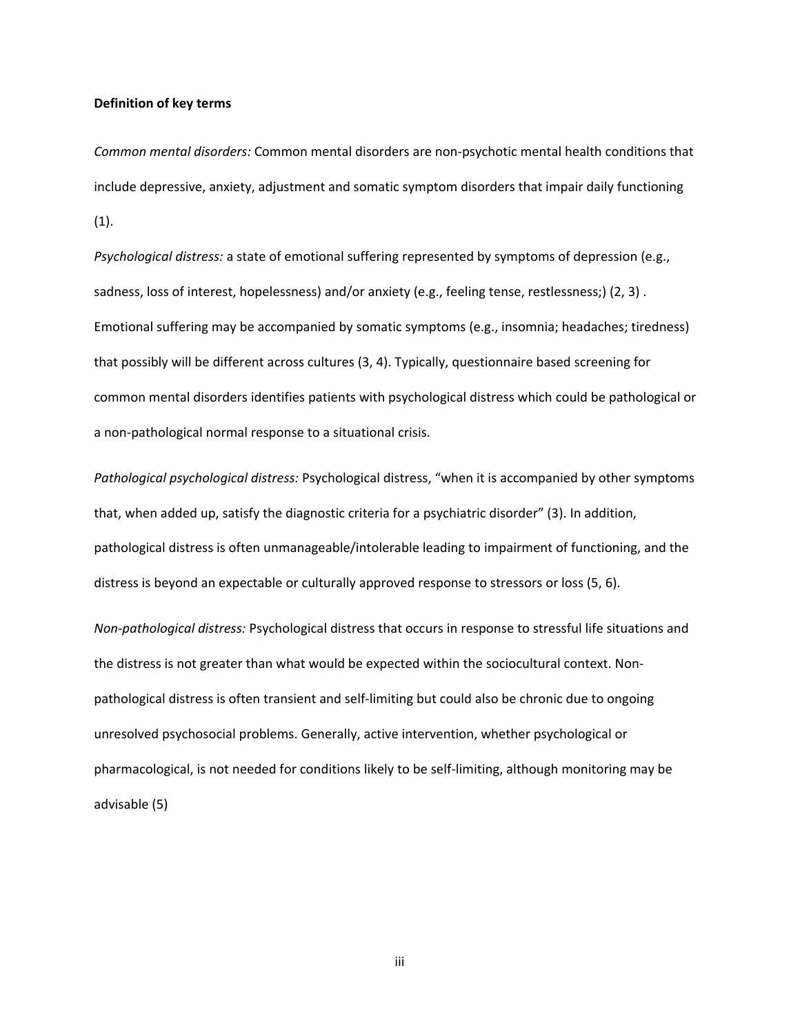**Definition of key terms**

*Common mental disorders:* Common mental disorders are non-psychotic mental health conditions that include depressive, anxiety, adjustment and somatic symptom disorders that impair daily functioning (1).

*Psychological distress:* a state of emotional suffering represented by symptoms of depression (e.g., sadness, loss of interest, hopelessness) and/or anxiety (e.g., feeling tense, restlessness;) (2, 3) . Emotional suffering may be accompanied by somatic symptoms (e.g., insomnia; headaches; tiredness) that possibly will be different across cultures (3, 4). Typically, questionnaire based screening for common mental disorders identifies patients with psychological distress which could be pathological or a non-pathological normal response to a situational crisis.

*Pathological psychological distress:* Psychological distress, "when it is accompanied by other symptoms that, when added up, satisfy the diagnostic criteria for a psychiatric disorder" (3). In addition, pathological distress is often unmanageable/intolerable leading to impairment of functioning, and the distress is beyond an expectable or culturally approved response to stressors or loss (5, 6).

*Non-pathological distress:* Psychological distress that occurs in response to stressful life situations and the distress is not greater than what would be expected within the sociocultural context. Non-pathological distress is often transient and self-limiting but could also be chronic due to ongoing unresolved psychosocial problems. Generally, active intervention, whether psychological or pharmacological, is not needed for conditions likely to be self-limiting, although monitoring may be advisable (5)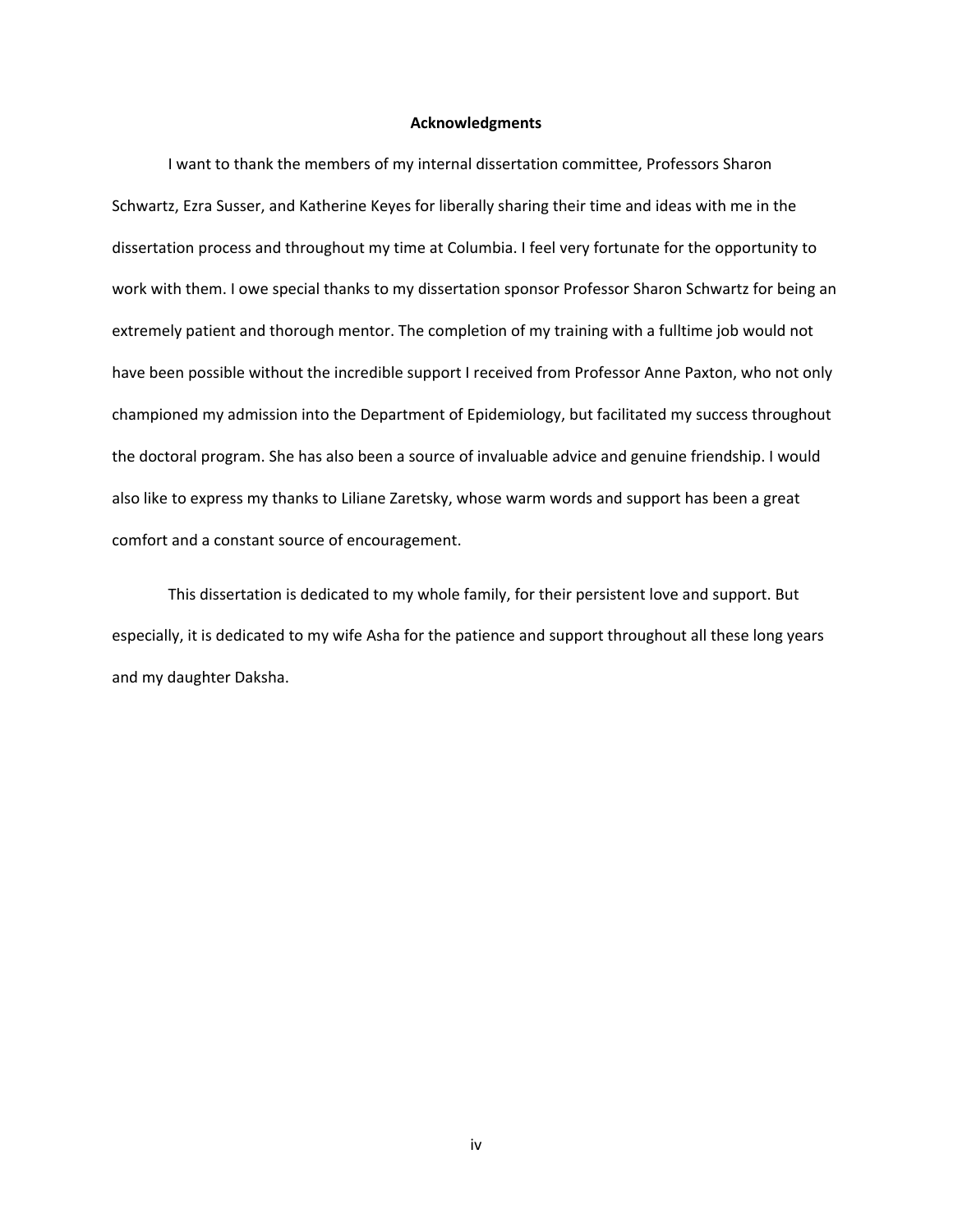# Acknowledgments

I want to thank the members of my internal dissertation committee, Professors Sharon Schwartz, Ezra Susser, and Katherine Keyes for liberally sharing their time and ideas with me in the dissertation process and throughout my time at Columbia. I feel very fortunate for the opportunity to work with them. I owe special thanks to my dissertation sponsor Professor Sharon Schwartz for being an extremely patient and thorough mentor. The completion of my training with a fulltime job would not have been possible without the incredible support I received from Professor Anne Paxton, who not only championed my admission into the Department of Epidemiology, but facilitated my success throughout the doctoral program. She has also been a source of invaluable advice and genuine friendship. I would also like to express my thanks to Liliane Zaretsky, whose warm words and support has been a great comfort and a constant source of encouragement.

This dissertation is dedicated to my whole family, for their persistent love and support. But especially, it is dedicated to my wife Asha for the patience and support throughout all these long years and my daughter Daksha.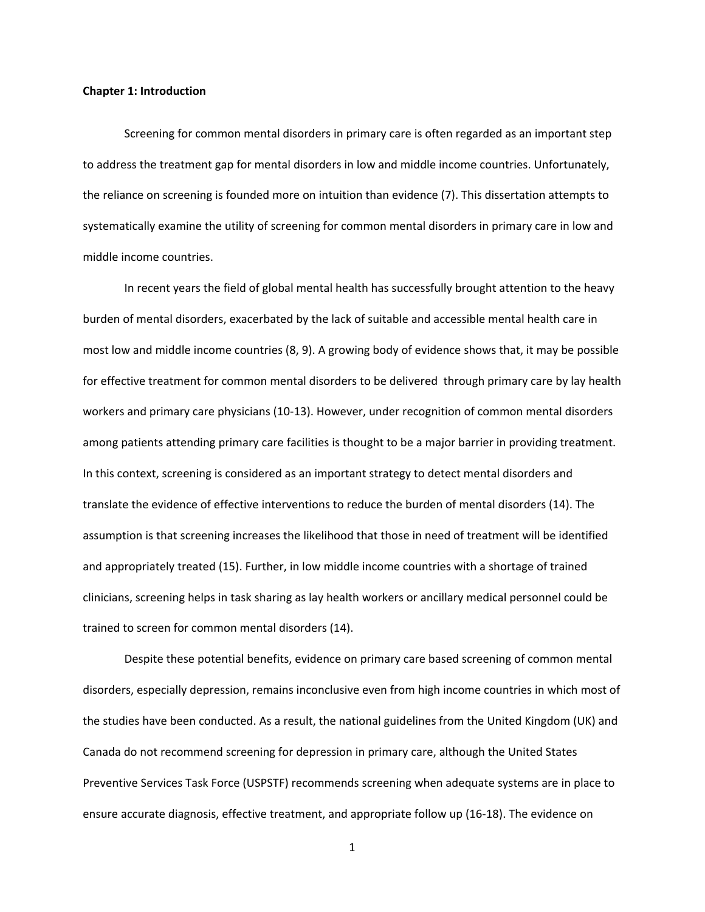**Chapter 1: Introduction**

Screening for common mental disorders in primary care is often regarded as an important step to address the treatment gap for mental disorders in low and middle income countries. Unfortunately, the reliance on screening is founded more on intuition than evidence (7). This dissertation attempts to systematically examine the utility of screening for common mental disorders in primary care in low and middle income countries.

In recent years the field of global mental health has successfully brought attention to the heavy burden of mental disorders, exacerbated by the lack of suitable and accessible mental health care in most low and middle income countries (8, 9). A growing body of evidence shows that, it may be possible for effective treatment for common mental disorders to be delivered  through primary care by lay health workers and primary care physicians (10-13). However, under recognition of common mental disorders among patients attending primary care facilities is thought to be a major barrier in providing treatment. In this context, screening is considered as an important strategy to detect mental disorders and translate the evidence of effective interventions to reduce the burden of mental disorders (14). The assumption is that screening increases the likelihood that those in need of treatment will be identified and appropriately treated (15). Further, in low middle income countries with a shortage of trained clinicians, screening helps in task sharing as lay health workers or ancillary medical personnel could be trained to screen for common mental disorders (14).

Despite these potential benefits, evidence on primary care based screening of common mental disorders, especially depression, remains inconclusive even from high income countries in which most of the studies have been conducted. As a result, the national guidelines from the United Kingdom (UK) and Canada do not recommend screening for depression in primary care, although the United States Preventive Services Task Force (USPSTF) recommends screening when adequate systems are in place to ensure accurate diagnosis, effective treatment, and appropriate follow up (16-18). The evidence on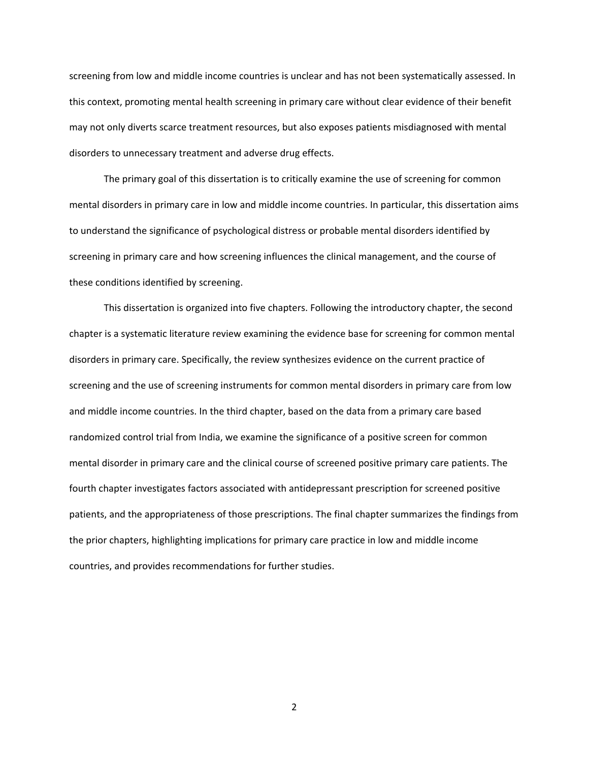screening from low and middle income countries is unclear and has not been systematically assessed. In this context, promoting mental health screening in primary care without clear evidence of their benefit may not only diverts scarce treatment resources, but also exposes patients misdiagnosed with mental disorders to unnecessary treatment and adverse drug effects.

The primary goal of this dissertation is to critically examine the use of screening for common mental disorders in primary care in low and middle income countries. In particular, this dissertation aims to understand the significance of psychological distress or probable mental disorders identified by screening in primary care and how screening influences the clinical management, and the course of these conditions identified by screening.

This dissertation is organized into five chapters. Following the introductory chapter, the second chapter is a systematic literature review examining the evidence base for screening for common mental disorders in primary care. Specifically, the review synthesizes evidence on the current practice of screening and the use of screening instruments for common mental disorders in primary care from low and middle income countries. In the third chapter, based on the data from a primary care based randomized control trial from India, we examine the significance of a positive screen for common mental disorder in primary care and the clinical course of screened positive primary care patients. The fourth chapter investigates factors associated with antidepressant prescription for screened positive patients, and the appropriateness of those prescriptions. The final chapter summarizes the findings from the prior chapters, highlighting implications for primary care practice in low and middle income countries, and provides recommendations for further studies.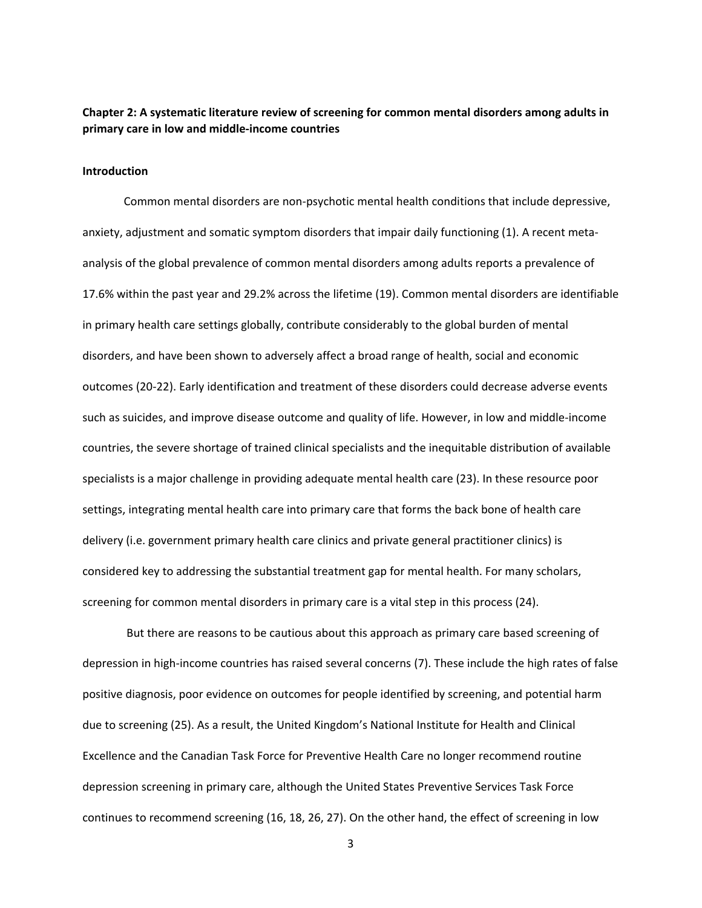**Chapter 2: A systematic literature review of screening for common mental disorders among adults in primary care in low and middle-income countries**

**Introduction**

Common mental disorders are non-psychotic mental health conditions that include depressive, anxiety, adjustment and somatic symptom disorders that impair daily functioning (1). A recent meta-analysis of the global prevalence of common mental disorders among adults reports a prevalence of 17.6% within the past year and 29.2% across the lifetime (19). Common mental disorders are identifiable in primary health care settings globally, contribute considerably to the global burden of mental disorders, and have been shown to adversely affect a broad range of health, social and economic outcomes (20-22). Early identification and treatment of these disorders could decrease adverse events such as suicides, and improve disease outcome and quality of life. However, in low and middle-income countries, the severe shortage of trained clinical specialists and the inequitable distribution of available specialists is a major challenge in providing adequate mental health care (23). In these resource poor settings, integrating mental health care into primary care that forms the back bone of health care delivery (i.e. government primary health care clinics and private general practitioner clinics) is considered key to addressing the substantial treatment gap for mental health. For many scholars, screening for common mental disorders in primary care is a vital step in this process (24).

But there are reasons to be cautious about this approach as primary care based screening of depression in high-income countries has raised several concerns (7). These include the high rates of false positive diagnosis, poor evidence on outcomes for people identified by screening, and potential harm due to screening (25). As a result, the United Kingdom's National Institute for Health and Clinical Excellence and the Canadian Task Force for Preventive Health Care no longer recommend routine depression screening in primary care, although the United States Preventive Services Task Force continues to recommend screening (16, 18, 26, 27). On the other hand, the effect of screening in low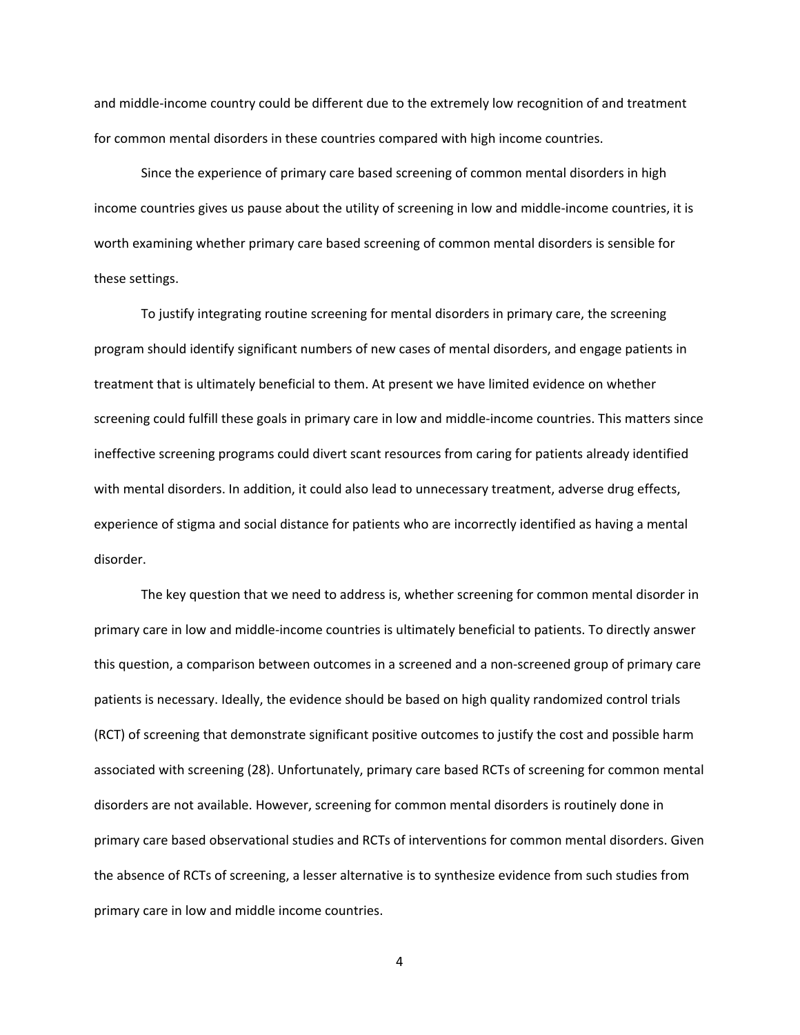and middle-income country could be different due to the extremely low recognition of and treatment for common mental disorders in these countries compared with high income countries.

Since the experience of primary care based screening of common mental disorders in high income countries gives us pause about the utility of screening in low and middle-income countries, it is worth examining whether primary care based screening of common mental disorders is sensible for these settings.

To justify integrating routine screening for mental disorders in primary care, the screening program should identify significant numbers of new cases of mental disorders, and engage patients in treatment that is ultimately beneficial to them. At present we have limited evidence on whether screening could fulfill these goals in primary care in low and middle-income countries. This matters since ineffective screening programs could divert scant resources from caring for patients already identified with mental disorders. In addition, it could also lead to unnecessary treatment, adverse drug effects, experience of stigma and social distance for patients who are incorrectly identified as having a mental disorder.

The key question that we need to address is, whether screening for common mental disorder in primary care in low and middle-income countries is ultimately beneficial to patients. To directly answer this question, a comparison between outcomes in a screened and a non-screened group of primary care patients is necessary. Ideally, the evidence should be based on high quality randomized control trials (RCT) of screening that demonstrate significant positive outcomes to justify the cost and possible harm associated with screening (28). Unfortunately, primary care based RCTs of screening for common mental disorders are not available. However, screening for common mental disorders is routinely done in primary care based observational studies and RCTs of interventions for common mental disorders. Given the absence of RCTs of screening, a lesser alternative is to synthesize evidence from such studies from primary care in low and middle income countries.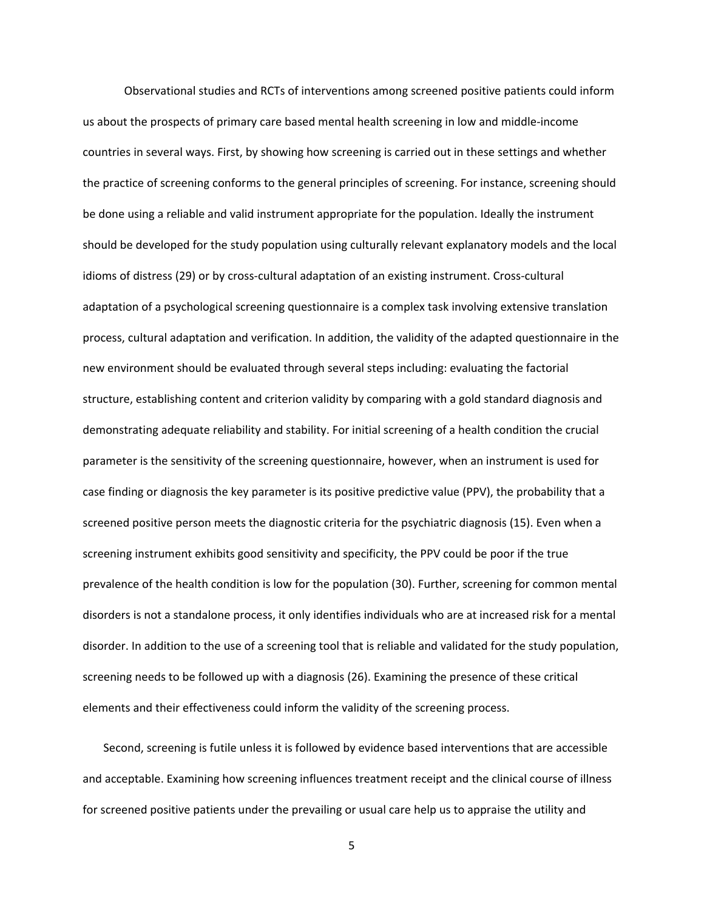Observational studies and RCTs of interventions among screened positive patients could inform us about the prospects of primary care based mental health screening in low and middle-income countries in several ways. First, by showing how screening is carried out in these settings and whether the practice of screening conforms to the general principles of screening. For instance, screening should be done using a reliable and valid instrument appropriate for the population. Ideally the instrument should be developed for the study population using culturally relevant explanatory models and the local idioms of distress (29) or by cross-cultural adaptation of an existing instrument. Cross-cultural adaptation of a psychological screening questionnaire is a complex task involving extensive translation process, cultural adaptation and verification. In addition, the validity of the adapted questionnaire in the new environment should be evaluated through several steps including: evaluating the factorial structure, establishing content and criterion validity by comparing with a gold standard diagnosis and demonstrating adequate reliability and stability. For initial screening of a health condition the crucial parameter is the sensitivity of the screening questionnaire, however, when an instrument is used for case finding or diagnosis the key parameter is its positive predictive value (PPV), the probability that a screened positive person meets the diagnostic criteria for the psychiatric diagnosis (15). Even when a screening instrument exhibits good sensitivity and specificity, the PPV could be poor if the true prevalence of the health condition is low for the population (30). Further, screening for common mental disorders is not a standalone process, it only identifies individuals who are at increased risk for a mental disorder. In addition to the use of a screening tool that is reliable and validated for the study population, screening needs to be followed up with a diagnosis (26). Examining the presence of these critical elements and their effectiveness could inform the validity of the screening process.

Second, screening is futile unless it is followed by evidence based interventions that are accessible and acceptable. Examining how screening influences treatment receipt and the clinical course of illness for screened positive patients under the prevailing or usual care help us to appraise the utility and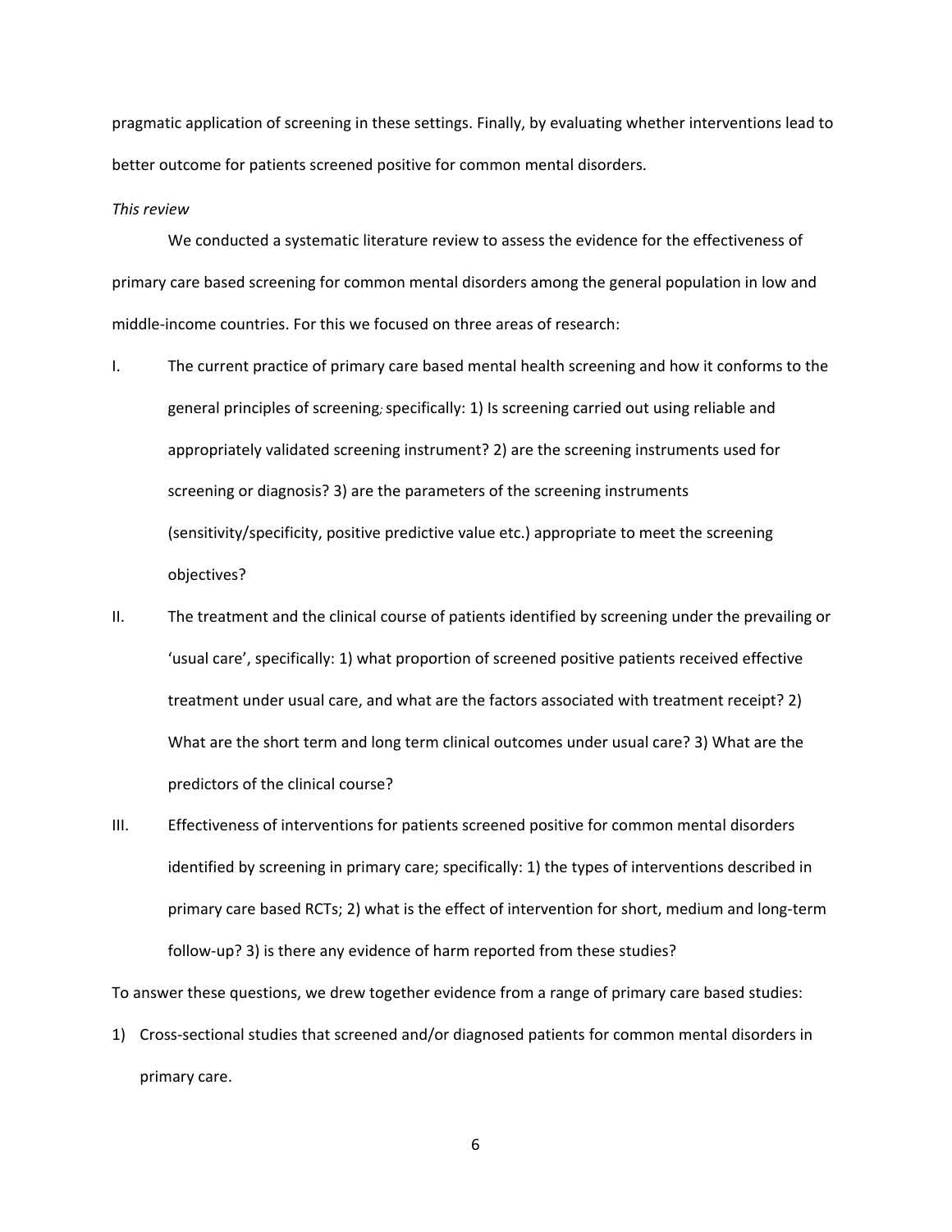pragmatic application of screening in these settings. Finally, by evaluating whether interventions lead to better outcome for patients screened positive for common mental disorders.

*This review*

We conducted a systematic literature review to assess the evidence for the effectiveness of primary care based screening for common mental disorders among the general population in low and middle-income countries. For this we focused on three areas of research:

I. The current practice of primary care based mental health screening and how it conforms to the general principles of screening; specifically: 1) Is screening carried out using reliable and appropriately validated screening instrument? 2) are the screening instruments used for screening or diagnosis? 3) are the parameters of the screening instruments (sensitivity/specificity, positive predictive value etc.) appropriate to meet the screening objectives?

II. The treatment and the clinical course of patients identified by screening under the prevailing or 'usual care', specifically: 1) what proportion of screened positive patients received effective treatment under usual care, and what are the factors associated with treatment receipt? 2) What are the short term and long term clinical outcomes under usual care? 3) What are the predictors of the clinical course?

III. Effectiveness of interventions for patients screened positive for common mental disorders identified by screening in primary care; specifically: 1) the types of interventions described in primary care based RCTs; 2) what is the effect of intervention for short, medium and long-term follow-up? 3) is there any evidence of harm reported from these studies?

To answer these questions, we drew together evidence from a range of primary care based studies:

1) Cross-sectional studies that screened and/or diagnosed patients for common mental disorders in primary care.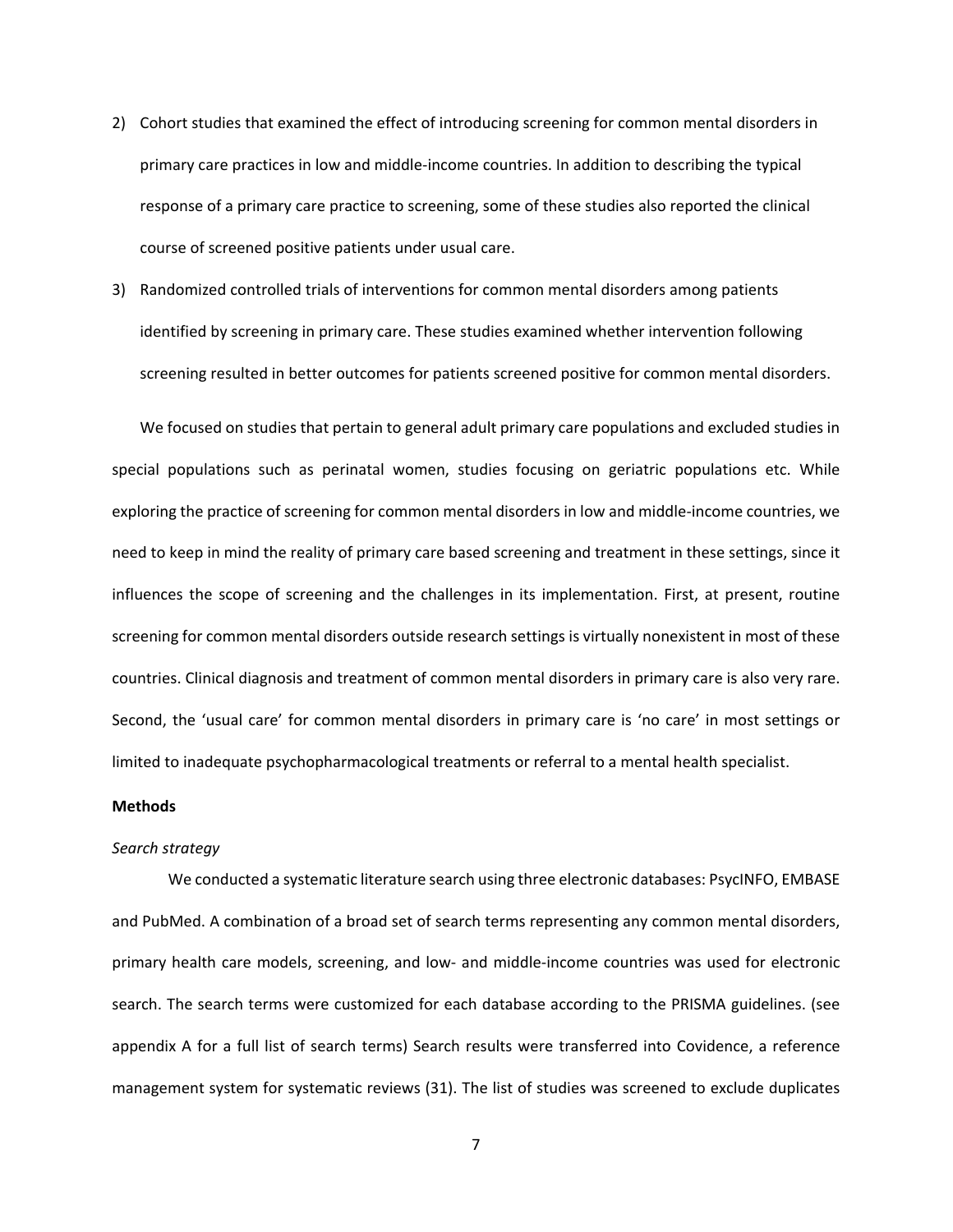2) Cohort studies that examined the effect of introducing screening for common mental disorders in primary care practices in low and middle-income countries. In addition to describing the typical response of a primary care practice to screening, some of these studies also reported the clinical course of screened positive patients under usual care.

3) Randomized controlled trials of interventions for common mental disorders among patients identified by screening in primary care. These studies examined whether intervention following screening resulted in better outcomes for patients screened positive for common mental disorders.

We focused on studies that pertain to general adult primary care populations and excluded studies in special populations such as perinatal women, studies focusing on geriatric populations etc. While exploring the practice of screening for common mental disorders in low and middle-income countries, we need to keep in mind the reality of primary care based screening and treatment in these settings, since it influences the scope of screening and the challenges in its implementation. First, at present, routine screening for common mental disorders outside research settings is virtually nonexistent in most of these countries. Clinical diagnosis and treatment of common mental disorders in primary care is also very rare. Second, the 'usual care' for common mental disorders in primary care is 'no care' in most settings or limited to inadequate psychopharmacological treatments or referral to a mental health specialist.

**Methods**

*Search strategy*

We conducted a systematic literature search using three electronic databases: PsycINFO, EMBASE and PubMed. A combination of a broad set of search terms representing any common mental disorders, primary health care models, screening, and low- and middle-income countries was used for electronic search. The search terms were customized for each database according to the PRISMA guidelines. (see appendix A for a full list of search terms) Search results were transferred into Covidence, a reference management system for systematic reviews (31). The list of studies was screened to exclude duplicates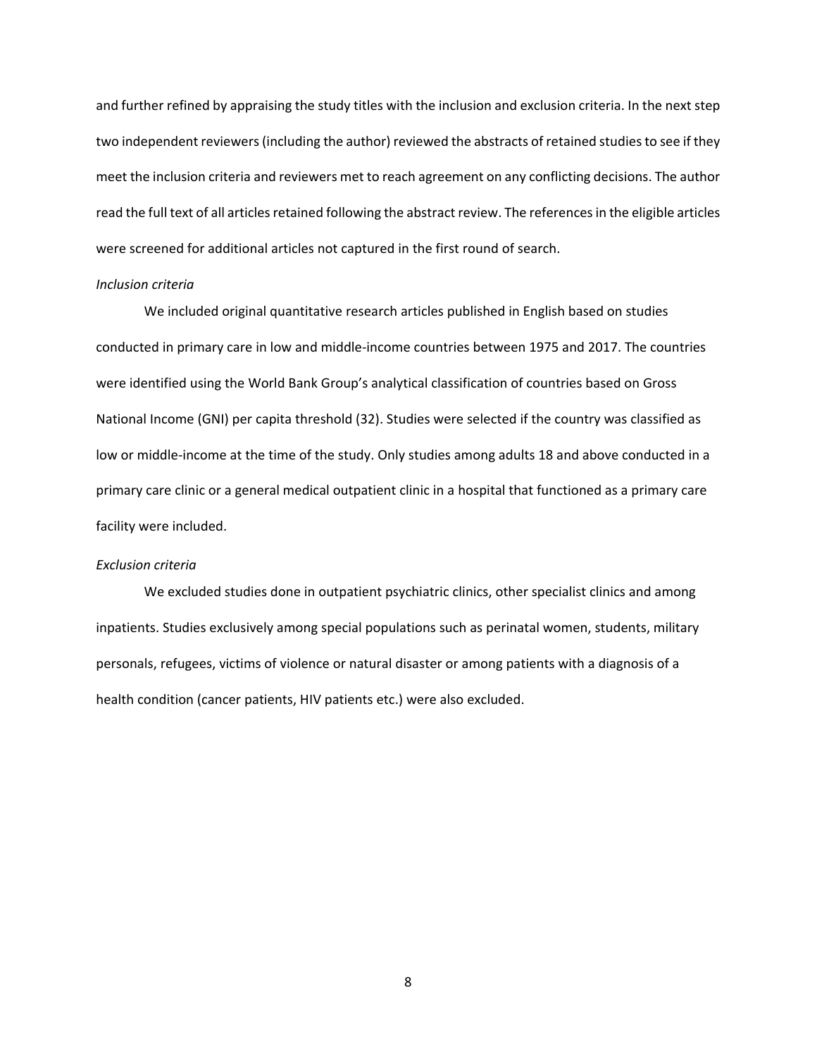and further refined by appraising the study titles with the inclusion and exclusion criteria. In the next step two independent reviewers (including the author) reviewed the abstracts of retained studies to see if they meet the inclusion criteria and reviewers met to reach agreement on any conflicting decisions. The author read the full text of all articles retained following the abstract review. The references in the eligible articles were screened for additional articles not captured in the first round of search.

*Inclusion criteria*

We included original quantitative research articles published in English based on studies conducted in primary care in low and middle-income countries between 1975 and 2017. The countries were identified using the World Bank Group's analytical classification of countries based on Gross National Income (GNI) per capita threshold (32). Studies were selected if the country was classified as low or middle-income at the time of the study. Only studies among adults 18 and above conducted in a primary care clinic or a general medical outpatient clinic in a hospital that functioned as a primary care facility were included.

*Exclusion criteria*

We excluded studies done in outpatient psychiatric clinics, other specialist clinics and among inpatients. Studies exclusively among special populations such as perinatal women, students, military personals, refugees, victims of violence or natural disaster or among patients with a diagnosis of a health condition (cancer patients, HIV patients etc.) were also excluded.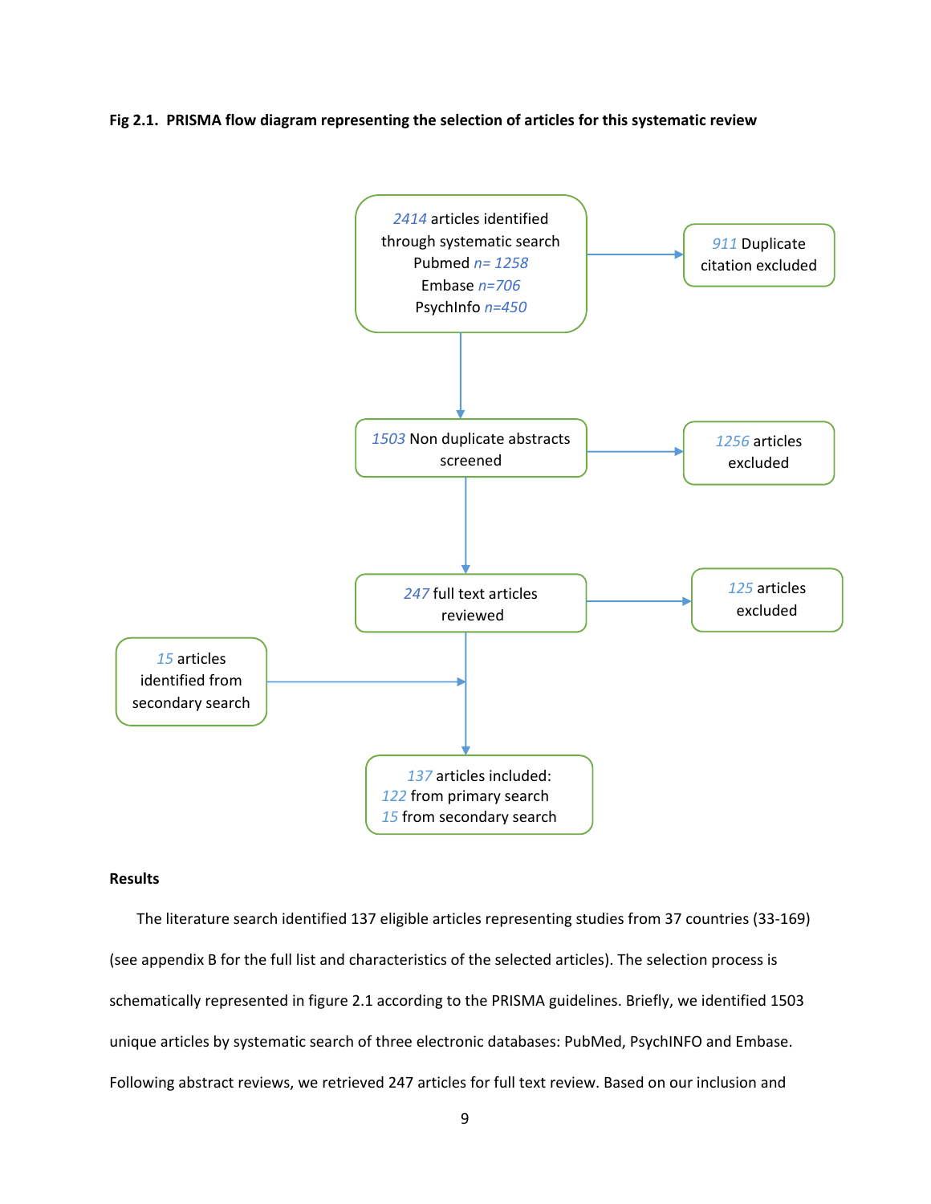**Fig 2.1. PRISMA flow diagram representing the selection of articles for this systematic review**

2414 articles identified through systematic search
Pubmed n= 1258
Embase n=706
PsychInfo n=450

911 Duplicate citation excluded

1503 Non duplicate abstracts screened

1256 articles excluded

247 full text articles reviewed

125 articles excluded

15 articles identified from secondary search

137 articles included:
122 from primary search
15 from secondary search

**Results**

The literature search identified 137 eligible articles representing studies from 37 countries (33-169) (see appendix B for the full list and characteristics of the selected articles). The selection process is schematically represented in figure 2.1 according to the PRISMA guidelines. Briefly, we identified 1503 unique articles by systematic search of three electronic databases: PubMed, PsychINFO and Embase. Following abstract reviews, we retrieved 247 articles for full text review. Based on our inclusion and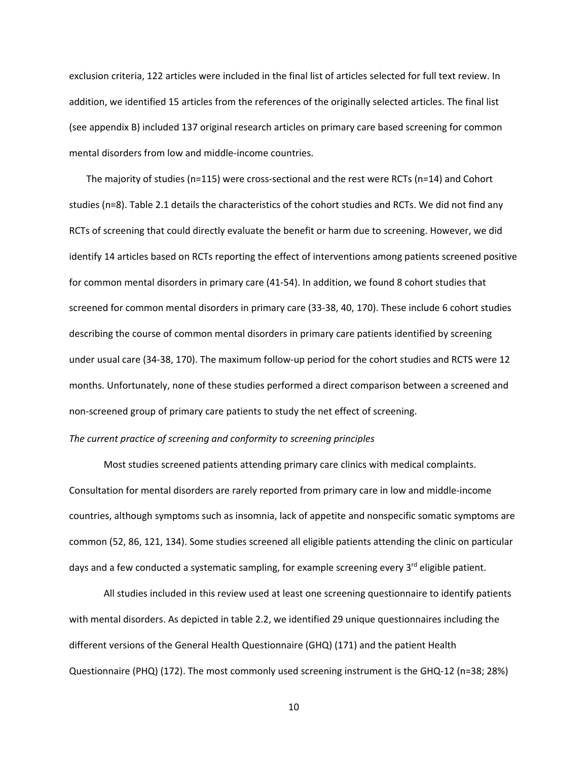exclusion criteria, 122 articles were included in the final list of articles selected for full text review. In addition, we identified 15 articles from the references of the originally selected articles. The final list (see appendix B) included 137 original research articles on primary care based screening for common mental disorders from low and middle-income countries.

The majority of studies (n=115) were cross-sectional and the rest were RCTs (n=14) and Cohort studies (n=8). Table 2.1 details the characteristics of the cohort studies and RCTs. We did not find any RCTs of screening that could directly evaluate the benefit or harm due to screening. However, we did identify 14 articles based on RCTs reporting the effect of interventions among patients screened positive for common mental disorders in primary care (41-54). In addition, we found 8 cohort studies that screened for common mental disorders in primary care (33-38, 40, 170). These include 6 cohort studies describing the course of common mental disorders in primary care patients identified by screening under usual care (34-38, 170). The maximum follow-up period for the cohort studies and RCTS were 12 months. Unfortunately, none of these studies performed a direct comparison between a screened and non-screened group of primary care patients to study the net effect of screening.

*The current practice of screening and conformity to screening principles*

Most studies screened patients attending primary care clinics with medical complaints. Consultation for mental disorders are rarely reported from primary care in low and middle-income countries, although symptoms such as insomnia, lack of appetite and nonspecific somatic symptoms are common (52, 86, 121, 134). Some studies screened all eligible patients attending the clinic on particular days and a few conducted a systematic sampling, for example screening every 3rd eligible patient.

All studies included in this review used at least one screening questionnaire to identify patients with mental disorders. As depicted in table 2.2, we identified 29 unique questionnaires including the different versions of the General Health Questionnaire (GHQ) (171) and the patient Health Questionnaire (PHQ) (172). The most commonly used screening instrument is the GHQ-12 (n=38; 28%)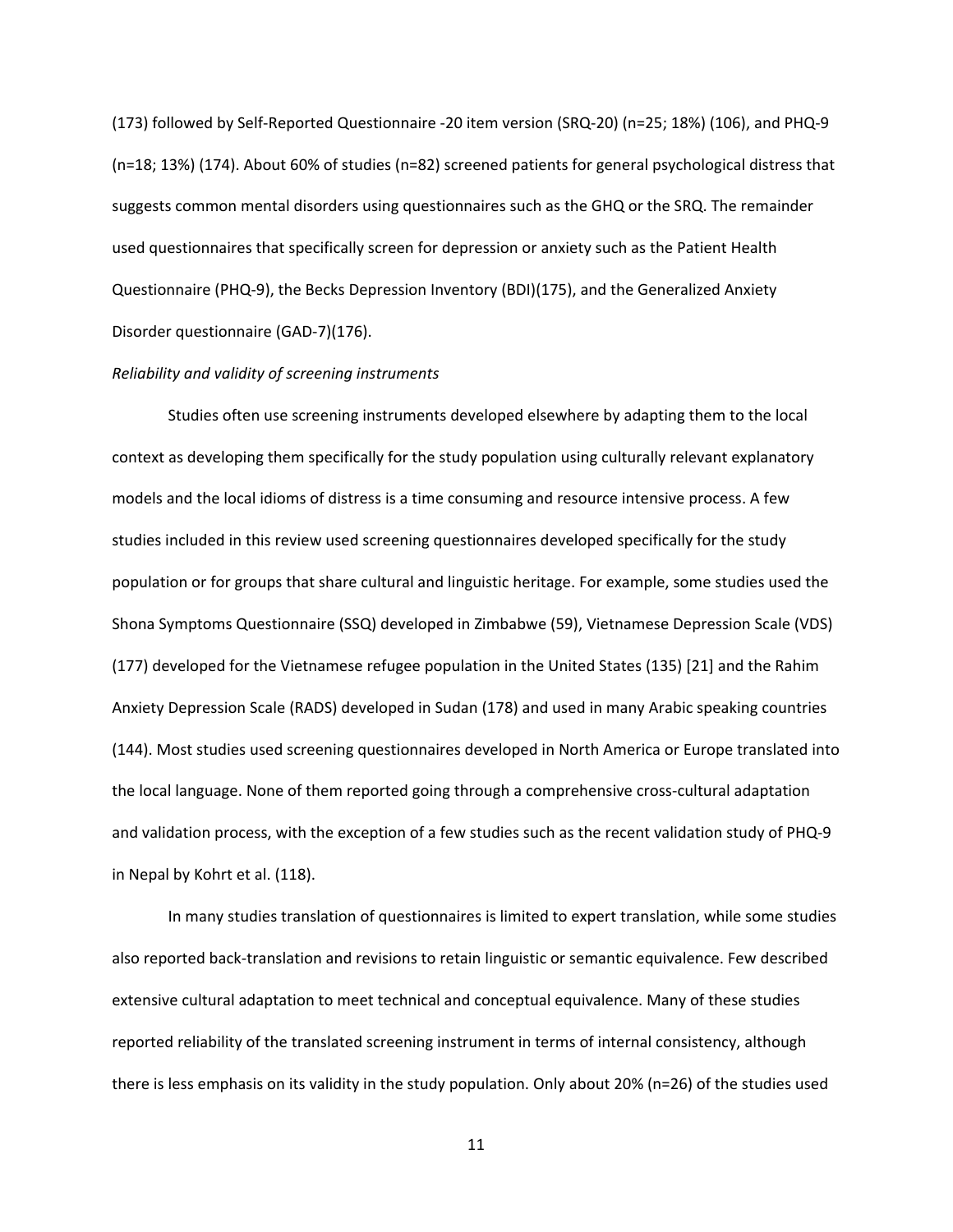(173) followed by Self-Reported Questionnaire -20 item version (SRQ-20) (n=25; 18%) (106), and PHQ-9 (n=18; 13%) (174). About 60% of studies (n=82) screened patients for general psychological distress that suggests common mental disorders using questionnaires such as the GHQ or the SRQ. The remainder used questionnaires that specifically screen for depression or anxiety such as the Patient Health Questionnaire (PHQ-9), the Becks Depression Inventory (BDI)(175), and the Generalized Anxiety Disorder questionnaire (GAD-7)(176).

*Reliability and validity of screening instruments*

Studies often use screening instruments developed elsewhere by adapting them to the local context as developing them specifically for the study population using culturally relevant explanatory models and the local idioms of distress is a time consuming and resource intensive process. A few studies included in this review used screening questionnaires developed specifically for the study population or for groups that share cultural and linguistic heritage. For example, some studies used the Shona Symptoms Questionnaire (SSQ) developed in Zimbabwe (59), Vietnamese Depression Scale (VDS) (177) developed for the Vietnamese refugee population in the United States (135) [21] and the Rahim Anxiety Depression Scale (RADS) developed in Sudan (178) and used in many Arabic speaking countries (144). Most studies used screening questionnaires developed in North America or Europe translated into the local language. None of them reported going through a comprehensive cross-cultural adaptation and validation process, with the exception of a few studies such as the recent validation study of PHQ-9 in Nepal by Kohrt et al. (118).

In many studies translation of questionnaires is limited to expert translation, while some studies also reported back-translation and revisions to retain linguistic or semantic equivalence. Few described extensive cultural adaptation to meet technical and conceptual equivalence. Many of these studies reported reliability of the translated screening instrument in terms of internal consistency, although there is less emphasis on its validity in the study population. Only about 20% (n=26) of the studies used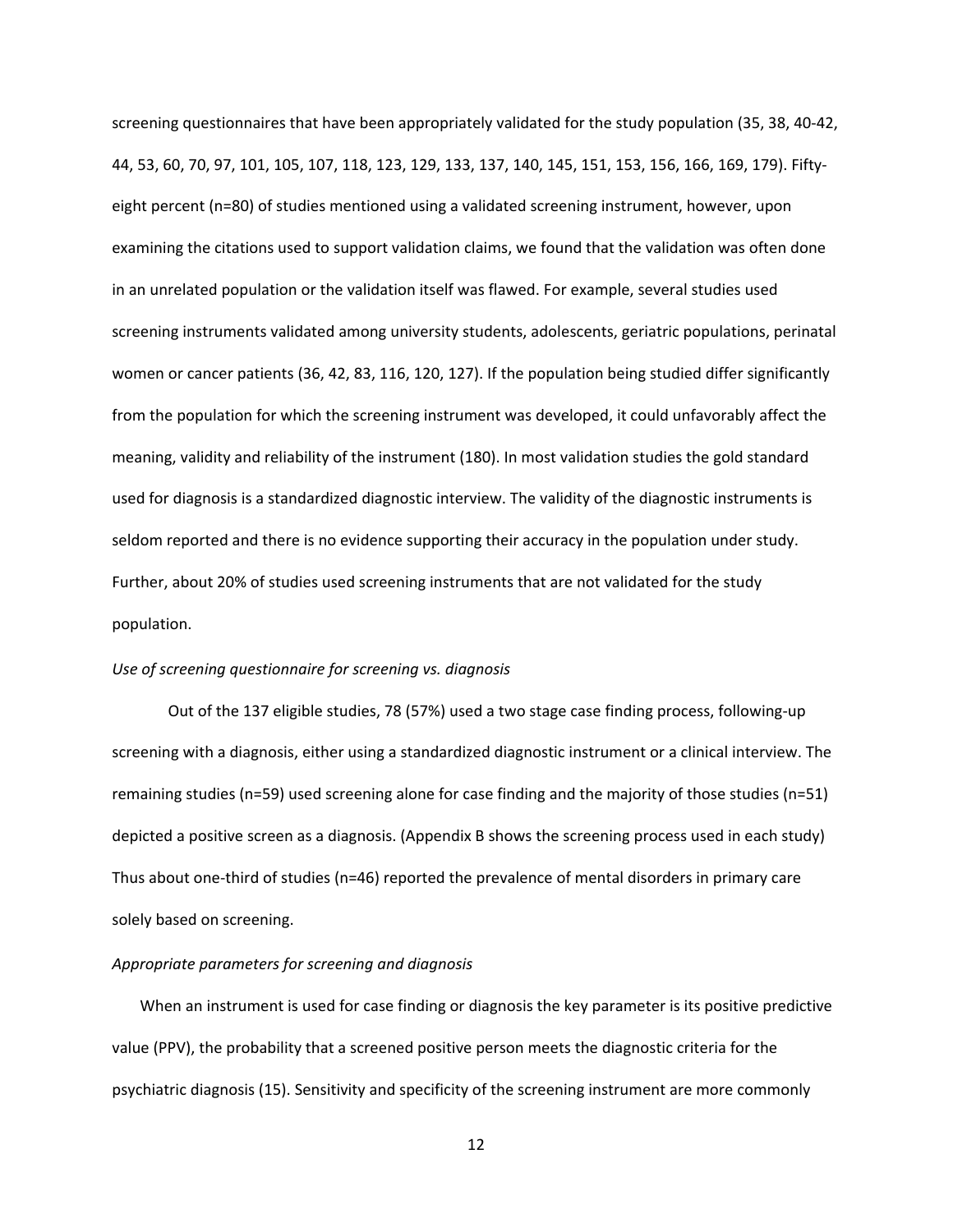screening questionnaires that have been appropriately validated for the study population (35, 38, 40-42, 44, 53, 60, 70, 97, 101, 105, 107, 118, 123, 129, 133, 137, 140, 145, 151, 153, 156, 166, 169, 179). Fifty-eight percent (n=80) of studies mentioned using a validated screening instrument, however, upon examining the citations used to support validation claims, we found that the validation was often done in an unrelated population or the validation itself was flawed. For example, several studies used screening instruments validated among university students, adolescents, geriatric populations, perinatal women or cancer patients (36, 42, 83, 116, 120, 127). If the population being studied differ significantly from the population for which the screening instrument was developed, it could unfavorably affect the meaning, validity and reliability of the instrument (180). In most validation studies the gold standard used for diagnosis is a standardized diagnostic interview. The validity of the diagnostic instruments is seldom reported and there is no evidence supporting their accuracy in the population under study. Further, about 20% of studies used screening instruments that are not validated for the study population.

*Use of screening questionnaire for screening vs. diagnosis*

Out of the 137 eligible studies, 78 (57%) used a two stage case finding process, following-up screening with a diagnosis, either using a standardized diagnostic instrument or a clinical interview. The remaining studies (n=59) used screening alone for case finding and the majority of those studies (n=51) depicted a positive screen as a diagnosis. (Appendix B shows the screening process used in each study) Thus about one-third of studies (n=46) reported the prevalence of mental disorders in primary care solely based on screening.

*Appropriate parameters for screening and diagnosis*

When an instrument is used for case finding or diagnosis the key parameter is its positive predictive value (PPV), the probability that a screened positive person meets the diagnostic criteria for the psychiatric diagnosis (15). Sensitivity and specificity of the screening instrument are more commonly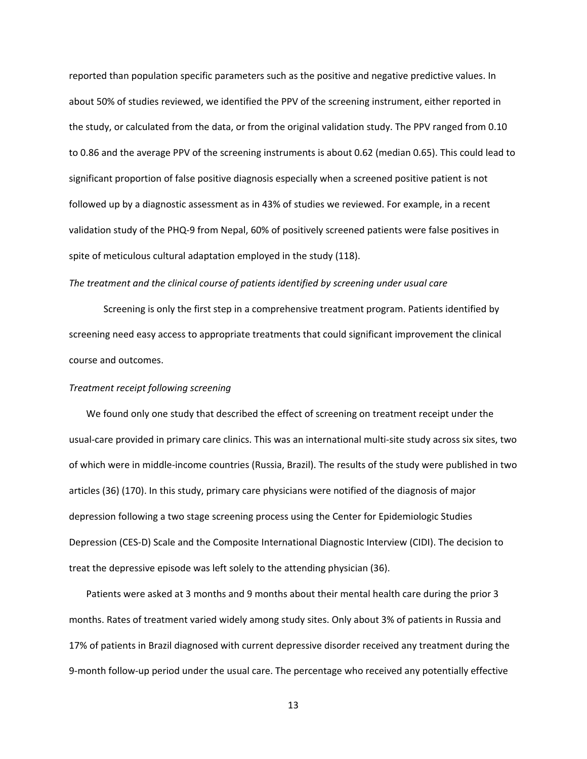reported than population specific parameters such as the positive and negative predictive values. In about 50% of studies reviewed, we identified the PPV of the screening instrument, either reported in the study, or calculated from the data, or from the original validation study. The PPV ranged from 0.10 to 0.86 and the average PPV of the screening instruments is about 0.62 (median 0.65). This could lead to significant proportion of false positive diagnosis especially when a screened positive patient is not followed up by a diagnostic assessment as in 43% of studies we reviewed. For example, in a recent validation study of the PHQ-9 from Nepal, 60% of positively screened patients were false positives in spite of meticulous cultural adaptation employed in the study (118).

*The treatment and the clinical course of patients identified by screening under usual care*

Screening is only the first step in a comprehensive treatment program. Patients identified by screening need easy access to appropriate treatments that could significant improvement the clinical course and outcomes.

*Treatment receipt following screening*

We found only one study that described the effect of screening on treatment receipt under the usual-care provided in primary care clinics. This was an international multi-site study across six sites, two of which were in middle-income countries (Russia, Brazil). The results of the study were published in two articles (36) (170). In this study, primary care physicians were notified of the diagnosis of major depression following a two stage screening process using the Center for Epidemiologic Studies Depression (CES-D) Scale and the Composite International Diagnostic Interview (CIDI). The decision to treat the depressive episode was left solely to the attending physician (36).

Patients were asked at 3 months and 9 months about their mental health care during the prior 3 months. Rates of treatment varied widely among study sites. Only about 3% of patients in Russia and 17% of patients in Brazil diagnosed with current depressive disorder received any treatment during the 9-month follow-up period under the usual care. The percentage who received any potentially effective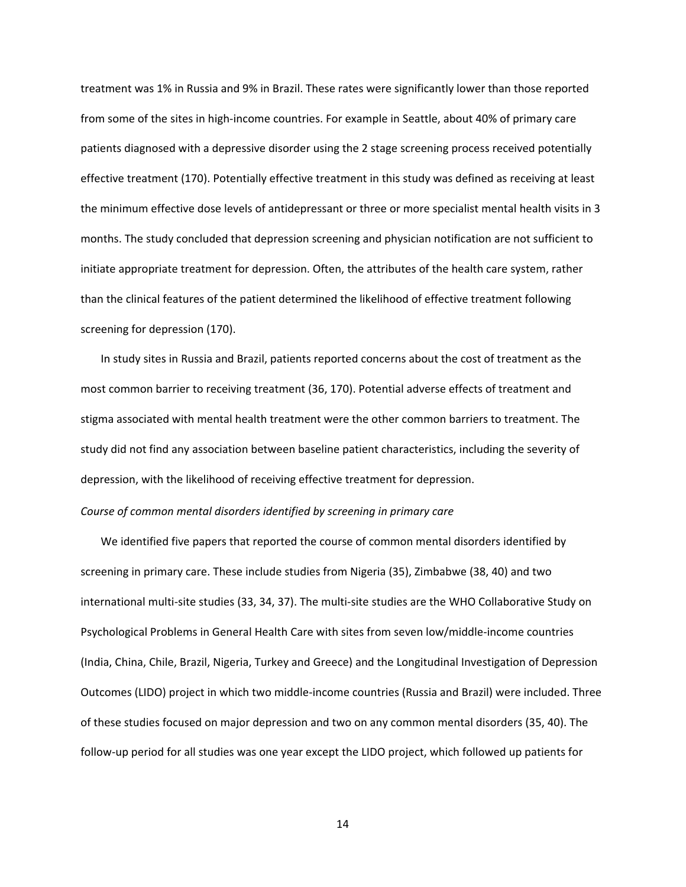treatment was 1% in Russia and 9% in Brazil. These rates were significantly lower than those reported from some of the sites in high-income countries. For example in Seattle, about 40% of primary care patients diagnosed with a depressive disorder using the 2 stage screening process received potentially effective treatment (170). Potentially effective treatment in this study was defined as receiving at least the minimum effective dose levels of antidepressant or three or more specialist mental health visits in 3 months. The study concluded that depression screening and physician notification are not sufficient to initiate appropriate treatment for depression. Often, the attributes of the health care system, rather than the clinical features of the patient determined the likelihood of effective treatment following screening for depression (170).

In study sites in Russia and Brazil, patients reported concerns about the cost of treatment as the most common barrier to receiving treatment (36, 170). Potential adverse effects of treatment and stigma associated with mental health treatment were the other common barriers to treatment. The study did not find any association between baseline patient characteristics, including the severity of depression, with the likelihood of receiving effective treatment for depression.

*Course of common mental disorders identified by screening in primary care*

We identified five papers that reported the course of common mental disorders identified by screening in primary care. These include studies from Nigeria (35), Zimbabwe (38, 40) and two international multi-site studies (33, 34, 37). The multi-site studies are the WHO Collaborative Study on Psychological Problems in General Health Care with sites from seven low/middle-income countries (India, China, Chile, Brazil, Nigeria, Turkey and Greece) and the Longitudinal Investigation of Depression Outcomes (LIDO) project in which two middle-income countries (Russia and Brazil) were included. Three of these studies focused on major depression and two on any common mental disorders (35, 40). The follow-up period for all studies was one year except the LIDO project, which followed up patients for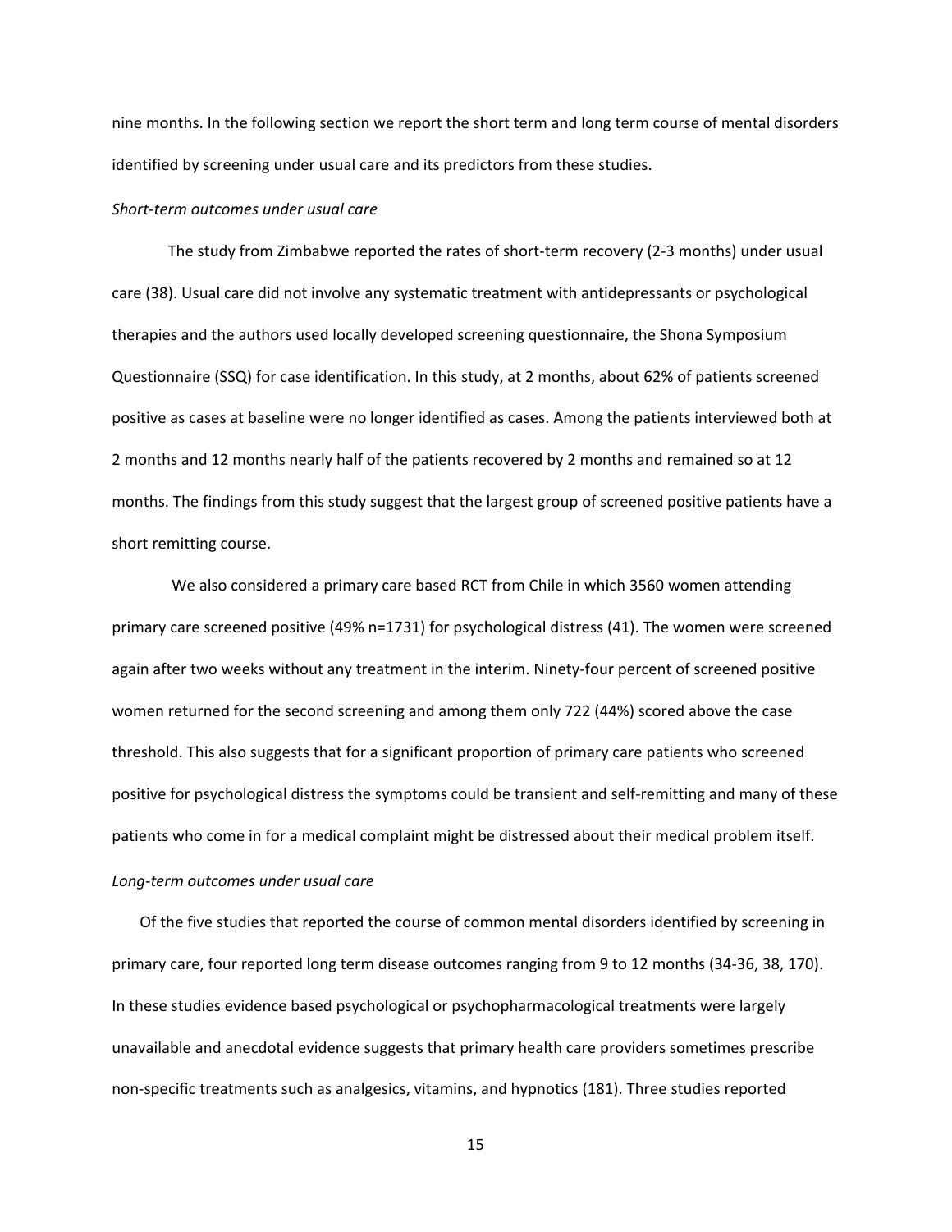nine months. In the following section we report the short term and long term course of mental disorders identified by screening under usual care and its predictors from these studies.

*Short-term outcomes under usual care*

The study from Zimbabwe reported the rates of short-term recovery (2-3 months) under usual care (38). Usual care did not involve any systematic treatment with antidepressants or psychological therapies and the authors used locally developed screening questionnaire, the Shona Symposium Questionnaire (SSQ) for case identification. In this study, at 2 months, about 62% of patients screened positive as cases at baseline were no longer identified as cases. Among the patients interviewed both at 2 months and 12 months nearly half of the patients recovered by 2 months and remained so at 12 months. The findings from this study suggest that the largest group of screened positive patients have a short remitting course.

We also considered a primary care based RCT from Chile in which 3560 women attending primary care screened positive (49% n=1731) for psychological distress (41). The women were screened again after two weeks without any treatment in the interim. Ninety-four percent of screened positive women returned for the second screening and among them only 722 (44%) scored above the case threshold. This also suggests that for a significant proportion of primary care patients who screened positive for psychological distress the symptoms could be transient and self-remitting and many of these patients who come in for a medical complaint might be distressed about their medical problem itself.

*Long-term outcomes under usual care*

Of the five studies that reported the course of common mental disorders identified by screening in primary care, four reported long term disease outcomes ranging from 9 to 12 months (34-36, 38, 170). In these studies evidence based psychological or psychopharmacological treatments were largely unavailable and anecdotal evidence suggests that primary health care providers sometimes prescribe non-specific treatments such as analgesics, vitamins, and hypnotics (181). Three studies reported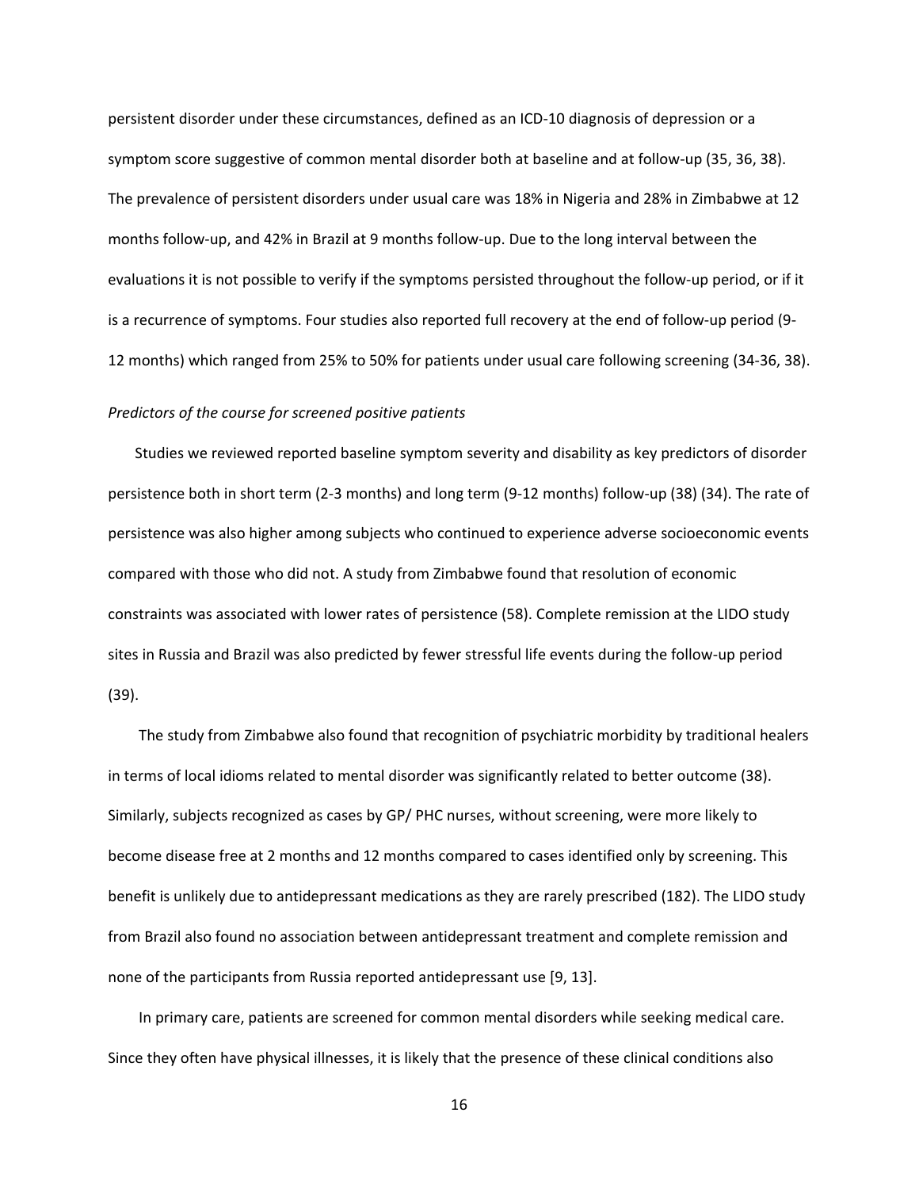persistent disorder under these circumstances, defined as an ICD-10 diagnosis of depression or a symptom score suggestive of common mental disorder both at baseline and at follow-up (35, 36, 38). The prevalence of persistent disorders under usual care was 18% in Nigeria and 28% in Zimbabwe at 12 months follow-up, and 42% in Brazil at 9 months follow-up. Due to the long interval between the evaluations it is not possible to verify if the symptoms persisted throughout the follow-up period, or if it is a recurrence of symptoms. Four studies also reported full recovery at the end of follow-up period (9-12 months) which ranged from 25% to 50% for patients under usual care following screening (34-36, 38).

*Predictors of the course for screened positive patients*

Studies we reviewed reported baseline symptom severity and disability as key predictors of disorder persistence both in short term (2-3 months) and long term (9-12 months) follow-up (38) (34). The rate of persistence was also higher among subjects who continued to experience adverse socioeconomic events compared with those who did not. A study from Zimbabwe found that resolution of economic constraints was associated with lower rates of persistence (58). Complete remission at the LIDO study sites in Russia and Brazil was also predicted by fewer stressful life events during the follow-up period (39).

The study from Zimbabwe also found that recognition of psychiatric morbidity by traditional healers in terms of local idioms related to mental disorder was significantly related to better outcome (38). Similarly, subjects recognized as cases by GP/ PHC nurses, without screening, were more likely to become disease free at 2 months and 12 months compared to cases identified only by screening. This benefit is unlikely due to antidepressant medications as they are rarely prescribed (182). The LIDO study from Brazil also found no association between antidepressant treatment and complete remission and none of the participants from Russia reported antidepressant use [9, 13].

In primary care, patients are screened for common mental disorders while seeking medical care. Since they often have physical illnesses, it is likely that the presence of these clinical conditions also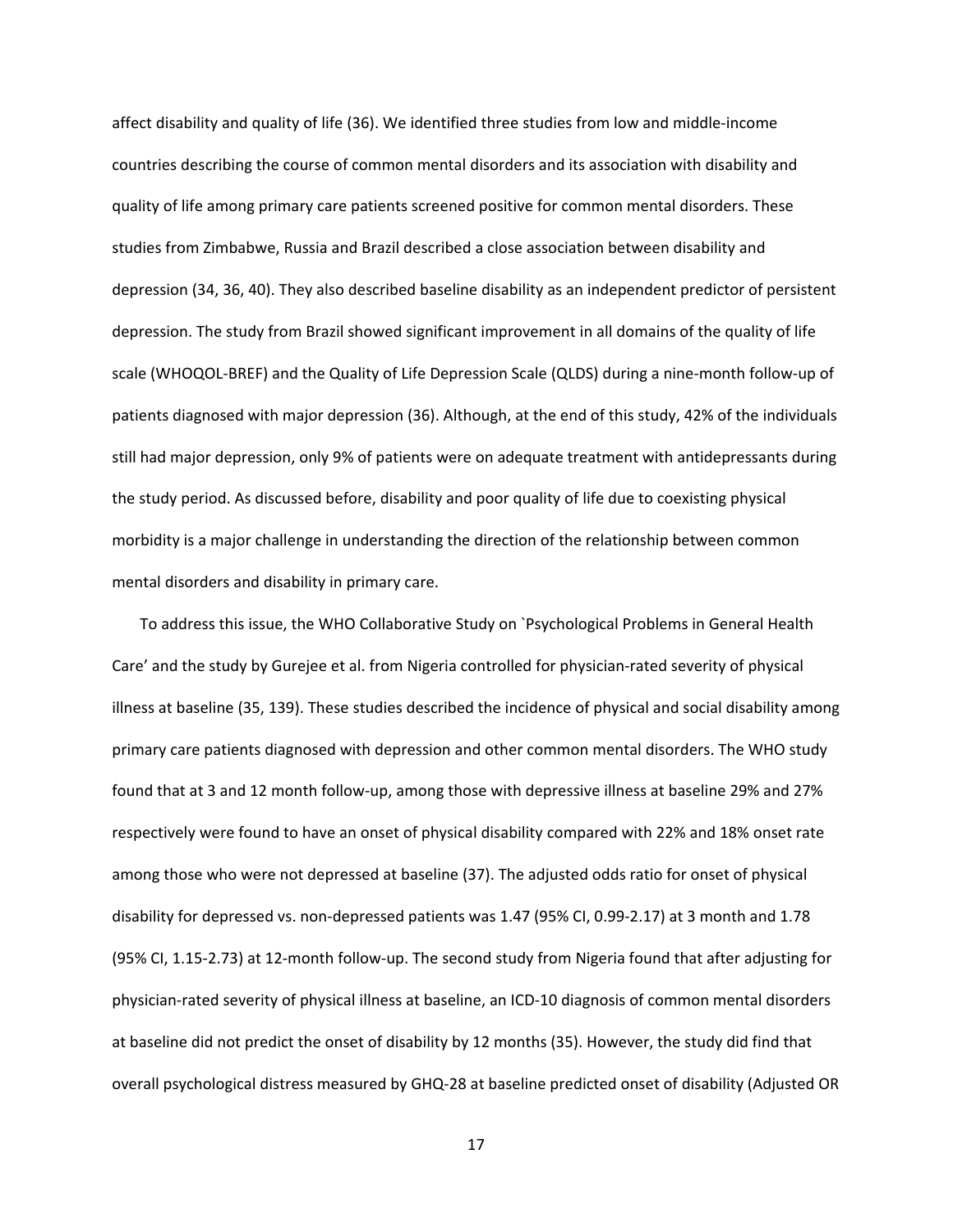affect disability and quality of life (36). We identified three studies from low and middle-income countries describing the course of common mental disorders and its association with disability and quality of life among primary care patients screened positive for common mental disorders. These studies from Zimbabwe, Russia and Brazil described a close association between disability and depression (34, 36, 40). They also described baseline disability as an independent predictor of persistent depression. The study from Brazil showed significant improvement in all domains of the quality of life scale (WHOQOL-BREF) and the Quality of Life Depression Scale (QLDS) during a nine-month follow-up of patients diagnosed with major depression (36). Although, at the end of this study, 42% of the individuals still had major depression, only 9% of patients were on adequate treatment with antidepressants during the study period. As discussed before, disability and poor quality of life due to coexisting physical morbidity is a major challenge in understanding the direction of the relationship between common mental disorders and disability in primary care.

To address this issue, the WHO Collaborative Study on `Psychological Problems in General Health Care' and the study by Gurejee et al. from Nigeria controlled for physician-rated severity of physical illness at baseline (35, 139). These studies described the incidence of physical and social disability among primary care patients diagnosed with depression and other common mental disorders. The WHO study found that at 3 and 12 month follow-up, among those with depressive illness at baseline 29% and 27% respectively were found to have an onset of physical disability compared with 22% and 18% onset rate among those who were not depressed at baseline (37). The adjusted odds ratio for onset of physical disability for depressed vs. non-depressed patients was 1.47 (95% CI, 0.99-2.17) at 3 month and 1.78 (95% CI, 1.15-2.73) at 12-month follow-up. The second study from Nigeria found that after adjusting for physician-rated severity of physical illness at baseline, an ICD-10 diagnosis of common mental disorders at baseline did not predict the onset of disability by 12 months (35). However, the study did find that overall psychological distress measured by GHQ-28 at baseline predicted onset of disability (Adjusted OR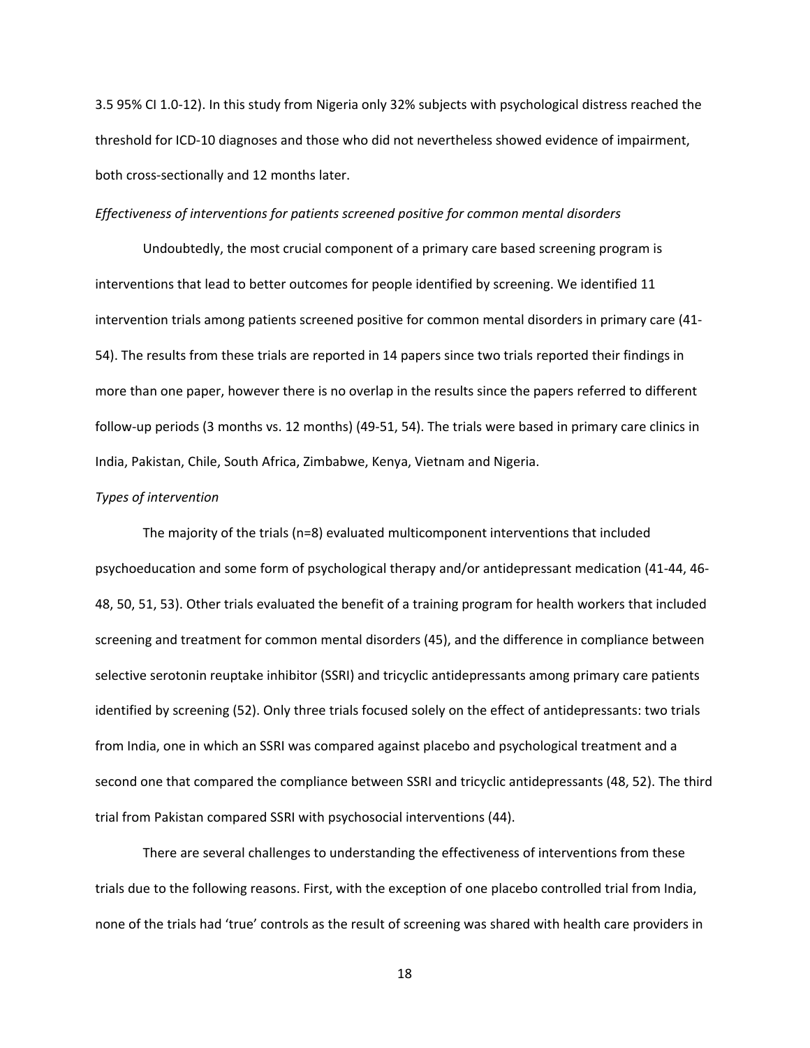3.5 95% CI 1.0-12). In this study from Nigeria only 32% subjects with psychological distress reached the threshold for ICD-10 diagnoses and those who did not nevertheless showed evidence of impairment, both cross-sectionally and 12 months later.

*Effectiveness of interventions for patients screened positive for common mental disorders*

Undoubtedly, the most crucial component of a primary care based screening program is interventions that lead to better outcomes for people identified by screening. We identified 11 intervention trials among patients screened positive for common mental disorders in primary care (41-54). The results from these trials are reported in 14 papers since two trials reported their findings in more than one paper, however there is no overlap in the results since the papers referred to different follow-up periods (3 months vs. 12 months) (49-51, 54). The trials were based in primary care clinics in India, Pakistan, Chile, South Africa, Zimbabwe, Kenya, Vietnam and Nigeria.

*Types of intervention*

The majority of the trials (n=8) evaluated multicomponent interventions that included psychoeducation and some form of psychological therapy and/or antidepressant medication (41-44, 46-48, 50, 51, 53). Other trials evaluated the benefit of a training program for health workers that included screening and treatment for common mental disorders (45), and the difference in compliance between selective serotonin reuptake inhibitor (SSRI) and tricyclic antidepressants among primary care patients identified by screening (52). Only three trials focused solely on the effect of antidepressants: two trials from India, one in which an SSRI was compared against placebo and psychological treatment and a second one that compared the compliance between SSRI and tricyclic antidepressants (48, 52). The third trial from Pakistan compared SSRI with psychosocial interventions (44).

There are several challenges to understanding the effectiveness of interventions from these trials due to the following reasons. First, with the exception of one placebo controlled trial from India, none of the trials had 'true' controls as the result of screening was shared with health care providers in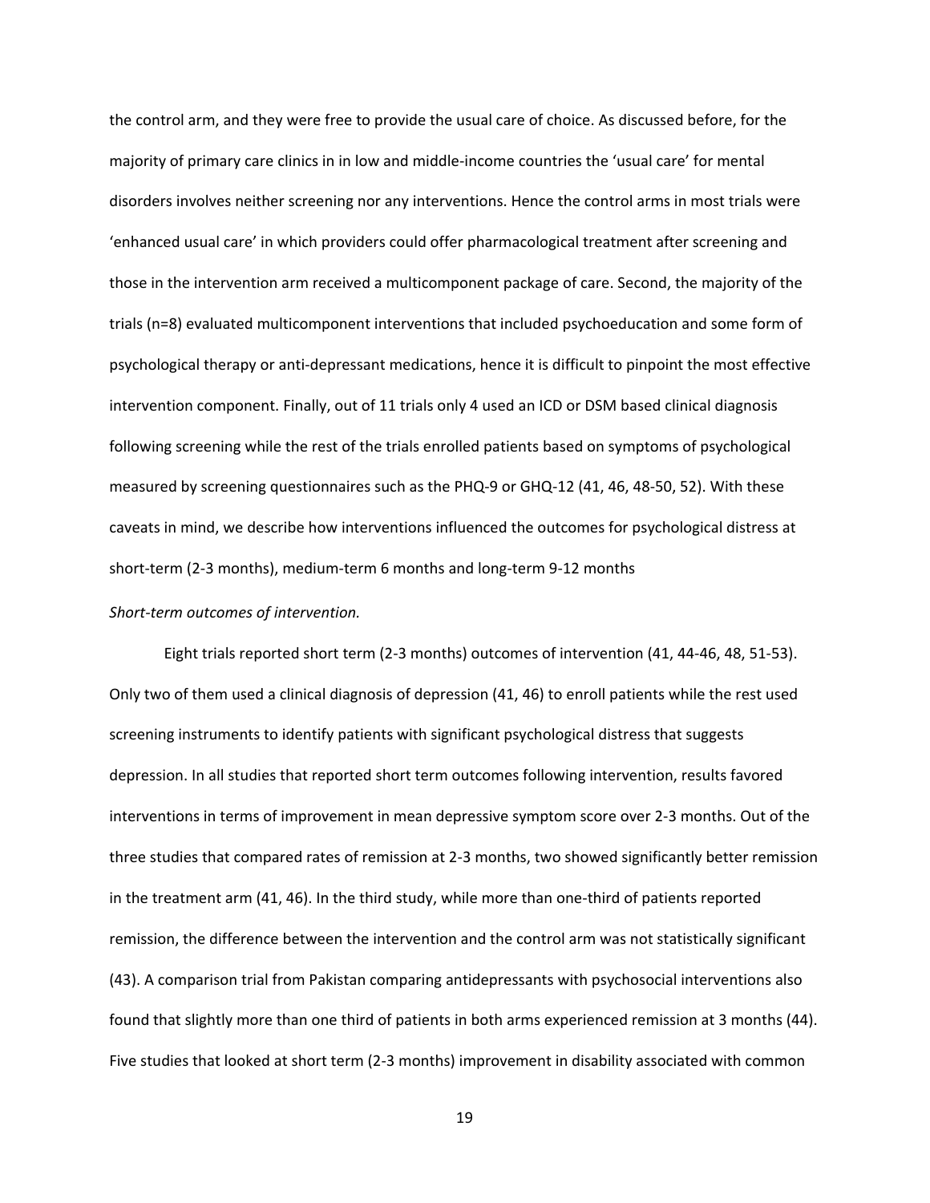the control arm, and they were free to provide the usual care of choice. As discussed before, for the majority of primary care clinics in in low and middle-income countries the 'usual care' for mental disorders involves neither screening nor any interventions. Hence the control arms in most trials were 'enhanced usual care' in which providers could offer pharmacological treatment after screening and those in the intervention arm received a multicomponent package of care. Second, the majority of the trials (n=8) evaluated multicomponent interventions that included psychoeducation and some form of psychological therapy or anti-depressant medications, hence it is difficult to pinpoint the most effective intervention component. Finally, out of 11 trials only 4 used an ICD or DSM based clinical diagnosis following screening while the rest of the trials enrolled patients based on symptoms of psychological measured by screening questionnaires such as the PHQ-9 or GHQ-12 (41, 46, 48-50, 52). With these caveats in mind, we describe how interventions influenced the outcomes for psychological distress at short-term (2-3 months), medium-term 6 months and long-term 9-12 months

*Short-term outcomes of intervention.*

Eight trials reported short term (2-3 months) outcomes of intervention (41, 44-46, 48, 51-53). Only two of them used a clinical diagnosis of depression (41, 46) to enroll patients while the rest used screening instruments to identify patients with significant psychological distress that suggests depression. In all studies that reported short term outcomes following intervention, results favored interventions in terms of improvement in mean depressive symptom score over 2-3 months. Out of the three studies that compared rates of remission at 2-3 months, two showed significantly better remission in the treatment arm (41, 46). In the third study, while more than one-third of patients reported remission, the difference between the intervention and the control arm was not statistically significant (43). A comparison trial from Pakistan comparing antidepressants with psychosocial interventions also found that slightly more than one third of patients in both arms experienced remission at 3 months (44). Five studies that looked at short term (2-3 months) improvement in disability associated with common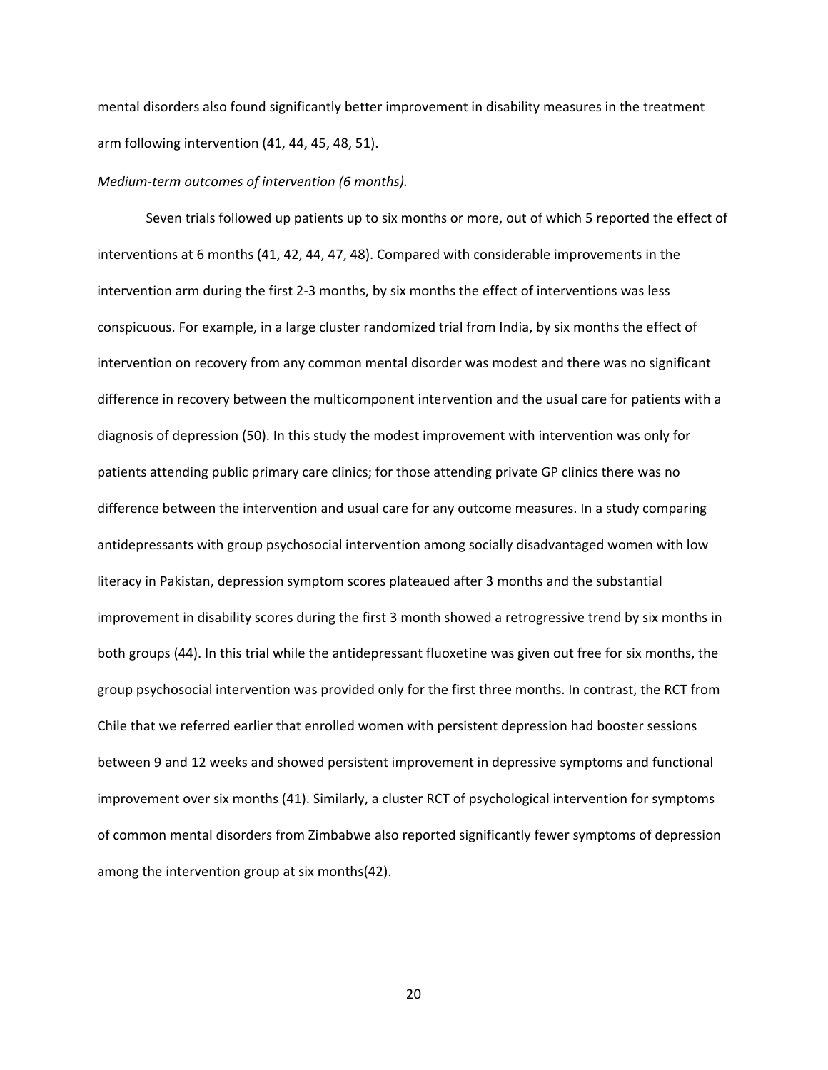mental disorders also found significantly better improvement in disability measures in the treatment arm following intervention (41, 44, 45, 48, 51).

*Medium-term outcomes of intervention (6 months).*

Seven trials followed up patients up to six months or more, out of which 5 reported the effect of interventions at 6 months (41, 42, 44, 47, 48). Compared with considerable improvements in the intervention arm during the first 2-3 months, by six months the effect of interventions was less conspicuous. For example, in a large cluster randomized trial from India, by six months the effect of intervention on recovery from any common mental disorder was modest and there was no significant difference in recovery between the multicomponent intervention and the usual care for patients with a diagnosis of depression (50). In this study the modest improvement with intervention was only for patients attending public primary care clinics; for those attending private GP clinics there was no difference between the intervention and usual care for any outcome measures. In a study comparing antidepressants with group psychosocial intervention among socially disadvantaged women with low literacy in Pakistan, depression symptom scores plateaued after 3 months and the substantial improvement in disability scores during the first 3 month showed a retrogressive trend by six months in both groups (44). In this trial while the antidepressant fluoxetine was given out free for six months, the group psychosocial intervention was provided only for the first three months. In contrast, the RCT from Chile that we referred earlier that enrolled women with persistent depression had booster sessions between 9 and 12 weeks and showed persistent improvement in depressive symptoms and functional improvement over six months (41). Similarly, a cluster RCT of psychological intervention for symptoms of common mental disorders from Zimbabwe also reported significantly fewer symptoms of depression among the intervention group at six months(42).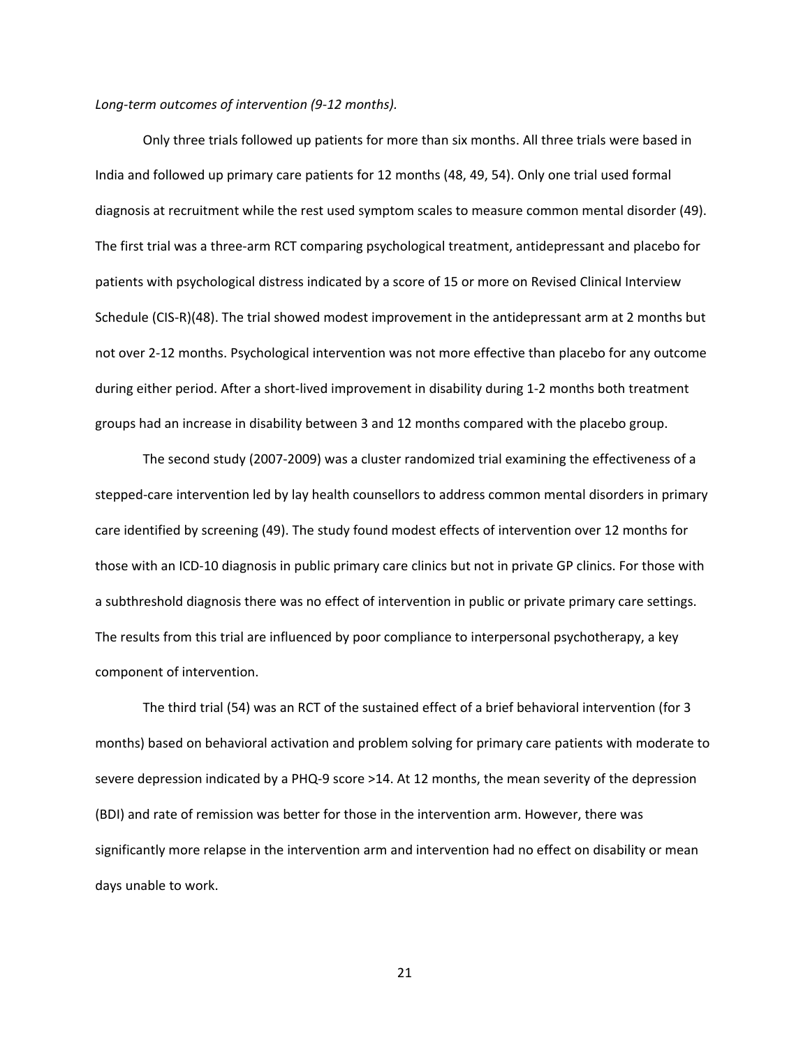*Long-term outcomes of intervention (9-12 months).*

Only three trials followed up patients for more than six months. All three trials were based in India and followed up primary care patients for 12 months (48, 49, 54). Only one trial used formal diagnosis at recruitment while the rest used symptom scales to measure common mental disorder (49). The first trial was a three-arm RCT comparing psychological treatment, antidepressant and placebo for patients with psychological distress indicated by a score of 15 or more on Revised Clinical Interview Schedule (CIS-R)(48). The trial showed modest improvement in the antidepressant arm at 2 months but not over 2-12 months. Psychological intervention was not more effective than placebo for any outcome during either period. After a short-lived improvement in disability during 1-2 months both treatment groups had an increase in disability between 3 and 12 months compared with the placebo group.

The second study (2007-2009) was a cluster randomized trial examining the effectiveness of a stepped-care intervention led by lay health counsellors to address common mental disorders in primary care identified by screening (49). The study found modest effects of intervention over 12 months for those with an ICD-10 diagnosis in public primary care clinics but not in private GP clinics. For those with a subthreshold diagnosis there was no effect of intervention in public or private primary care settings. The results from this trial are influenced by poor compliance to interpersonal psychotherapy, a key component of intervention.

The third trial (54) was an RCT of the sustained effect of a brief behavioral intervention (for 3 months) based on behavioral activation and problem solving for primary care patients with moderate to severe depression indicated by a PHQ-9 score >14. At 12 months, the mean severity of the depression (BDI) and rate of remission was better for those in the intervention arm. However, there was significantly more relapse in the intervention arm and intervention had no effect on disability or mean days unable to work.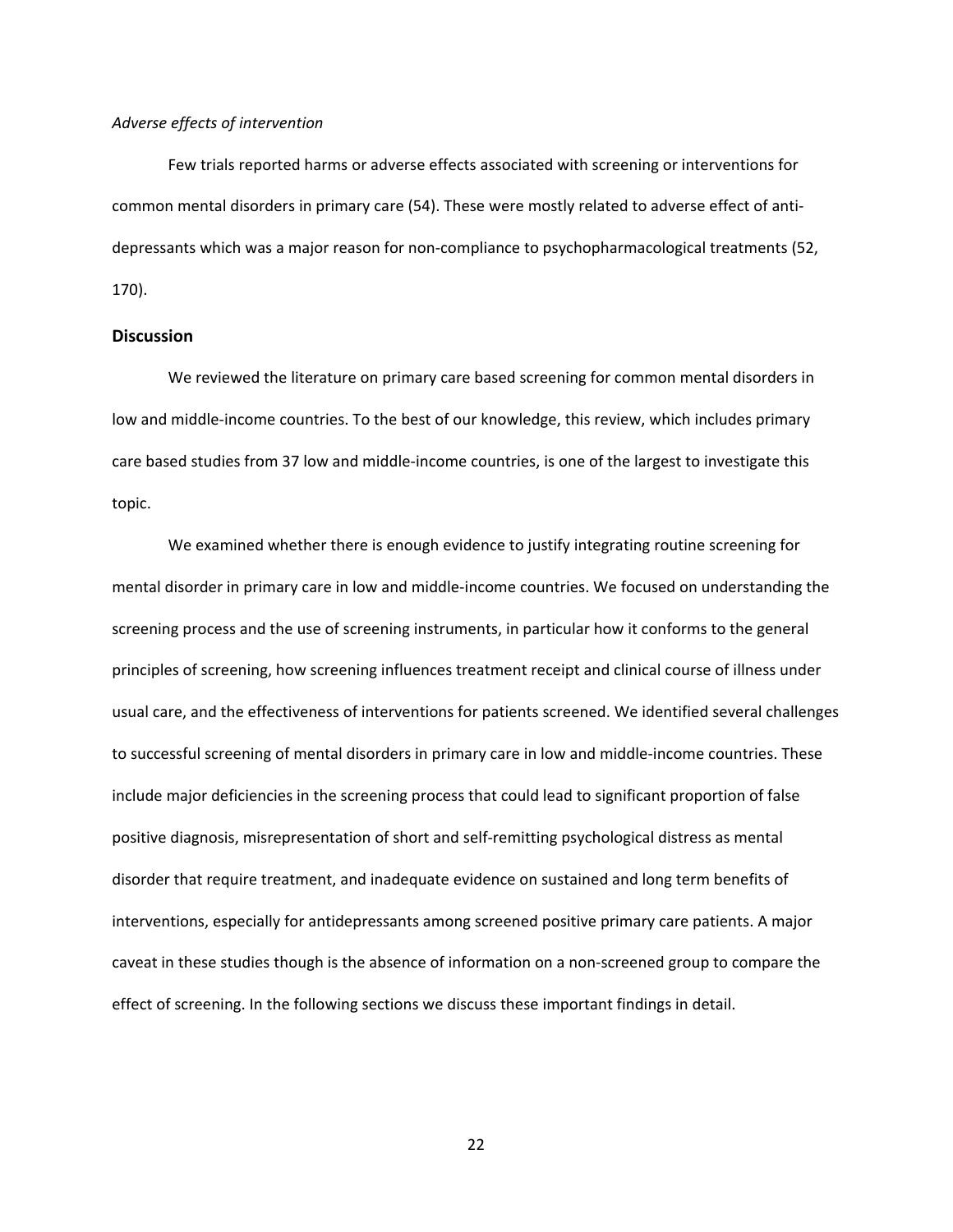*Adverse effects of intervention*

Few trials reported harms or adverse effects associated with screening or interventions for common mental disorders in primary care (54). These were mostly related to adverse effect of anti-depressants which was a major reason for non-compliance to psychopharmacological treatments (52, 170).

## Discussion

We reviewed the literature on primary care based screening for common mental disorders in low and middle-income countries. To the best of our knowledge, this review, which includes primary care based studies from 37 low and middle-income countries, is one of the largest to investigate this topic.

We examined whether there is enough evidence to justify integrating routine screening for mental disorder in primary care in low and middle-income countries. We focused on understanding the screening process and the use of screening instruments, in particular how it conforms to the general principles of screening, how screening influences treatment receipt and clinical course of illness under usual care, and the effectiveness of interventions for patients screened. We identified several challenges to successful screening of mental disorders in primary care in low and middle-income countries. These include major deficiencies in the screening process that could lead to significant proportion of false positive diagnosis, misrepresentation of short and self-remitting psychological distress as mental disorder that require treatment, and inadequate evidence on sustained and long term benefits of interventions, especially for antidepressants among screened positive primary care patients. A major caveat in these studies though is the absence of information on a non-screened group to compare the effect of screening. In the following sections we discuss these important findings in detail.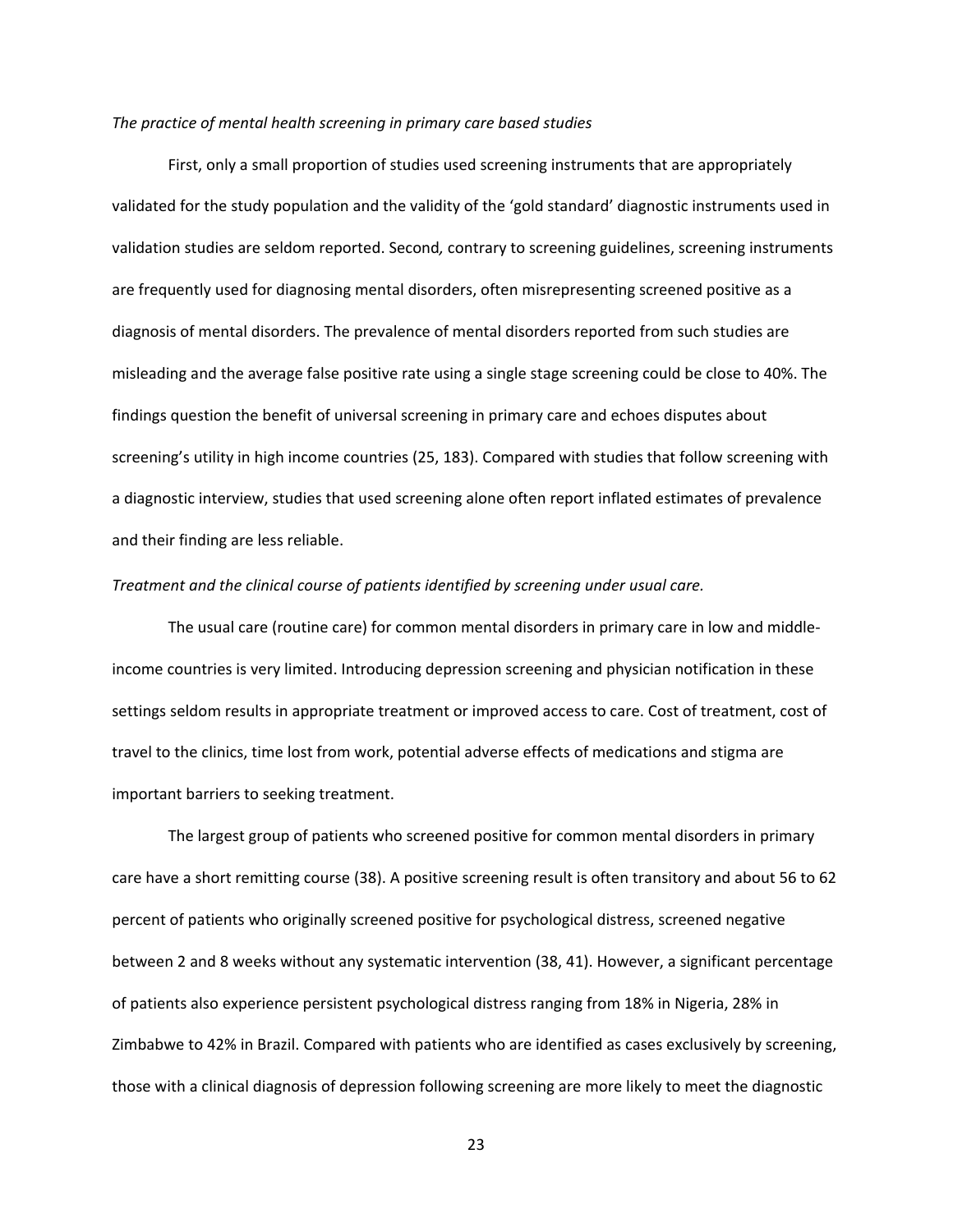*The practice of mental health screening in primary care based studies*

First, only a small proportion of studies used screening instruments that are appropriately validated for the study population and the validity of the 'gold standard' diagnostic instruments used in validation studies are seldom reported. Second*,* contrary to screening guidelines, screening instruments are frequently used for diagnosing mental disorders, often misrepresenting screened positive as a diagnosis of mental disorders. The prevalence of mental disorders reported from such studies are misleading and the average false positive rate using a single stage screening could be close to 40%. The findings question the benefit of universal screening in primary care and echoes disputes about screening's utility in high income countries (25, 183). Compared with studies that follow screening with a diagnostic interview, studies that used screening alone often report inflated estimates of prevalence and their finding are less reliable.

*Treatment and the clinical course of patients identified by screening under usual care.*

The usual care (routine care) for common mental disorders in primary care in low and middle-income countries is very limited. Introducing depression screening and physician notification in these settings seldom results in appropriate treatment or improved access to care. Cost of treatment, cost of travel to the clinics, time lost from work, potential adverse effects of medications and stigma are important barriers to seeking treatment.

The largest group of patients who screened positive for common mental disorders in primary care have a short remitting course (38). A positive screening result is often transitory and about 56 to 62 percent of patients who originally screened positive for psychological distress, screened negative between 2 and 8 weeks without any systematic intervention (38, 41). However, a significant percentage of patients also experience persistent psychological distress ranging from 18% in Nigeria, 28% in Zimbabwe to 42% in Brazil. Compared with patients who are identified as cases exclusively by screening, those with a clinical diagnosis of depression following screening are more likely to meet the diagnostic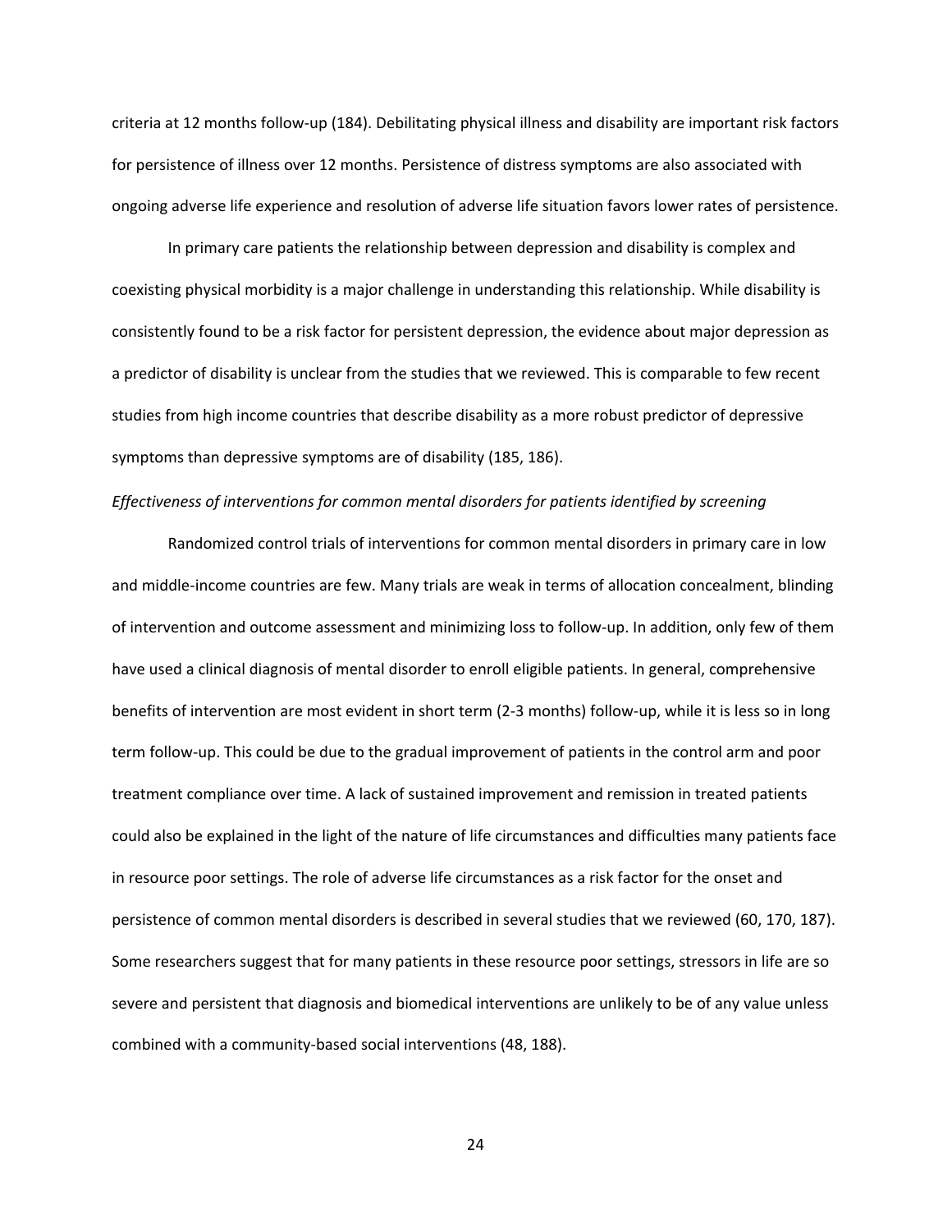criteria at 12 months follow-up (184). Debilitating physical illness and disability are important risk factors for persistence of illness over 12 months. Persistence of distress symptoms are also associated with ongoing adverse life experience and resolution of adverse life situation favors lower rates of persistence.

In primary care patients the relationship between depression and disability is complex and coexisting physical morbidity is a major challenge in understanding this relationship. While disability is consistently found to be a risk factor for persistent depression, the evidence about major depression as a predictor of disability is unclear from the studies that we reviewed. This is comparable to few recent studies from high income countries that describe disability as a more robust predictor of depressive symptoms than depressive symptoms are of disability (185, 186).

*Effectiveness of interventions for common mental disorders for patients identified by screening*

Randomized control trials of interventions for common mental disorders in primary care in low and middle-income countries are few. Many trials are weak in terms of allocation concealment, blinding of intervention and outcome assessment and minimizing loss to follow-up. In addition, only few of them have used a clinical diagnosis of mental disorder to enroll eligible patients. In general, comprehensive benefits of intervention are most evident in short term (2-3 months) follow-up, while it is less so in long term follow-up. This could be due to the gradual improvement of patients in the control arm and poor treatment compliance over time. A lack of sustained improvement and remission in treated patients could also be explained in the light of the nature of life circumstances and difficulties many patients face in resource poor settings. The role of adverse life circumstances as a risk factor for the onset and persistence of common mental disorders is described in several studies that we reviewed (60, 170, 187). Some researchers suggest that for many patients in these resource poor settings, stressors in life are so severe and persistent that diagnosis and biomedical interventions are unlikely to be of any value unless combined with a community-based social interventions (48, 188).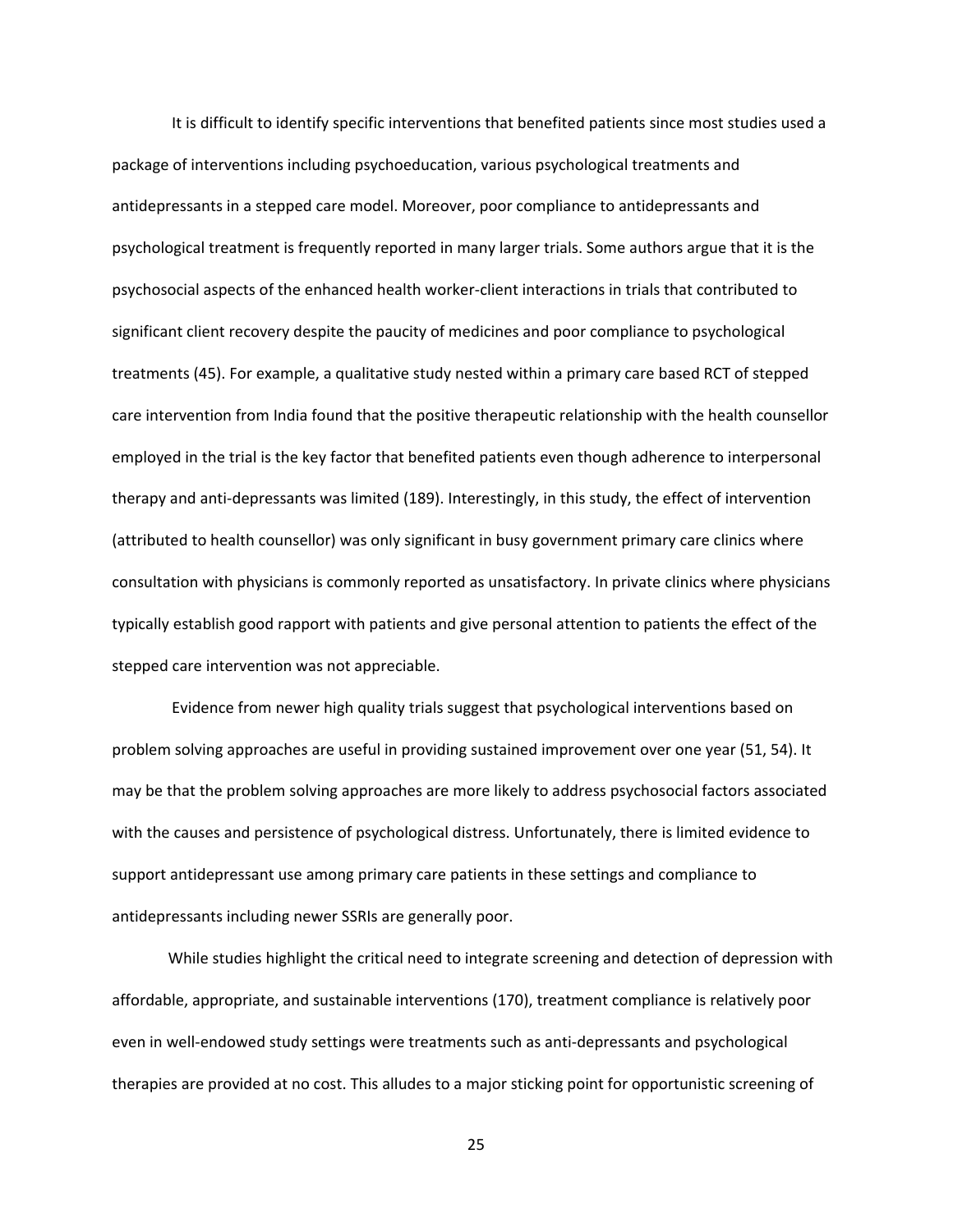It is difficult to identify specific interventions that benefited patients since most studies used a package of interventions including psychoeducation, various psychological treatments and antidepressants in a stepped care model. Moreover, poor compliance to antidepressants and psychological treatment is frequently reported in many larger trials. Some authors argue that it is the psychosocial aspects of the enhanced health worker-client interactions in trials that contributed to significant client recovery despite the paucity of medicines and poor compliance to psychological treatments (45). For example, a qualitative study nested within a primary care based RCT of stepped care intervention from India found that the positive therapeutic relationship with the health counsellor employed in the trial is the key factor that benefited patients even though adherence to interpersonal therapy and anti-depressants was limited (189). Interestingly, in this study, the effect of intervention (attributed to health counsellor) was only significant in busy government primary care clinics where consultation with physicians is commonly reported as unsatisfactory. In private clinics where physicians typically establish good rapport with patients and give personal attention to patients the effect of the stepped care intervention was not appreciable.

Evidence from newer high quality trials suggest that psychological interventions based on problem solving approaches are useful in providing sustained improvement over one year (51, 54). It may be that the problem solving approaches are more likely to address psychosocial factors associated with the causes and persistence of psychological distress. Unfortunately, there is limited evidence to support antidepressant use among primary care patients in these settings and compliance to antidepressants including newer SSRIs are generally poor.

While studies highlight the critical need to integrate screening and detection of depression with affordable, appropriate, and sustainable interventions (170), treatment compliance is relatively poor even in well-endowed study settings were treatments such as anti-depressants and psychological therapies are provided at no cost. This alludes to a major sticking point for opportunistic screening of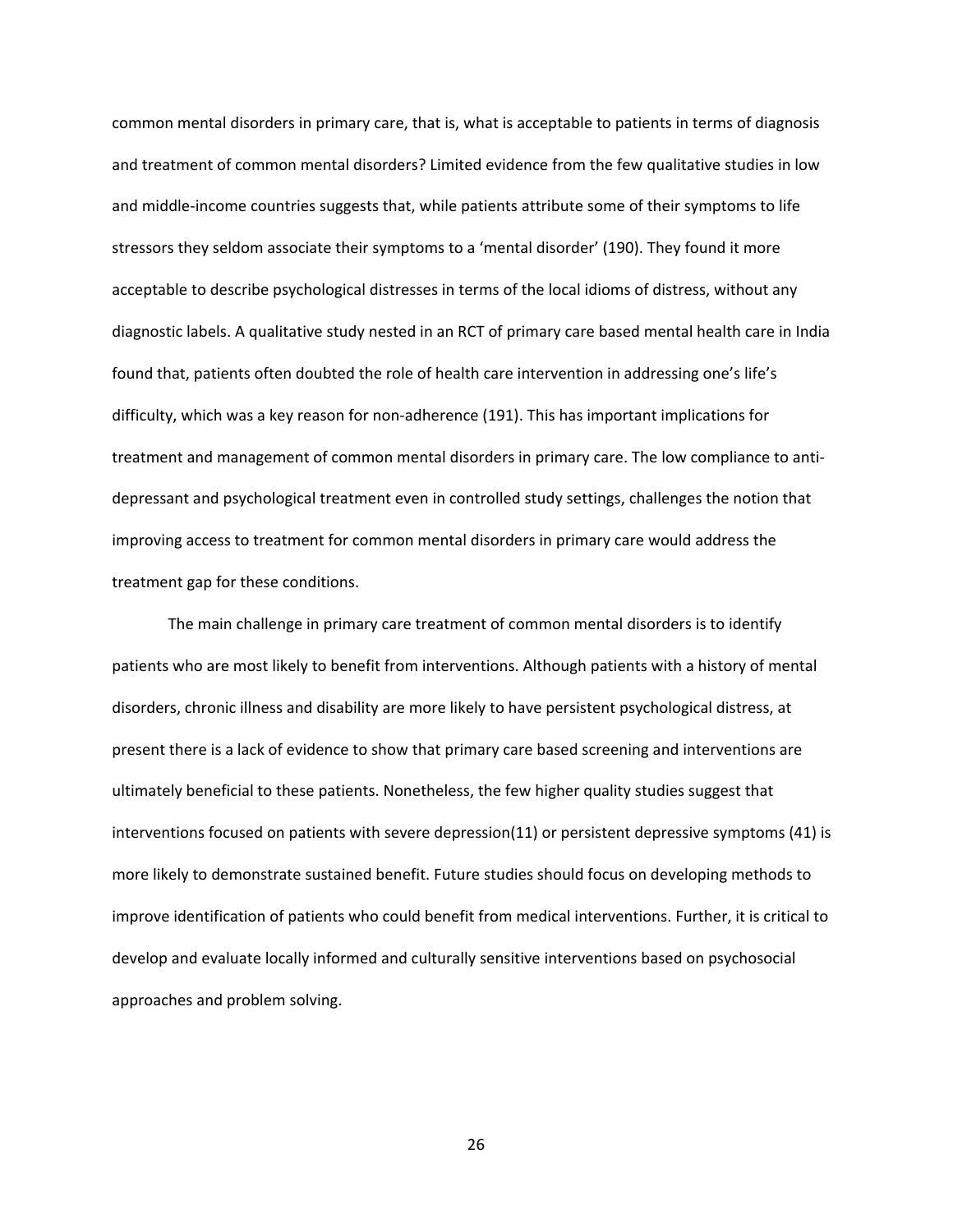common mental disorders in primary care, that is, what is acceptable to patients in terms of diagnosis and treatment of common mental disorders? Limited evidence from the few qualitative studies in low and middle-income countries suggests that, while patients attribute some of their symptoms to life stressors they seldom associate their symptoms to a 'mental disorder' (190). They found it more acceptable to describe psychological distresses in terms of the local idioms of distress, without any diagnostic labels. A qualitative study nested in an RCT of primary care based mental health care in India found that, patients often doubted the role of health care intervention in addressing one's life's difficulty, which was a key reason for non-adherence (191). This has important implications for treatment and management of common mental disorders in primary care. The low compliance to anti-depressant and psychological treatment even in controlled study settings, challenges the notion that improving access to treatment for common mental disorders in primary care would address the treatment gap for these conditions.

The main challenge in primary care treatment of common mental disorders is to identify patients who are most likely to benefit from interventions. Although patients with a history of mental disorders, chronic illness and disability are more likely to have persistent psychological distress, at present there is a lack of evidence to show that primary care based screening and interventions are ultimately beneficial to these patients. Nonetheless, the few higher quality studies suggest that interventions focused on patients with severe depression(11) or persistent depressive symptoms (41) is more likely to demonstrate sustained benefit. Future studies should focus on developing methods to improve identification of patients who could benefit from medical interventions. Further, it is critical to develop and evaluate locally informed and culturally sensitive interventions based on psychosocial approaches and problem solving.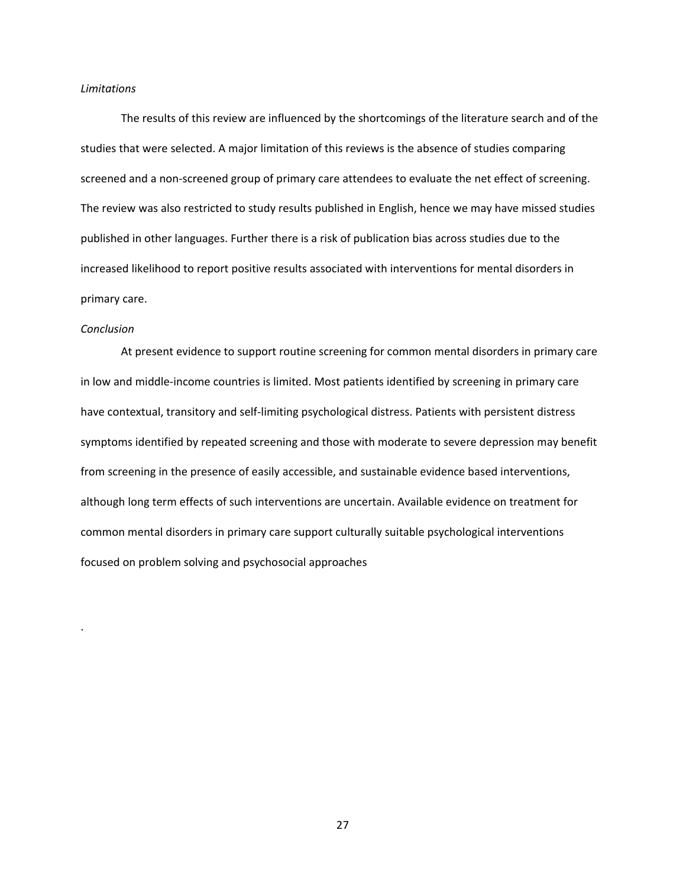*Limitations*

The results of this review are influenced by the shortcomings of the literature search and of the studies that were selected. A major limitation of this reviews is the absence of studies comparing screened and a non-screened group of primary care attendees to evaluate the net effect of screening. The review was also restricted to study results published in English, hence we may have missed studies published in other languages. Further there is a risk of publication bias across studies due to the increased likelihood to report positive results associated with interventions for mental disorders in primary care.

*Conclusion*

At present evidence to support routine screening for common mental disorders in primary care in low and middle-income countries is limited. Most patients identified by screening in primary care have contextual, transitory and self-limiting psychological distress. Patients with persistent distress symptoms identified by repeated screening and those with moderate to severe depression may benefit from screening in the presence of easily accessible, and sustainable evidence based interventions, although long term effects of such interventions are uncertain. Available evidence on treatment for common mental disorders in primary care support culturally suitable psychological interventions focused on problem solving and psychosocial approaches

.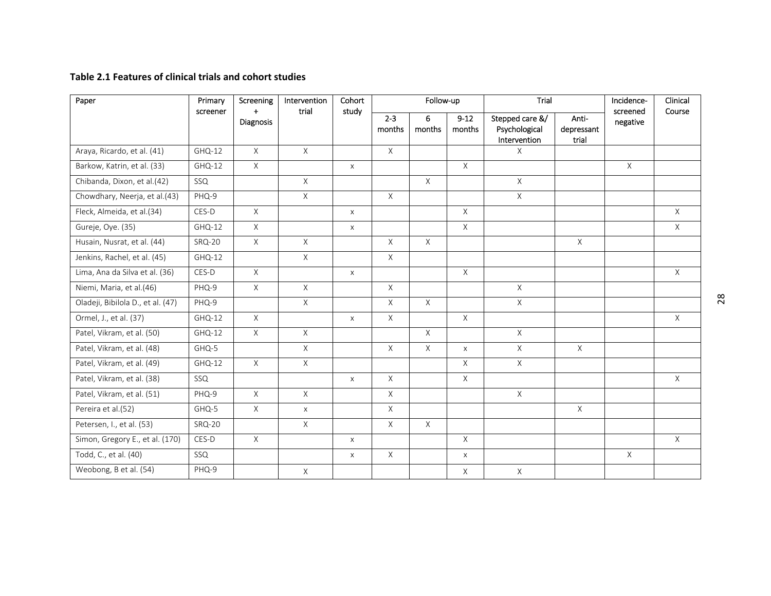**Table 2.1 Features of clinical trials and cohort studies**

| Paper | Primary screener | Screening + Diagnosis | Intervention trial | Cohort study | Follow-up | | | Trial | | Incidence-screened negative | Clinical Course |
|---|---|---|---|---|---|---|---|---|---|---|---|
| | | | | | 2-3 months | 6 months | 9-12 months | Stepped care &/ Psychological Intervention | Anti-depressant trial | | |
| Araya, Ricardo, et al. (41) | GHQ-12 | X | X | | X | | | X | | | |
| Barkow, Katrin, et al. (33) | GHQ-12 | X | | x | | | X | | | X | |
| Chibanda, Dixon, et al.(42) | SSQ | | X | | | X | | X | | | |
| Chowdhary, Neerja, et al.(43) | PHQ-9 | | X | | X | | | X | | | |
| Fleck, Almeida, et al.(34) | CES-D | X | | x | | | X | | | | X |
| Gureje, Oye. (35) | GHQ-12 | X | | x | | | X | | | | X |
| Husain, Nusrat, et al. (44) | SRQ-20 | X | X | | X | X | | | X | | |
| Jenkins, Rachel, et al. (45) | GHQ-12 | | X | | X | | | | | | |
| Lima, Ana da Silva et al. (36) | CES-D | X | | x | | | X | | | | X |
| Niemi, Maria, et al.(46) | PHQ-9 | X | X | | X | | | X | | | |
| Oladeji, Bibilola D., et al. (47) | PHQ-9 | | X | | X | X | | X | | | |
| Ormel, J., et al. (37) | GHQ-12 | X | | x | X | | X | | | | X |
| Patel, Vikram, et al. (50) | GHQ-12 | X | X | | | X | | X | | | |
| Patel, Vikram, et al. (48) | GHQ-5 | | X | | X | X | x | X | X | | |
| Patel, Vikram, et al. (49) | GHQ-12 | X | X | | | | X | X | | | |
| Patel, Vikram, et al. (38) | SSQ | | | x | X | | X | | | | X |
| Patel, Vikram, et al. (51) | PHQ-9 | X | X | | X | | | X | | | |
| Pereira et al.(52) | GHQ-5 | X | x | | X | | | | X | | |
| Petersen, I., et al. (53) | SRQ-20 | | X | | X | X | | | | | |
| Simon, Gregory E., et al. (170) | CES-D | X | | x | | | X | | | | X |
| Todd, C., et al. (40) | SSQ | | | x | X | | x | | | X | |
| Weobong, B et al. (54) | PHQ-9 | | X | | | | X | X | | | |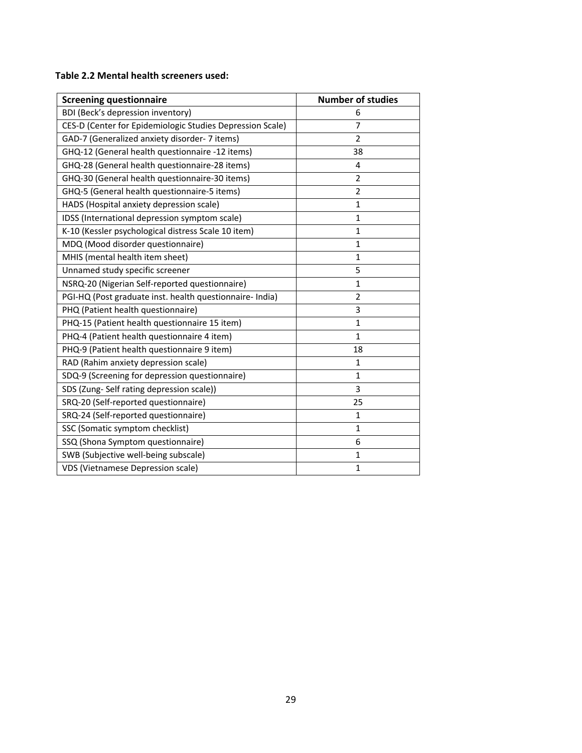**Table 2.2 Mental health screeners used:**

| Screening questionnaire | Number of studies |
|---|---|
| BDI (Beck's depression inventory) | 6 |
| CES-D (Center for Epidemiologic Studies Depression Scale) | 7 |
| GAD-7 (Generalized anxiety disorder- 7 items) | 2 |
| GHQ-12 (General health questionnaire -12 items) | 38 |
| GHQ-28 (General health questionnaire-28 items) | 4 |
| GHQ-30 (General health questionnaire-30 items) | 2 |
| GHQ-5 (General health questionnaire-5 items) | 2 |
| HADS (Hospital anxiety depression scale) | 1 |
| IDSS (International depression symptom scale) | 1 |
| K-10 (Kessler psychological distress Scale 10 item) | 1 |
| MDQ (Mood disorder questionnaire) | 1 |
| MHIS (mental health item sheet) | 1 |
| Unnamed study specific screener | 5 |
| NSRQ-20 (Nigerian Self-reported questionnaire) | 1 |
| PGI-HQ (Post graduate inst. health questionnaire- India) | 2 |
| PHQ (Patient health questionnaire) | 3 |
| PHQ-15 (Patient health questionnaire 15 item) | 1 |
| PHQ-4 (Patient health questionnaire 4 item) | 1 |
| PHQ-9 (Patient health questionnaire 9 item) | 18 |
| RAD (Rahim anxiety depression scale) | 1 |
| SDQ-9 (Screening for depression questionnaire) | 1 |
| SDS (Zung- Self rating depression scale)) | 3 |
| SRQ-20 (Self-reported questionnaire) | 25 |
| SRQ-24 (Self-reported questionnaire) | 1 |
| SSC (Somatic symptom checklist) | 1 |
| SSQ (Shona Symptom questionnaire) | 6 |
| SWB (Subjective well-being subscale) | 1 |
| VDS (Vietnamese Depression scale) | 1 |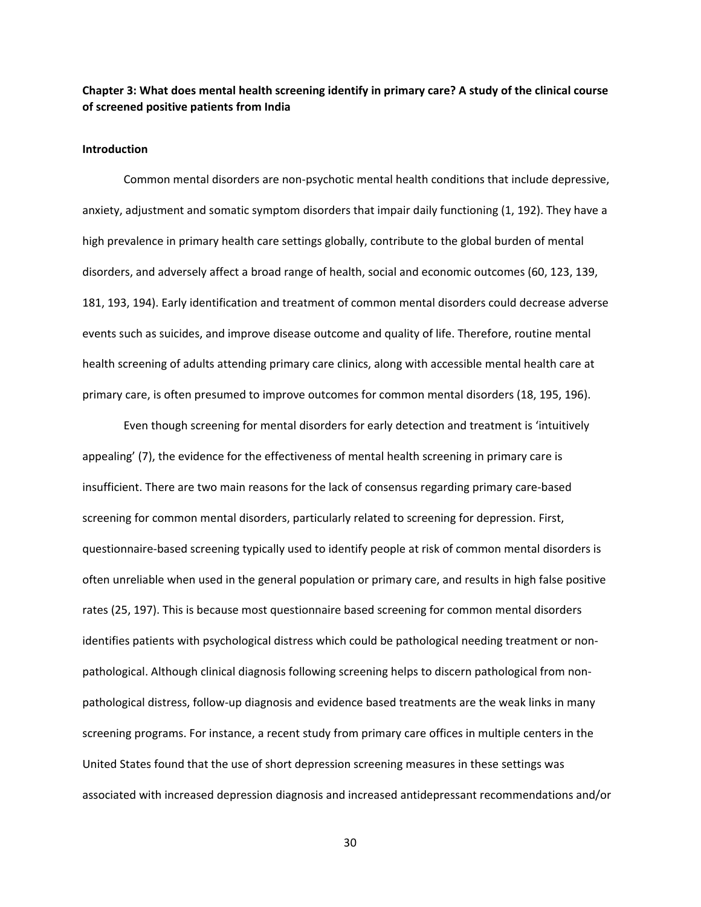**Chapter 3: What does mental health screening identify in primary care? A study of the clinical course of screened positive patients from India**

**Introduction**

Common mental disorders are non-psychotic mental health conditions that include depressive, anxiety, adjustment and somatic symptom disorders that impair daily functioning (1, 192). They have a high prevalence in primary health care settings globally, contribute to the global burden of mental disorders, and adversely affect a broad range of health, social and economic outcomes (60, 123, 139, 181, 193, 194). Early identification and treatment of common mental disorders could decrease adverse events such as suicides, and improve disease outcome and quality of life. Therefore, routine mental health screening of adults attending primary care clinics, along with accessible mental health care at primary care, is often presumed to improve outcomes for common mental disorders (18, 195, 196).

Even though screening for mental disorders for early detection and treatment is 'intuitively appealing' (7), the evidence for the effectiveness of mental health screening in primary care is insufficient. There are two main reasons for the lack of consensus regarding primary care-based screening for common mental disorders, particularly related to screening for depression. First, questionnaire-based screening typically used to identify people at risk of common mental disorders is often unreliable when used in the general population or primary care, and results in high false positive rates (25, 197). This is because most questionnaire based screening for common mental disorders identifies patients with psychological distress which could be pathological needing treatment or non-pathological. Although clinical diagnosis following screening helps to discern pathological from non-pathological distress, follow-up diagnosis and evidence based treatments are the weak links in many screening programs. For instance, a recent study from primary care offices in multiple centers in the United States found that the use of short depression screening measures in these settings was associated with increased depression diagnosis and increased antidepressant recommendations and/or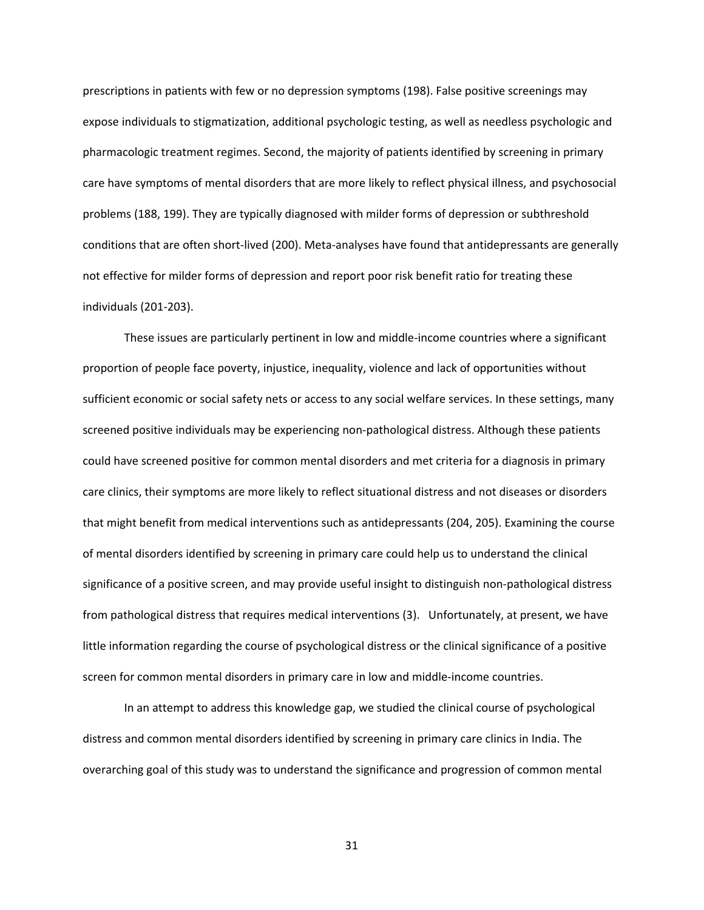prescriptions in patients with few or no depression symptoms (198). False positive screenings may expose individuals to stigmatization, additional psychologic testing, as well as needless psychologic and pharmacologic treatment regimes. Second, the majority of patients identified by screening in primary care have symptoms of mental disorders that are more likely to reflect physical illness, and psychosocial problems (188, 199). They are typically diagnosed with milder forms of depression or subthreshold conditions that are often short-lived (200). Meta-analyses have found that antidepressants are generally not effective for milder forms of depression and report poor risk benefit ratio for treating these individuals (201-203).

These issues are particularly pertinent in low and middle-income countries where a significant proportion of people face poverty, injustice, inequality, violence and lack of opportunities without sufficient economic or social safety nets or access to any social welfare services. In these settings, many screened positive individuals may be experiencing non-pathological distress. Although these patients could have screened positive for common mental disorders and met criteria for a diagnosis in primary care clinics, their symptoms are more likely to reflect situational distress and not diseases or disorders that might benefit from medical interventions such as antidepressants (204, 205). Examining the course of mental disorders identified by screening in primary care could help us to understand the clinical significance of a positive screen, and may provide useful insight to distinguish non-pathological distress from pathological distress that requires medical interventions (3). Unfortunately, at present, we have little information regarding the course of psychological distress or the clinical significance of a positive screen for common mental disorders in primary care in low and middle-income countries.

In an attempt to address this knowledge gap, we studied the clinical course of psychological distress and common mental disorders identified by screening in primary care clinics in India. The overarching goal of this study was to understand the significance and progression of common mental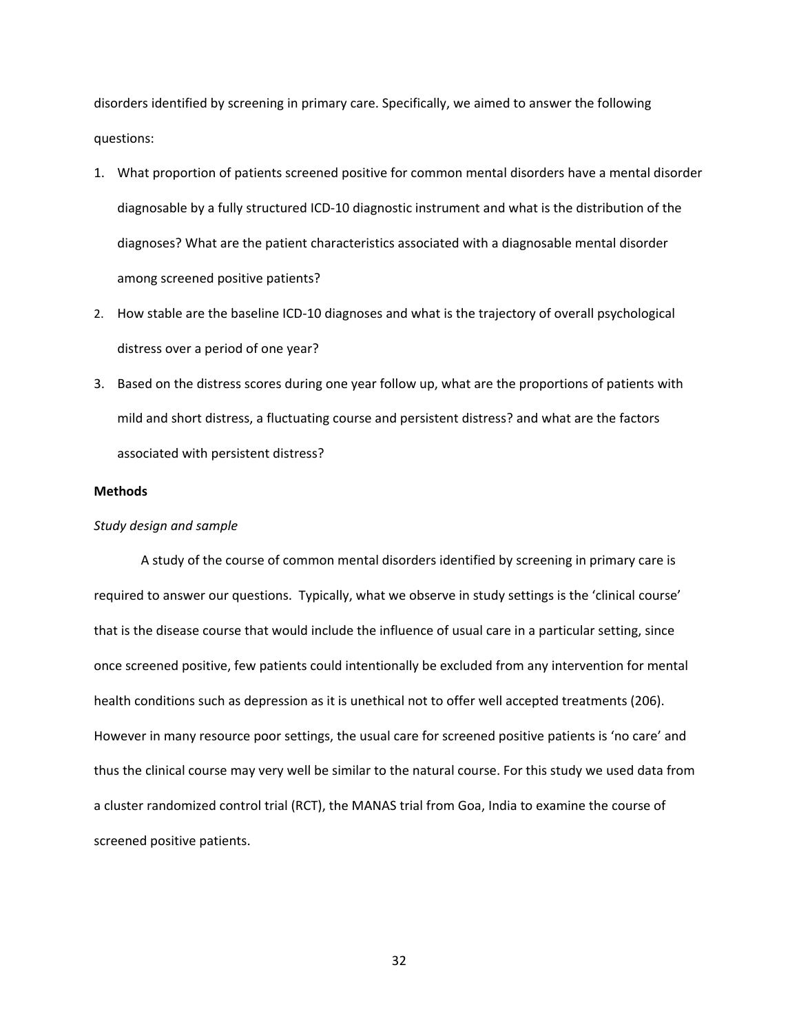disorders identified by screening in primary care. Specifically, we aimed to answer the following questions:

1. What proportion of patients screened positive for common mental disorders have a mental disorder diagnosable by a fully structured ICD-10 diagnostic instrument and what is the distribution of the diagnoses? What are the patient characteristics associated with a diagnosable mental disorder among screened positive patients?
2. How stable are the baseline ICD-10 diagnoses and what is the trajectory of overall psychological distress over a period of one year?
3. Based on the distress scores during one year follow up, what are the proportions of patients with mild and short distress, a fluctuating course and persistent distress? and what are the factors associated with persistent distress?

**Methods**

*Study design and sample*

A study of the course of common mental disorders identified by screening in primary care is required to answer our questions. Typically, what we observe in study settings is the 'clinical course' that is the disease course that would include the influence of usual care in a particular setting, since once screened positive, few patients could intentionally be excluded from any intervention for mental health conditions such as depression as it is unethical not to offer well accepted treatments (206). However in many resource poor settings, the usual care for screened positive patients is 'no care' and thus the clinical course may very well be similar to the natural course. For this study we used data from a cluster randomized control trial (RCT), the MANAS trial from Goa, India to examine the course of screened positive patients.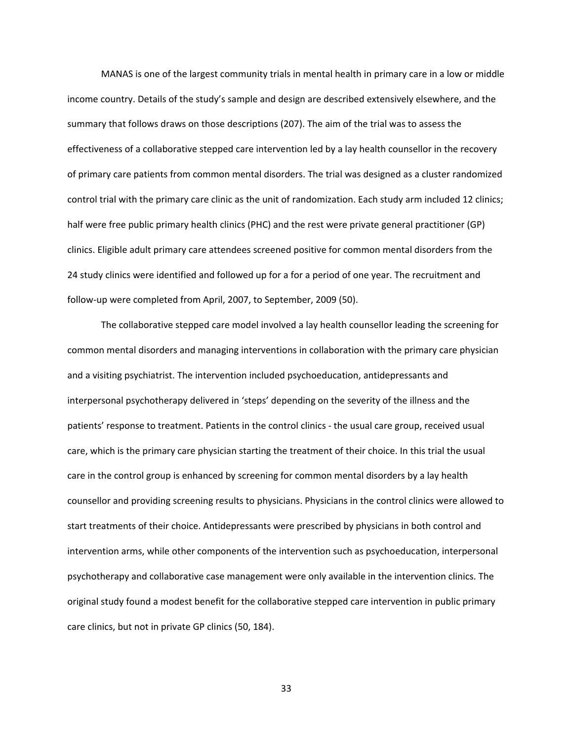MANAS is one of the largest community trials in mental health in primary care in a low or middle income country. Details of the study's sample and design are described extensively elsewhere, and the summary that follows draws on those descriptions (207). The aim of the trial was to assess the effectiveness of a collaborative stepped care intervention led by a lay health counsellor in the recovery of primary care patients from common mental disorders. The trial was designed as a cluster randomized control trial with the primary care clinic as the unit of randomization. Each study arm included 12 clinics; half were free public primary health clinics (PHC) and the rest were private general practitioner (GP) clinics. Eligible adult primary care attendees screened positive for common mental disorders from the 24 study clinics were identified and followed up for a for a period of one year. The recruitment and follow-up were completed from April, 2007, to September, 2009 (50).

The collaborative stepped care model involved a lay health counsellor leading the screening for common mental disorders and managing interventions in collaboration with the primary care physician and a visiting psychiatrist. The intervention included psychoeducation, antidepressants and interpersonal psychotherapy delivered in 'steps' depending on the severity of the illness and the patients' response to treatment. Patients in the control clinics - the usual care group, received usual care, which is the primary care physician starting the treatment of their choice. In this trial the usual care in the control group is enhanced by screening for common mental disorders by a lay health counsellor and providing screening results to physicians. Physicians in the control clinics were allowed to start treatments of their choice. Antidepressants were prescribed by physicians in both control and intervention arms, while other components of the intervention such as psychoeducation, interpersonal psychotherapy and collaborative case management were only available in the intervention clinics. The original study found a modest benefit for the collaborative stepped care intervention in public primary care clinics, but not in private GP clinics (50, 184).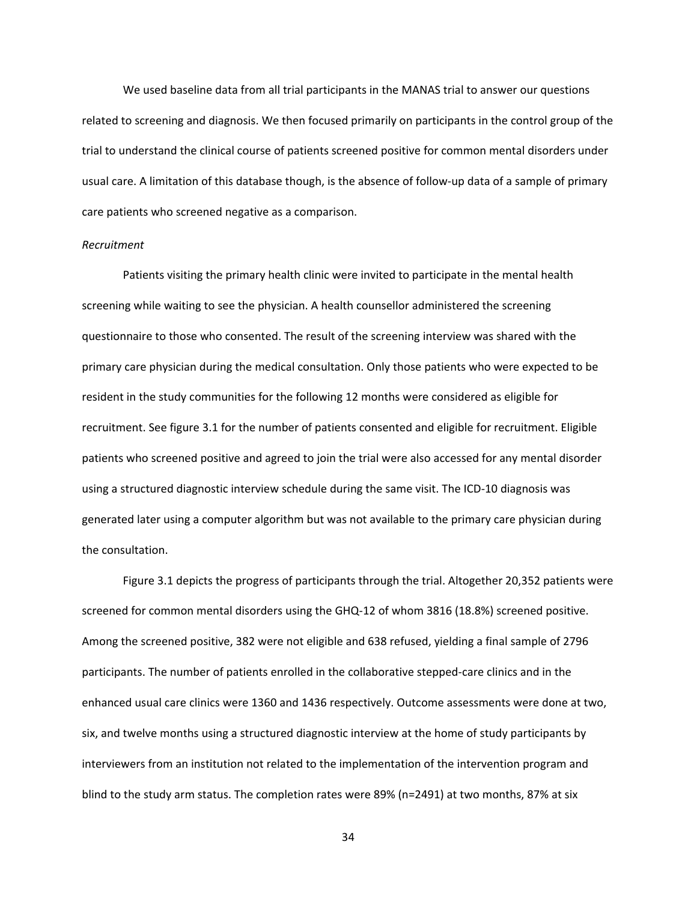We used baseline data from all trial participants in the MANAS trial to answer our questions related to screening and diagnosis. We then focused primarily on participants in the control group of the trial to understand the clinical course of patients screened positive for common mental disorders under usual care. A limitation of this database though, is the absence of follow-up data of a sample of primary care patients who screened negative as a comparison.

*Recruitment*

Patients visiting the primary health clinic were invited to participate in the mental health screening while waiting to see the physician. A health counsellor administered the screening questionnaire to those who consented. The result of the screening interview was shared with the primary care physician during the medical consultation. Only those patients who were expected to be resident in the study communities for the following 12 months were considered as eligible for recruitment. See figure 3.1 for the number of patients consented and eligible for recruitment. Eligible patients who screened positive and agreed to join the trial were also accessed for any mental disorder using a structured diagnostic interview schedule during the same visit. The ICD-10 diagnosis was generated later using a computer algorithm but was not available to the primary care physician during the consultation.

Figure 3.1 depicts the progress of participants through the trial. Altogether 20,352 patients were screened for common mental disorders using the GHQ-12 of whom 3816 (18.8%) screened positive. Among the screened positive, 382 were not eligible and 638 refused, yielding a final sample of 2796 participants. The number of patients enrolled in the collaborative stepped-care clinics and in the enhanced usual care clinics were 1360 and 1436 respectively. Outcome assessments were done at two, six, and twelve months using a structured diagnostic interview at the home of study participants by interviewers from an institution not related to the implementation of the intervention program and blind to the study arm status. The completion rates were 89% (n=2491) at two months, 87% at six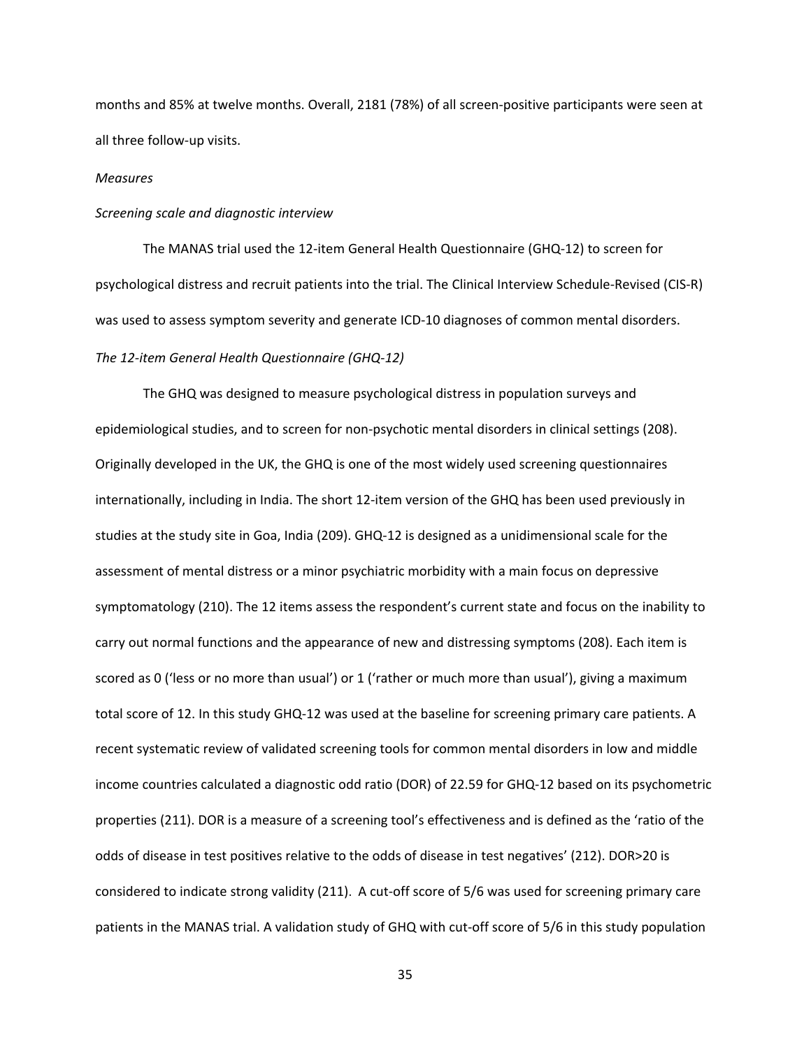months and 85% at twelve months. Overall, 2181 (78%) of all screen-positive participants were seen at all three follow-up visits.

*Measures*

*Screening scale and diagnostic interview*

The MANAS trial used the 12-item General Health Questionnaire (GHQ-12) to screen for psychological distress and recruit patients into the trial. The Clinical Interview Schedule-Revised (CIS-R) was used to assess symptom severity and generate ICD-10 diagnoses of common mental disorders.

*The 12-item General Health Questionnaire (GHQ-12)*

The GHQ was designed to measure psychological distress in population surveys and epidemiological studies, and to screen for non-psychotic mental disorders in clinical settings (208). Originally developed in the UK, the GHQ is one of the most widely used screening questionnaires internationally, including in India. The short 12-item version of the GHQ has been used previously in studies at the study site in Goa, India (209). GHQ-12 is designed as a unidimensional scale for the assessment of mental distress or a minor psychiatric morbidity with a main focus on depressive symptomatology (210). The 12 items assess the respondent's current state and focus on the inability to carry out normal functions and the appearance of new and distressing symptoms (208). Each item is scored as 0 ('less or no more than usual') or 1 ('rather or much more than usual'), giving a maximum total score of 12. In this study GHQ-12 was used at the baseline for screening primary care patients. A recent systematic review of validated screening tools for common mental disorders in low and middle income countries calculated a diagnostic odd ratio (DOR) of 22.59 for GHQ-12 based on its psychometric properties (211). DOR is a measure of a screening tool's effectiveness and is defined as the 'ratio of the odds of disease in test positives relative to the odds of disease in test negatives' (212). DOR>20 is considered to indicate strong validity (211). A cut-off score of 5/6 was used for screening primary care patients in the MANAS trial. A validation study of GHQ with cut-off score of 5/6 in this study population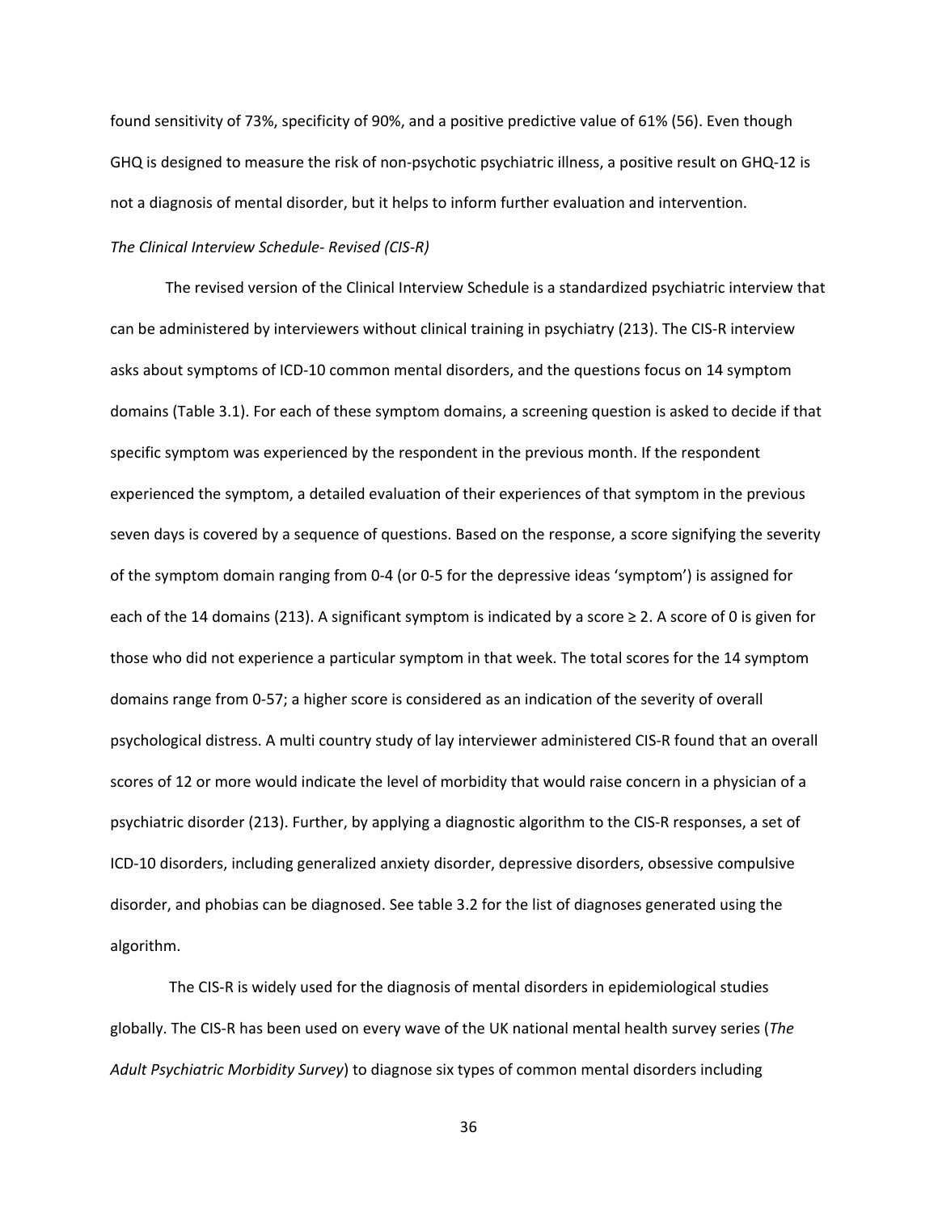found sensitivity of 73%, specificity of 90%, and a positive predictive value of 61% (56). Even though GHQ is designed to measure the risk of non-psychotic psychiatric illness, a positive result on GHQ-12 is not a diagnosis of mental disorder, but it helps to inform further evaluation and intervention.

*The Clinical Interview Schedule- Revised (CIS-R)*

The revised version of the Clinical Interview Schedule is a standardized psychiatric interview that can be administered by interviewers without clinical training in psychiatry (213). The CIS-R interview asks about symptoms of ICD-10 common mental disorders, and the questions focus on 14 symptom domains (Table 3.1). For each of these symptom domains, a screening question is asked to decide if that specific symptom was experienced by the respondent in the previous month. If the respondent experienced the symptom, a detailed evaluation of their experiences of that symptom in the previous seven days is covered by a sequence of questions. Based on the response, a score signifying the severity of the symptom domain ranging from 0-4 (or 0-5 for the depressive ideas 'symptom') is assigned for each of the 14 domains (213). A significant symptom is indicated by a score ≥ 2. A score of 0 is given for those who did not experience a particular symptom in that week. The total scores for the 14 symptom domains range from 0-57; a higher score is considered as an indication of the severity of overall psychological distress. A multi country study of lay interviewer administered CIS-R found that an overall scores of 12 or more would indicate the level of morbidity that would raise concern in a physician of a psychiatric disorder (213). Further, by applying a diagnostic algorithm to the CIS-R responses, a set of ICD-10 disorders, including generalized anxiety disorder, depressive disorders, obsessive compulsive disorder, and phobias can be diagnosed. See table 3.2 for the list of diagnoses generated using the algorithm.

The CIS-R is widely used for the diagnosis of mental disorders in epidemiological studies globally. The CIS-R has been used on every wave of the UK national mental health survey series (*The Adult Psychiatric Morbidity Survey*) to diagnose six types of common mental disorders including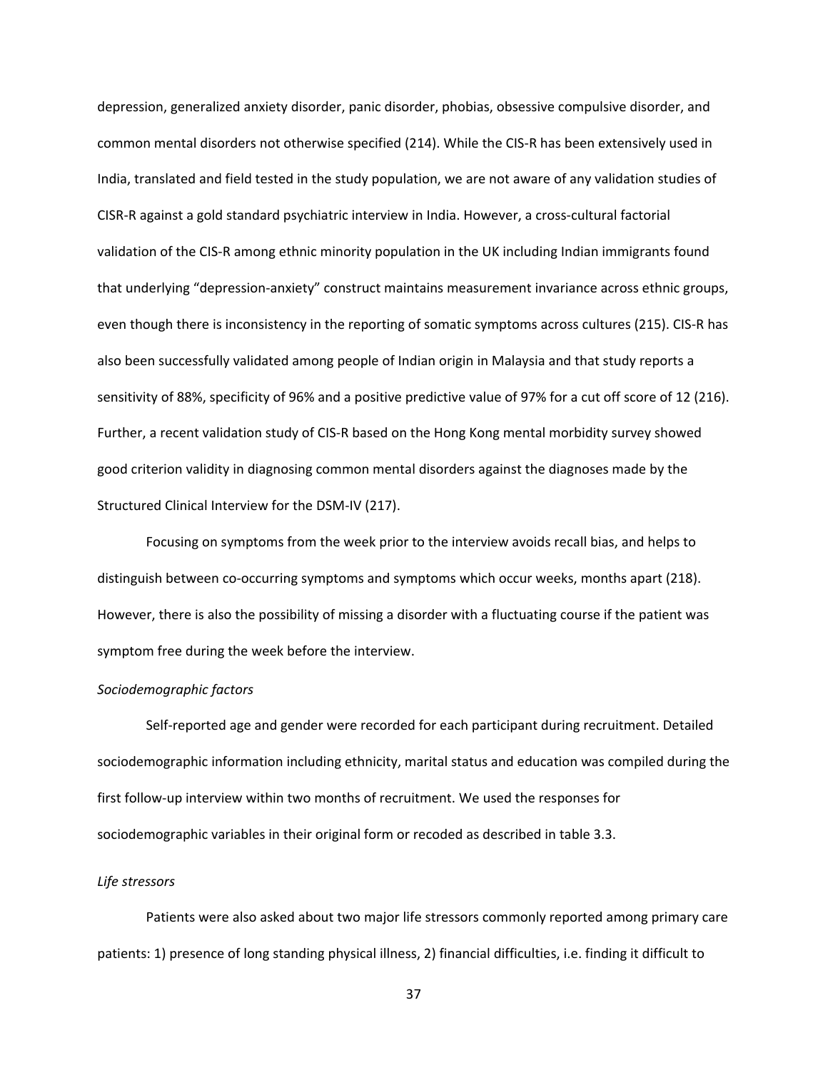depression, generalized anxiety disorder, panic disorder, phobias, obsessive compulsive disorder, and common mental disorders not otherwise specified (214). While the CIS-R has been extensively used in India, translated and field tested in the study population, we are not aware of any validation studies of CISR-R against a gold standard psychiatric interview in India. However, a cross-cultural factorial validation of the CIS-R among ethnic minority population in the UK including Indian immigrants found that underlying "depression-anxiety" construct maintains measurement invariance across ethnic groups, even though there is inconsistency in the reporting of somatic symptoms across cultures (215). CIS-R has also been successfully validated among people of Indian origin in Malaysia and that study reports a sensitivity of 88%, specificity of 96% and a positive predictive value of 97% for a cut off score of 12 (216). Further, a recent validation study of CIS-R based on the Hong Kong mental morbidity survey showed good criterion validity in diagnosing common mental disorders against the diagnoses made by the Structured Clinical Interview for the DSM-IV (217).

Focusing on symptoms from the week prior to the interview avoids recall bias, and helps to distinguish between co-occurring symptoms and symptoms which occur weeks, months apart (218). However, there is also the possibility of missing a disorder with a fluctuating course if the patient was symptom free during the week before the interview.

*Sociodemographic factors*

Self-reported age and gender were recorded for each participant during recruitment. Detailed sociodemographic information including ethnicity, marital status and education was compiled during the first follow-up interview within two months of recruitment. We used the responses for sociodemographic variables in their original form or recoded as described in table 3.3.

*Life stressors*

Patients were also asked about two major life stressors commonly reported among primary care patients: 1) presence of long standing physical illness, 2) financial difficulties, i.e. finding it difficult to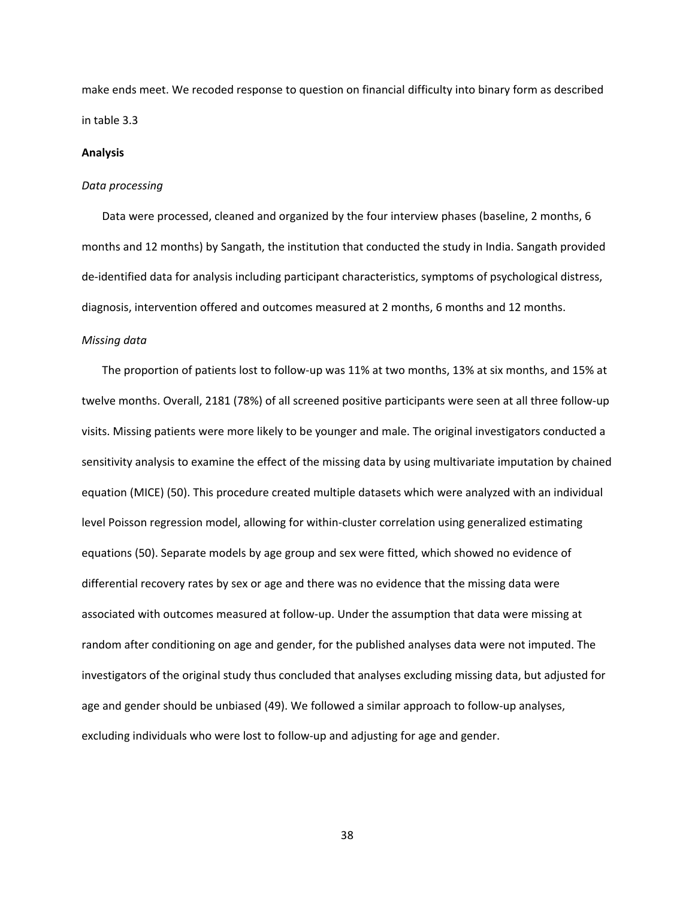make ends meet. We recoded response to question on financial difficulty into binary form as described in table 3.3

**Analysis**

*Data processing*

Data were processed, cleaned and organized by the four interview phases (baseline, 2 months, 6 months and 12 months) by Sangath, the institution that conducted the study in India. Sangath provided de-identified data for analysis including participant characteristics, symptoms of psychological distress, diagnosis, intervention offered and outcomes measured at 2 months, 6 months and 12 months.

*Missing data*

The proportion of patients lost to follow-up was 11% at two months, 13% at six months, and 15% at twelve months. Overall, 2181 (78%) of all screened positive participants were seen at all three follow-up visits. Missing patients were more likely to be younger and male. The original investigators conducted a sensitivity analysis to examine the effect of the missing data by using multivariate imputation by chained equation (MICE) (50). This procedure created multiple datasets which were analyzed with an individual level Poisson regression model, allowing for within-cluster correlation using generalized estimating equations (50). Separate models by age group and sex were fitted, which showed no evidence of differential recovery rates by sex or age and there was no evidence that the missing data were associated with outcomes measured at follow-up. Under the assumption that data were missing at random after conditioning on age and gender, for the published analyses data were not imputed. The investigators of the original study thus concluded that analyses excluding missing data, but adjusted for age and gender should be unbiased (49). We followed a similar approach to follow-up analyses, excluding individuals who were lost to follow-up and adjusting for age and gender.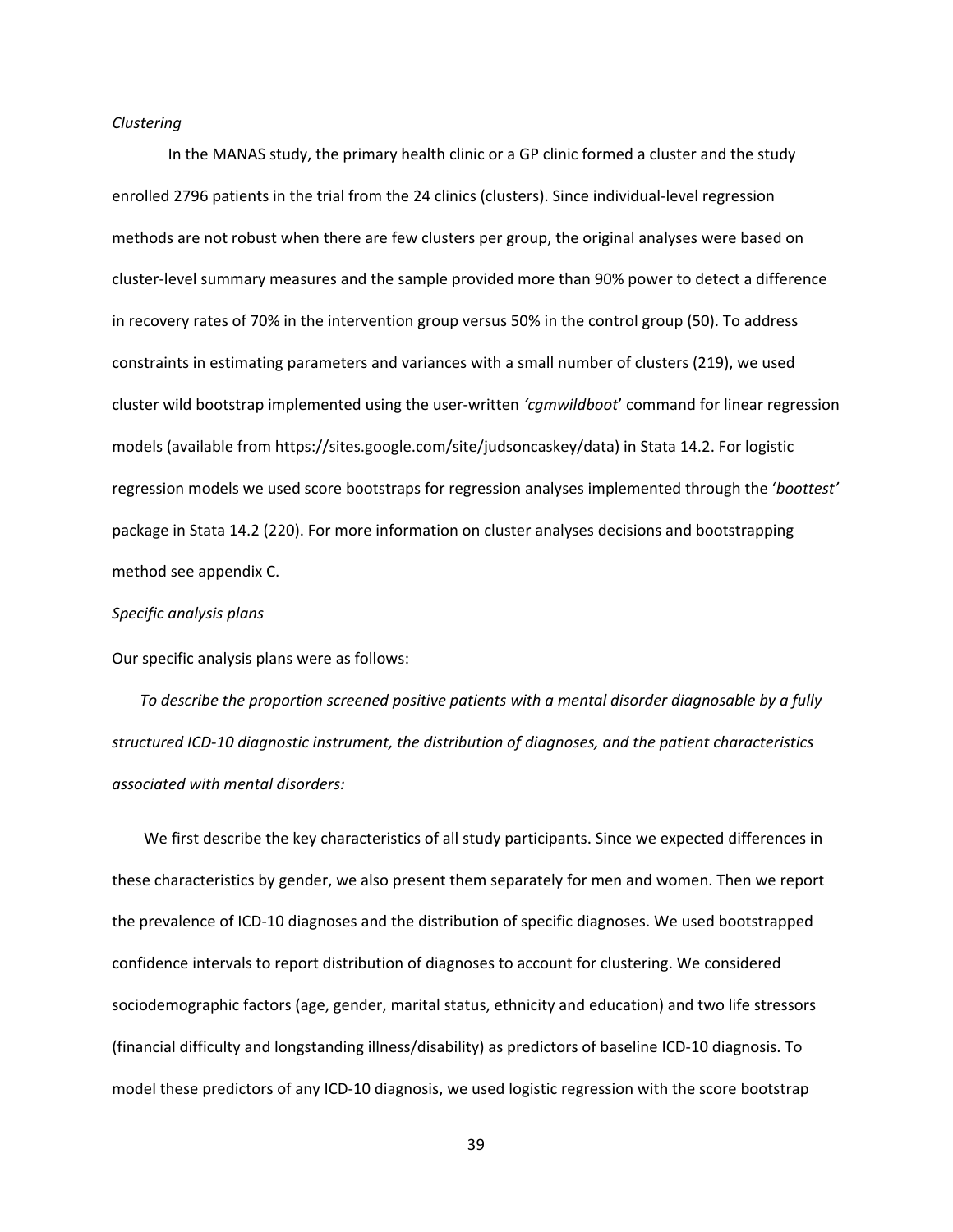*Clustering*

In the MANAS study, the primary health clinic or a GP clinic formed a cluster and the study enrolled 2796 patients in the trial from the 24 clinics (clusters). Since individual-level regression methods are not robust when there are few clusters per group, the original analyses were based on cluster-level summary measures and the sample provided more than 90% power to detect a difference in recovery rates of 70% in the intervention group versus 50% in the control group (50). To address constraints in estimating parameters and variances with a small number of clusters (219), we used cluster wild bootstrap implemented using the user-written *'cgmwildboot'* command for linear regression models (available from https://sites.google.com/site/judsoncaskey/data) in Stata 14.2. For logistic regression models we used score bootstraps for regression analyses implemented through the '*boottest'* package in Stata 14.2 (220). For more information on cluster analyses decisions and bootstrapping method see appendix C.

*Specific analysis plans*

Our specific analysis plans were as follows:

*To describe the proportion screened positive patients with a mental disorder diagnosable by a fully structured ICD-10 diagnostic instrument, the distribution of diagnoses, and the patient characteristics associated with mental disorders:*

We first describe the key characteristics of all study participants. Since we expected differences in these characteristics by gender, we also present them separately for men and women. Then we report the prevalence of ICD-10 diagnoses and the distribution of specific diagnoses. We used bootstrapped confidence intervals to report distribution of diagnoses to account for clustering. We considered sociodemographic factors (age, gender, marital status, ethnicity and education) and two life stressors (financial difficulty and longstanding illness/disability) as predictors of baseline ICD-10 diagnosis. To model these predictors of any ICD-10 diagnosis, we used logistic regression with the score bootstrap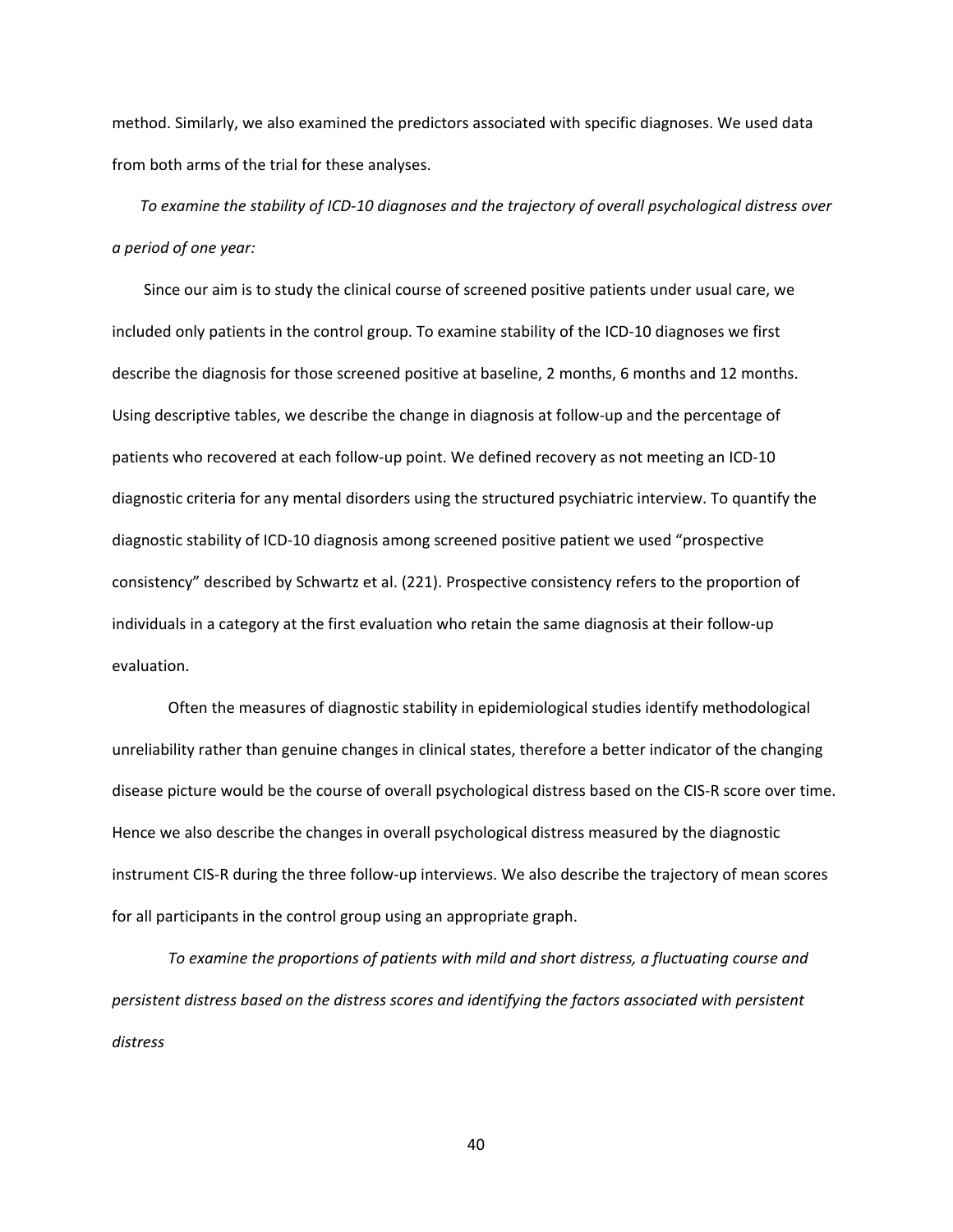method. Similarly, we also examined the predictors associated with specific diagnoses. We used data from both arms of the trial for these analyses.

*To examine the stability of ICD-10 diagnoses and the trajectory of overall psychological distress over a period of one year:*

Since our aim is to study the clinical course of screened positive patients under usual care, we included only patients in the control group. To examine stability of the ICD-10 diagnoses we first describe the diagnosis for those screened positive at baseline, 2 months, 6 months and 12 months. Using descriptive tables, we describe the change in diagnosis at follow-up and the percentage of patients who recovered at each follow-up point. We defined recovery as not meeting an ICD-10 diagnostic criteria for any mental disorders using the structured psychiatric interview. To quantify the diagnostic stability of ICD-10 diagnosis among screened positive patient we used "prospective consistency" described by Schwartz et al. (221). Prospective consistency refers to the proportion of individuals in a category at the first evaluation who retain the same diagnosis at their follow-up evaluation.

Often the measures of diagnostic stability in epidemiological studies identify methodological unreliability rather than genuine changes in clinical states, therefore a better indicator of the changing disease picture would be the course of overall psychological distress based on the CIS-R score over time. Hence we also describe the changes in overall psychological distress measured by the diagnostic instrument CIS-R during the three follow-up interviews. We also describe the trajectory of mean scores for all participants in the control group using an appropriate graph.

*To examine the proportions of patients with mild and short distress, a fluctuating course and persistent distress based on the distress scores and identifying the factors associated with persistent distress*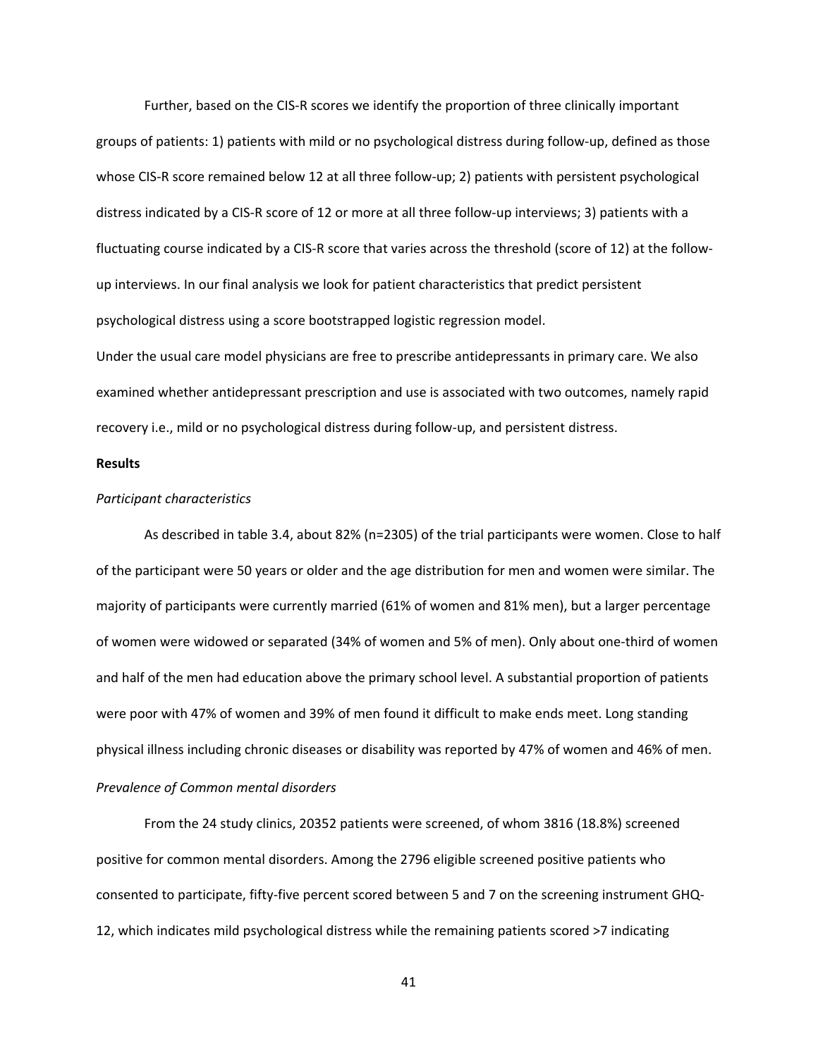Further, based on the CIS-R scores we identify the proportion of three clinically important groups of patients: 1) patients with mild or no psychological distress during follow-up, defined as those whose CIS-R score remained below 12 at all three follow-up; 2) patients with persistent psychological distress indicated by a CIS-R score of 12 or more at all three follow-up interviews; 3) patients with a fluctuating course indicated by a CIS-R score that varies across the threshold (score of 12) at the follow-up interviews. In our final analysis we look for patient characteristics that predict persistent psychological distress using a score bootstrapped logistic regression model.

Under the usual care model physicians are free to prescribe antidepressants in primary care. We also examined whether antidepressant prescription and use is associated with two outcomes, namely rapid recovery i.e., mild or no psychological distress during follow-up, and persistent distress.

**Results**

*Participant characteristics*

As described in table 3.4, about 82% (n=2305) of the trial participants were women. Close to half of the participant were 50 years or older and the age distribution for men and women were similar. The majority of participants were currently married (61% of women and 81% men), but a larger percentage of women were widowed or separated (34% of women and 5% of men). Only about one-third of women and half of the men had education above the primary school level. A substantial proportion of patients were poor with 47% of women and 39% of men found it difficult to make ends meet. Long standing physical illness including chronic diseases or disability was reported by 47% of women and 46% of men.

*Prevalence of Common mental disorders*

From the 24 study clinics, 20352 patients were screened, of whom 3816 (18.8%) screened positive for common mental disorders. Among the 2796 eligible screened positive patients who consented to participate, fifty-five percent scored between 5 and 7 on the screening instrument GHQ-12, which indicates mild psychological distress while the remaining patients scored >7 indicating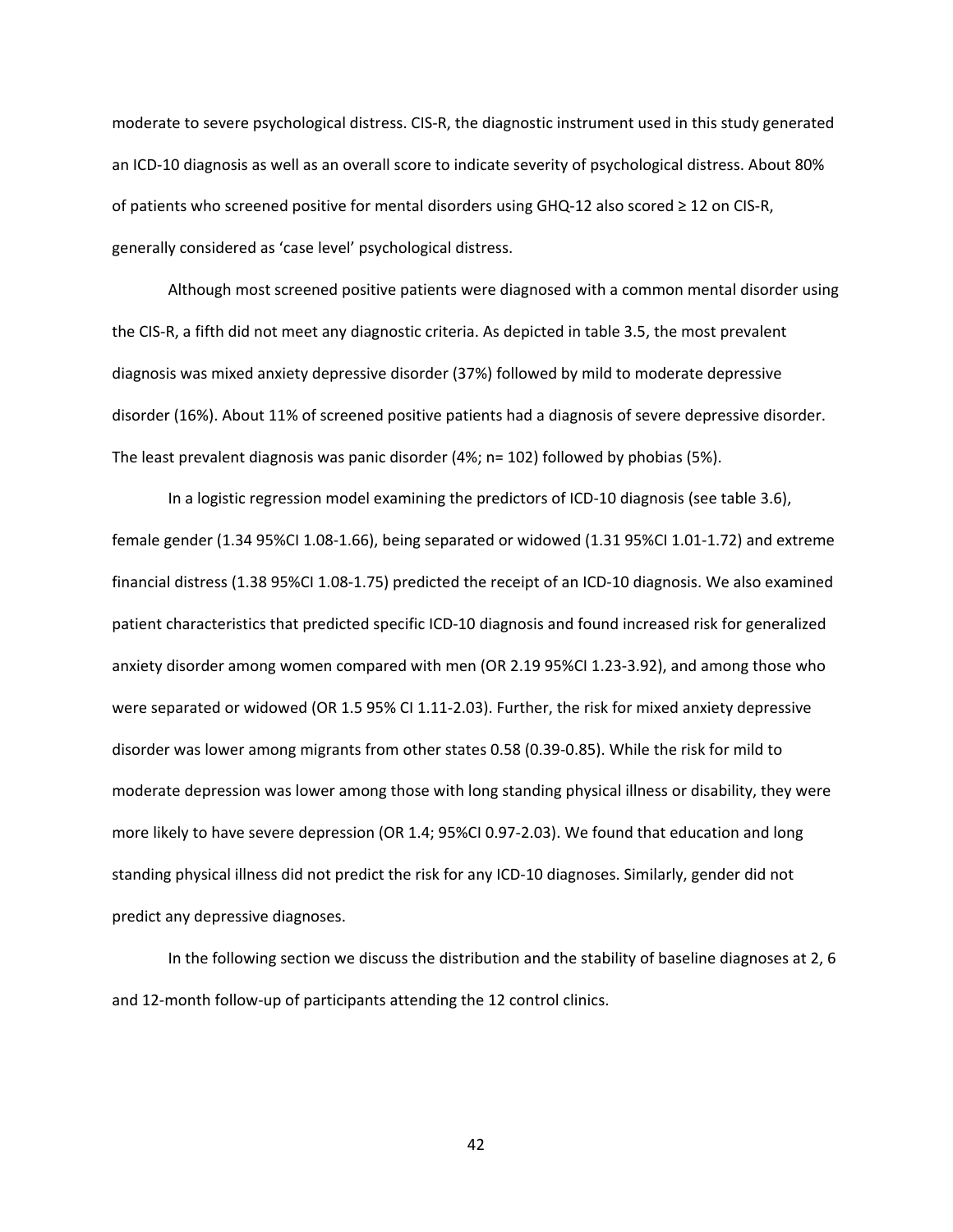moderate to severe psychological distress. CIS-R, the diagnostic instrument used in this study generated an ICD-10 diagnosis as well as an overall score to indicate severity of psychological distress. About 80% of patients who screened positive for mental disorders using GHQ-12 also scored ≥ 12 on CIS-R, generally considered as 'case level' psychological distress.

Although most screened positive patients were diagnosed with a common mental disorder using the CIS-R, a fifth did not meet any diagnostic criteria. As depicted in table 3.5, the most prevalent diagnosis was mixed anxiety depressive disorder (37%) followed by mild to moderate depressive disorder (16%). About 11% of screened positive patients had a diagnosis of severe depressive disorder. The least prevalent diagnosis was panic disorder (4%; n= 102) followed by phobias (5%).

In a logistic regression model examining the predictors of ICD-10 diagnosis (see table 3.6), female gender (1.34 95%CI 1.08-1.66), being separated or widowed (1.31 95%CI 1.01-1.72) and extreme financial distress (1.38 95%CI 1.08-1.75) predicted the receipt of an ICD-10 diagnosis. We also examined patient characteristics that predicted specific ICD-10 diagnosis and found increased risk for generalized anxiety disorder among women compared with men (OR 2.19 95%CI 1.23-3.92), and among those who were separated or widowed (OR 1.5 95% CI 1.11-2.03). Further, the risk for mixed anxiety depressive disorder was lower among migrants from other states 0.58 (0.39-0.85). While the risk for mild to moderate depression was lower among those with long standing physical illness or disability, they were more likely to have severe depression (OR 1.4; 95%CI 0.97-2.03). We found that education and long standing physical illness did not predict the risk for any ICD-10 diagnoses. Similarly, gender did not predict any depressive diagnoses.

In the following section we discuss the distribution and the stability of baseline diagnoses at 2, 6 and 12-month follow-up of participants attending the 12 control clinics.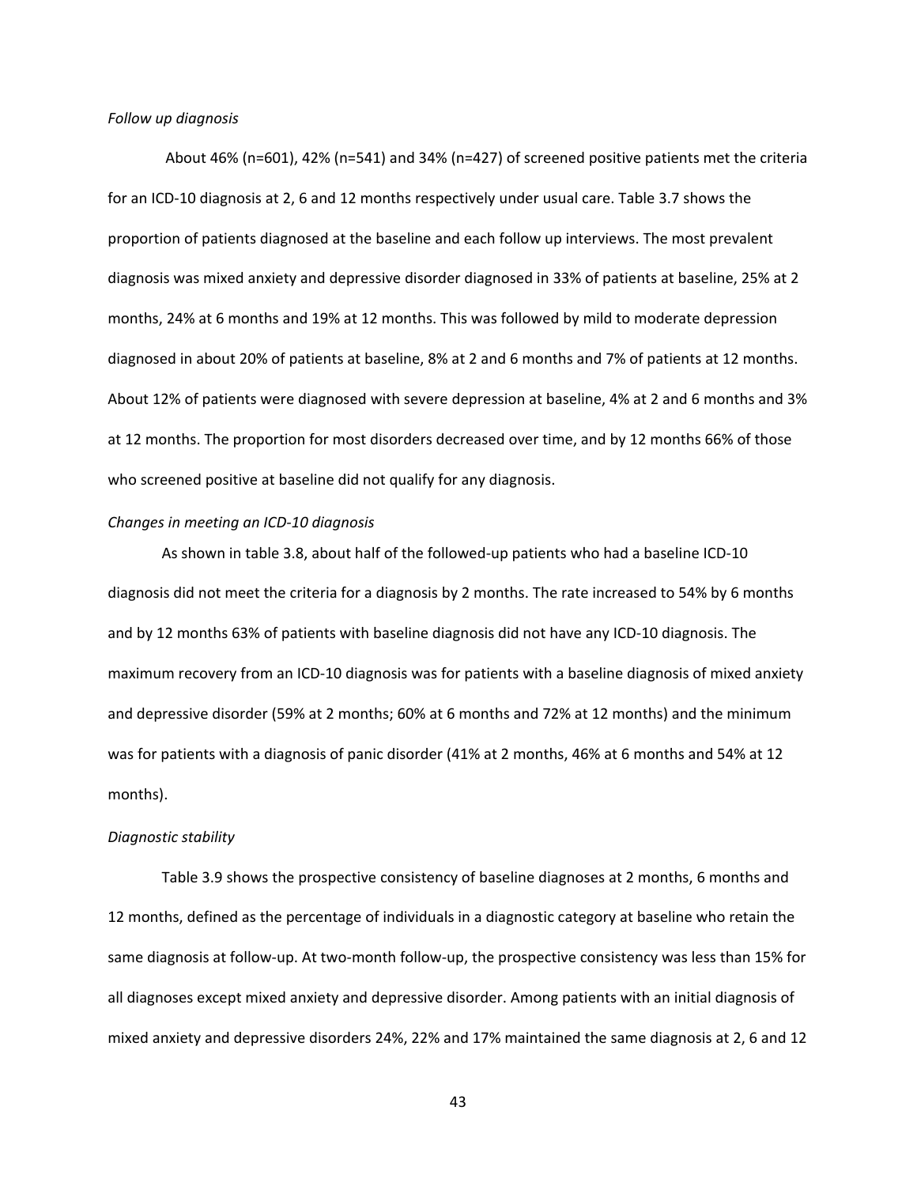*Follow up diagnosis*

About 46% (n=601), 42% (n=541) and 34% (n=427) of screened positive patients met the criteria for an ICD-10 diagnosis at 2, 6 and 12 months respectively under usual care. Table 3.7 shows the proportion of patients diagnosed at the baseline and each follow up interviews. The most prevalent diagnosis was mixed anxiety and depressive disorder diagnosed in 33% of patients at baseline, 25% at 2 months, 24% at 6 months and 19% at 12 months. This was followed by mild to moderate depression diagnosed in about 20% of patients at baseline, 8% at 2 and 6 months and 7% of patients at 12 months. About 12% of patients were diagnosed with severe depression at baseline, 4% at 2 and 6 months and 3% at 12 months. The proportion for most disorders decreased over time, and by 12 months 66% of those who screened positive at baseline did not qualify for any diagnosis.

*Changes in meeting an ICD-10 diagnosis*

As shown in table 3.8, about half of the followed-up patients who had a baseline ICD-10 diagnosis did not meet the criteria for a diagnosis by 2 months. The rate increased to 54% by 6 months and by 12 months 63% of patients with baseline diagnosis did not have any ICD-10 diagnosis. The maximum recovery from an ICD-10 diagnosis was for patients with a baseline diagnosis of mixed anxiety and depressive disorder (59% at 2 months; 60% at 6 months and 72% at 12 months) and the minimum was for patients with a diagnosis of panic disorder (41% at 2 months, 46% at 6 months and 54% at 12 months).

*Diagnostic stability*

Table 3.9 shows the prospective consistency of baseline diagnoses at 2 months, 6 months and 12 months, defined as the percentage of individuals in a diagnostic category at baseline who retain the same diagnosis at follow-up. At two-month follow-up, the prospective consistency was less than 15% for all diagnoses except mixed anxiety and depressive disorder. Among patients with an initial diagnosis of mixed anxiety and depressive disorders 24%, 22% and 17% maintained the same diagnosis at 2, 6 and 12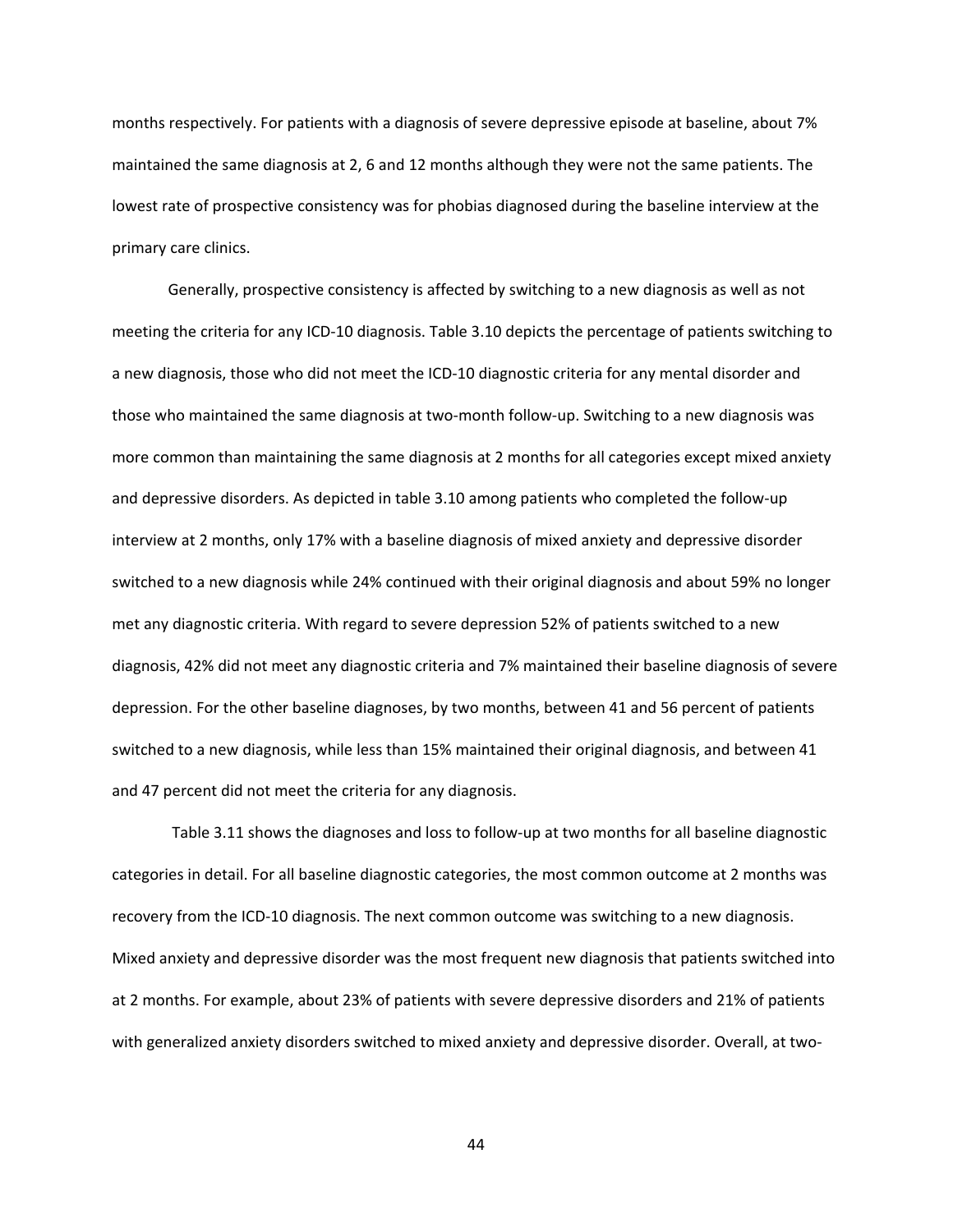months respectively. For patients with a diagnosis of severe depressive episode at baseline, about 7% maintained the same diagnosis at 2, 6 and 12 months although they were not the same patients. The lowest rate of prospective consistency was for phobias diagnosed during the baseline interview at the primary care clinics.

Generally, prospective consistency is affected by switching to a new diagnosis as well as not meeting the criteria for any ICD-10 diagnosis. Table 3.10 depicts the percentage of patients switching to a new diagnosis, those who did not meet the ICD-10 diagnostic criteria for any mental disorder and those who maintained the same diagnosis at two-month follow-up. Switching to a new diagnosis was more common than maintaining the same diagnosis at 2 months for all categories except mixed anxiety and depressive disorders. As depicted in table 3.10 among patients who completed the follow-up interview at 2 months, only 17% with a baseline diagnosis of mixed anxiety and depressive disorder switched to a new diagnosis while 24% continued with their original diagnosis and about 59% no longer met any diagnostic criteria. With regard to severe depression 52% of patients switched to a new diagnosis, 42% did not meet any diagnostic criteria and 7% maintained their baseline diagnosis of severe depression. For the other baseline diagnoses, by two months, between 41 and 56 percent of patients switched to a new diagnosis, while less than 15% maintained their original diagnosis, and between 41 and 47 percent did not meet the criteria for any diagnosis.

Table 3.11 shows the diagnoses and loss to follow-up at two months for all baseline diagnostic categories in detail. For all baseline diagnostic categories, the most common outcome at 2 months was recovery from the ICD-10 diagnosis. The next common outcome was switching to a new diagnosis. Mixed anxiety and depressive disorder was the most frequent new diagnosis that patients switched into at 2 months. For example, about 23% of patients with severe depressive disorders and 21% of patients with generalized anxiety disorders switched to mixed anxiety and depressive disorder. Overall, at two-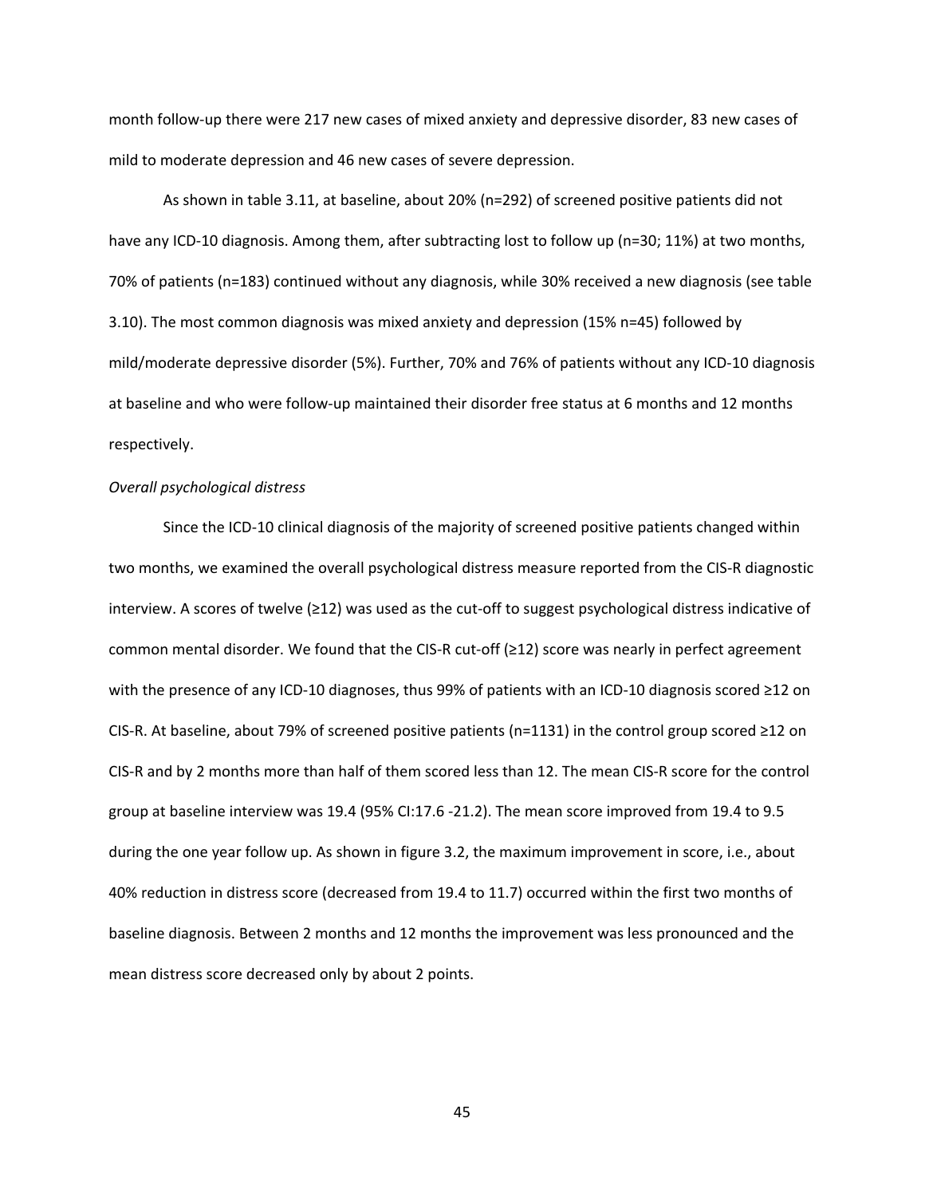month follow-up there were 217 new cases of mixed anxiety and depressive disorder, 83 new cases of mild to moderate depression and 46 new cases of severe depression.

As shown in table 3.11, at baseline, about 20% (n=292) of screened positive patients did not have any ICD-10 diagnosis. Among them, after subtracting lost to follow up (n=30; 11%) at two months, 70% of patients (n=183) continued without any diagnosis, while 30% received a new diagnosis (see table 3.10). The most common diagnosis was mixed anxiety and depression (15% n=45) followed by mild/moderate depressive disorder (5%). Further, 70% and 76% of patients without any ICD-10 diagnosis at baseline and who were follow-up maintained their disorder free status at 6 months and 12 months respectively.

*Overall psychological distress*

Since the ICD-10 clinical diagnosis of the majority of screened positive patients changed within two months, we examined the overall psychological distress measure reported from the CIS-R diagnostic interview. A scores of twelve (≥12) was used as the cut-off to suggest psychological distress indicative of common mental disorder. We found that the CIS-R cut-off (≥12) score was nearly in perfect agreement with the presence of any ICD-10 diagnoses, thus 99% of patients with an ICD-10 diagnosis scored ≥12 on CIS-R. At baseline, about 79% of screened positive patients (n=1131) in the control group scored ≥12 on CIS-R and by 2 months more than half of them scored less than 12. The mean CIS-R score for the control group at baseline interview was 19.4 (95% CI:17.6 -21.2). The mean score improved from 19.4 to 9.5 during the one year follow up. As shown in figure 3.2, the maximum improvement in score, i.e., about 40% reduction in distress score (decreased from 19.4 to 11.7) occurred within the first two months of baseline diagnosis. Between 2 months and 12 months the improvement was less pronounced and the mean distress score decreased only by about 2 points.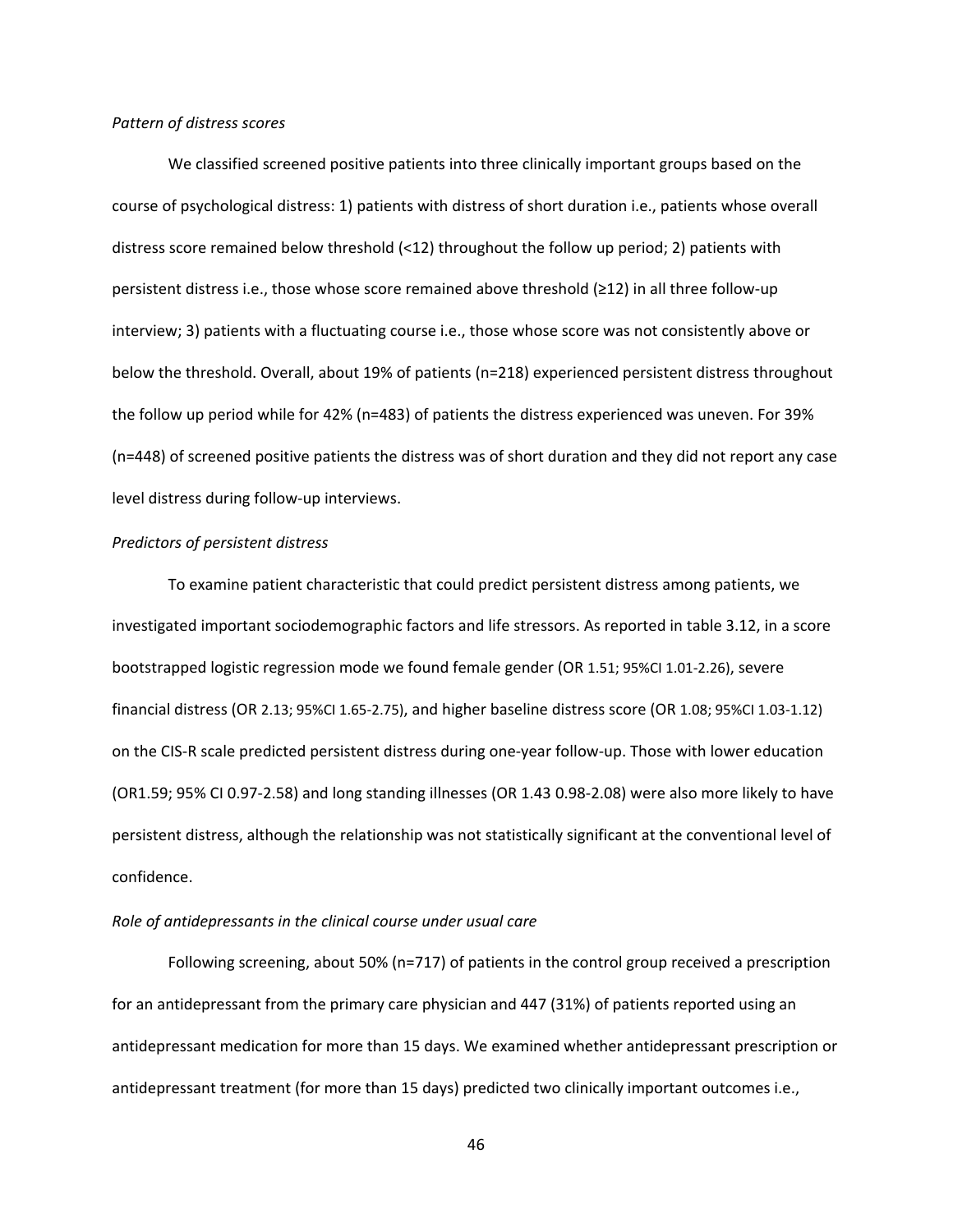*Pattern of distress scores*

We classified screened positive patients into three clinically important groups based on the course of psychological distress: 1) patients with distress of short duration i.e., patients whose overall distress score remained below threshold (<12) throughout the follow up period; 2) patients with persistent distress i.e., those whose score remained above threshold (≥12) in all three follow-up interview; 3) patients with a fluctuating course i.e., those whose score was not consistently above or below the threshold. Overall, about 19% of patients (n=218) experienced persistent distress throughout the follow up period while for 42% (n=483) of patients the distress experienced was uneven. For 39% (n=448) of screened positive patients the distress was of short duration and they did not report any case level distress during follow-up interviews.

*Predictors of persistent distress*

To examine patient characteristic that could predict persistent distress among patients, we investigated important sociodemographic factors and life stressors. As reported in table 3.12, in a score bootstrapped logistic regression mode we found female gender (OR 1.51; 95%CI 1.01-2.26), severe financial distress (OR 2.13; 95%CI 1.65-2.75), and higher baseline distress score (OR 1.08; 95%CI 1.03-1.12) on the CIS-R scale predicted persistent distress during one-year follow-up. Those with lower education (OR1.59; 95% CI 0.97-2.58) and long standing illnesses (OR 1.43 0.98-2.08) were also more likely to have persistent distress, although the relationship was not statistically significant at the conventional level of confidence.

*Role of antidepressants in the clinical course under usual care*

Following screening, about 50% (n=717) of patients in the control group received a prescription for an antidepressant from the primary care physician and 447 (31%) of patients reported using an antidepressant medication for more than 15 days. We examined whether antidepressant prescription or antidepressant treatment (for more than 15 days) predicted two clinically important outcomes i.e.,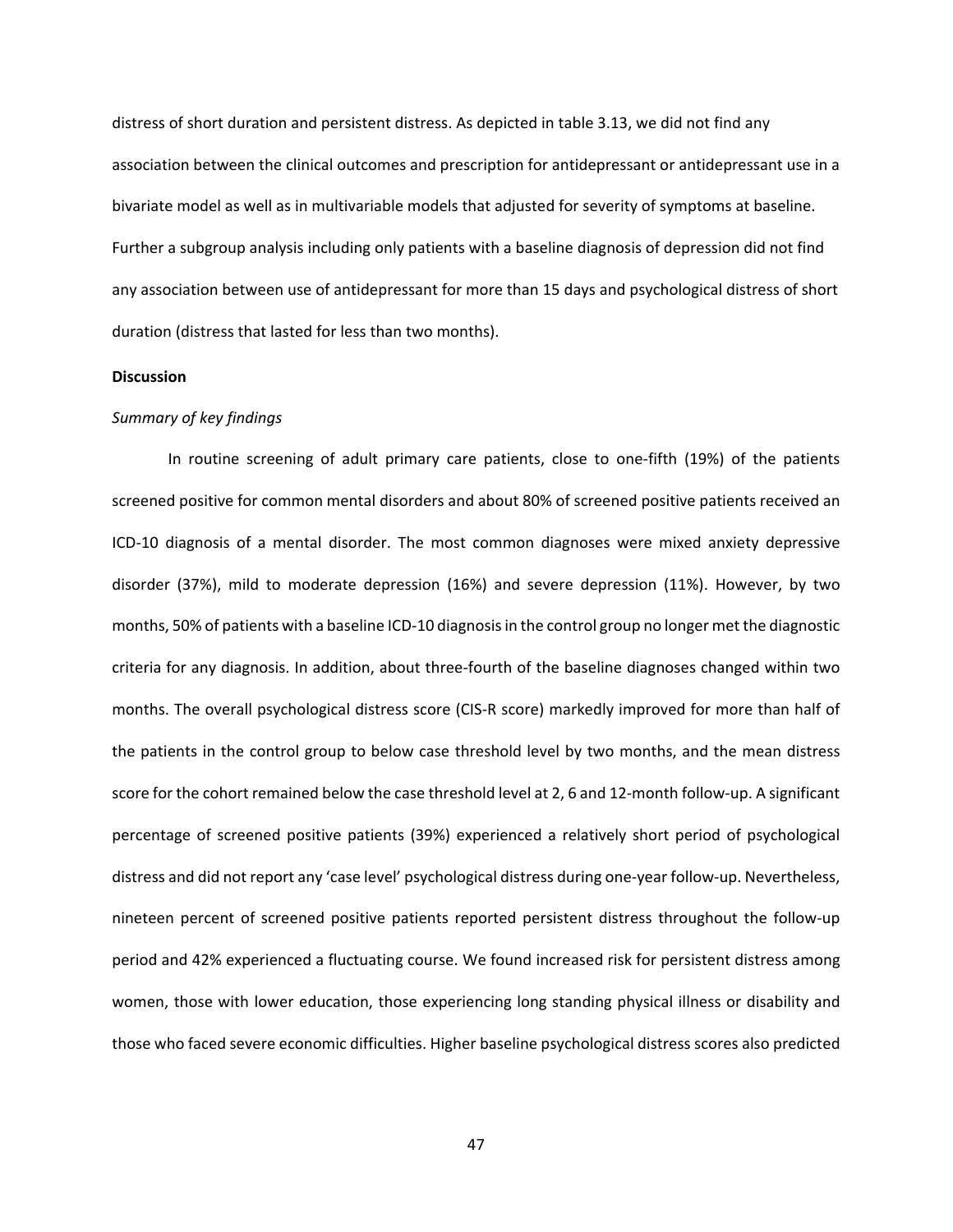distress of short duration and persistent distress. As depicted in table 3.13, we did not find any association between the clinical outcomes and prescription for antidepressant or antidepressant use in a bivariate model as well as in multivariable models that adjusted for severity of symptoms at baseline. Further a subgroup analysis including only patients with a baseline diagnosis of depression did not find any association between use of antidepressant for more than 15 days and psychological distress of short duration (distress that lasted for less than two months).

**Discussion**

*Summary of key findings*

In routine screening of adult primary care patients, close to one-fifth (19%) of the patients screened positive for common mental disorders and about 80% of screened positive patients received an ICD-10 diagnosis of a mental disorder. The most common diagnoses were mixed anxiety depressive disorder (37%), mild to moderate depression (16%) and severe depression (11%). However, by two months, 50% of patients with a baseline ICD-10 diagnosis in the control group no longer met the diagnostic criteria for any diagnosis. In addition, about three-fourth of the baseline diagnoses changed within two months. The overall psychological distress score (CIS-R score) markedly improved for more than half of the patients in the control group to below case threshold level by two months, and the mean distress score for the cohort remained below the case threshold level at 2, 6 and 12-month follow-up. A significant percentage of screened positive patients (39%) experienced a relatively short period of psychological distress and did not report any 'case level' psychological distress during one-year follow-up. Nevertheless, nineteen percent of screened positive patients reported persistent distress throughout the follow-up period and 42% experienced a fluctuating course. We found increased risk for persistent distress among women, those with lower education, those experiencing long standing physical illness or disability and those who faced severe economic difficulties. Higher baseline psychological distress scores also predicted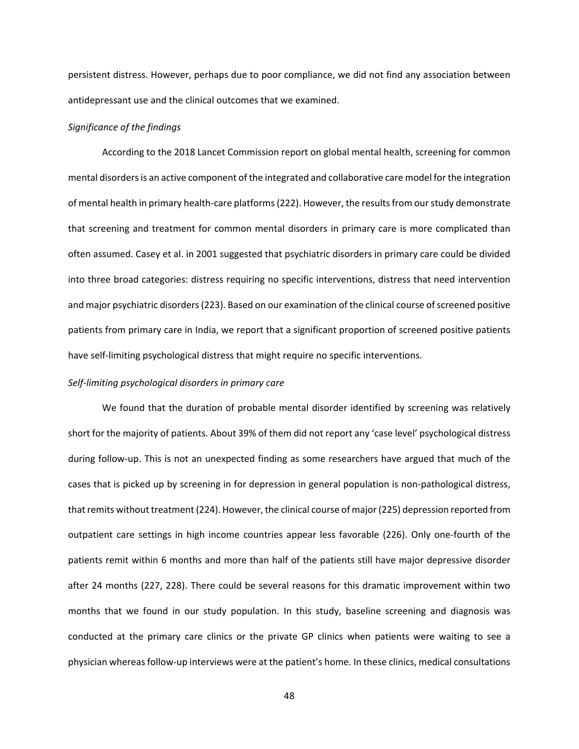persistent distress. However, perhaps due to poor compliance, we did not find any association between antidepressant use and the clinical outcomes that we examined.

*Significance of the findings*

According to the 2018 Lancet Commission report on global mental health, screening for common mental disorders is an active component of the integrated and collaborative care model for the integration of mental health in primary health-care platforms (222). However, the results from our study demonstrate that screening and treatment for common mental disorders in primary care is more complicated than often assumed. Casey et al. in 2001 suggested that psychiatric disorders in primary care could be divided into three broad categories: distress requiring no specific interventions, distress that need intervention and major psychiatric disorders (223). Based on our examination of the clinical course of screened positive patients from primary care in India, we report that a significant proportion of screened positive patients have self-limiting psychological distress that might require no specific interventions.

*Self-limiting psychological disorders in primary care*

We found that the duration of probable mental disorder identified by screening was relatively short for the majority of patients. About 39% of them did not report any 'case level' psychological distress during follow-up. This is not an unexpected finding as some researchers have argued that much of the cases that is picked up by screening in for depression in general population is non-pathological distress, that remits without treatment (224). However, the clinical course of major (225) depression reported from outpatient care settings in high income countries appear less favorable (226). Only one-fourth of the patients remit within 6 months and more than half of the patients still have major depressive disorder after 24 months (227, 228). There could be several reasons for this dramatic improvement within two months that we found in our study population. In this study, baseline screening and diagnosis was conducted at the primary care clinics or the private GP clinics when patients were waiting to see a physician whereas follow-up interviews were at the patient's home. In these clinics, medical consultations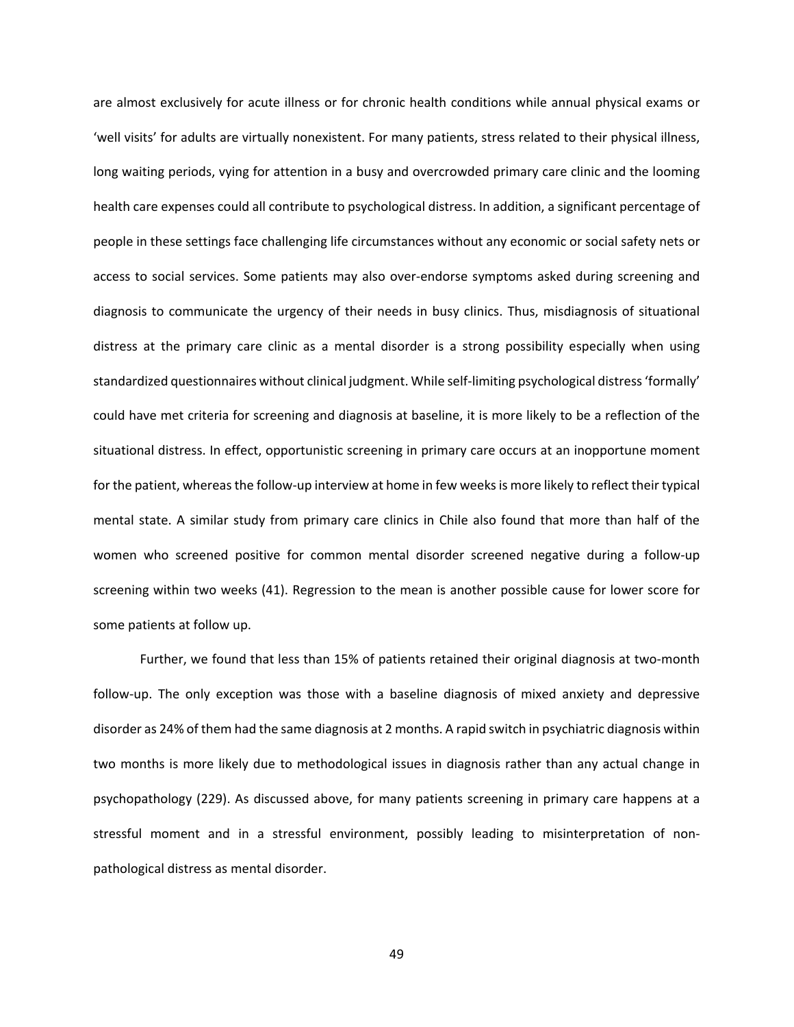are almost exclusively for acute illness or for chronic health conditions while annual physical exams or 'well visits' for adults are virtually nonexistent. For many patients, stress related to their physical illness, long waiting periods, vying for attention in a busy and overcrowded primary care clinic and the looming health care expenses could all contribute to psychological distress. In addition, a significant percentage of people in these settings face challenging life circumstances without any economic or social safety nets or access to social services. Some patients may also over-endorse symptoms asked during screening and diagnosis to communicate the urgency of their needs in busy clinics. Thus, misdiagnosis of situational distress at the primary care clinic as a mental disorder is a strong possibility especially when using standardized questionnaires without clinical judgment. While self-limiting psychological distress 'formally' could have met criteria for screening and diagnosis at baseline, it is more likely to be a reflection of the situational distress. In effect, opportunistic screening in primary care occurs at an inopportune moment for the patient, whereas the follow-up interview at home in few weeks is more likely to reflect their typical mental state. A similar study from primary care clinics in Chile also found that more than half of the women who screened positive for common mental disorder screened negative during a follow-up screening within two weeks (41). Regression to the mean is another possible cause for lower score for some patients at follow up.

Further, we found that less than 15% of patients retained their original diagnosis at two-month follow-up. The only exception was those with a baseline diagnosis of mixed anxiety and depressive disorder as 24% of them had the same diagnosis at 2 months. A rapid switch in psychiatric diagnosis within two months is more likely due to methodological issues in diagnosis rather than any actual change in psychopathology (229). As discussed above, for many patients screening in primary care happens at a stressful moment and in a stressful environment, possibly leading to misinterpretation of non-pathological distress as mental disorder.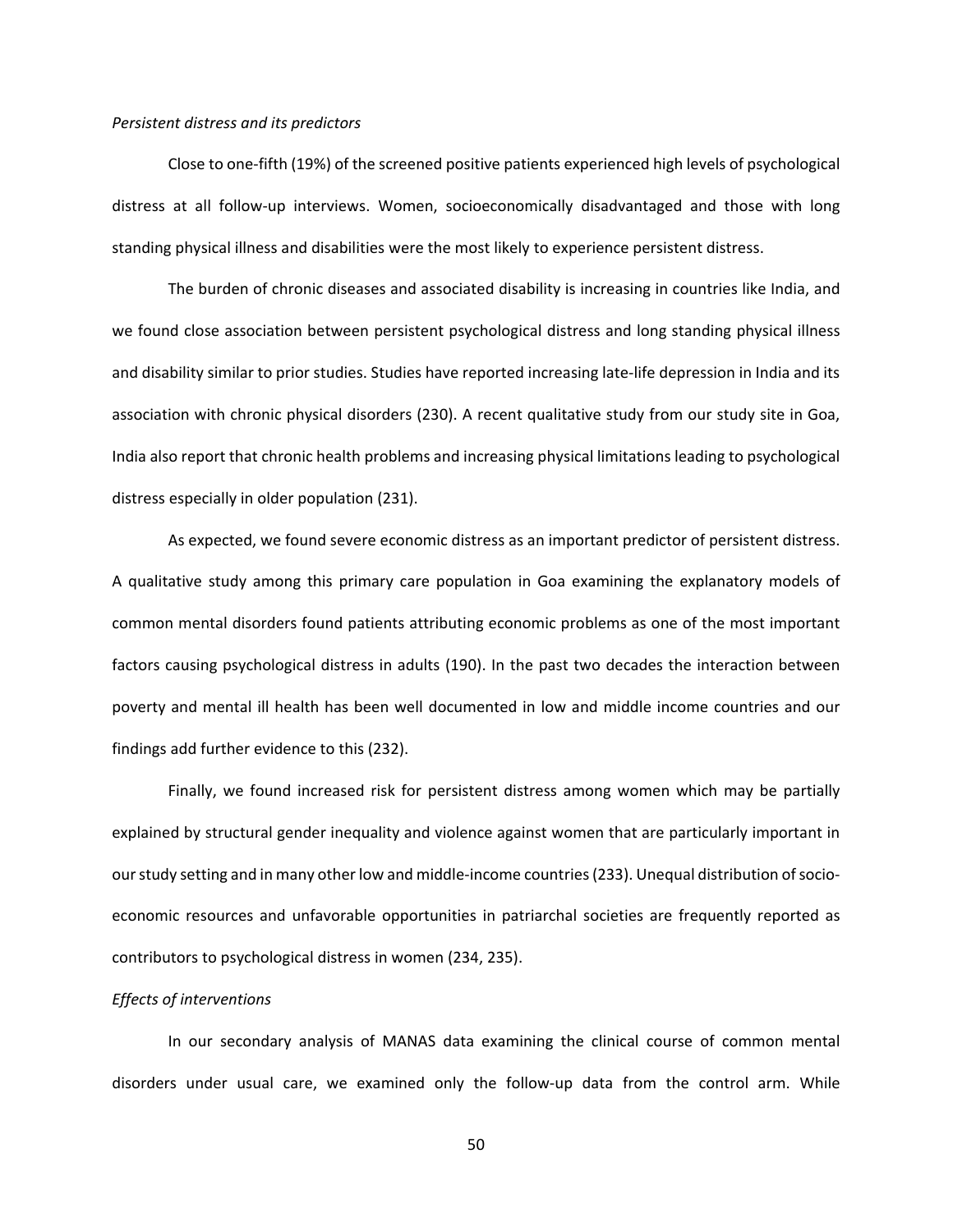*Persistent distress and its predictors*

Close to one-fifth (19%) of the screened positive patients experienced high levels of psychological distress at all follow-up interviews. Women, socioeconomically disadvantaged and those with long standing physical illness and disabilities were the most likely to experience persistent distress.

The burden of chronic diseases and associated disability is increasing in countries like India, and we found close association between persistent psychological distress and long standing physical illness and disability similar to prior studies. Studies have reported increasing late-life depression in India and its association with chronic physical disorders (230). A recent qualitative study from our study site in Goa, India also report that chronic health problems and increasing physical limitations leading to psychological distress especially in older population (231).

As expected, we found severe economic distress as an important predictor of persistent distress. A qualitative study among this primary care population in Goa examining the explanatory models of common mental disorders found patients attributing economic problems as one of the most important factors causing psychological distress in adults (190). In the past two decades the interaction between poverty and mental ill health has been well documented in low and middle income countries and our findings add further evidence to this (232).

Finally, we found increased risk for persistent distress among women which may be partially explained by structural gender inequality and violence against women that are particularly important in our study setting and in many other low and middle-income countries (233). Unequal distribution of socio-economic resources and unfavorable opportunities in patriarchal societies are frequently reported as contributors to psychological distress in women (234, 235).

*Effects of interventions*

In our secondary analysis of MANAS data examining the clinical course of common mental disorders under usual care, we examined only the follow-up data from the control arm. While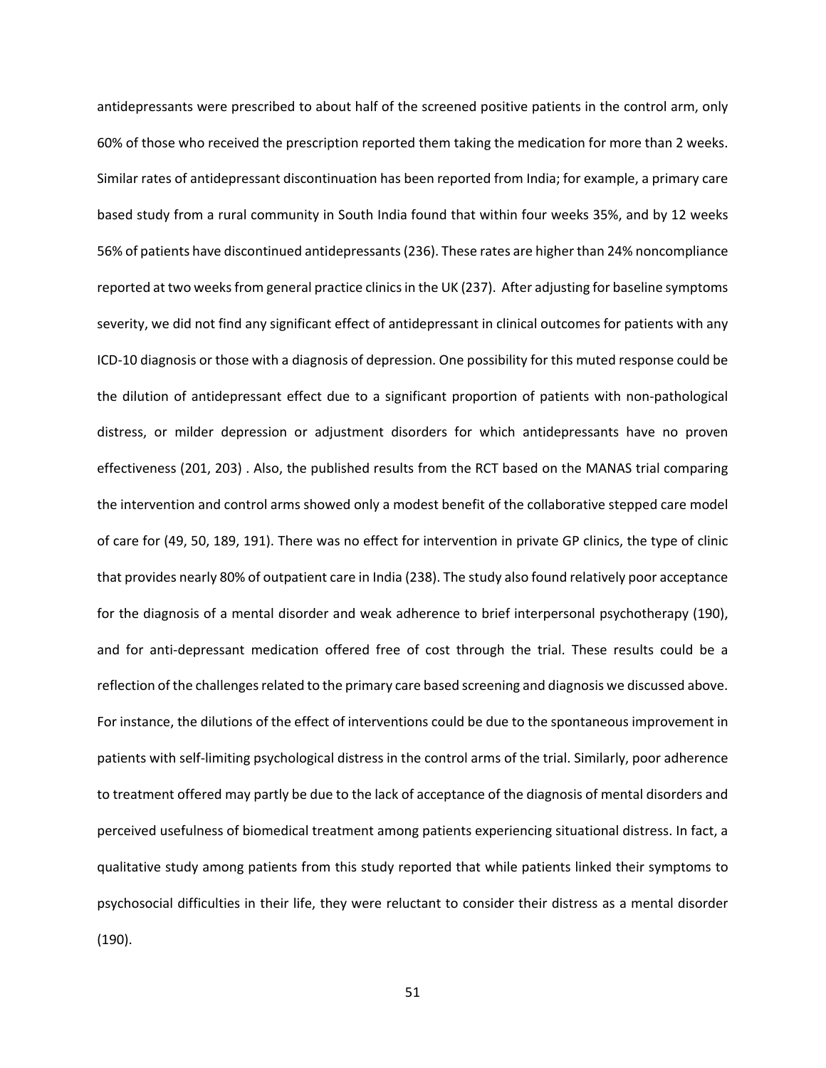antidepressants were prescribed to about half of the screened positive patients in the control arm, only 60% of those who received the prescription reported them taking the medication for more than 2 weeks. Similar rates of antidepressant discontinuation has been reported from India; for example, a primary care based study from a rural community in South India found that within four weeks 35%, and by 12 weeks 56% of patients have discontinued antidepressants (236). These rates are higher than 24% noncompliance reported at two weeks from general practice clinics in the UK (237). After adjusting for baseline symptoms severity, we did not find any significant effect of antidepressant in clinical outcomes for patients with any ICD-10 diagnosis or those with a diagnosis of depression. One possibility for this muted response could be the dilution of antidepressant effect due to a significant proportion of patients with non-pathological distress, or milder depression or adjustment disorders for which antidepressants have no proven effectiveness (201, 203) . Also, the published results from the RCT based on the MANAS trial comparing the intervention and control arms showed only a modest benefit of the collaborative stepped care model of care for (49, 50, 189, 191). There was no effect for intervention in private GP clinics, the type of clinic that provides nearly 80% of outpatient care in India (238). The study also found relatively poor acceptance for the diagnosis of a mental disorder and weak adherence to brief interpersonal psychotherapy (190), and for anti-depressant medication offered free of cost through the trial. These results could be a reflection of the challenges related to the primary care based screening and diagnosis we discussed above. For instance, the dilutions of the effect of interventions could be due to the spontaneous improvement in patients with self-limiting psychological distress in the control arms of the trial. Similarly, poor adherence to treatment offered may partly be due to the lack of acceptance of the diagnosis of mental disorders and perceived usefulness of biomedical treatment among patients experiencing situational distress. In fact, a qualitative study among patients from this study reported that while patients linked their symptoms to psychosocial difficulties in their life, they were reluctant to consider their distress as a mental disorder (190).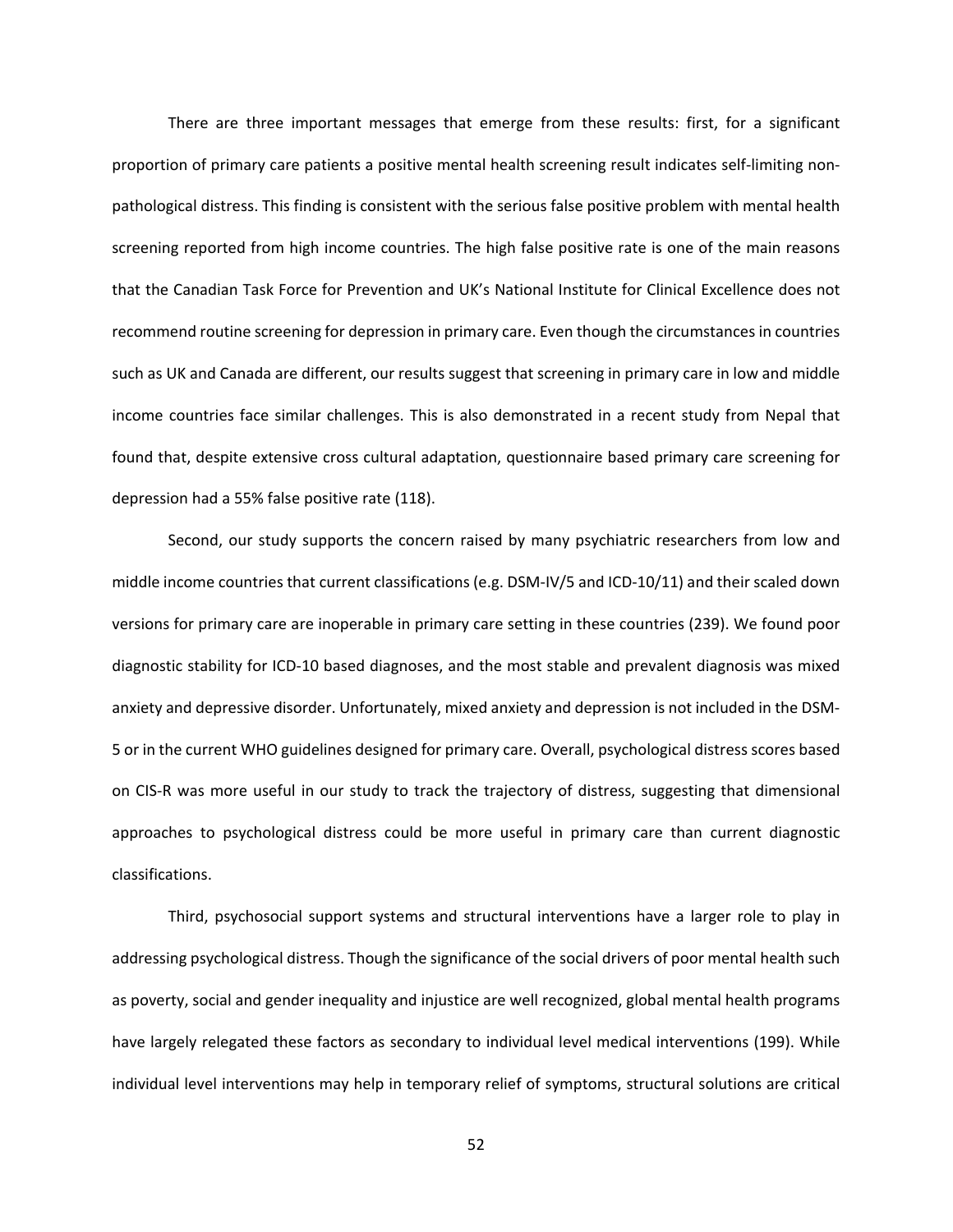There are three important messages that emerge from these results: first, for a significant proportion of primary care patients a positive mental health screening result indicates self-limiting non-pathological distress. This finding is consistent with the serious false positive problem with mental health screening reported from high income countries. The high false positive rate is one of the main reasons that the Canadian Task Force for Prevention and UK's National Institute for Clinical Excellence does not recommend routine screening for depression in primary care. Even though the circumstances in countries such as UK and Canada are different, our results suggest that screening in primary care in low and middle income countries face similar challenges. This is also demonstrated in a recent study from Nepal that found that, despite extensive cross cultural adaptation, questionnaire based primary care screening for depression had a 55% false positive rate (118).

Second, our study supports the concern raised by many psychiatric researchers from low and middle income countries that current classifications (e.g. DSM-IV/5 and ICD-10/11) and their scaled down versions for primary care are inoperable in primary care setting in these countries (239). We found poor diagnostic stability for ICD-10 based diagnoses, and the most stable and prevalent diagnosis was mixed anxiety and depressive disorder. Unfortunately, mixed anxiety and depression is not included in the DSM-5 or in the current WHO guidelines designed for primary care. Overall, psychological distress scores based on CIS-R was more useful in our study to track the trajectory of distress, suggesting that dimensional approaches to psychological distress could be more useful in primary care than current diagnostic classifications.

Third, psychosocial support systems and structural interventions have a larger role to play in addressing psychological distress. Though the significance of the social drivers of poor mental health such as poverty, social and gender inequality and injustice are well recognized, global mental health programs have largely relegated these factors as secondary to individual level medical interventions (199). While individual level interventions may help in temporary relief of symptoms, structural solutions are critical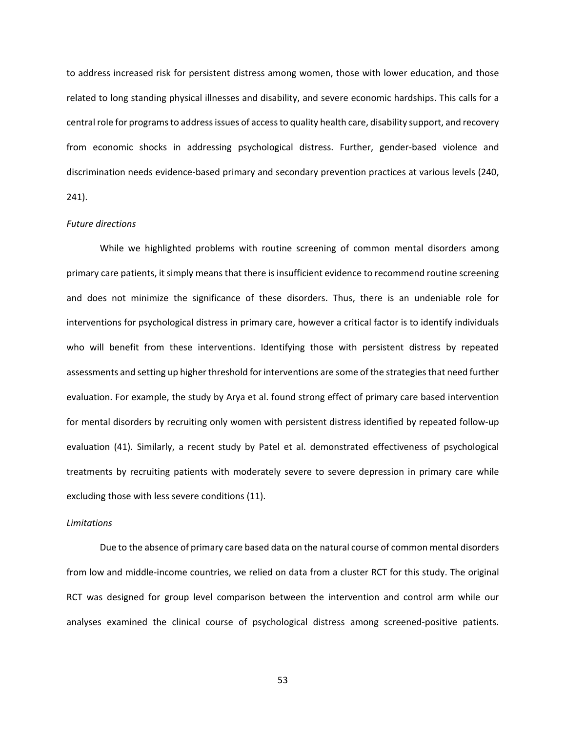to address increased risk for persistent distress among women, those with lower education, and those related to long standing physical illnesses and disability, and severe economic hardships. This calls for a central role for programs to address issues of access to quality health care, disability support, and recovery from economic shocks in addressing psychological distress. Further, gender-based violence and discrimination needs evidence-based primary and secondary prevention practices at various levels (240, 241).

*Future directions*

While we highlighted problems with routine screening of common mental disorders among primary care patients, it simply means that there is insufficient evidence to recommend routine screening and does not minimize the significance of these disorders. Thus, there is an undeniable role for interventions for psychological distress in primary care, however a critical factor is to identify individuals who will benefit from these interventions. Identifying those with persistent distress by repeated assessments and setting up higher threshold for interventions are some of the strategies that need further evaluation. For example, the study by Arya et al. found strong effect of primary care based intervention for mental disorders by recruiting only women with persistent distress identified by repeated follow-up evaluation (41). Similarly, a recent study by Patel et al. demonstrated effectiveness of psychological treatments by recruiting patients with moderately severe to severe depression in primary care while excluding those with less severe conditions (11).

*Limitations*

Due to the absence of primary care based data on the natural course of common mental disorders from low and middle-income countries, we relied on data from a cluster RCT for this study. The original RCT was designed for group level comparison between the intervention and control arm while our analyses examined the clinical course of psychological distress among screened-positive patients.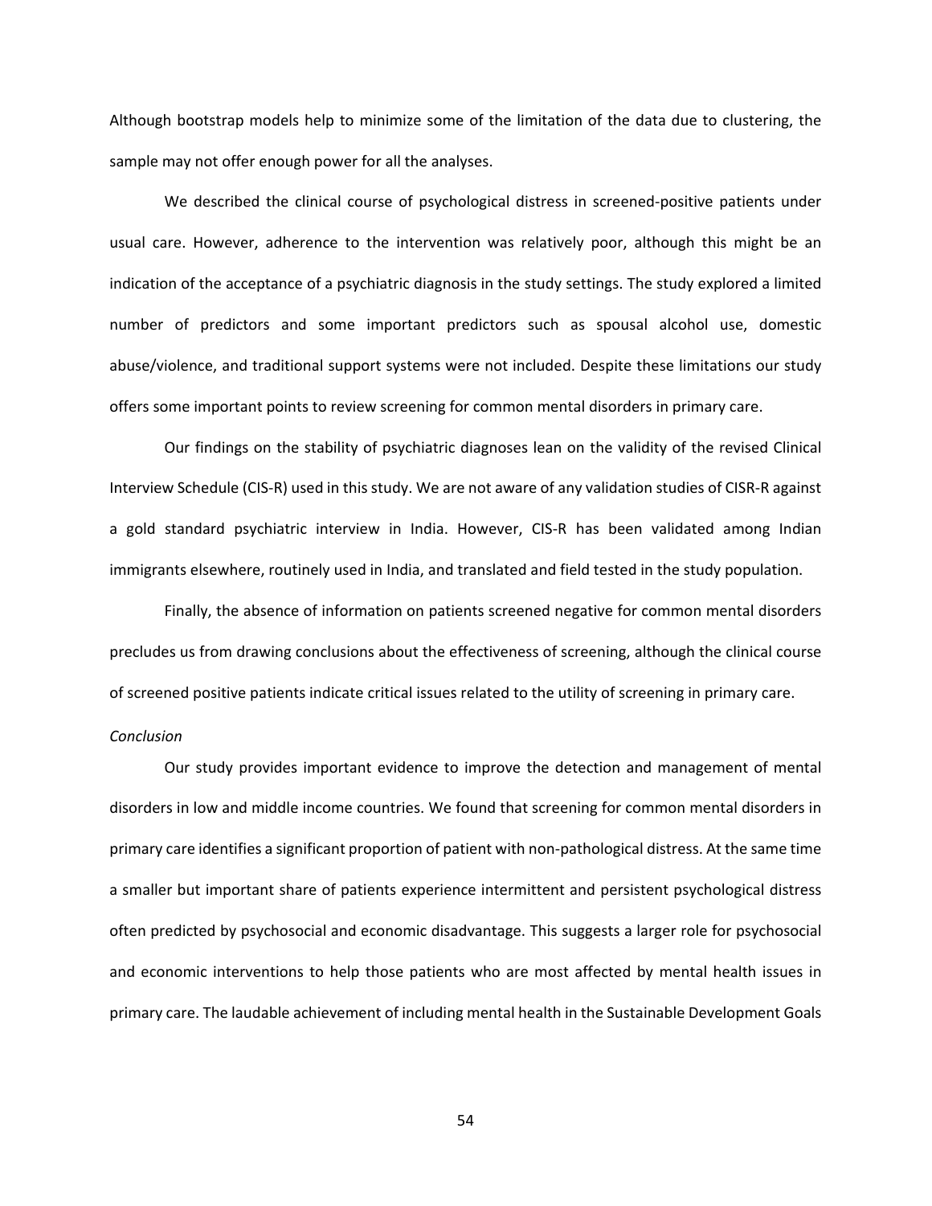Although bootstrap models help to minimize some of the limitation of the data due to clustering, the sample may not offer enough power for all the analyses.

We described the clinical course of psychological distress in screened-positive patients under usual care. However, adherence to the intervention was relatively poor, although this might be an indication of the acceptance of a psychiatric diagnosis in the study settings. The study explored a limited number of predictors and some important predictors such as spousal alcohol use, domestic abuse/violence, and traditional support systems were not included. Despite these limitations our study offers some important points to review screening for common mental disorders in primary care.

Our findings on the stability of psychiatric diagnoses lean on the validity of the revised Clinical Interview Schedule (CIS-R) used in this study. We are not aware of any validation studies of CISR-R against a gold standard psychiatric interview in India. However, CIS-R has been validated among Indian immigrants elsewhere, routinely used in India, and translated and field tested in the study population.

Finally, the absence of information on patients screened negative for common mental disorders precludes us from drawing conclusions about the effectiveness of screening, although the clinical course of screened positive patients indicate critical issues related to the utility of screening in primary care.

*Conclusion*

Our study provides important evidence to improve the detection and management of mental disorders in low and middle income countries. We found that screening for common mental disorders in primary care identifies a significant proportion of patient with non-pathological distress. At the same time a smaller but important share of patients experience intermittent and persistent psychological distress often predicted by psychosocial and economic disadvantage. This suggests a larger role for psychosocial and economic interventions to help those patients who are most affected by mental health issues in primary care. The laudable achievement of including mental health in the Sustainable Development Goals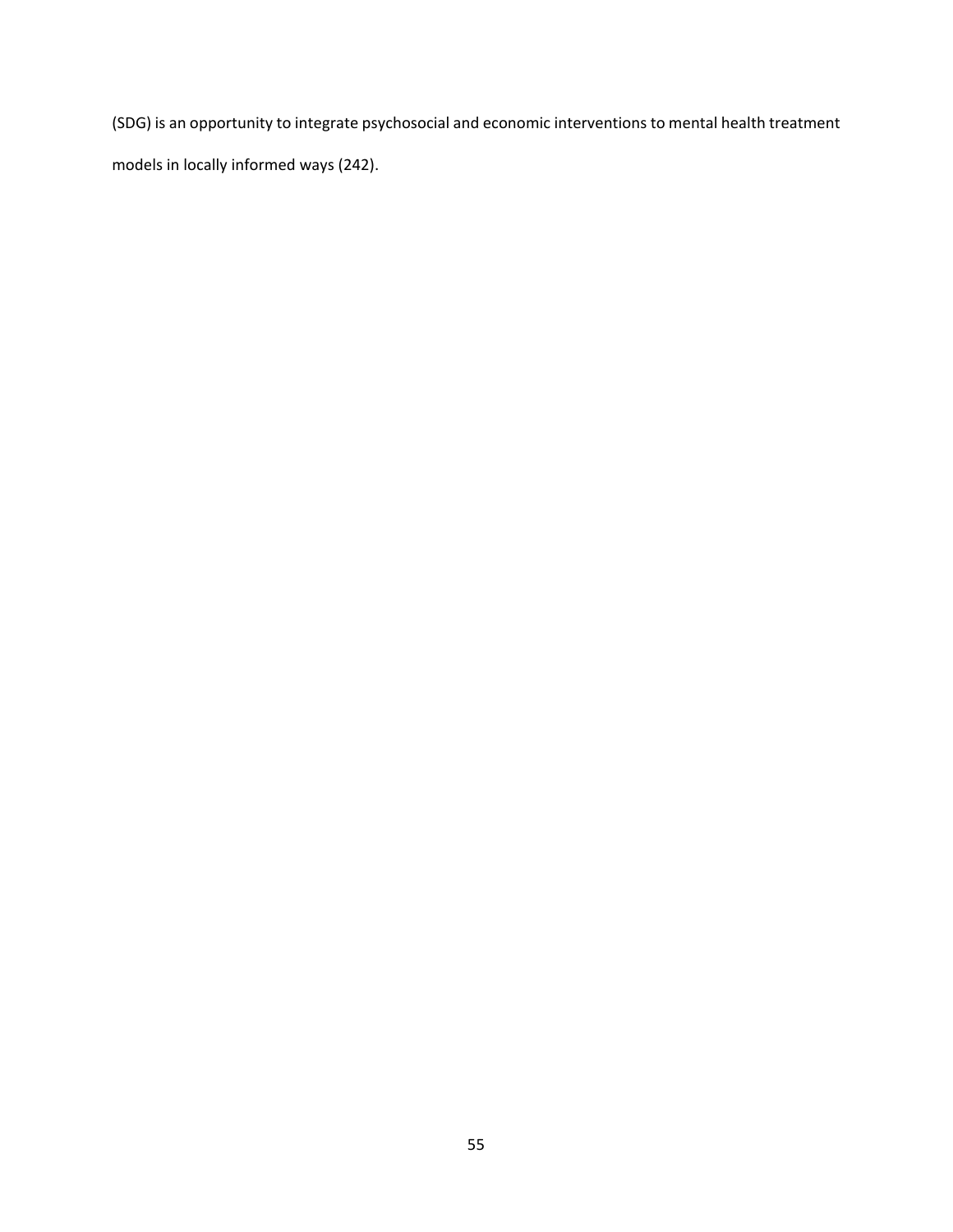(SDG) is an opportunity to integrate psychosocial and economic interventions to mental health treatment models in locally informed ways (242).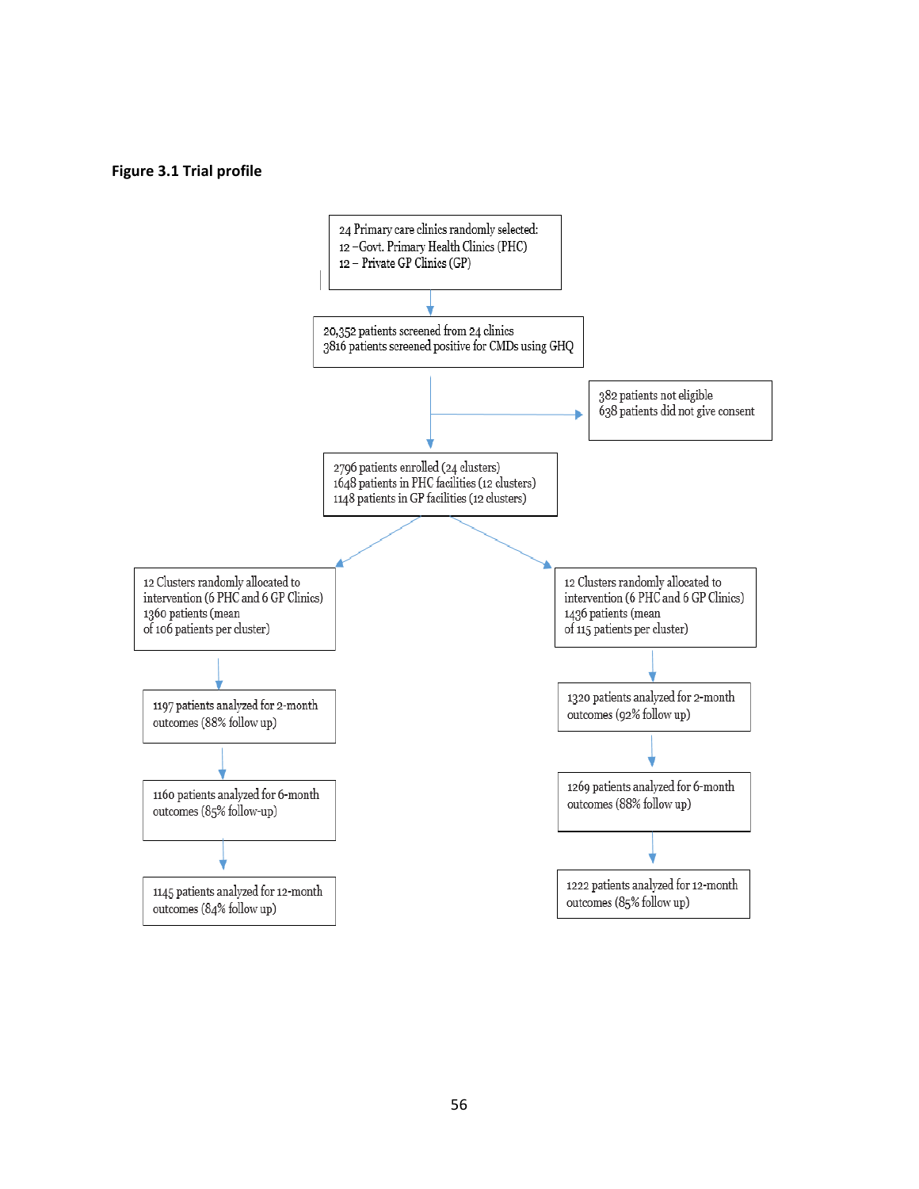**Figure 3.1 Trial profile**

24 Primary care clinics randomly selected:
12 –Govt. Primary Health Clinics (PHC)
12 – Private GP Clinics (GP)

↓

20,352 patients screened from 24 clinics
3816 patients screened positive for CMDs using GHQ

→ 382 patients not eligible
638 patients did not give consent

↓

2796 patients enrolled (24 clusters)
1648 patients in PHC facilities (12 clusters)
1148 patients in GP facilities (12 clusters)

**Left arm:**

12 Clusters randomly allocated to intervention (6 PHC and 6 GP Clinics)
1360 patients (mean of 106 patients per cluster)

↓

1197 patients analyzed for 2-month outcomes (88% follow up)

↓

1160 patients analyzed for 6-month outcomes (85% follow-up)

↓

1145 patients analyzed for 12-month outcomes (84% follow up)

**Right arm:**

12 Clusters randomly allocated to intervention (6 PHC and 6 GP Clinics)
1436 patients (mean of 115 patients per cluster)

↓

1320 patients analyzed for 2-month outcomes (92% follow up)

↓

1269 patients analyzed for 6-month outcomes (88% follow up)

↓

1222 patients analyzed for 12-month outcomes (85% follow up)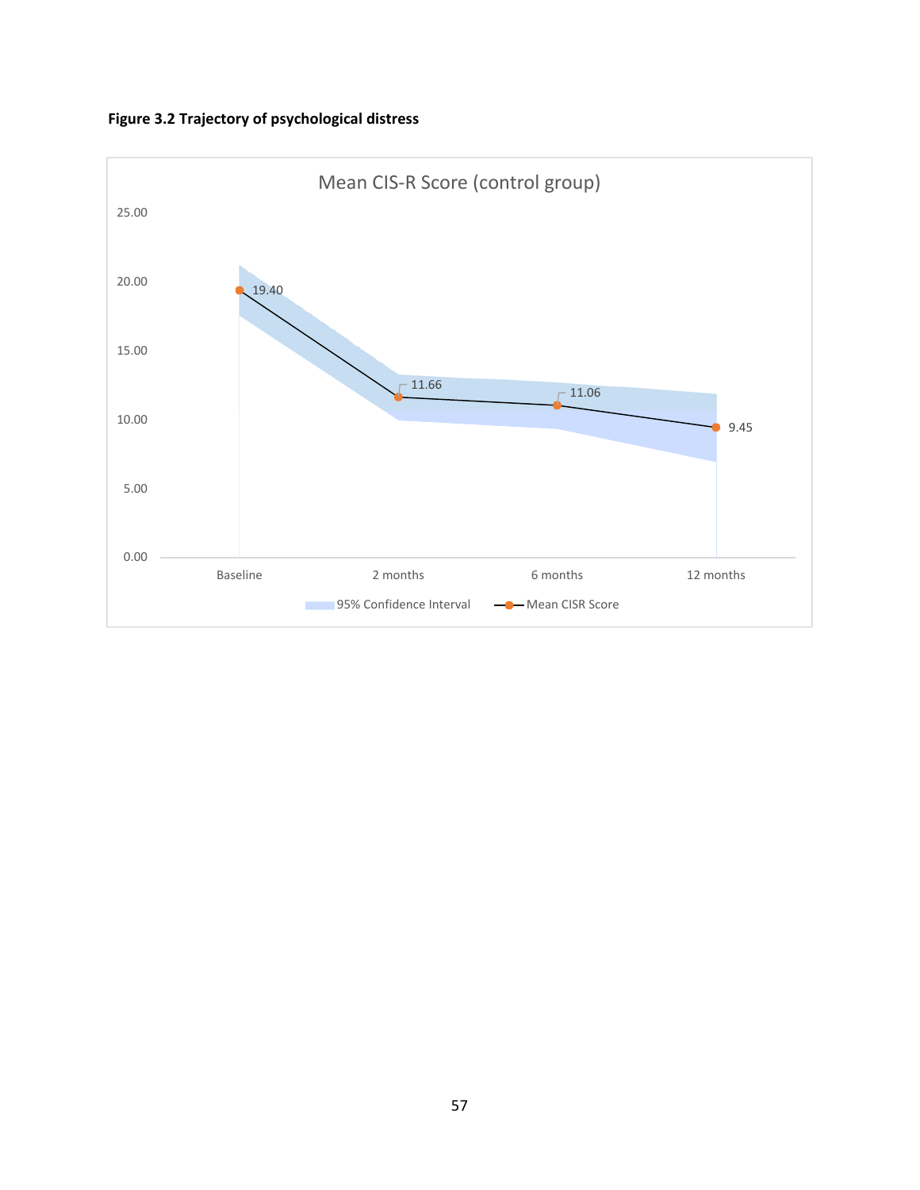**Figure 3.2 Trajectory of psychological distress**

Mean CIS-R Score (control group)

| | Baseline | 2 months | 6 months | 12 months |
|---|---|---|---|---|
| Mean CISR Score | 19.40 | 11.66 | 11.06 | 9.45 |

Legend: 95% Confidence Interval; Mean CISR Score

Y-axis: 0.00, 5.00, 10.00, 15.00, 20.00, 25.00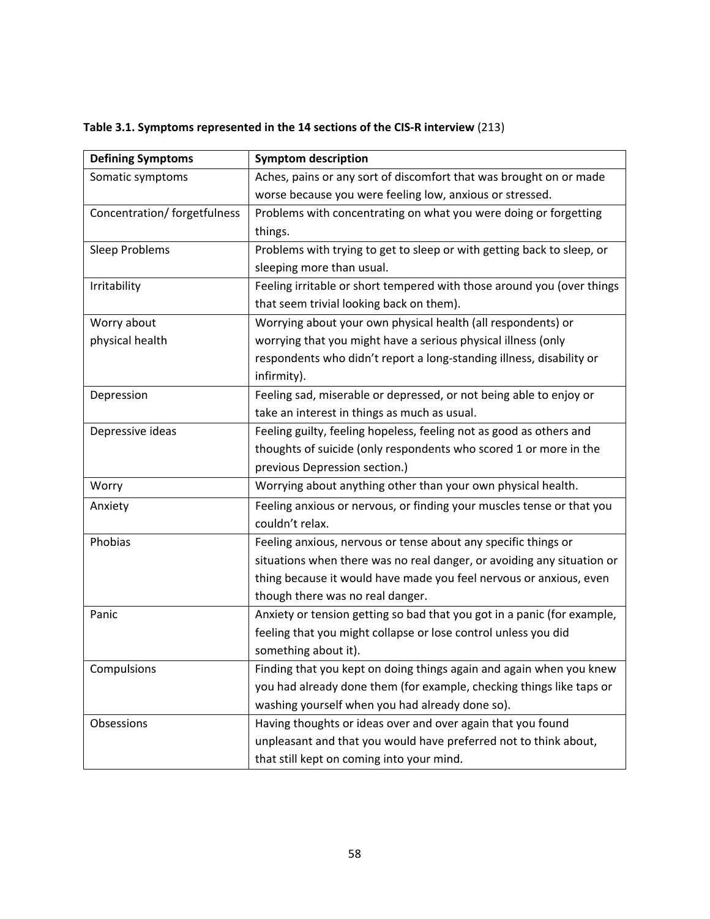**Table 3.1. Symptoms represented in the 14 sections of the CIS-R interview** (213)

| Defining Symptoms | Symptom description |
|---|---|
| Somatic symptoms | Aches, pains or any sort of discomfort that was brought on or made worse because you were feeling low, anxious or stressed. |
| Concentration/ forgetfulness | Problems with concentrating on what you were doing or forgetting things. |
| Sleep Problems | Problems with trying to get to sleep or with getting back to sleep, or sleeping more than usual. |
| Irritability | Feeling irritable or short tempered with those around you (over things that seem trivial looking back on them). |
| Worry about physical health | Worrying about your own physical health (all respondents) or worrying that you might have a serious physical illness (only respondents who didn't report a long-standing illness, disability or infirmity). |
| Depression | Feeling sad, miserable or depressed, or not being able to enjoy or take an interest in things as much as usual. |
| Depressive ideas | Feeling guilty, feeling hopeless, feeling not as good as others and thoughts of suicide (only respondents who scored 1 or more in the previous Depression section.) |
| Worry | Worrying about anything other than your own physical health. |
| Anxiety | Feeling anxious or nervous, or finding your muscles tense or that you couldn't relax. |
| Phobias | Feeling anxious, nervous or tense about any specific things or situations when there was no real danger, or avoiding any situation or thing because it would have made you feel nervous or anxious, even though there was no real danger. |
| Panic | Anxiety or tension getting so bad that you got in a panic (for example, feeling that you might collapse or lose control unless you did something about it). |
| Compulsions | Finding that you kept on doing things again and again when you knew you had already done them (for example, checking things like taps or washing yourself when you had already done so). |
| Obsessions | Having thoughts or ideas over and over again that you found unpleasant and that you would have preferred not to think about, that still kept on coming into your mind. |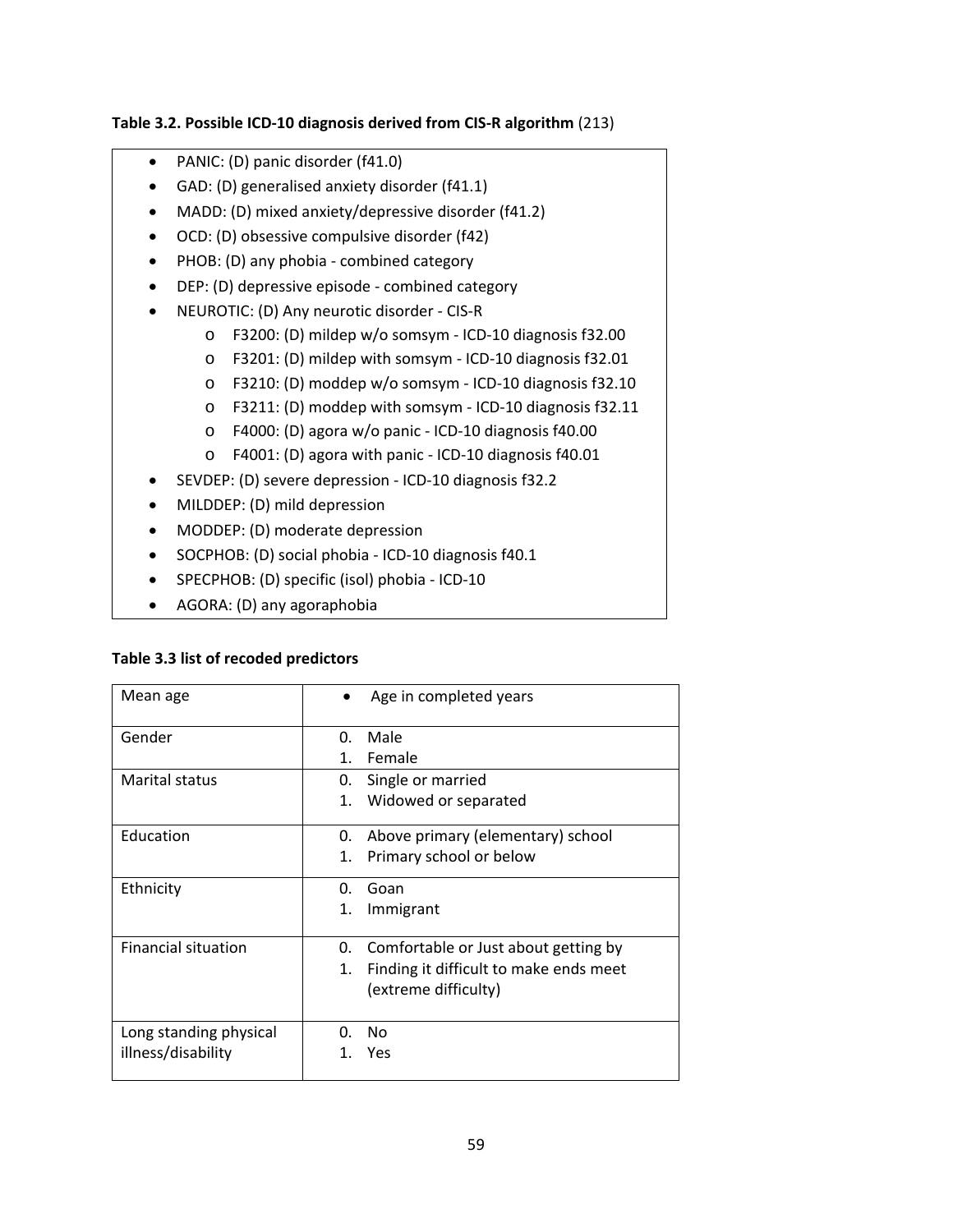**Table 3.2. Possible ICD-10 diagnosis derived from CIS-R algorithm** (213)

- PANIC: (D) panic disorder (f41.0)
- GAD: (D) generalised anxiety disorder (f41.1)
- MADD: (D) mixed anxiety/depressive disorder (f41.2)
- OCD: (D) obsessive compulsive disorder (f42)
- PHOB: (D) any phobia - combined category
- DEP: (D) depressive episode - combined category
- NEUROTIC: (D) Any neurotic disorder - CIS-R
    - F3200: (D) mildep w/o somsym - ICD-10 diagnosis f32.00
    - F3201: (D) mildep with somsym - ICD-10 diagnosis f32.01
    - F3210: (D) moddep w/o somsym - ICD-10 diagnosis f32.10
    - F3211: (D) moddep with somsym - ICD-10 diagnosis f32.11
    - F4000: (D) agora w/o panic - ICD-10 diagnosis f40.00
    - F4001: (D) agora with panic - ICD-10 diagnosis f40.01
- SEVDEP: (D) severe depression - ICD-10 diagnosis f32.2
- MILDDEP: (D) mild depression
- MODDEP: (D) moderate depression
- SOCPHOB: (D) social phobia - ICD-10 diagnosis f40.1
- SPECPHOB: (D) specific (isol) phobia - ICD-10
- AGORA: (D) any agoraphobia

**Table 3.3 list of recoded predictors**

| | |
|---|---|
| Mean age | • Age in completed years |
| Gender | 0. Male<br>1. Female |
| Marital status | 0. Single or married<br>1. Widowed or separated |
| Education | 0. Above primary (elementary) school<br>1. Primary school or below |
| Ethnicity | 0. Goan<br>1. Immigrant |
| Financial situation | 0. Comfortable or Just about getting by<br>1. Finding it difficult to make ends meet (extreme difficulty) |
| Long standing physical illness/disability | 0. No<br>1. Yes |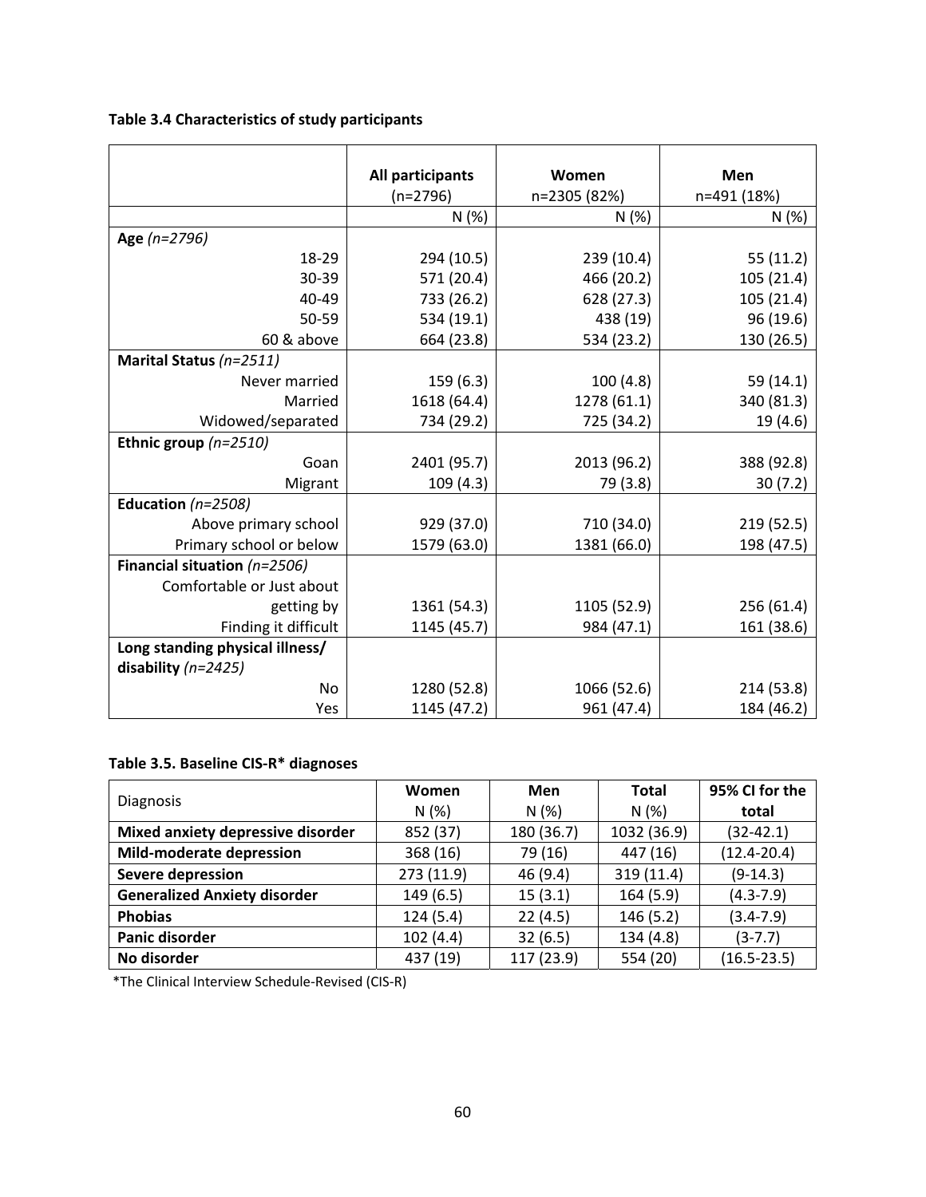**Table 3.4 Characteristics of study participants**

| | All participants (n=2796) | Women n=2305 (82%) | Men n=491 (18%) |
|---|---|---|---|
| | N (%) | N (%) | N (%) |
| **Age** *(n=2796)* | | | |
| 18-29 | 294 (10.5) | 239 (10.4) | 55 (11.2) |
| 30-39 | 571 (20.4) | 466 (20.2) | 105 (21.4) |
| 40-49 | 733 (26.2) | 628 (27.3) | 105 (21.4) |
| 50-59 | 534 (19.1) | 438 (19) | 96 (19.6) |
| 60 & above | 664 (23.8) | 534 (23.2) | 130 (26.5) |
| **Marital Status** *(n=2511)* | | | |
| Never married | 159 (6.3) | 100 (4.8) | 59 (14.1) |
| Married | 1618 (64.4) | 1278 (61.1) | 340 (81.3) |
| Widowed/separated | 734 (29.2) | 725 (34.2) | 19 (4.6) |
| **Ethnic group** *(n=2510)* | | | |
| Goan | 2401 (95.7) | 2013 (96.2) | 388 (92.8) |
| Migrant | 109 (4.3) | 79 (3.8) | 30 (7.2) |
| **Education** *(n=2508)* | | | |
| Above primary school | 929 (37.0) | 710 (34.0) | 219 (52.5) |
| Primary school or below | 1579 (63.0) | 1381 (66.0) | 198 (47.5) |
| **Financial situation** *(n=2506)* | | | |
| Comfortable or Just about getting by | 1361 (54.3) | 1105 (52.9) | 256 (61.4) |
| Finding it difficult | 1145 (45.7) | 984 (47.1) | 161 (38.6) |
| **Long standing physical illness/ disability** *(n=2425)* | | | |
| No | 1280 (52.8) | 1066 (52.6) | 214 (53.8) |
| Yes | 1145 (47.2) | 961 (47.4) | 184 (46.2) |

**Table 3.5. Baseline CIS-R* diagnoses**

| Diagnosis | Women N (%) | Men N (%) | Total N (%) | 95% CI for the total |
|---|---|---|---|---|
| **Mixed anxiety depressive disorder** | 852 (37) | 180 (36.7) | 1032 (36.9) | (32-42.1) |
| **Mild-moderate depression** | 368 (16) | 79 (16) | 447 (16) | (12.4-20.4) |
| **Severe depression** | 273 (11.9) | 46 (9.4) | 319 (11.4) | (9-14.3) |
| **Generalized Anxiety disorder** | 149 (6.5) | 15 (3.1) | 164 (5.9) | (4.3-7.9) |
| **Phobias** | 124 (5.4) | 22 (4.5) | 146 (5.2) | (3.4-7.9) |
| **Panic disorder** | 102 (4.4) | 32 (6.5) | 134 (4.8) | (3-7.7) |
| **No disorder** | 437 (19) | 117 (23.9) | 554 (20) | (16.5-23.5) |

*The Clinical Interview Schedule-Revised (CIS-R)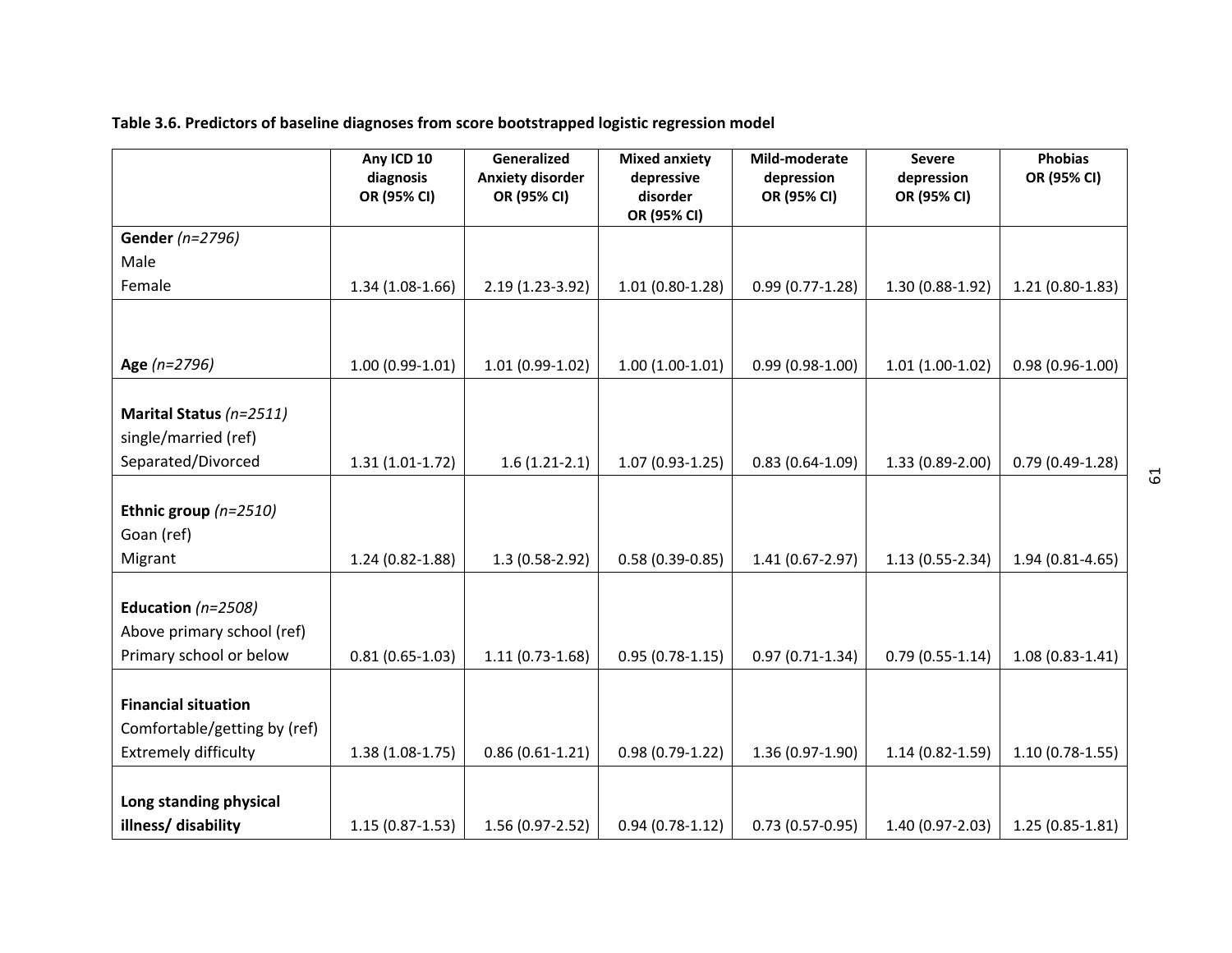**Table 3.6. Predictors of baseline diagnoses from score bootstrapped logistic regression model**

| | Any ICD 10 diagnosis OR (95% CI) | Generalized Anxiety disorder OR (95% CI) | Mixed anxiety depressive disorder OR (95% CI) | Mild-moderate depression OR (95% CI) | Severe depression OR (95% CI) | Phobias OR (95% CI) |
|---|---|---|---|---|---|---|
| **Gender** *(n=2796)* | | | | | | |
| Male | | | | | | |
| Female | 1.34 (1.08-1.66) | 2.19 (1.23-3.92) | 1.01 (0.80-1.28) | 0.99 (0.77-1.28) | 1.30 (0.88-1.92) | 1.21 (0.80-1.83) |
| **Age** *(n=2796)* | 1.00 (0.99-1.01) | 1.01 (0.99-1.02) | 1.00 (1.00-1.01) | 0.99 (0.98-1.00) | 1.01 (1.00-1.02) | 0.98 (0.96-1.00) |
| **Marital Status** *(n=2511)* | | | | | | |
| single/married (ref) | | | | | | |
| Separated/Divorced | 1.31 (1.01-1.72) | 1.6 (1.21-2.1) | 1.07 (0.93-1.25) | 0.83 (0.64-1.09) | 1.33 (0.89-2.00) | 0.79 (0.49-1.28) |
| **Ethnic group** *(n=2510)* | | | | | | |
| Goan (ref) | | | | | | |
| Migrant | 1.24 (0.82-1.88) | 1.3 (0.58-2.92) | 0.58 (0.39-0.85) | 1.41 (0.67-2.97) | 1.13 (0.55-2.34) | 1.94 (0.81-4.65) |
| **Education** *(n=2508)* | | | | | | |
| Above primary school (ref) | | | | | | |
| Primary school or below | 0.81 (0.65-1.03) | 1.11 (0.73-1.68) | 0.95 (0.78-1.15) | 0.97 (0.71-1.34) | 0.79 (0.55-1.14) | 1.08 (0.83-1.41) |
| **Financial situation** | | | | | | |
| Comfortable/getting by (ref) | | | | | | |
| Extremely difficulty | 1.38 (1.08-1.75) | 0.86 (0.61-1.21) | 0.98 (0.79-1.22) | 1.36 (0.97-1.90) | 1.14 (0.82-1.59) | 1.10 (0.78-1.55) |
| **Long standing physical illness/ disability** | 1.15 (0.87-1.53) | 1.56 (0.97-2.52) | 0.94 (0.78-1.12) | 0.73 (0.57-0.95) | 1.40 (0.97-2.03) | 1.25 (0.85-1.81) |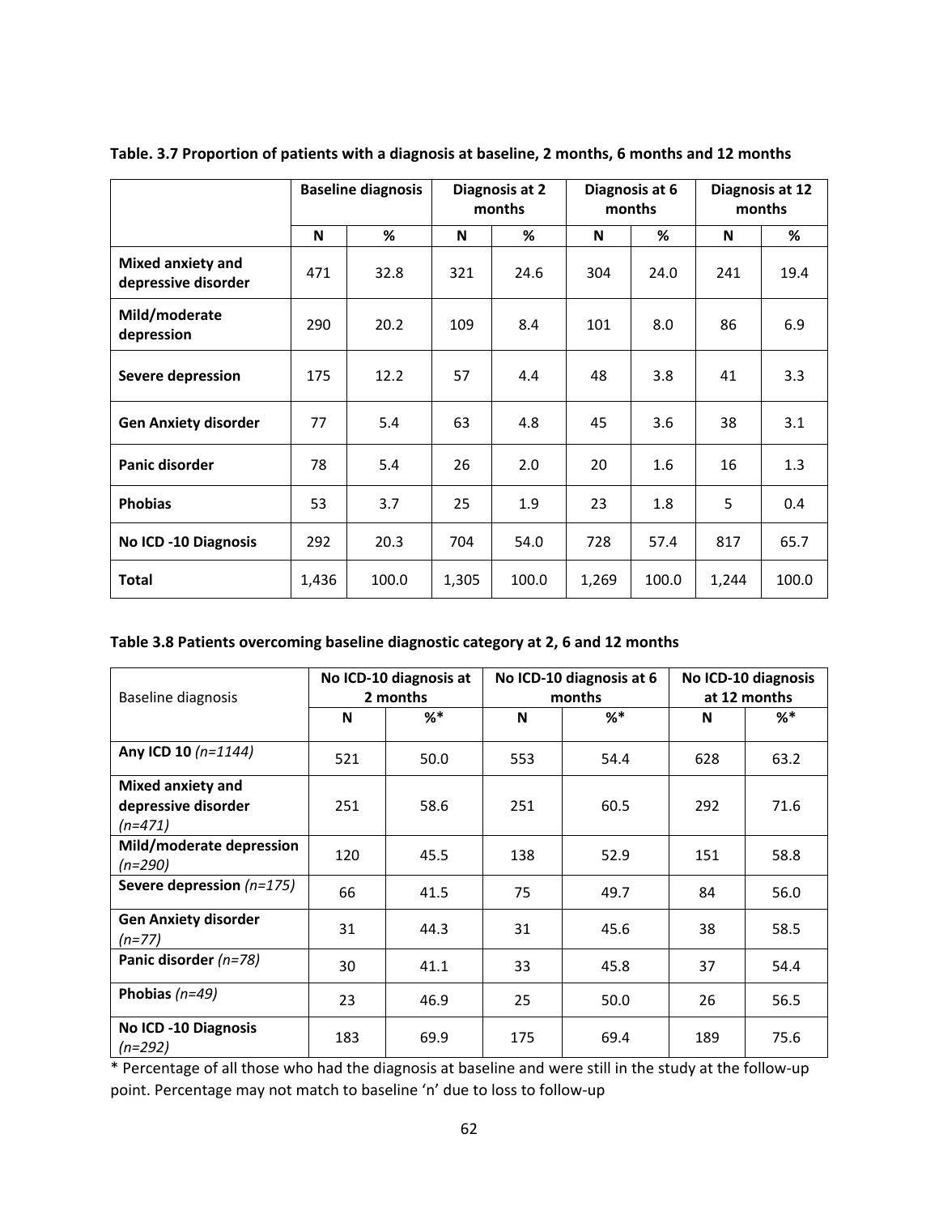**Table. 3.7 Proportion of patients with a diagnosis at baseline, 2 months, 6 months and 12 months**

| | Baseline diagnosis | | Diagnosis at 2 months | | Diagnosis at 6 months | | Diagnosis at 12 months | |
|---|---|---|---|---|---|---|---|---|
| | N | % | N | % | N | % | N | % |
| **Mixed anxiety and depressive disorder** | 471 | 32.8 | 321 | 24.6 | 304 | 24.0 | 241 | 19.4 |
| **Mild/moderate depression** | 290 | 20.2 | 109 | 8.4 | 101 | 8.0 | 86 | 6.9 |
| **Severe depression** | 175 | 12.2 | 57 | 4.4 | 48 | 3.8 | 41 | 3.3 |
| **Gen Anxiety disorder** | 77 | 5.4 | 63 | 4.8 | 45 | 3.6 | 38 | 3.1 |
| **Panic disorder** | 78 | 5.4 | 26 | 2.0 | 20 | 1.6 | 16 | 1.3 |
| **Phobias** | 53 | 3.7 | 25 | 1.9 | 23 | 1.8 | 5 | 0.4 |
| **No ICD -10 Diagnosis** | 292 | 20.3 | 704 | 54.0 | 728 | 57.4 | 817 | 65.7 |
| **Total** | 1,436 | 100.0 | 1,305 | 100.0 | 1,269 | 100.0 | 1,244 | 100.0 |

**Table 3.8 Patients overcoming baseline diagnostic category at 2, 6 and 12 months**

| Baseline diagnosis | No ICD-10 diagnosis at 2 months | | No ICD-10 diagnosis at 6 months | | No ICD-10 diagnosis at 12 months | |
|---|---|---|---|---|---|---|
| | N | %* | N | %* | N | %* |
| **Any ICD 10** *(n=1144)* | 521 | 50.0 | 553 | 54.4 | 628 | 63.2 |
| **Mixed anxiety and depressive disorder** *(n=471)* | 251 | 58.6 | 251 | 60.5 | 292 | 71.6 |
| **Mild/moderate depression** *(n=290)* | 120 | 45.5 | 138 | 52.9 | 151 | 58.8 |
| **Severe depression** *(n=175)* | 66 | 41.5 | 75 | 49.7 | 84 | 56.0 |
| **Gen Anxiety disorder** *(n=77)* | 31 | 44.3 | 31 | 45.6 | 38 | 58.5 |
| **Panic disorder** *(n=78)* | 30 | 41.1 | 33 | 45.8 | 37 | 54.4 |
| **Phobias** *(n=49)* | 23 | 46.9 | 25 | 50.0 | 26 | 56.5 |
| **No ICD -10 Diagnosis** *(n=292)* | 183 | 69.9 | 175 | 69.4 | 189 | 75.6 |

\* Percentage of all those who had the diagnosis at baseline and were still in the study at the follow-up point. Percentage may not match to baseline 'n' due to loss to follow-up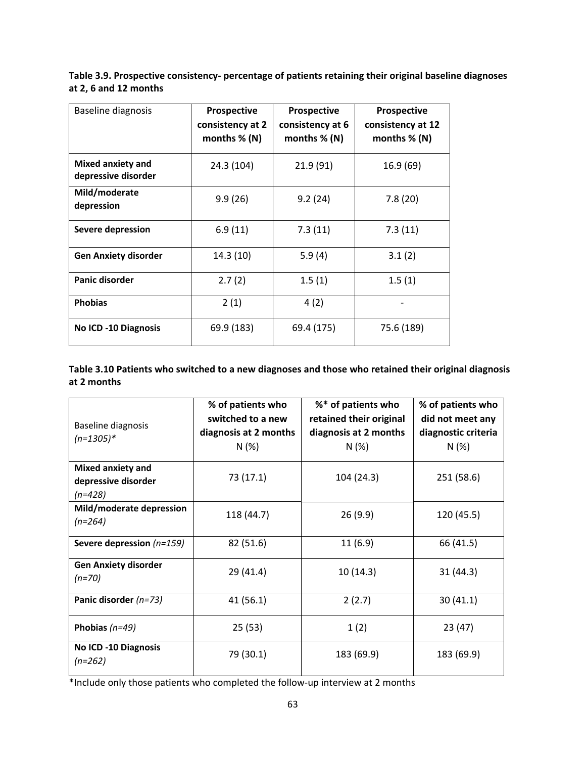**Table 3.9. Prospective consistency- percentage of patients retaining their original baseline diagnoses at 2, 6 and 12 months**

| Baseline diagnosis | **Prospective consistency at 2 months % (N)** | **Prospective consistency at 6 months % (N)** | **Prospective consistency at 12 months % (N)** |
|---|---|---|---|
| **Mixed anxiety and depressive disorder** | 24.3 (104) | 21.9 (91) | 16.9 (69) |
| **Mild/moderate depression** | 9.9 (26) | 9.2 (24) | 7.8 (20) |
| **Severe depression** | 6.9 (11) | 7.3 (11) | 7.3 (11) |
| **Gen Anxiety disorder** | 14.3 (10) | 5.9 (4) | 3.1 (2) |
| **Panic disorder** | 2.7 (2) | 1.5 (1) | 1.5 (1) |
| **Phobias** | 2 (1) | 4 (2) | - |
| **No ICD -10 Diagnosis** | 69.9 (183) | 69.4 (175) | 75.6 (189) |

**Table 3.10 Patients who switched to a new diagnoses and those who retained their original diagnosis at 2 months**

| Baseline diagnosis *(n=1305)** | **% of patients who switched to a new diagnosis at 2 months** N (%) | **%* of patients who retained their original diagnosis at 2 months** N (%) | **% of patients who did not meet any diagnostic criteria** N (%) |
|---|---|---|---|
| **Mixed anxiety and depressive disorder** *(n=428)* | 73 (17.1) | 104 (24.3) | 251 (58.6) |
| **Mild/moderate depression** *(n=264)* | 118 (44.7) | 26 (9.9) | 120 (45.5) |
| **Severe depression** *(n=159)* | 82 (51.6) | 11 (6.9) | 66 (41.5) |
| **Gen Anxiety disorder** *(n=70)* | 29 (41.4) | 10 (14.3) | 31 (44.3) |
| **Panic disorder** *(n=73)* | 41 (56.1) | 2 (2.7) | 30 (41.1) |
| **Phobias** *(n=49)* | 25 (53) | 1 (2) | 23 (47) |
| **No ICD -10 Diagnosis** *(n=262)* | 79 (30.1) | 183 (69.9) | 183 (69.9) |

*Include only those patients who completed the follow-up interview at 2 months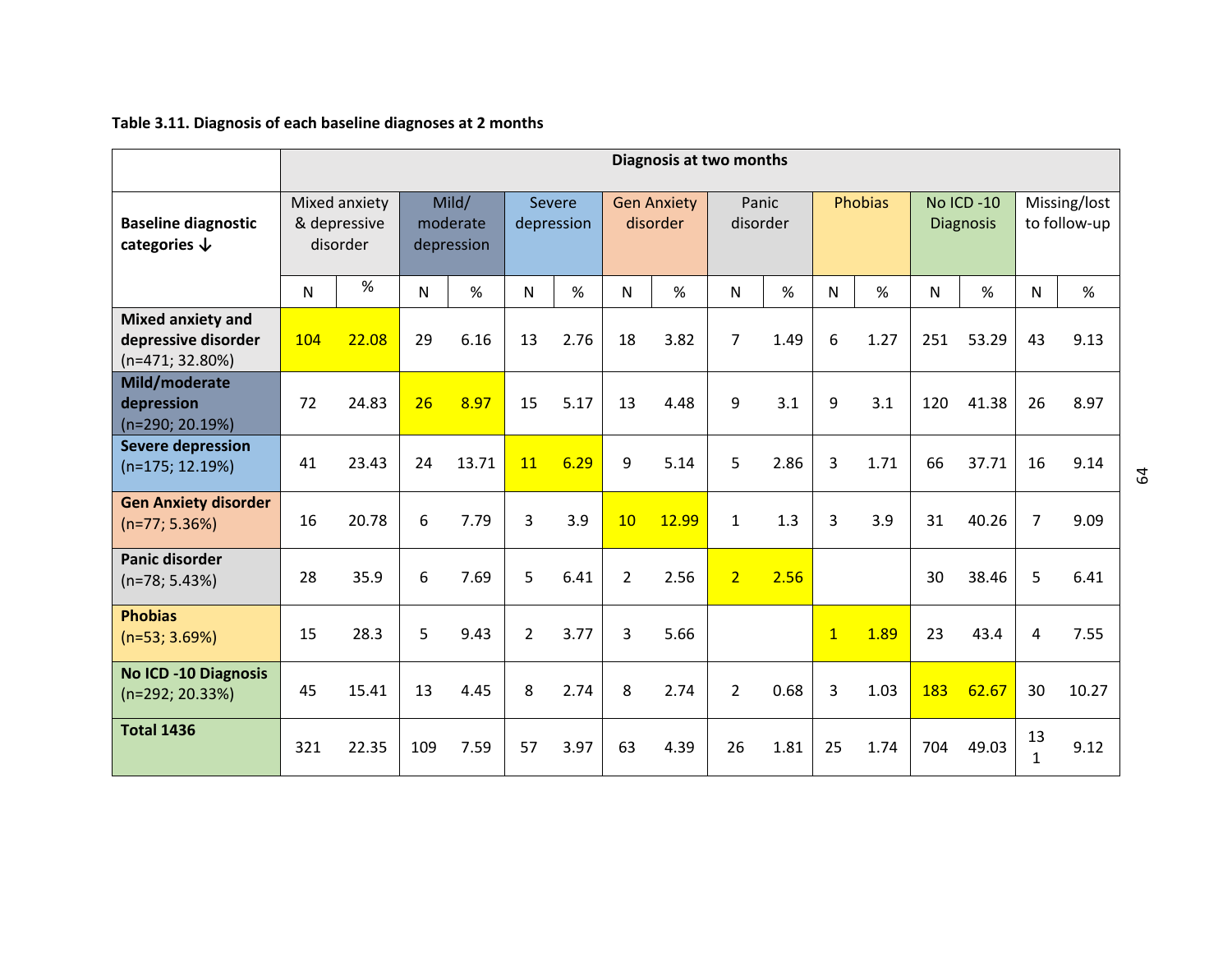**Table 3.11. Diagnosis of each baseline diagnoses at 2 months**

| Baseline diagnostic categories ↓ | Diagnosis at two months | | | | | | | | | | | | | | | |
|---|---|---|---|---|---|---|---|---|---|---|---|---|---|---|---|---|
| | Mixed anxiety & depressive disorder | | Mild/ moderate depression | | Severe depression | | Gen Anxiety disorder | | Panic disorder | | Phobias | | No ICD -10 Diagnosis | | Missing/lost to follow-up | |
| | N | % | N | % | N | % | N | % | N | % | N | % | N | % | N | % |
| **Mixed anxiety and depressive disorder** (n=471; 32.80%) | 104 | 22.08 | 29 | 6.16 | 13 | 2.76 | 18 | 3.82 | 7 | 1.49 | 6 | 1.27 | 251 | 53.29 | 43 | 9.13 |
| **Mild/moderate depression** (n=290; 20.19%) | 72 | 24.83 | 26 | 8.97 | 15 | 5.17 | 13 | 4.48 | 9 | 3.1 | 9 | 3.1 | 120 | 41.38 | 26 | 8.97 |
| **Severe depression** (n=175; 12.19%) | 41 | 23.43 | 24 | 13.71 | 11 | 6.29 | 9 | 5.14 | 5 | 2.86 | 3 | 1.71 | 66 | 37.71 | 16 | 9.14 |
| **Gen Anxiety disorder** (n=77; 5.36%) | 16 | 20.78 | 6 | 7.79 | 3 | 3.9 | 10 | 12.99 | 1 | 1.3 | 3 | 3.9 | 31 | 40.26 | 7 | 9.09 |
| **Panic disorder** (n=78; 5.43%) | 28 | 35.9 | 6 | 7.69 | 5 | 6.41 | 2 | 2.56 | 2 | 2.56 | | | 30 | 38.46 | 5 | 6.41 |
| **Phobias** (n=53; 3.69%) | 15 | 28.3 | 5 | 9.43 | 2 | 3.77 | 3 | 5.66 | | | 1 | 1.89 | 23 | 43.4 | 4 | 7.55 |
| **No ICD -10 Diagnosis** (n=292; 20.33%) | 45 | 15.41 | 13 | 4.45 | 8 | 2.74 | 8 | 2.74 | 2 | 0.68 | 3 | 1.03 | 183 | 62.67 | 30 | 10.27 |
| **Total 1436** | 321 | 22.35 | 109 | 7.59 | 57 | 3.97 | 63 | 4.39 | 26 | 1.81 | 25 | 1.74 | 704 | 49.03 | 131 | 9.12 |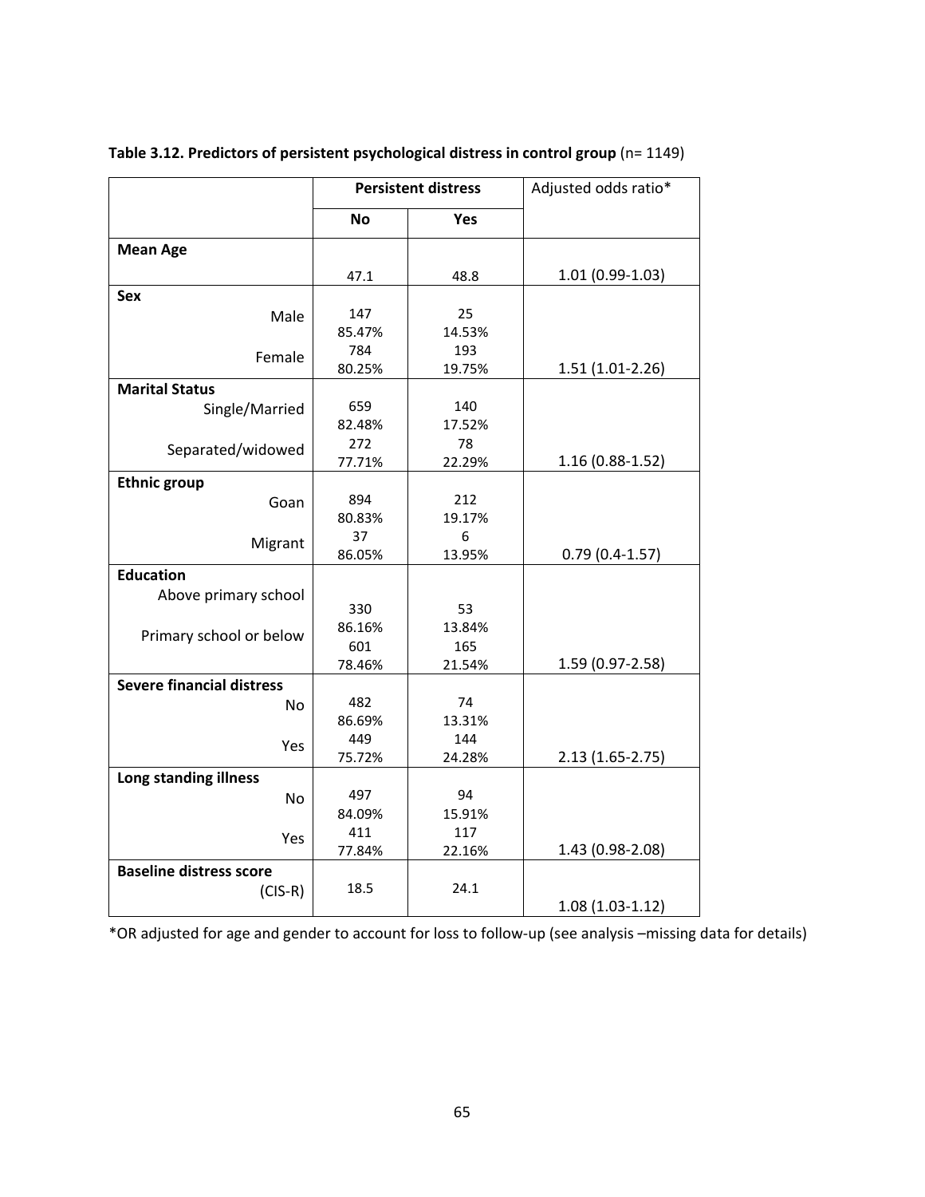**Table 3.12. Predictors of persistent psychological distress in control group** (n= 1149)

| | Persistent distress | | Adjusted odds ratio* |
|---|---|---|---|
| | **No** | **Yes** | |
| **Mean Age** | 47.1 | 48.8 | 1.01 (0.99-1.03) |
| **Sex** | | | |
| Male | 147<br>85.47% | 25<br>14.53% | |
| Female | 784<br>80.25% | 193<br>19.75% | 1.51 (1.01-2.26) |
| **Marital Status** | | | |
| Single/Married | 659<br>82.48% | 140<br>17.52% | |
| Separated/widowed | 272<br>77.71% | 78<br>22.29% | 1.16 (0.88-1.52) |
| **Ethnic group** | | | |
| Goan | 894<br>80.83% | 212<br>19.17% | |
| Migrant | 37<br>86.05% | 6<br>13.95% | 0.79 (0.4-1.57) |
| **Education** | | | |
| Above primary school | 330<br>86.16% | 53<br>13.84% | |
| Primary school or below | 601<br>78.46% | 165<br>21.54% | 1.59 (0.97-2.58) |
| **Severe financial distress** | | | |
| No | 482<br>86.69% | 74<br>13.31% | |
| Yes | 449<br>75.72% | 144<br>24.28% | 2.13 (1.65-2.75) |
| **Long standing illness** | | | |
| No | 497<br>84.09% | 94<br>15.91% | |
| Yes | 411<br>77.84% | 117<br>22.16% | 1.43 (0.98-2.08) |
| **Baseline distress score** (CIS-R) | 18.5 | 24.1 | 1.08 (1.03-1.12) |

*OR adjusted for age and gender to account for loss to follow-up (see analysis –missing data for details)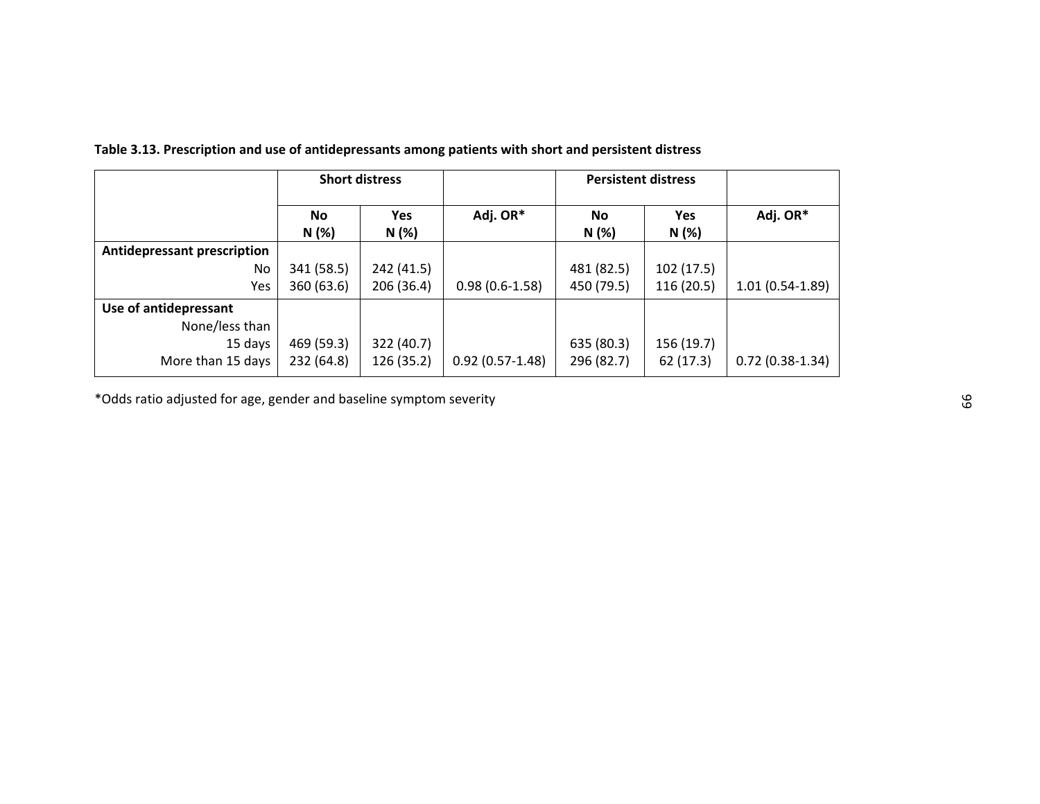**Table 3.13. Prescription and use of antidepressants among patients with short and persistent distress**

| | Short distress | | | Persistent distress | | |
|---|---|---|---|---|---|---|
| | No N (%) | Yes N (%) | Adj. OR* | No N (%) | Yes N (%) | Adj. OR* |
| **Antidepressant prescription** | | | | | | |
| No | 341 (58.5) | 242 (41.5) | | 481 (82.5) | 102 (17.5) | |
| Yes | 360 (63.6) | 206 (36.4) | 0.98 (0.6-1.58) | 450 (79.5) | 116 (20.5) | 1.01 (0.54-1.89) |
| **Use of antidepressant** | | | | | | |
| None/less than 15 days | 469 (59.3) | 322 (40.7) | | 635 (80.3) | 156 (19.7) | |
| More than 15 days | 232 (64.8) | 126 (35.2) | 0.92 (0.57-1.48) | 296 (82.7) | 62 (17.3) | 0.72 (0.38-1.34) |

*Odds ratio adjusted for age, gender and baseline symptom severity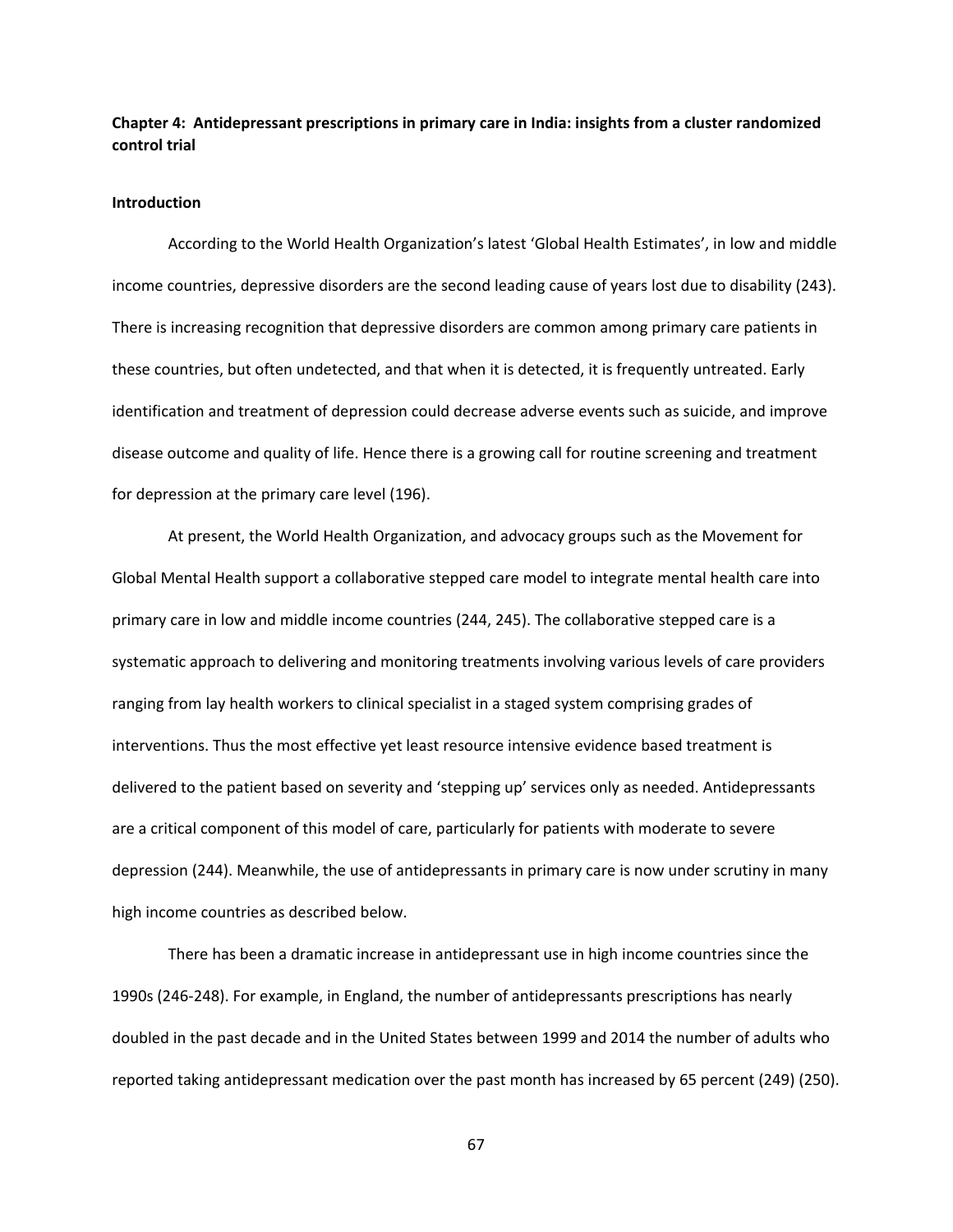## Chapter 4: Antidepressant prescriptions in primary care in India: insights from a cluster randomized control trial

### Introduction

According to the World Health Organization's latest 'Global Health Estimates', in low and middle income countries, depressive disorders are the second leading cause of years lost due to disability (243). There is increasing recognition that depressive disorders are common among primary care patients in these countries, but often undetected, and that when it is detected, it is frequently untreated. Early identification and treatment of depression could decrease adverse events such as suicide, and improve disease outcome and quality of life. Hence there is a growing call for routine screening and treatment for depression at the primary care level (196).

At present, the World Health Organization, and advocacy groups such as the Movement for Global Mental Health support a collaborative stepped care model to integrate mental health care into primary care in low and middle income countries (244, 245). The collaborative stepped care is a systematic approach to delivering and monitoring treatments involving various levels of care providers ranging from lay health workers to clinical specialist in a staged system comprising grades of interventions. Thus the most effective yet least resource intensive evidence based treatment is delivered to the patient based on severity and 'stepping up' services only as needed. Antidepressants are a critical component of this model of care, particularly for patients with moderate to severe depression (244). Meanwhile, the use of antidepressants in primary care is now under scrutiny in many high income countries as described below.

There has been a dramatic increase in antidepressant use in high income countries since the 1990s (246-248). For example, in England, the number of antidepressants prescriptions has nearly doubled in the past decade and in the United States between 1999 and 2014 the number of adults who reported taking antidepressant medication over the past month has increased by 65 percent (249) (250).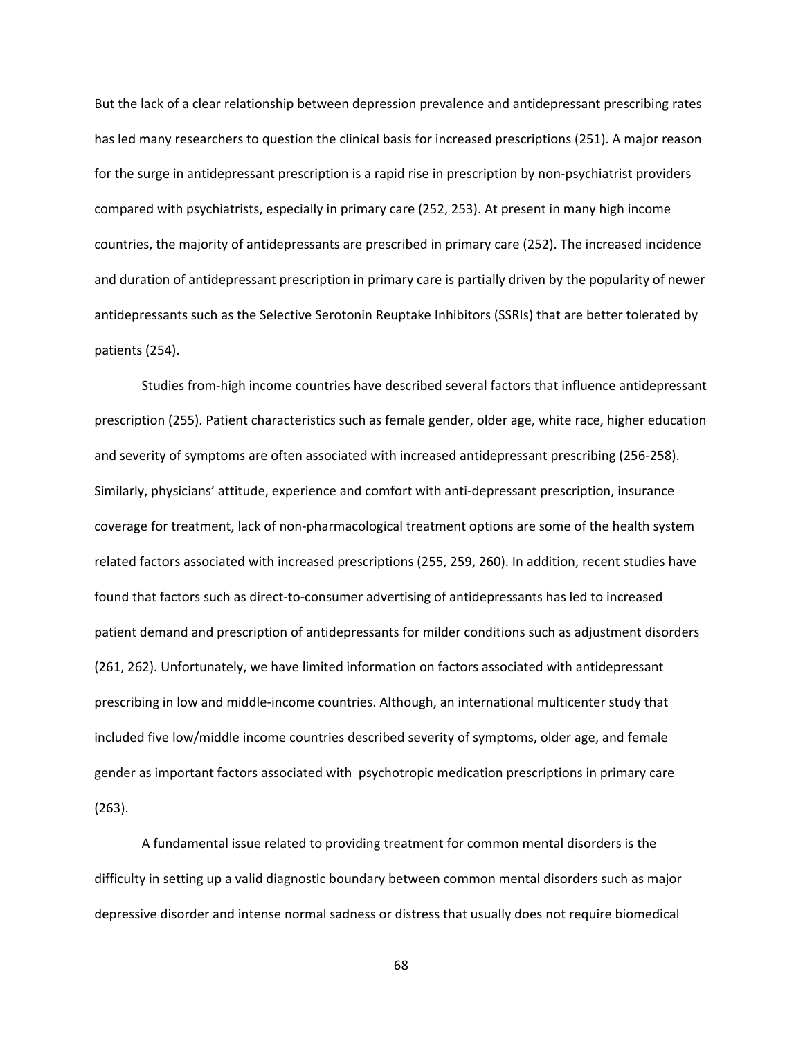But the lack of a clear relationship between depression prevalence and antidepressant prescribing rates has led many researchers to question the clinical basis for increased prescriptions (251). A major reason for the surge in antidepressant prescription is a rapid rise in prescription by non-psychiatrist providers compared with psychiatrists, especially in primary care (252, 253). At present in many high income countries, the majority of antidepressants are prescribed in primary care (252). The increased incidence and duration of antidepressant prescription in primary care is partially driven by the popularity of newer antidepressants such as the Selective Serotonin Reuptake Inhibitors (SSRIs) that are better tolerated by patients (254).

Studies from-high income countries have described several factors that influence antidepressant prescription (255). Patient characteristics such as female gender, older age, white race, higher education and severity of symptoms are often associated with increased antidepressant prescribing (256-258). Similarly, physicians' attitude, experience and comfort with anti-depressant prescription, insurance coverage for treatment, lack of non-pharmacological treatment options are some of the health system related factors associated with increased prescriptions (255, 259, 260). In addition, recent studies have found that factors such as direct-to-consumer advertising of antidepressants has led to increased patient demand and prescription of antidepressants for milder conditions such as adjustment disorders (261, 262). Unfortunately, we have limited information on factors associated with antidepressant prescribing in low and middle-income countries. Although, an international multicenter study that included five low/middle income countries described severity of symptoms, older age, and female gender as important factors associated with psychotropic medication prescriptions in primary care (263).

A fundamental issue related to providing treatment for common mental disorders is the difficulty in setting up a valid diagnostic boundary between common mental disorders such as major depressive disorder and intense normal sadness or distress that usually does not require biomedical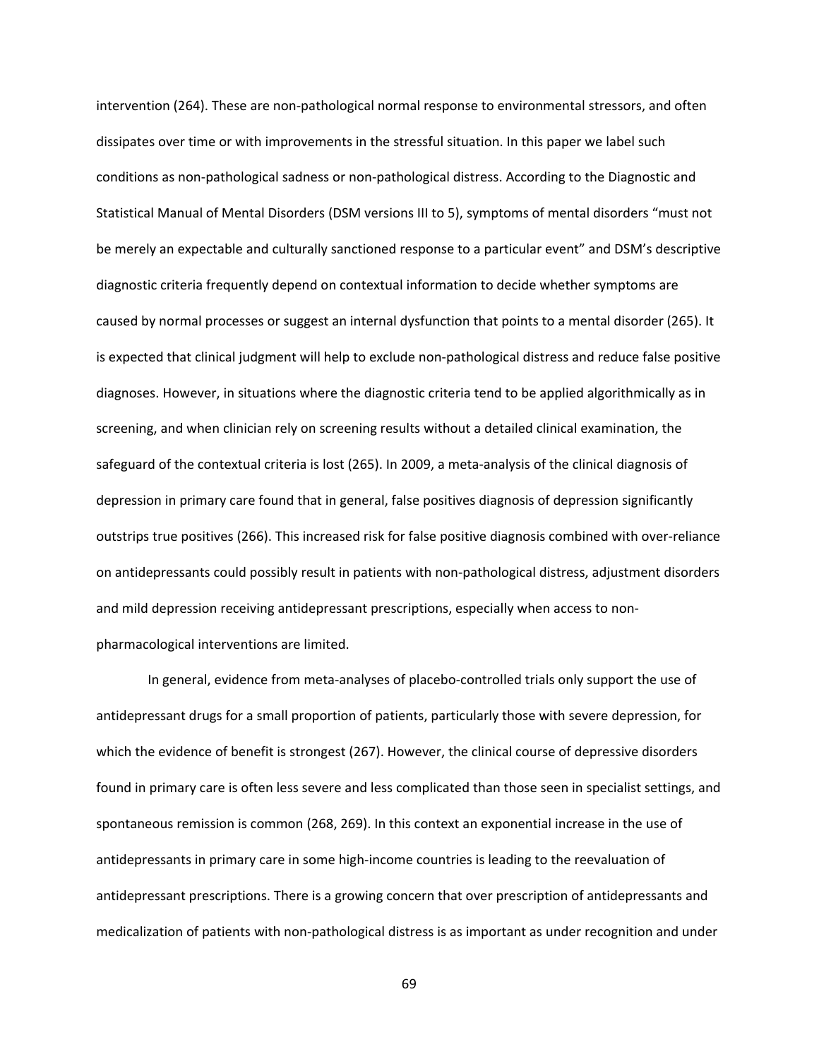intervention (264). These are non-pathological normal response to environmental stressors, and often dissipates over time or with improvements in the stressful situation. In this paper we label such conditions as non-pathological sadness or non-pathological distress. According to the Diagnostic and Statistical Manual of Mental Disorders (DSM versions III to 5), symptoms of mental disorders "must not be merely an expectable and culturally sanctioned response to a particular event" and DSM's descriptive diagnostic criteria frequently depend on contextual information to decide whether symptoms are caused by normal processes or suggest an internal dysfunction that points to a mental disorder (265). It is expected that clinical judgment will help to exclude non-pathological distress and reduce false positive diagnoses. However, in situations where the diagnostic criteria tend to be applied algorithmically as in screening, and when clinician rely on screening results without a detailed clinical examination, the safeguard of the contextual criteria is lost (265). In 2009, a meta-analysis of the clinical diagnosis of depression in primary care found that in general, false positives diagnosis of depression significantly outstrips true positives (266). This increased risk for false positive diagnosis combined with over-reliance on antidepressants could possibly result in patients with non-pathological distress, adjustment disorders and mild depression receiving antidepressant prescriptions, especially when access to non-pharmacological interventions are limited.

In general, evidence from meta-analyses of placebo-controlled trials only support the use of antidepressant drugs for a small proportion of patients, particularly those with severe depression, for which the evidence of benefit is strongest (267). However, the clinical course of depressive disorders found in primary care is often less severe and less complicated than those seen in specialist settings, and spontaneous remission is common (268, 269). In this context an exponential increase in the use of antidepressants in primary care in some high-income countries is leading to the reevaluation of antidepressant prescriptions. There is a growing concern that over prescription of antidepressants and medicalization of patients with non-pathological distress is as important as under recognition and under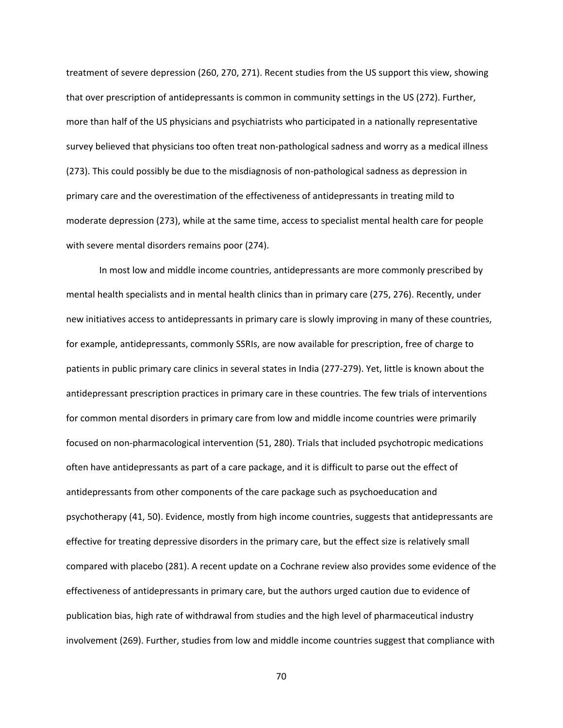treatment of severe depression (260, 270, 271). Recent studies from the US support this view, showing that over prescription of antidepressants is common in community settings in the US (272). Further, more than half of the US physicians and psychiatrists who participated in a nationally representative survey believed that physicians too often treat non-pathological sadness and worry as a medical illness (273). This could possibly be due to the misdiagnosis of non-pathological sadness as depression in primary care and the overestimation of the effectiveness of antidepressants in treating mild to moderate depression (273), while at the same time, access to specialist mental health care for people with severe mental disorders remains poor (274).

In most low and middle income countries, antidepressants are more commonly prescribed by mental health specialists and in mental health clinics than in primary care (275, 276). Recently, under new initiatives access to antidepressants in primary care is slowly improving in many of these countries, for example, antidepressants, commonly SSRIs, are now available for prescription, free of charge to patients in public primary care clinics in several states in India (277-279). Yet, little is known about the antidepressant prescription practices in primary care in these countries. The few trials of interventions for common mental disorders in primary care from low and middle income countries were primarily focused on non-pharmacological intervention (51, 280). Trials that included psychotropic medications often have antidepressants as part of a care package, and it is difficult to parse out the effect of antidepressants from other components of the care package such as psychoeducation and psychotherapy (41, 50). Evidence, mostly from high income countries, suggests that antidepressants are effective for treating depressive disorders in the primary care, but the effect size is relatively small compared with placebo (281). A recent update on a Cochrane review also provides some evidence of the effectiveness of antidepressants in primary care, but the authors urged caution due to evidence of publication bias, high rate of withdrawal from studies and the high level of pharmaceutical industry involvement (269). Further, studies from low and middle income countries suggest that compliance with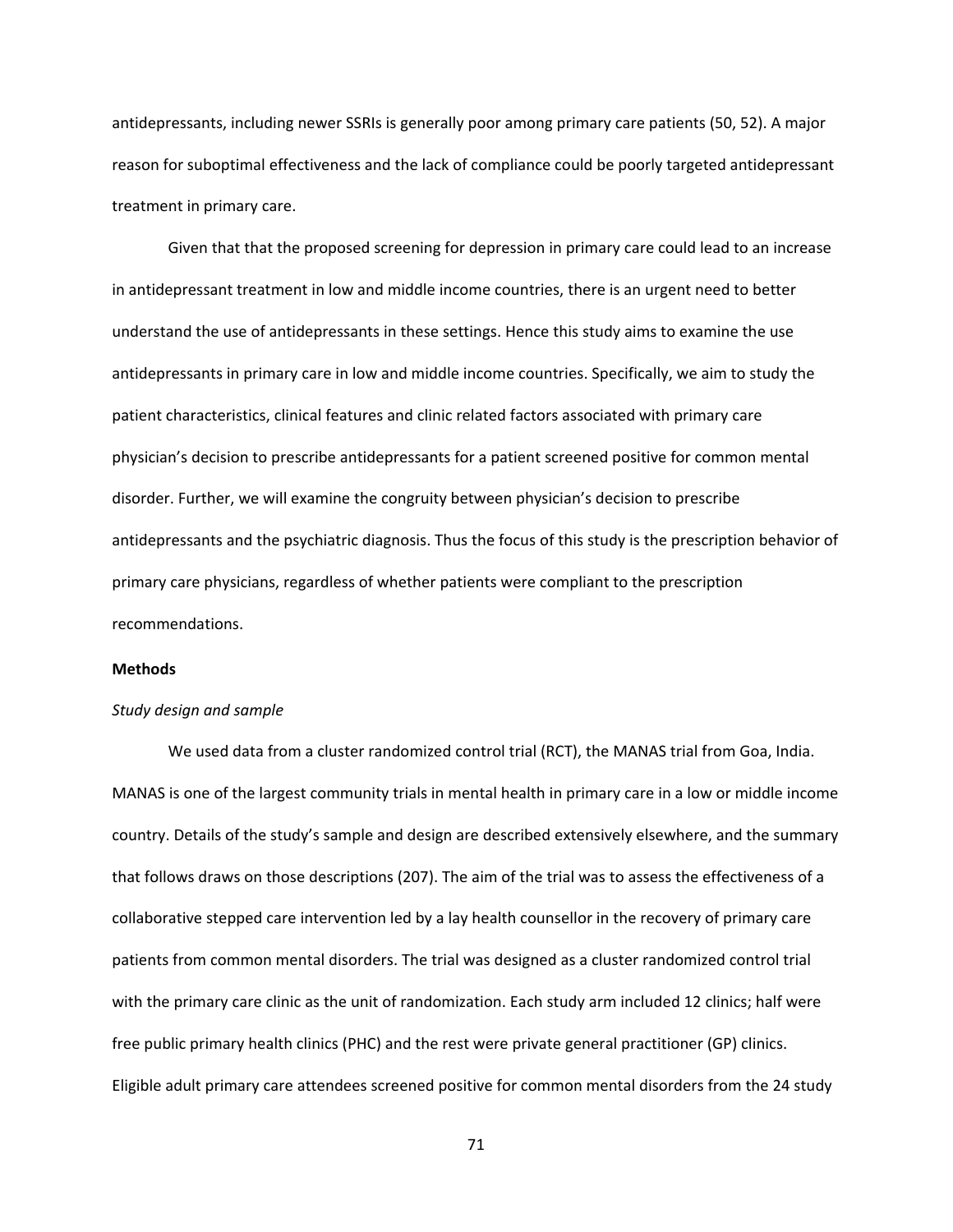antidepressants, including newer SSRIs is generally poor among primary care patients (50, 52). A major reason for suboptimal effectiveness and the lack of compliance could be poorly targeted antidepressant treatment in primary care.

Given that that the proposed screening for depression in primary care could lead to an increase in antidepressant treatment in low and middle income countries, there is an urgent need to better understand the use of antidepressants in these settings. Hence this study aims to examine the use antidepressants in primary care in low and middle income countries. Specifically, we aim to study the patient characteristics, clinical features and clinic related factors associated with primary care physician's decision to prescribe antidepressants for a patient screened positive for common mental disorder. Further, we will examine the congruity between physician's decision to prescribe antidepressants and the psychiatric diagnosis. Thus the focus of this study is the prescription behavior of primary care physicians, regardless of whether patients were compliant to the prescription recommendations.

**Methods**

*Study design and sample*

We used data from a cluster randomized control trial (RCT), the MANAS trial from Goa, India. MANAS is one of the largest community trials in mental health in primary care in a low or middle income country. Details of the study's sample and design are described extensively elsewhere, and the summary that follows draws on those descriptions (207). The aim of the trial was to assess the effectiveness of a collaborative stepped care intervention led by a lay health counsellor in the recovery of primary care patients from common mental disorders. The trial was designed as a cluster randomized control trial with the primary care clinic as the unit of randomization. Each study arm included 12 clinics; half were free public primary health clinics (PHC) and the rest were private general practitioner (GP) clinics. Eligible adult primary care attendees screened positive for common mental disorders from the 24 study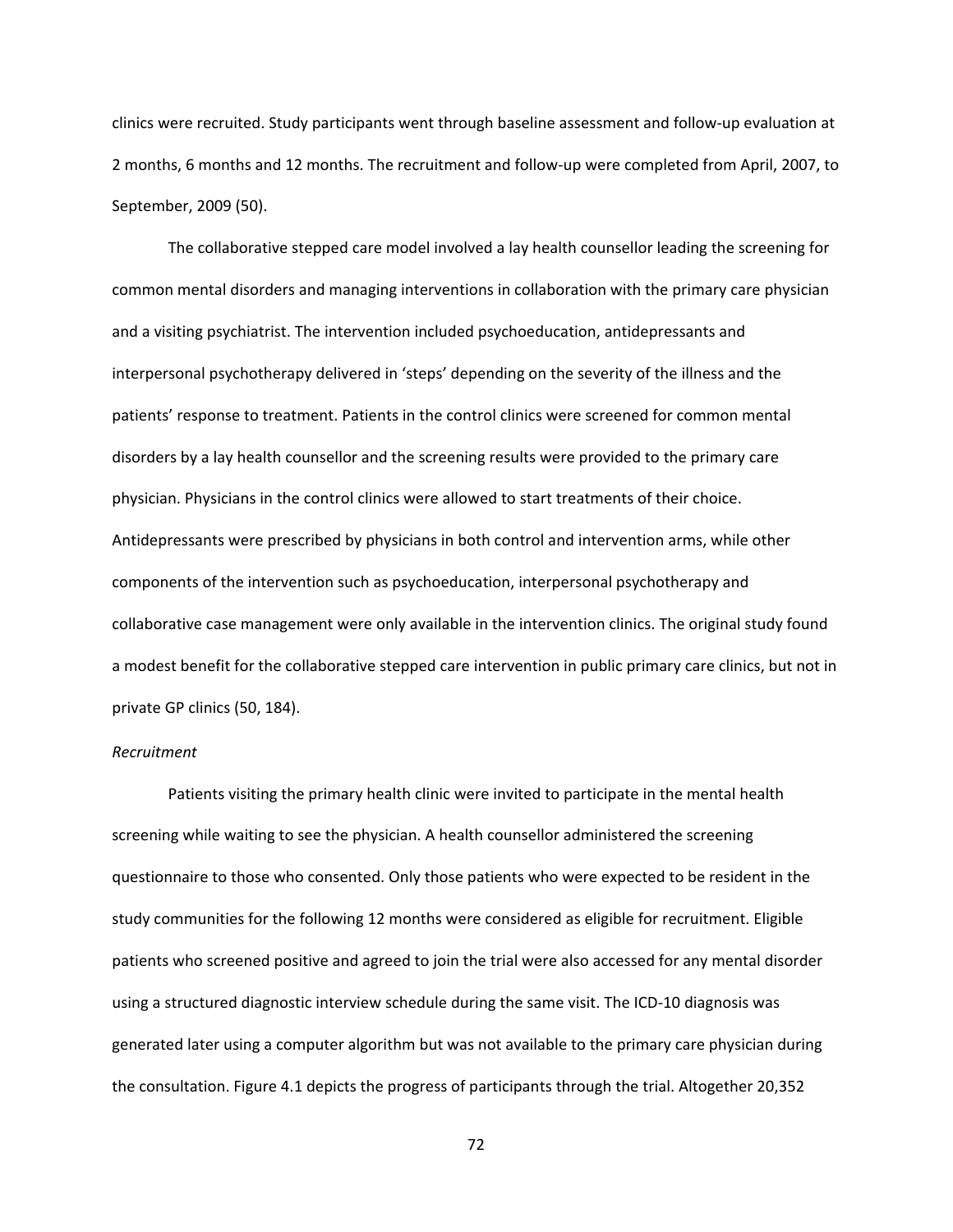clinics were recruited. Study participants went through baseline assessment and follow-up evaluation at 2 months, 6 months and 12 months. The recruitment and follow-up were completed from April, 2007, to September, 2009 (50).

The collaborative stepped care model involved a lay health counsellor leading the screening for common mental disorders and managing interventions in collaboration with the primary care physician and a visiting psychiatrist. The intervention included psychoeducation, antidepressants and interpersonal psychotherapy delivered in 'steps' depending on the severity of the illness and the patients' response to treatment. Patients in the control clinics were screened for common mental disorders by a lay health counsellor and the screening results were provided to the primary care physician. Physicians in the control clinics were allowed to start treatments of their choice. Antidepressants were prescribed by physicians in both control and intervention arms, while other components of the intervention such as psychoeducation, interpersonal psychotherapy and collaborative case management were only available in the intervention clinics. The original study found a modest benefit for the collaborative stepped care intervention in public primary care clinics, but not in private GP clinics (50, 184).

*Recruitment*

Patients visiting the primary health clinic were invited to participate in the mental health screening while waiting to see the physician. A health counsellor administered the screening questionnaire to those who consented. Only those patients who were expected to be resident in the study communities for the following 12 months were considered as eligible for recruitment. Eligible patients who screened positive and agreed to join the trial were also accessed for any mental disorder using a structured diagnostic interview schedule during the same visit. The ICD-10 diagnosis was generated later using a computer algorithm but was not available to the primary care physician during the consultation. Figure 4.1 depicts the progress of participants through the trial. Altogether 20,352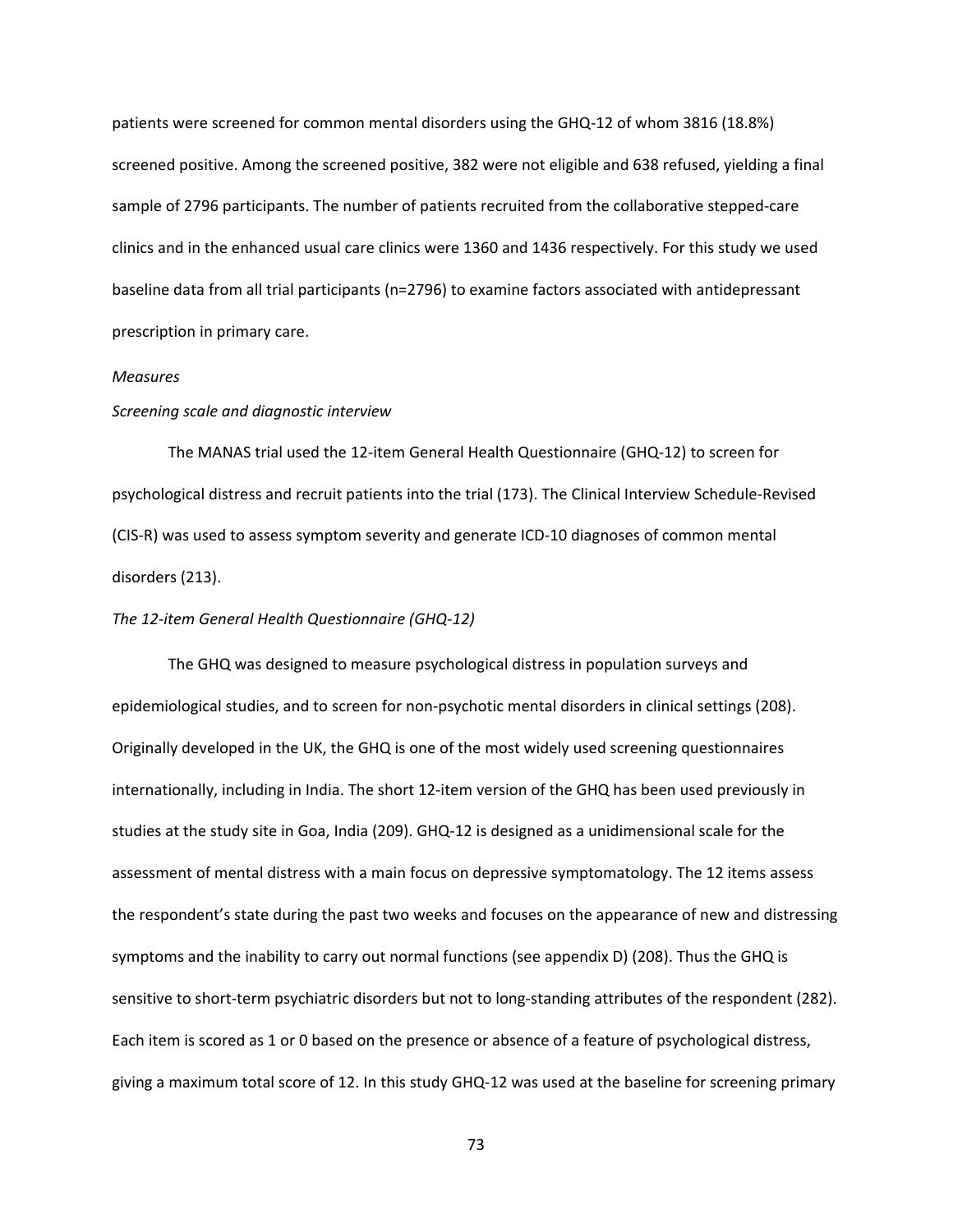patients were screened for common mental disorders using the GHQ-12 of whom 3816 (18.8%) screened positive. Among the screened positive, 382 were not eligible and 638 refused, yielding a final sample of 2796 participants. The number of patients recruited from the collaborative stepped-care clinics and in the enhanced usual care clinics were 1360 and 1436 respectively. For this study we used baseline data from all trial participants (n=2796) to examine factors associated with antidepressant prescription in primary care.

*Measures*

*Screening scale and diagnostic interview*

The MANAS trial used the 12-item General Health Questionnaire (GHQ-12) to screen for psychological distress and recruit patients into the trial (173). The Clinical Interview Schedule-Revised (CIS-R) was used to assess symptom severity and generate ICD-10 diagnoses of common mental disorders (213).

*The 12-item General Health Questionnaire (GHQ-12)*

The GHQ was designed to measure psychological distress in population surveys and epidemiological studies, and to screen for non-psychotic mental disorders in clinical settings (208). Originally developed in the UK, the GHQ is one of the most widely used screening questionnaires internationally, including in India. The short 12-item version of the GHQ has been used previously in studies at the study site in Goa, India (209). GHQ-12 is designed as a unidimensional scale for the assessment of mental distress with a main focus on depressive symptomatology. The 12 items assess the respondent's state during the past two weeks and focuses on the appearance of new and distressing symptoms and the inability to carry out normal functions (see appendix D) (208). Thus the GHQ is sensitive to short-term psychiatric disorders but not to long-standing attributes of the respondent (282). Each item is scored as 1 or 0 based on the presence or absence of a feature of psychological distress, giving a maximum total score of 12. In this study GHQ-12 was used at the baseline for screening primary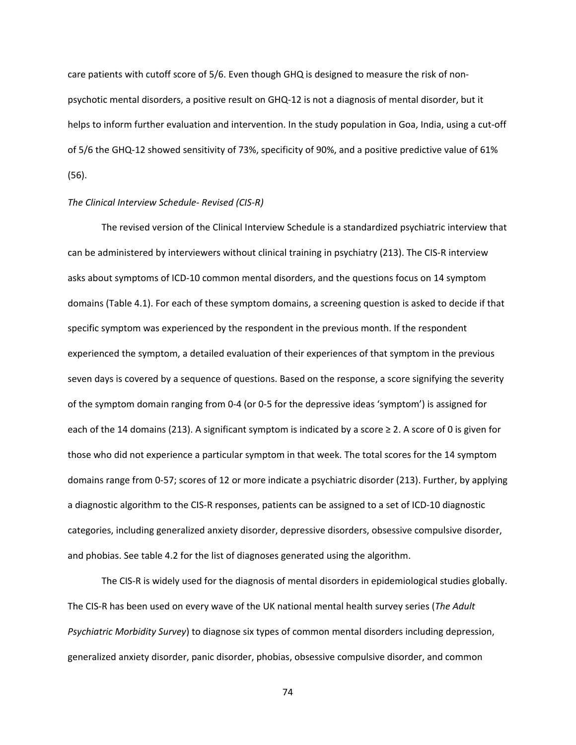care patients with cutoff score of 5/6. Even though GHQ is designed to measure the risk of non-psychotic mental disorders, a positive result on GHQ-12 is not a diagnosis of mental disorder, but it helps to inform further evaluation and intervention. In the study population in Goa, India, using a cut-off of 5/6 the GHQ-12 showed sensitivity of 73%, specificity of 90%, and a positive predictive value of 61% (56).

*The Clinical Interview Schedule- Revised (CIS-R)*

The revised version of the Clinical Interview Schedule is a standardized psychiatric interview that can be administered by interviewers without clinical training in psychiatry (213). The CIS-R interview asks about symptoms of ICD-10 common mental disorders, and the questions focus on 14 symptom domains (Table 4.1). For each of these symptom domains, a screening question is asked to decide if that specific symptom was experienced by the respondent in the previous month. If the respondent experienced the symptom, a detailed evaluation of their experiences of that symptom in the previous seven days is covered by a sequence of questions. Based on the response, a score signifying the severity of the symptom domain ranging from 0-4 (or 0-5 for the depressive ideas 'symptom') is assigned for each of the 14 domains (213). A significant symptom is indicated by a score ≥ 2. A score of 0 is given for those who did not experience a particular symptom in that week. The total scores for the 14 symptom domains range from 0-57; scores of 12 or more indicate a psychiatric disorder (213). Further, by applying a diagnostic algorithm to the CIS-R responses, patients can be assigned to a set of ICD-10 diagnostic categories, including generalized anxiety disorder, depressive disorders, obsessive compulsive disorder, and phobias. See table 4.2 for the list of diagnoses generated using the algorithm.

The CIS-R is widely used for the diagnosis of mental disorders in epidemiological studies globally. The CIS-R has been used on every wave of the UK national mental health survey series (*The Adult Psychiatric Morbidity Survey*) to diagnose six types of common mental disorders including depression, generalized anxiety disorder, panic disorder, phobias, obsessive compulsive disorder, and common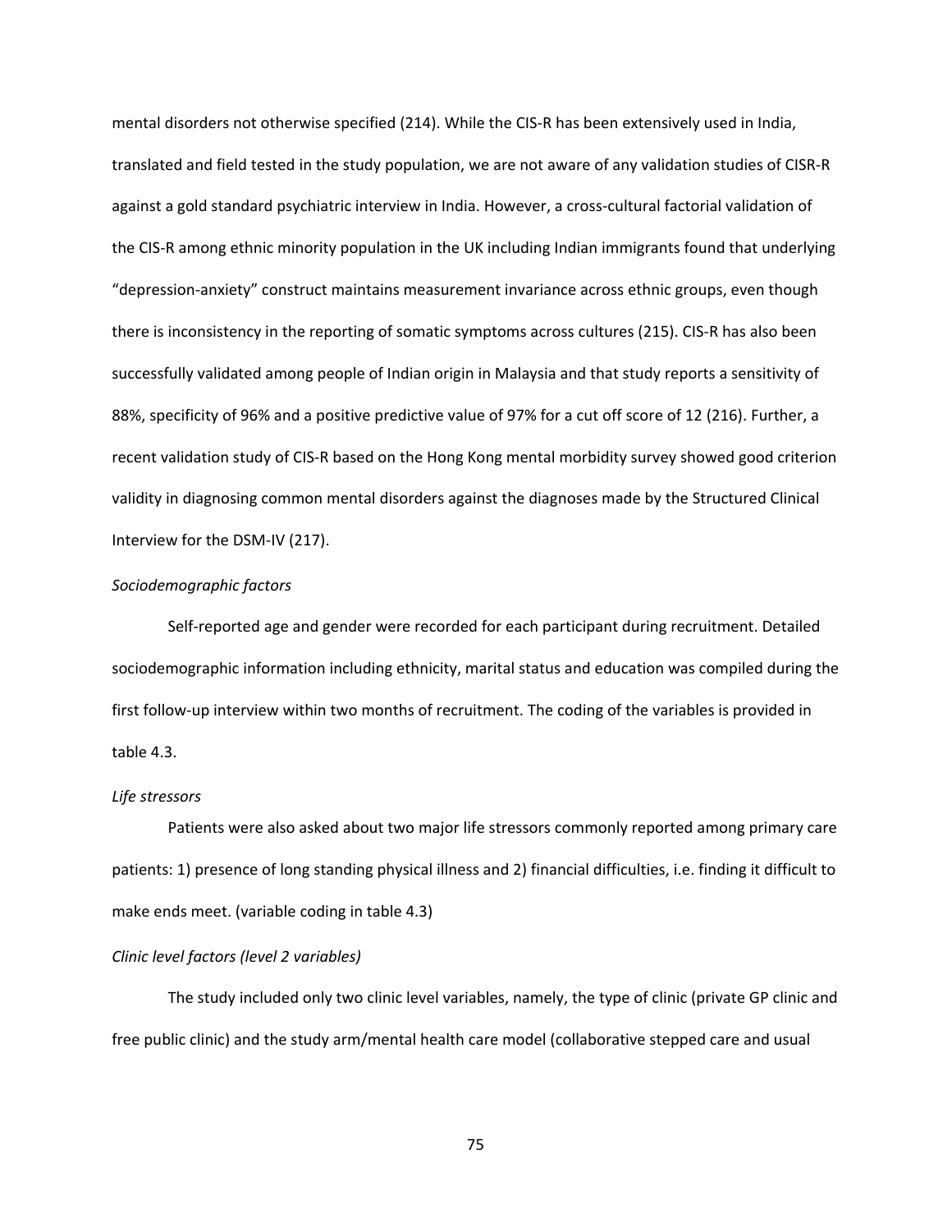mental disorders not otherwise specified (214). While the CIS-R has been extensively used in India, translated and field tested in the study population, we are not aware of any validation studies of CISR-R against a gold standard psychiatric interview in India. However, a cross-cultural factorial validation of the CIS-R among ethnic minority population in the UK including Indian immigrants found that underlying "depression-anxiety" construct maintains measurement invariance across ethnic groups, even though there is inconsistency in the reporting of somatic symptoms across cultures (215). CIS-R has also been successfully validated among people of Indian origin in Malaysia and that study reports a sensitivity of 88%, specificity of 96% and a positive predictive value of 97% for a cut off score of 12 (216). Further, a recent validation study of CIS-R based on the Hong Kong mental morbidity survey showed good criterion validity in diagnosing common mental disorders against the diagnoses made by the Structured Clinical Interview for the DSM-IV (217).

*Sociodemographic factors*

Self-reported age and gender were recorded for each participant during recruitment. Detailed sociodemographic information including ethnicity, marital status and education was compiled during the first follow-up interview within two months of recruitment. The coding of the variables is provided in table 4.3.

*Life stressors*

Patients were also asked about two major life stressors commonly reported among primary care patients: 1) presence of long standing physical illness and 2) financial difficulties, i.e. finding it difficult to make ends meet. (variable coding in table 4.3)

*Clinic level factors (level 2 variables)*

The study included only two clinic level variables, namely, the type of clinic (private GP clinic and free public clinic) and the study arm/mental health care model (collaborative stepped care and usual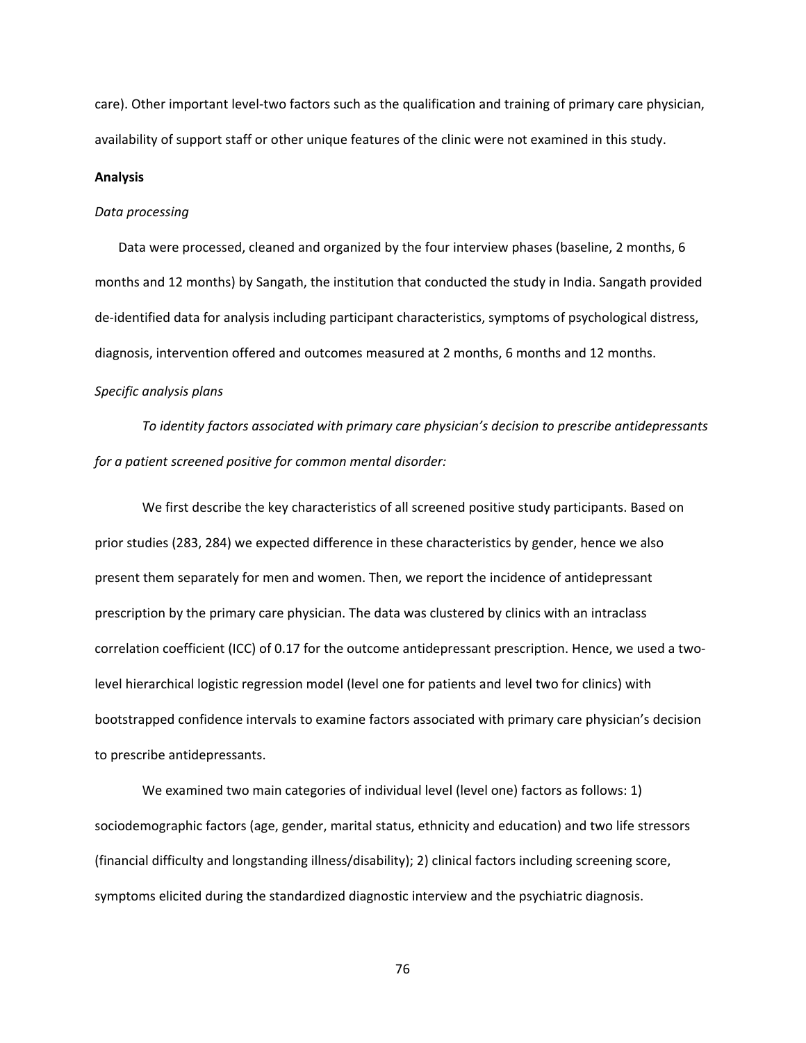care). Other important level-two factors such as the qualification and training of primary care physician, availability of support staff or other unique features of the clinic were not examined in this study.

**Analysis**

*Data processing*

Data were processed, cleaned and organized by the four interview phases (baseline, 2 months, 6 months and 12 months) by Sangath, the institution that conducted the study in India. Sangath provided de-identified data for analysis including participant characteristics, symptoms of psychological distress, diagnosis, intervention offered and outcomes measured at 2 months, 6 months and 12 months.

*Specific analysis plans*

*To identity factors associated with primary care physician's decision to prescribe antidepressants for a patient screened positive for common mental disorder:*

We first describe the key characteristics of all screened positive study participants. Based on prior studies (283, 284) we expected difference in these characteristics by gender, hence we also present them separately for men and women. Then, we report the incidence of antidepressant prescription by the primary care physician. The data was clustered by clinics with an intraclass correlation coefficient (ICC) of 0.17 for the outcome antidepressant prescription. Hence, we used a two-level hierarchical logistic regression model (level one for patients and level two for clinics) with bootstrapped confidence intervals to examine factors associated with primary care physician's decision to prescribe antidepressants.

We examined two main categories of individual level (level one) factors as follows: 1) sociodemographic factors (age, gender, marital status, ethnicity and education) and two life stressors (financial difficulty and longstanding illness/disability); 2) clinical factors including screening score, symptoms elicited during the standardized diagnostic interview and the psychiatric diagnosis.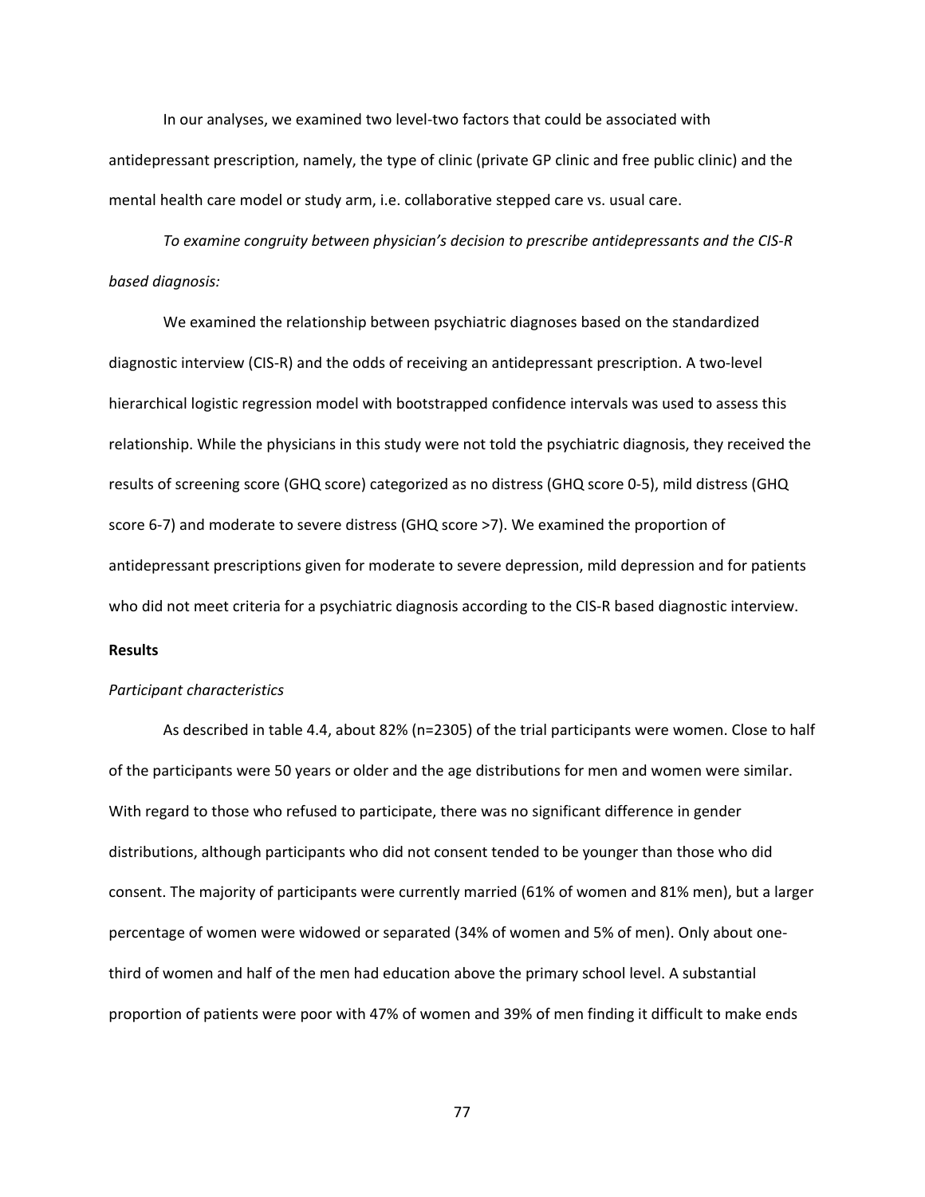In our analyses, we examined two level-two factors that could be associated with antidepressant prescription, namely, the type of clinic (private GP clinic and free public clinic) and the mental health care model or study arm, i.e. collaborative stepped care vs. usual care.

*To examine congruity between physician's decision to prescribe antidepressants and the CIS-R based diagnosis:*

We examined the relationship between psychiatric diagnoses based on the standardized diagnostic interview (CIS-R) and the odds of receiving an antidepressant prescription. A two-level hierarchical logistic regression model with bootstrapped confidence intervals was used to assess this relationship. While the physicians in this study were not told the psychiatric diagnosis, they received the results of screening score (GHQ score) categorized as no distress (GHQ score 0-5), mild distress (GHQ score 6-7) and moderate to severe distress (GHQ score >7). We examined the proportion of antidepressant prescriptions given for moderate to severe depression, mild depression and for patients who did not meet criteria for a psychiatric diagnosis according to the CIS-R based diagnostic interview.

**Results**

*Participant characteristics*

As described in table 4.4, about 82% (n=2305) of the trial participants were women. Close to half of the participants were 50 years or older and the age distributions for men and women were similar. With regard to those who refused to participate, there was no significant difference in gender distributions, although participants who did not consent tended to be younger than those who did consent. The majority of participants were currently married (61% of women and 81% men), but a larger percentage of women were widowed or separated (34% of women and 5% of men). Only about one-third of women and half of the men had education above the primary school level. A substantial proportion of patients were poor with 47% of women and 39% of men finding it difficult to make ends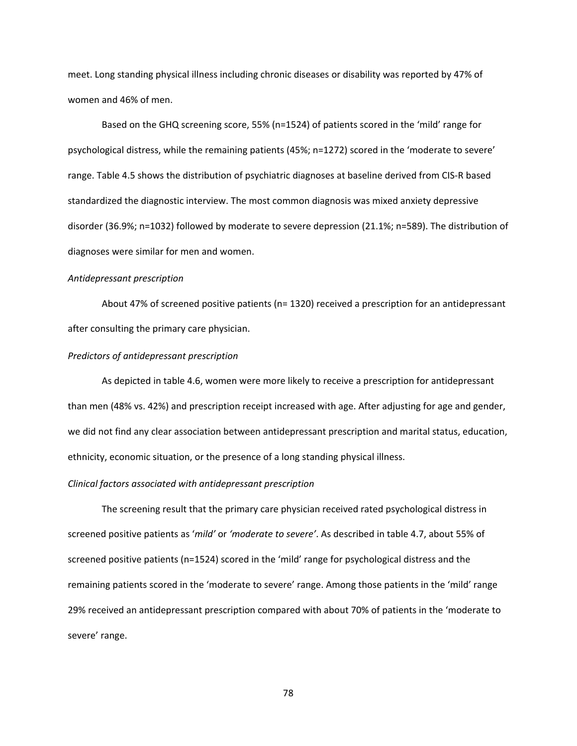meet. Long standing physical illness including chronic diseases or disability was reported by 47% of women and 46% of men.

Based on the GHQ screening score, 55% (n=1524) of patients scored in the 'mild' range for psychological distress, while the remaining patients (45%; n=1272) scored in the 'moderate to severe' range. Table 4.5 shows the distribution of psychiatric diagnoses at baseline derived from CIS-R based standardized the diagnostic interview. The most common diagnosis was mixed anxiety depressive disorder (36.9%; n=1032) followed by moderate to severe depression (21.1%; n=589). The distribution of diagnoses were similar for men and women.

*Antidepressant prescription*

About 47% of screened positive patients (n= 1320) received a prescription for an antidepressant after consulting the primary care physician.

*Predictors of antidepressant prescription*

As depicted in table 4.6, women were more likely to receive a prescription for antidepressant than men (48% vs. 42%) and prescription receipt increased with age. After adjusting for age and gender, we did not find any clear association between antidepressant prescription and marital status, education, ethnicity, economic situation, or the presence of a long standing physical illness.

*Clinical factors associated with antidepressant prescription*

The screening result that the primary care physician received rated psychological distress in screened positive patients as '*mild'* or *'moderate to severe'*. As described in table 4.7, about 55% of screened positive patients (n=1524) scored in the 'mild' range for psychological distress and the remaining patients scored in the 'moderate to severe' range. Among those patients in the 'mild' range 29% received an antidepressant prescription compared with about 70% of patients in the 'moderate to severe' range.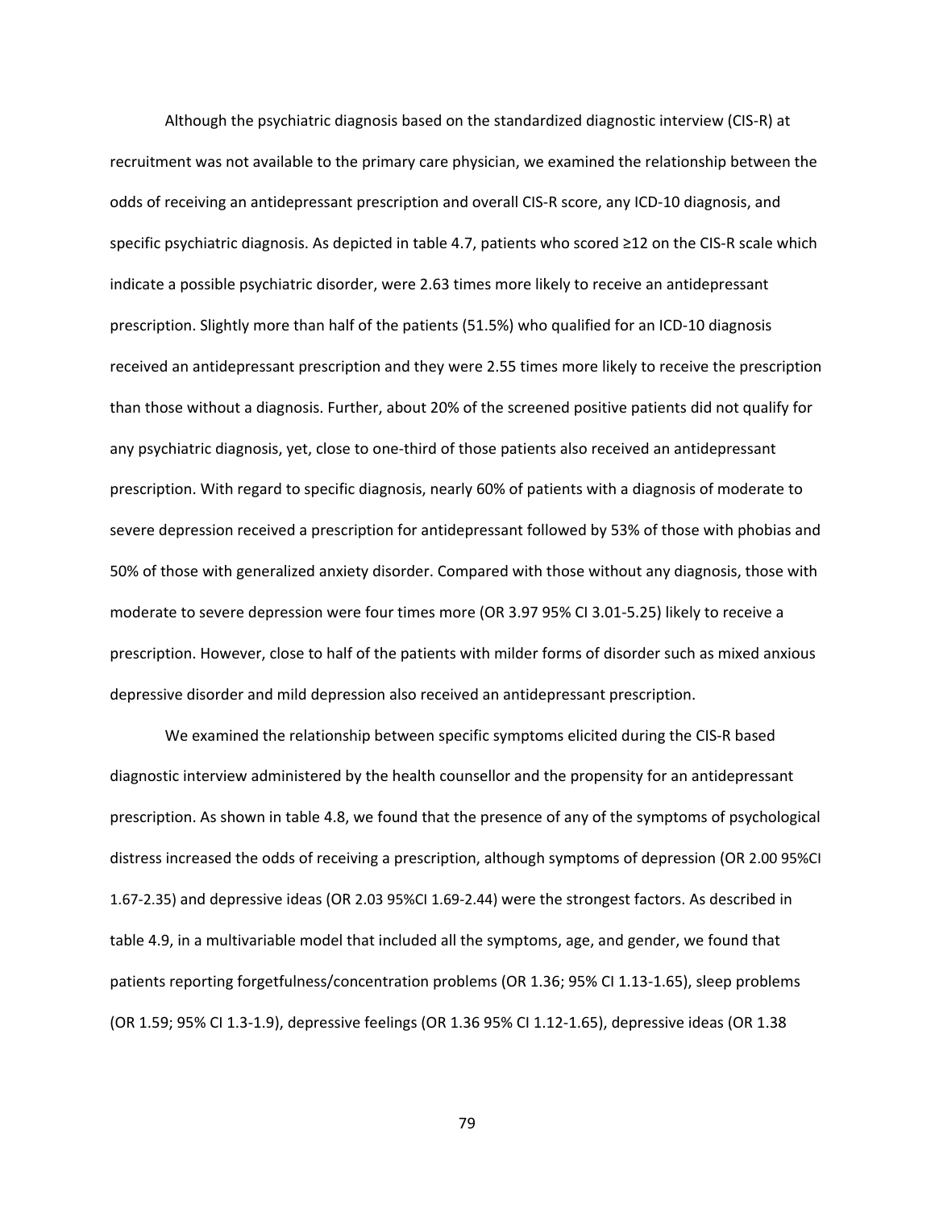Although the psychiatric diagnosis based on the standardized diagnostic interview (CIS-R) at recruitment was not available to the primary care physician, we examined the relationship between the odds of receiving an antidepressant prescription and overall CIS-R score, any ICD-10 diagnosis, and specific psychiatric diagnosis. As depicted in table 4.7, patients who scored ≥12 on the CIS-R scale which indicate a possible psychiatric disorder, were 2.63 times more likely to receive an antidepressant prescription. Slightly more than half of the patients (51.5%) who qualified for an ICD-10 diagnosis received an antidepressant prescription and they were 2.55 times more likely to receive the prescription than those without a diagnosis. Further, about 20% of the screened positive patients did not qualify for any psychiatric diagnosis, yet, close to one-third of those patients also received an antidepressant prescription. With regard to specific diagnosis, nearly 60% of patients with a diagnosis of moderate to severe depression received a prescription for antidepressant followed by 53% of those with phobias and 50% of those with generalized anxiety disorder. Compared with those without any diagnosis, those with moderate to severe depression were four times more (OR 3.97 95% CI 3.01-5.25) likely to receive a prescription. However, close to half of the patients with milder forms of disorder such as mixed anxious depressive disorder and mild depression also received an antidepressant prescription.

We examined the relationship between specific symptoms elicited during the CIS-R based diagnostic interview administered by the health counsellor and the propensity for an antidepressant prescription. As shown in table 4.8, we found that the presence of any of the symptoms of psychological distress increased the odds of receiving a prescription, although symptoms of depression (OR 2.00 95%CI 1.67-2.35) and depressive ideas (OR 2.03 95%CI 1.69-2.44) were the strongest factors. As described in table 4.9, in a multivariable model that included all the symptoms, age, and gender, we found that patients reporting forgetfulness/concentration problems (OR 1.36; 95% CI 1.13-1.65), sleep problems (OR 1.59; 95% CI 1.3-1.9), depressive feelings (OR 1.36 95% CI 1.12-1.65), depressive ideas (OR 1.38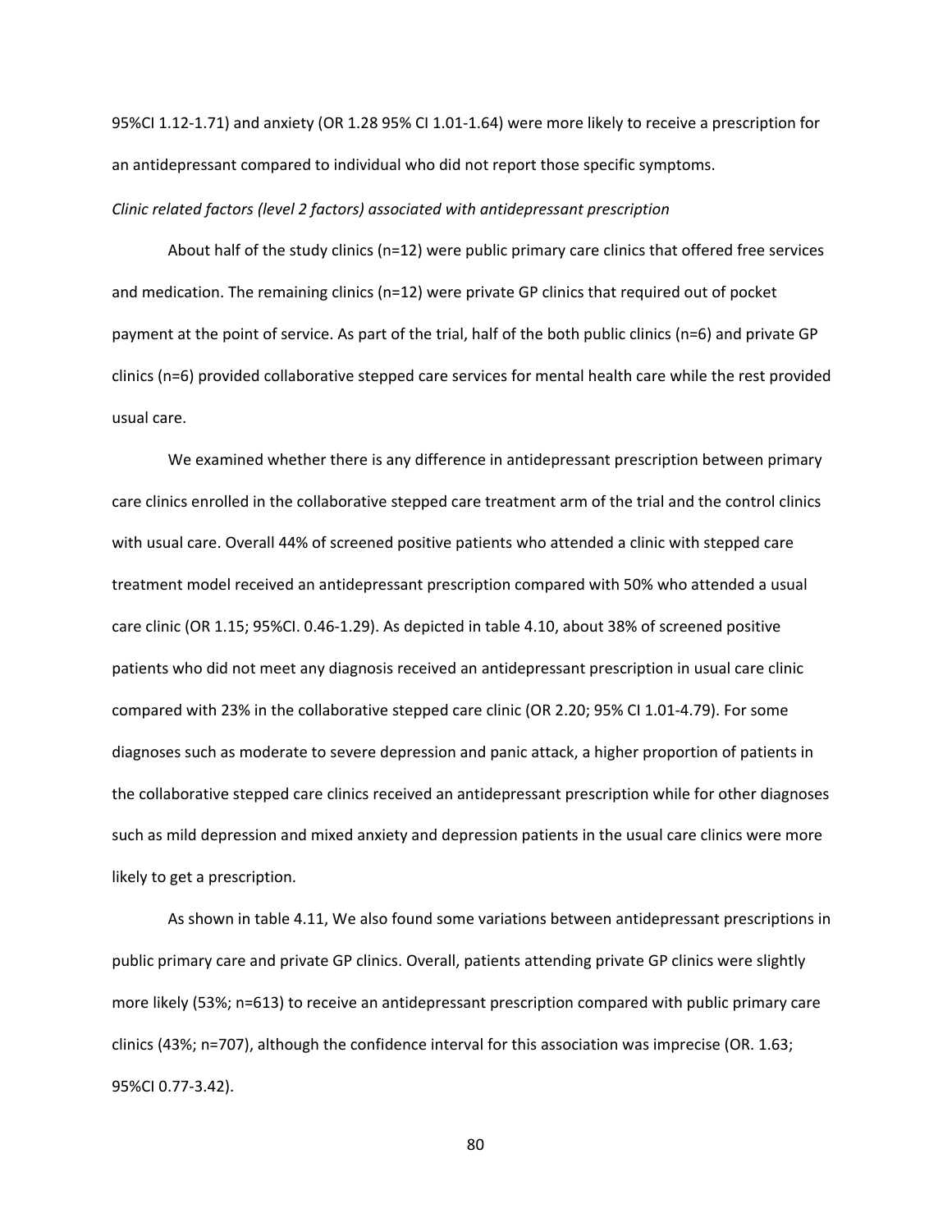95%CI 1.12-1.71) and anxiety (OR 1.28 95% CI 1.01-1.64) were more likely to receive a prescription for an antidepressant compared to individual who did not report those specific symptoms.

*Clinic related factors (level 2 factors) associated with antidepressant prescription*

About half of the study clinics (n=12) were public primary care clinics that offered free services and medication. The remaining clinics (n=12) were private GP clinics that required out of pocket payment at the point of service. As part of the trial, half of the both public clinics (n=6) and private GP clinics (n=6) provided collaborative stepped care services for mental health care while the rest provided usual care.

We examined whether there is any difference in antidepressant prescription between primary care clinics enrolled in the collaborative stepped care treatment arm of the trial and the control clinics with usual care. Overall 44% of screened positive patients who attended a clinic with stepped care treatment model received an antidepressant prescription compared with 50% who attended a usual care clinic (OR 1.15; 95%CI. 0.46-1.29). As depicted in table 4.10, about 38% of screened positive patients who did not meet any diagnosis received an antidepressant prescription in usual care clinic compared with 23% in the collaborative stepped care clinic (OR 2.20; 95% CI 1.01-4.79). For some diagnoses such as moderate to severe depression and panic attack, a higher proportion of patients in the collaborative stepped care clinics received an antidepressant prescription while for other diagnoses such as mild depression and mixed anxiety and depression patients in the usual care clinics were more likely to get a prescription.

As shown in table 4.11, We also found some variations between antidepressant prescriptions in public primary care and private GP clinics. Overall, patients attending private GP clinics were slightly more likely (53%; n=613) to receive an antidepressant prescription compared with public primary care clinics (43%; n=707), although the confidence interval for this association was imprecise (OR. 1.63; 95%CI 0.77-3.42).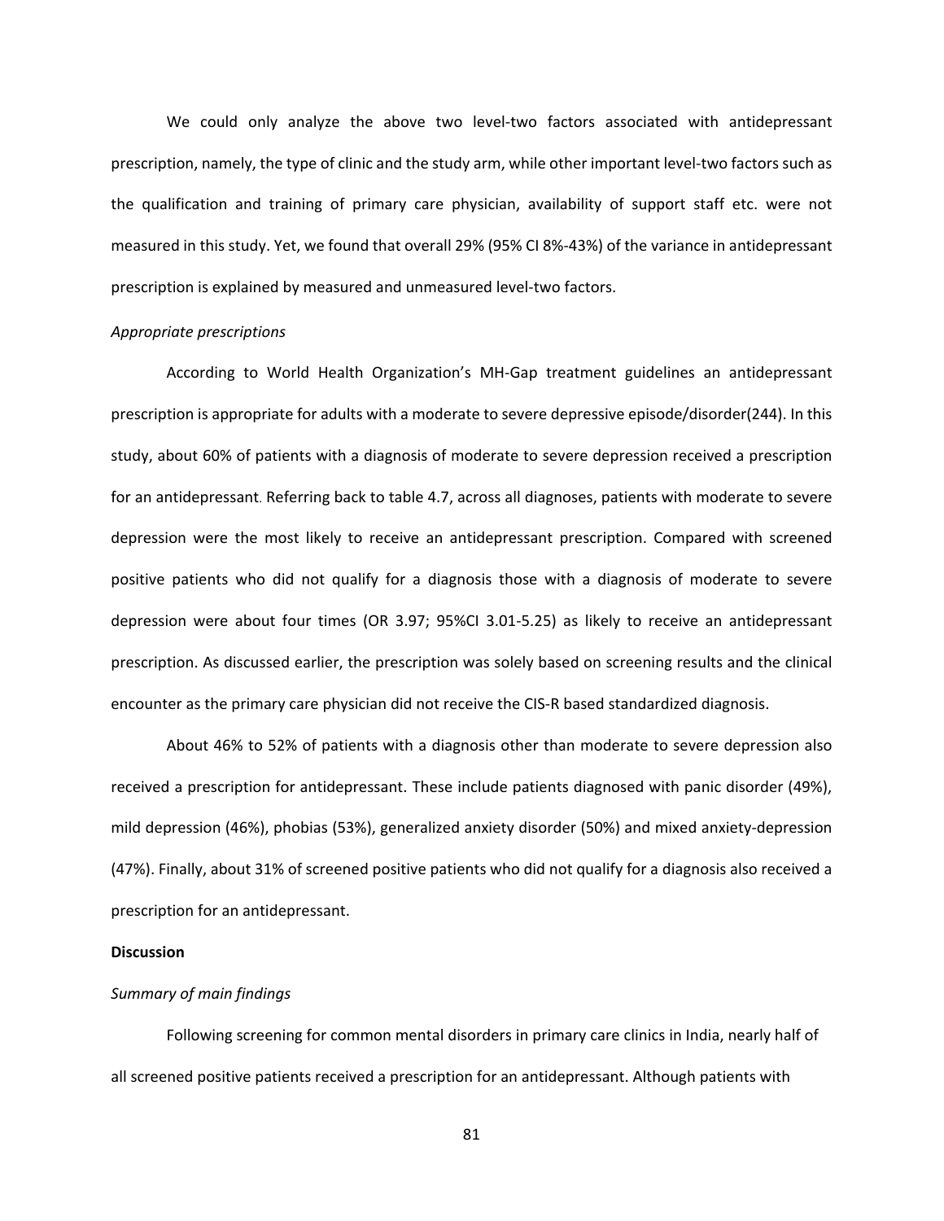We could only analyze the above two level-two factors associated with antidepressant prescription, namely, the type of clinic and the study arm, while other important level-two factors such as the qualification and training of primary care physician, availability of support staff etc. were not measured in this study. Yet, we found that overall 29% (95% CI 8%-43%) of the variance in antidepressant prescription is explained by measured and unmeasured level-two factors.

*Appropriate prescriptions*

According to World Health Organization's MH-Gap treatment guidelines an antidepressant prescription is appropriate for adults with a moderate to severe depressive episode/disorder(244). In this study, about 60% of patients with a diagnosis of moderate to severe depression received a prescription for an antidepressant. Referring back to table 4.7, across all diagnoses, patients with moderate to severe depression were the most likely to receive an antidepressant prescription. Compared with screened positive patients who did not qualify for a diagnosis those with a diagnosis of moderate to severe depression were about four times (OR 3.97; 95%CI 3.01-5.25) as likely to receive an antidepressant prescription. As discussed earlier, the prescription was solely based on screening results and the clinical encounter as the primary care physician did not receive the CIS-R based standardized diagnosis.

About 46% to 52% of patients with a diagnosis other than moderate to severe depression also received a prescription for antidepressant. These include patients diagnosed with panic disorder (49%), mild depression (46%), phobias (53%), generalized anxiety disorder (50%) and mixed anxiety-depression (47%). Finally, about 31% of screened positive patients who did not qualify for a diagnosis also received a prescription for an antidepressant.

**Discussion**

*Summary of main findings*

Following screening for common mental disorders in primary care clinics in India, nearly half of all screened positive patients received a prescription for an antidepressant. Although patients with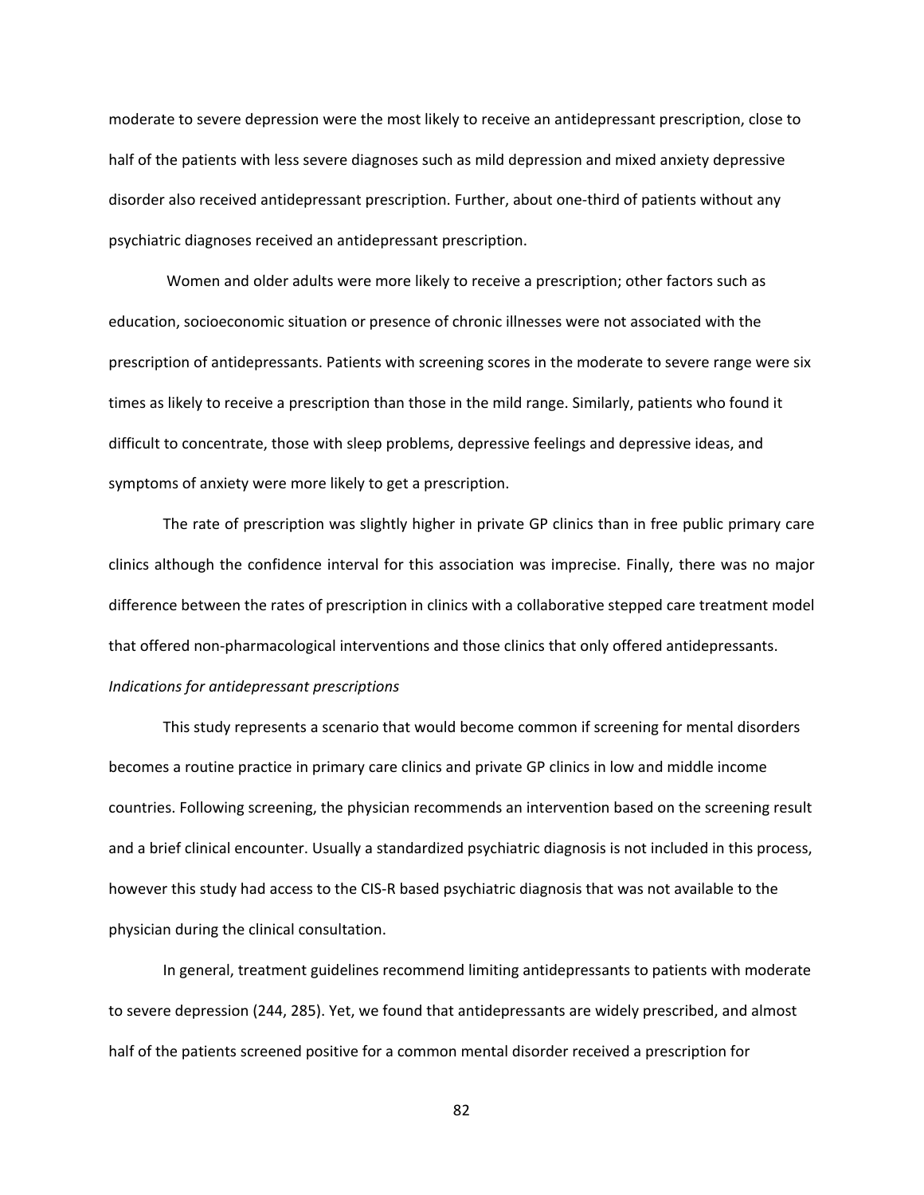moderate to severe depression were the most likely to receive an antidepressant prescription, close to half of the patients with less severe diagnoses such as mild depression and mixed anxiety depressive disorder also received antidepressant prescription. Further, about one-third of patients without any psychiatric diagnoses received an antidepressant prescription.

Women and older adults were more likely to receive a prescription; other factors such as education, socioeconomic situation or presence of chronic illnesses were not associated with the prescription of antidepressants. Patients with screening scores in the moderate to severe range were six times as likely to receive a prescription than those in the mild range. Similarly, patients who found it difficult to concentrate, those with sleep problems, depressive feelings and depressive ideas, and symptoms of anxiety were more likely to get a prescription.

The rate of prescription was slightly higher in private GP clinics than in free public primary care clinics although the confidence interval for this association was imprecise. Finally, there was no major difference between the rates of prescription in clinics with a collaborative stepped care treatment model that offered non-pharmacological interventions and those clinics that only offered antidepressants.

*Indications for antidepressant prescriptions*

This study represents a scenario that would become common if screening for mental disorders becomes a routine practice in primary care clinics and private GP clinics in low and middle income countries. Following screening, the physician recommends an intervention based on the screening result and a brief clinical encounter. Usually a standardized psychiatric diagnosis is not included in this process, however this study had access to the CIS-R based psychiatric diagnosis that was not available to the physician during the clinical consultation.

In general, treatment guidelines recommend limiting antidepressants to patients with moderate to severe depression (244, 285). Yet, we found that antidepressants are widely prescribed, and almost half of the patients screened positive for a common mental disorder received a prescription for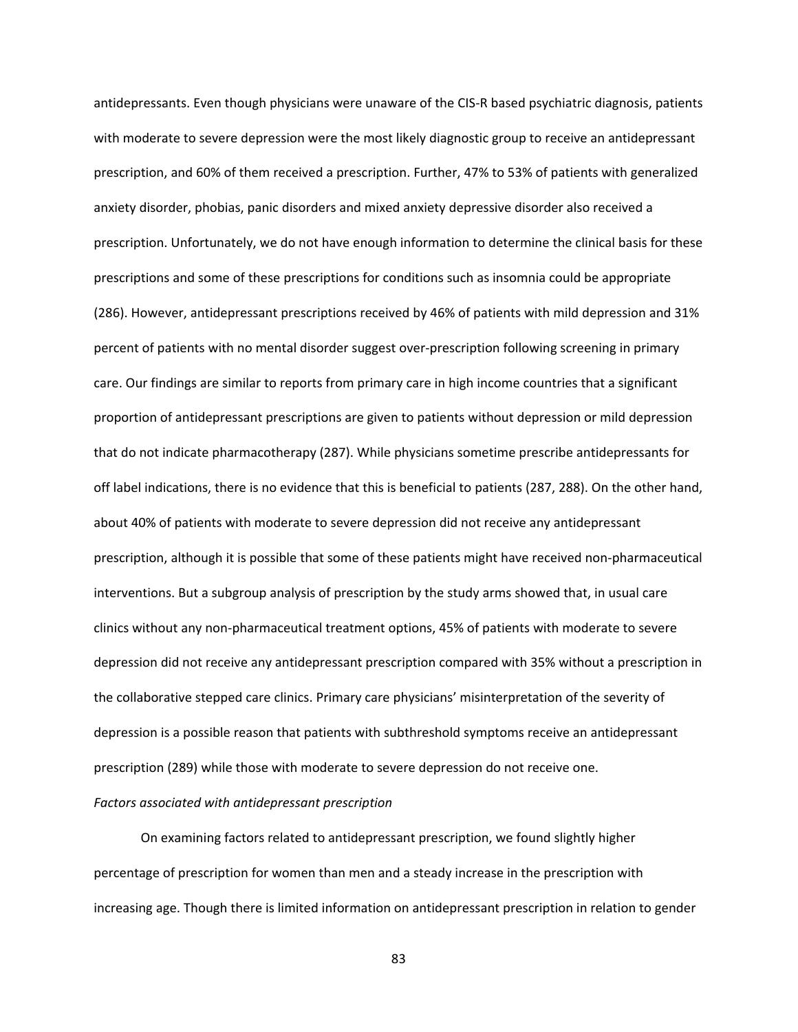antidepressants. Even though physicians were unaware of the CIS-R based psychiatric diagnosis, patients with moderate to severe depression were the most likely diagnostic group to receive an antidepressant prescription, and 60% of them received a prescription. Further, 47% to 53% of patients with generalized anxiety disorder, phobias, panic disorders and mixed anxiety depressive disorder also received a prescription. Unfortunately, we do not have enough information to determine the clinical basis for these prescriptions and some of these prescriptions for conditions such as insomnia could be appropriate (286). However, antidepressant prescriptions received by 46% of patients with mild depression and 31% percent of patients with no mental disorder suggest over-prescription following screening in primary care. Our findings are similar to reports from primary care in high income countries that a significant proportion of antidepressant prescriptions are given to patients without depression or mild depression that do not indicate pharmacotherapy (287). While physicians sometime prescribe antidepressants for off label indications, there is no evidence that this is beneficial to patients (287, 288). On the other hand, about 40% of patients with moderate to severe depression did not receive any antidepressant prescription, although it is possible that some of these patients might have received non-pharmaceutical interventions. But a subgroup analysis of prescription by the study arms showed that, in usual care clinics without any non-pharmaceutical treatment options, 45% of patients with moderate to severe depression did not receive any antidepressant prescription compared with 35% without a prescription in the collaborative stepped care clinics. Primary care physicians' misinterpretation of the severity of depression is a possible reason that patients with subthreshold symptoms receive an antidepressant prescription (289) while those with moderate to severe depression do not receive one.

*Factors associated with antidepressant prescription*

On examining factors related to antidepressant prescription, we found slightly higher percentage of prescription for women than men and a steady increase in the prescription with increasing age. Though there is limited information on antidepressant prescription in relation to gender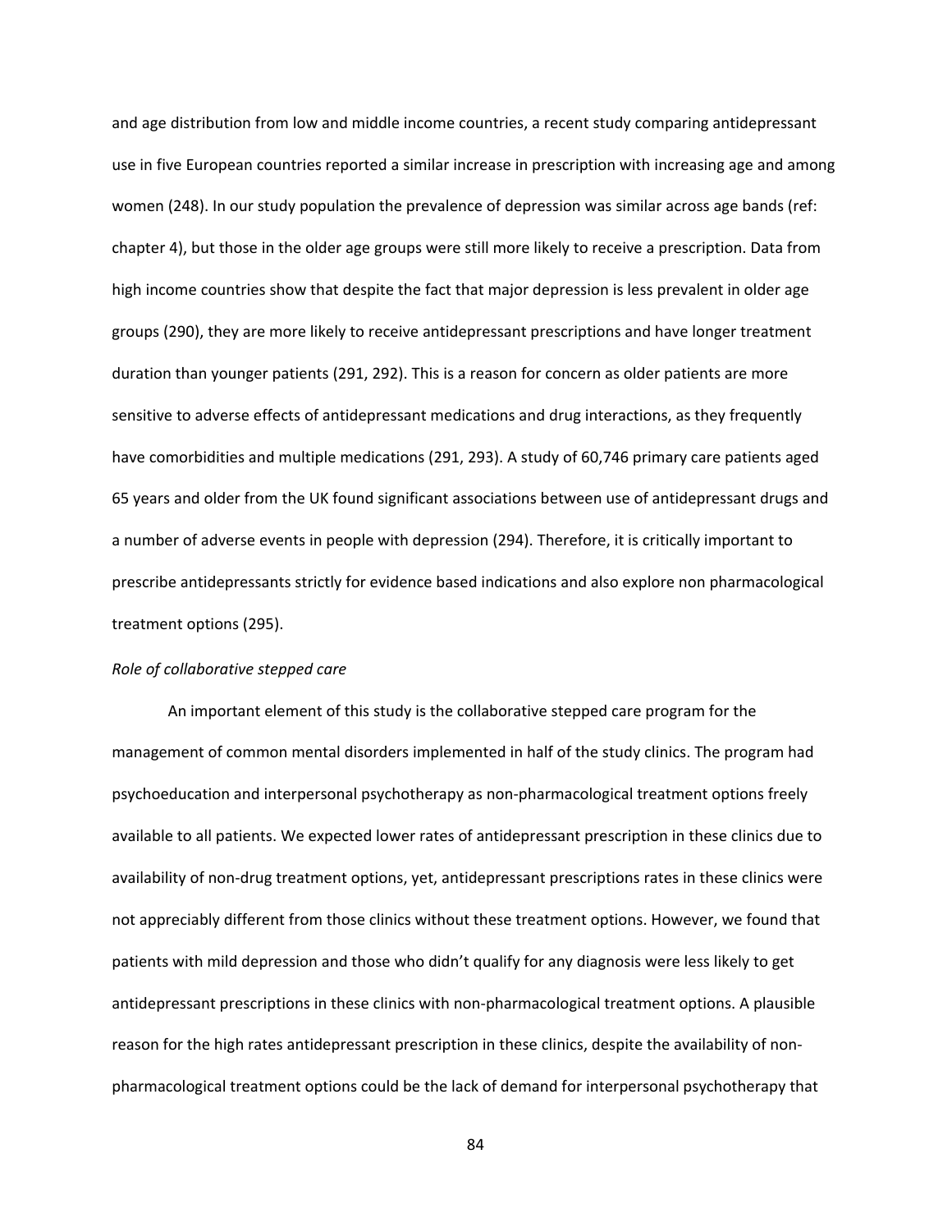and age distribution from low and middle income countries, a recent study comparing antidepressant use in five European countries reported a similar increase in prescription with increasing age and among women (248). In our study population the prevalence of depression was similar across age bands (ref: chapter 4), but those in the older age groups were still more likely to receive a prescription. Data from high income countries show that despite the fact that major depression is less prevalent in older age groups (290), they are more likely to receive antidepressant prescriptions and have longer treatment duration than younger patients (291, 292). This is a reason for concern as older patients are more sensitive to adverse effects of antidepressant medications and drug interactions, as they frequently have comorbidities and multiple medications (291, 293). A study of 60,746 primary care patients aged 65 years and older from the UK found significant associations between use of antidepressant drugs and a number of adverse events in people with depression (294). Therefore, it is critically important to prescribe antidepressants strictly for evidence based indications and also explore non pharmacological treatment options (295).

*Role of collaborative stepped care*

An important element of this study is the collaborative stepped care program for the management of common mental disorders implemented in half of the study clinics. The program had psychoeducation and interpersonal psychotherapy as non-pharmacological treatment options freely available to all patients. We expected lower rates of antidepressant prescription in these clinics due to availability of non-drug treatment options, yet, antidepressant prescriptions rates in these clinics were not appreciably different from those clinics without these treatment options. However, we found that patients with mild depression and those who didn't qualify for any diagnosis were less likely to get antidepressant prescriptions in these clinics with non-pharmacological treatment options. A plausible reason for the high rates antidepressant prescription in these clinics, despite the availability of non-pharmacological treatment options could be the lack of demand for interpersonal psychotherapy that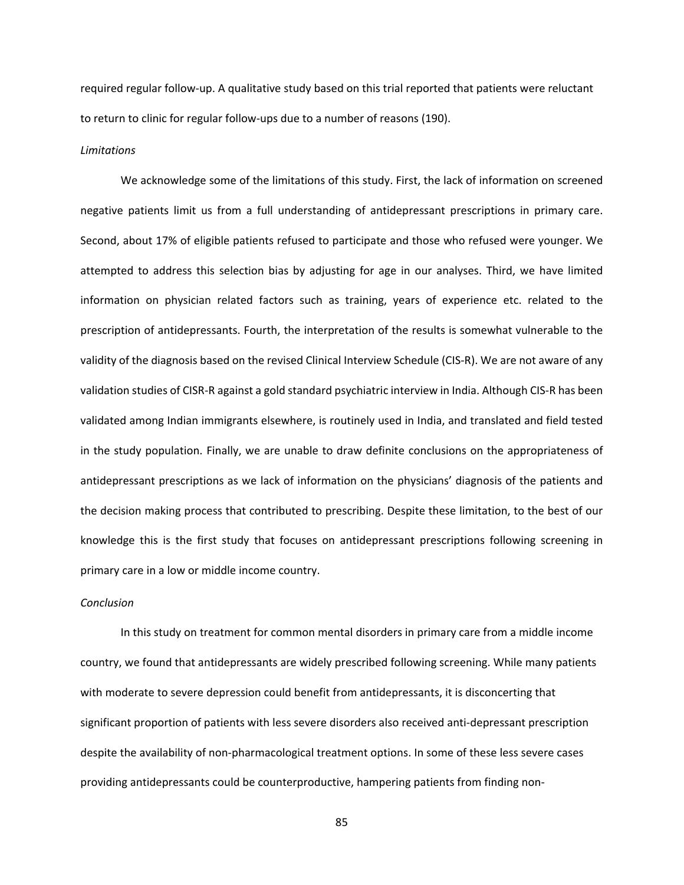required regular follow-up. A qualitative study based on this trial reported that patients were reluctant to return to clinic for regular follow-ups due to a number of reasons (190).

*Limitations*

We acknowledge some of the limitations of this study. First, the lack of information on screened negative patients limit us from a full understanding of antidepressant prescriptions in primary care. Second, about 17% of eligible patients refused to participate and those who refused were younger. We attempted to address this selection bias by adjusting for age in our analyses. Third, we have limited information on physician related factors such as training, years of experience etc. related to the prescription of antidepressants. Fourth, the interpretation of the results is somewhat vulnerable to the validity of the diagnosis based on the revised Clinical Interview Schedule (CIS-R). We are not aware of any validation studies of CISR-R against a gold standard psychiatric interview in India. Although CIS-R has been validated among Indian immigrants elsewhere, is routinely used in India, and translated and field tested in the study population. Finally, we are unable to draw definite conclusions on the appropriateness of antidepressant prescriptions as we lack of information on the physicians' diagnosis of the patients and the decision making process that contributed to prescribing. Despite these limitation, to the best of our knowledge this is the first study that focuses on antidepressant prescriptions following screening in primary care in a low or middle income country.

*Conclusion*

In this study on treatment for common mental disorders in primary care from a middle income country, we found that antidepressants are widely prescribed following screening. While many patients with moderate to severe depression could benefit from antidepressants, it is disconcerting that significant proportion of patients with less severe disorders also received anti-depressant prescription despite the availability of non-pharmacological treatment options. In some of these less severe cases providing antidepressants could be counterproductive, hampering patients from finding non-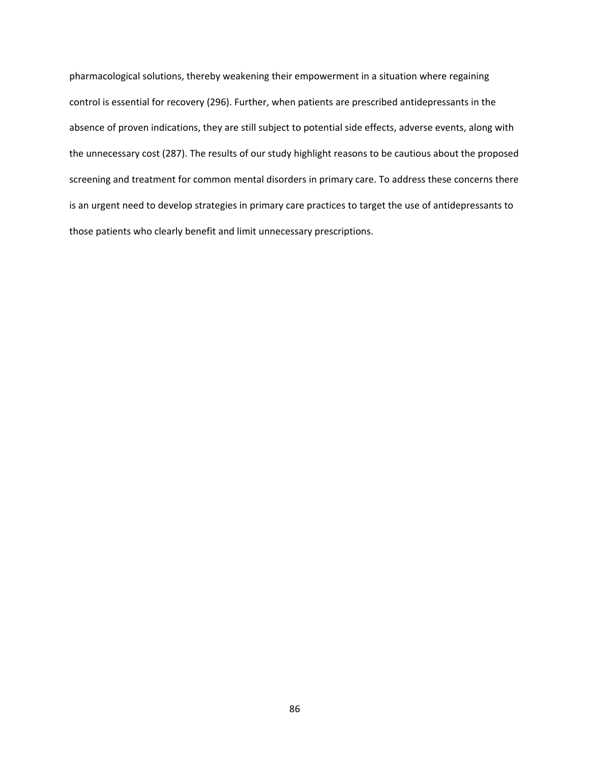pharmacological solutions, thereby weakening their empowerment in a situation where regaining control is essential for recovery (296). Further, when patients are prescribed antidepressants in the absence of proven indications, they are still subject to potential side effects, adverse events, along with the unnecessary cost (287). The results of our study highlight reasons to be cautious about the proposed screening and treatment for common mental disorders in primary care. To address these concerns there is an urgent need to develop strategies in primary care practices to target the use of antidepressants to those patients who clearly benefit and limit unnecessary prescriptions.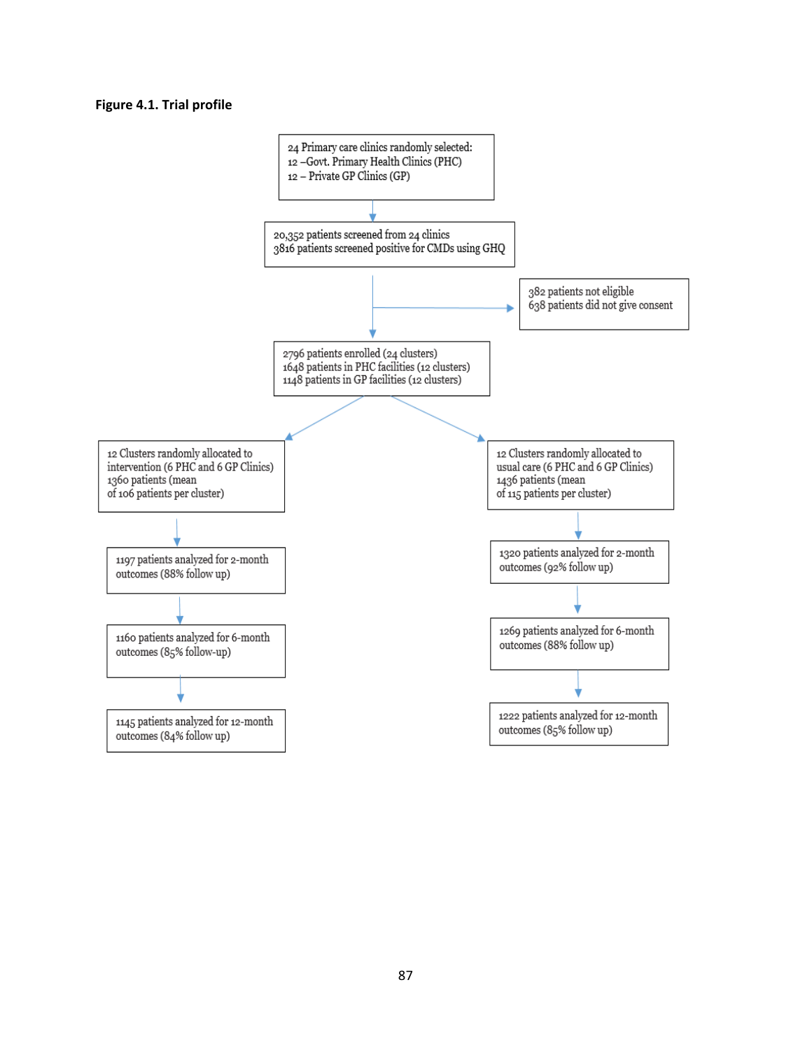**Figure 4.1. Trial profile**

24 Primary care clinics randomly selected:
12 –Govt. Primary Health Clinics (PHC)
12 – Private GP Clinics (GP)

20,352 patients screened from 24 clinics
3816 patients screened positive for CMDs using GHQ

382 patients not eligible
638 patients did not give consent

2796 patients enrolled (24 clusters)
1648 patients in PHC facilities (12 clusters)
1148 patients in GP facilities (12 clusters)

12 Clusters randomly allocated to intervention (6 PHC and 6 GP Clinics)
1360 patients (mean of 106 patients per cluster)

1197 patients analyzed for 2-month outcomes (88% follow up)

1160 patients analyzed for 6-month outcomes (85% follow-up)

1145 patients analyzed for 12-month outcomes (84% follow up)

12 Clusters randomly allocated to usual care (6 PHC and 6 GP Clinics)
1436 patients (mean of 115 patients per cluster)

1320 patients analyzed for 2-month outcomes (92% follow up)

1269 patients analyzed for 6-month outcomes (88% follow up)

1222 patients analyzed for 12-month outcomes (85% follow up)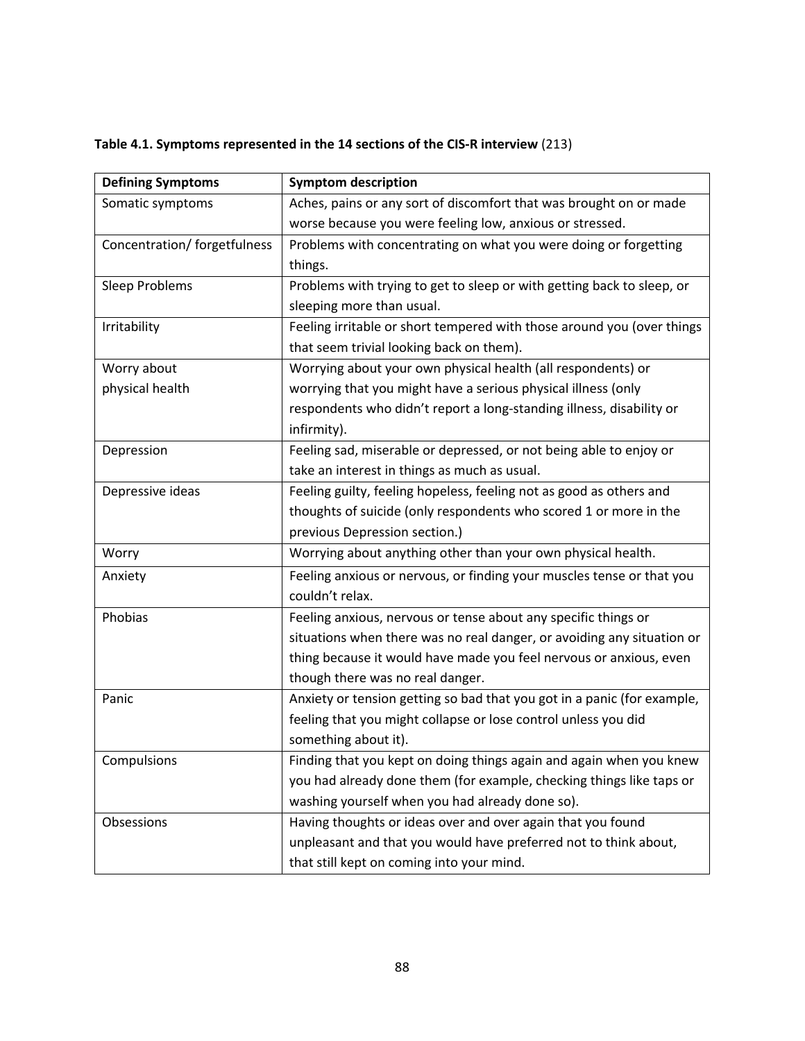**Table 4.1. Symptoms represented in the 14 sections of the CIS-R interview** (213)

| Defining Symptoms | Symptom description |
|---|---|
| Somatic symptoms | Aches, pains or any sort of discomfort that was brought on or made worse because you were feeling low, anxious or stressed. |
| Concentration/ forgetfulness | Problems with concentrating on what you were doing or forgetting things. |
| Sleep Problems | Problems with trying to get to sleep or with getting back to sleep, or sleeping more than usual. |
| Irritability | Feeling irritable or short tempered with those around you (over things that seem trivial looking back on them). |
| Worry about physical health | Worrying about your own physical health (all respondents) or worrying that you might have a serious physical illness (only respondents who didn't report a long-standing illness, disability or infirmity). |
| Depression | Feeling sad, miserable or depressed, or not being able to enjoy or take an interest in things as much as usual. |
| Depressive ideas | Feeling guilty, feeling hopeless, feeling not as good as others and thoughts of suicide (only respondents who scored 1 or more in the previous Depression section.) |
| Worry | Worrying about anything other than your own physical health. |
| Anxiety | Feeling anxious or nervous, or finding your muscles tense or that you couldn't relax. |
| Phobias | Feeling anxious, nervous or tense about any specific things or situations when there was no real danger, or avoiding any situation or thing because it would have made you feel nervous or anxious, even though there was no real danger. |
| Panic | Anxiety or tension getting so bad that you got in a panic (for example, feeling that you might collapse or lose control unless you did something about it). |
| Compulsions | Finding that you kept on doing things again and again when you knew you had already done them (for example, checking things like taps or washing yourself when you had already done so). |
| Obsessions | Having thoughts or ideas over and over again that you found unpleasant and that you would have preferred not to think about, that still kept on coming into your mind. |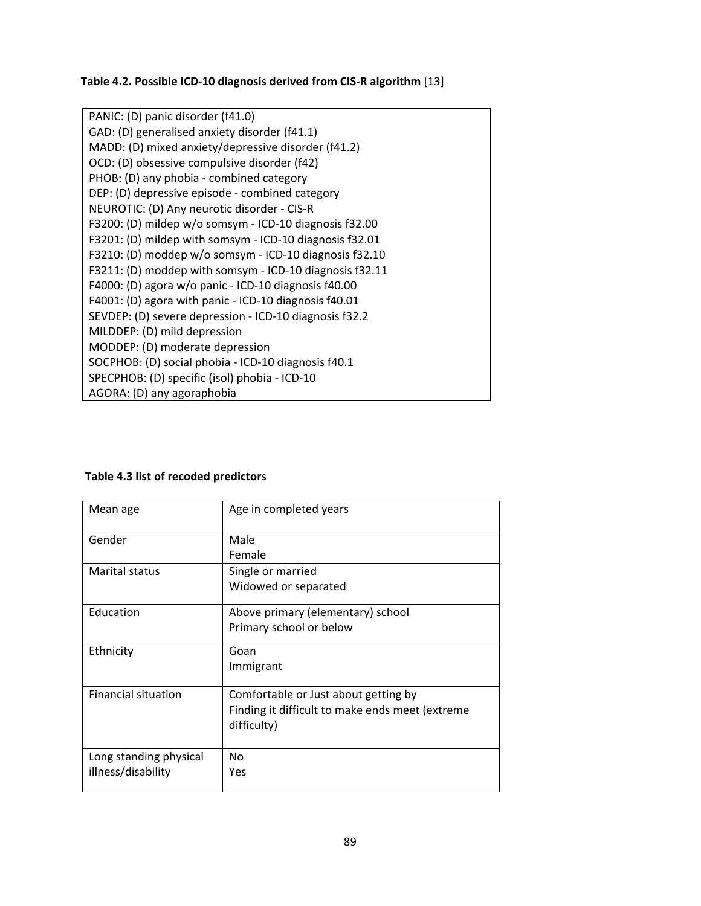**Table 4.2. Possible ICD-10 diagnosis derived from CIS-R algorithm** [13]

| |
|---|
| PANIC: (D) panic disorder (f41.0) |
| GAD: (D) generalised anxiety disorder (f41.1) |
| MADD: (D) mixed anxiety/depressive disorder (f41.2) |
| OCD: (D) obsessive compulsive disorder (f42) |
| PHOB: (D) any phobia - combined category |
| DEP: (D) depressive episode - combined category |
| NEUROTIC: (D) Any neurotic disorder - CIS-R |
| F3200: (D) mildep w/o somsym - ICD-10 diagnosis f32.00 |
| F3201: (D) mildep with somsym - ICD-10 diagnosis f32.01 |
| F3210: (D) moddep w/o somsym - ICD-10 diagnosis f32.10 |
| F3211: (D) moddep with somsym - ICD-10 diagnosis f32.11 |
| F4000: (D) agora w/o panic - ICD-10 diagnosis f40.00 |
| F4001: (D) agora with panic - ICD-10 diagnosis f40.01 |
| SEVDEP: (D) severe depression - ICD-10 diagnosis f32.2 |
| MILDDEP: (D) mild depression |
| MODDEP: (D) moderate depression |
| SOCPHOB: (D) social phobia - ICD-10 diagnosis f40.1 |
| SPECPHOB: (D) specific (isol) phobia - ICD-10 |
| AGORA: (D) any agoraphobia |

**Table 4.3 list of recoded predictors**

| | |
|---|---|
| Mean age | Age in completed years |
| Gender | Male<br>Female |
| Marital status | Single or married<br>Widowed or separated |
| Education | Above primary (elementary) school<br>Primary school or below |
| Ethnicity | Goan<br>Immigrant |
| Financial situation | Comfortable or Just about getting by<br>Finding it difficult to make ends meet (extreme difficulty) |
| Long standing physical illness/disability | No<br>Yes |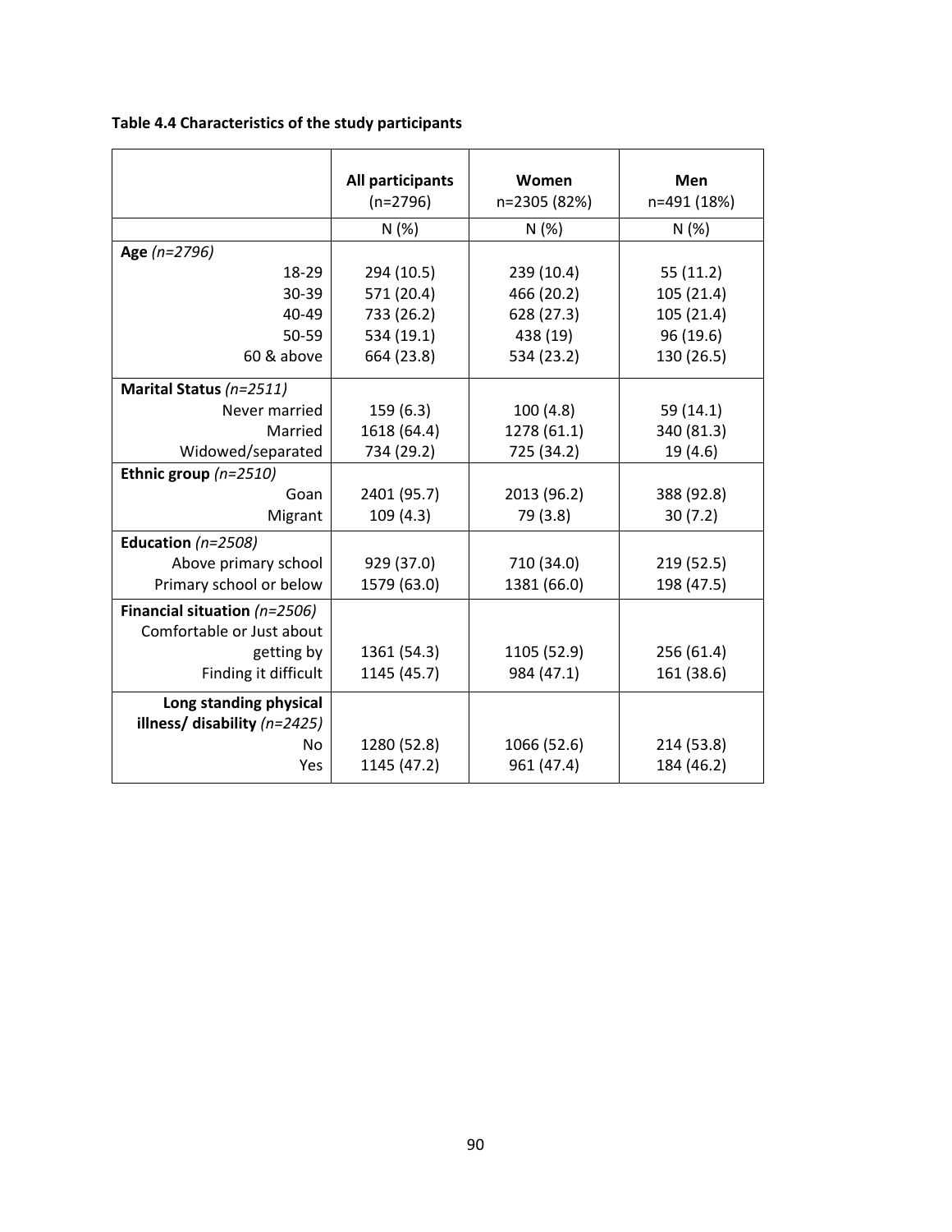**Table 4.4 Characteristics of the study participants**

| | All participants (n=2796) | Women n=2305 (82%) | Men n=491 (18%) |
|---|---|---|---|
| | N (%) | N (%) | N (%) |
| **Age** *(n=2796)* | | | |
| 18-29 | 294 (10.5) | 239 (10.4) | 55 (11.2) |
| 30-39 | 571 (20.4) | 466 (20.2) | 105 (21.4) |
| 40-49 | 733 (26.2) | 628 (27.3) | 105 (21.4) |
| 50-59 | 534 (19.1) | 438 (19) | 96 (19.6) |
| 60 & above | 664 (23.8) | 534 (23.2) | 130 (26.5) |
| **Marital Status** *(n=2511)* | | | |
| Never married | 159 (6.3) | 100 (4.8) | 59 (14.1) |
| Married | 1618 (64.4) | 1278 (61.1) | 340 (81.3) |
| Widowed/separated | 734 (29.2) | 725 (34.2) | 19 (4.6) |
| **Ethnic group** *(n=2510)* | | | |
| Goan | 2401 (95.7) | 2013 (96.2) | 388 (92.8) |
| Migrant | 109 (4.3) | 79 (3.8) | 30 (7.2) |
| **Education** *(n=2508)* | | | |
| Above primary school | 929 (37.0) | 710 (34.0) | 219 (52.5) |
| Primary school or below | 1579 (63.0) | 1381 (66.0) | 198 (47.5) |
| **Financial situation** *(n=2506)* | | | |
| Comfortable or Just about getting by | 1361 (54.3) | 1105 (52.9) | 256 (61.4) |
| Finding it difficult | 1145 (45.7) | 984 (47.1) | 161 (38.6) |
| **Long standing physical illness/ disability** *(n=2425)* | | | |
| No | 1280 (52.8) | 1066 (52.6) | 214 (53.8) |
| Yes | 1145 (47.2) | 961 (47.4) | 184 (46.2) |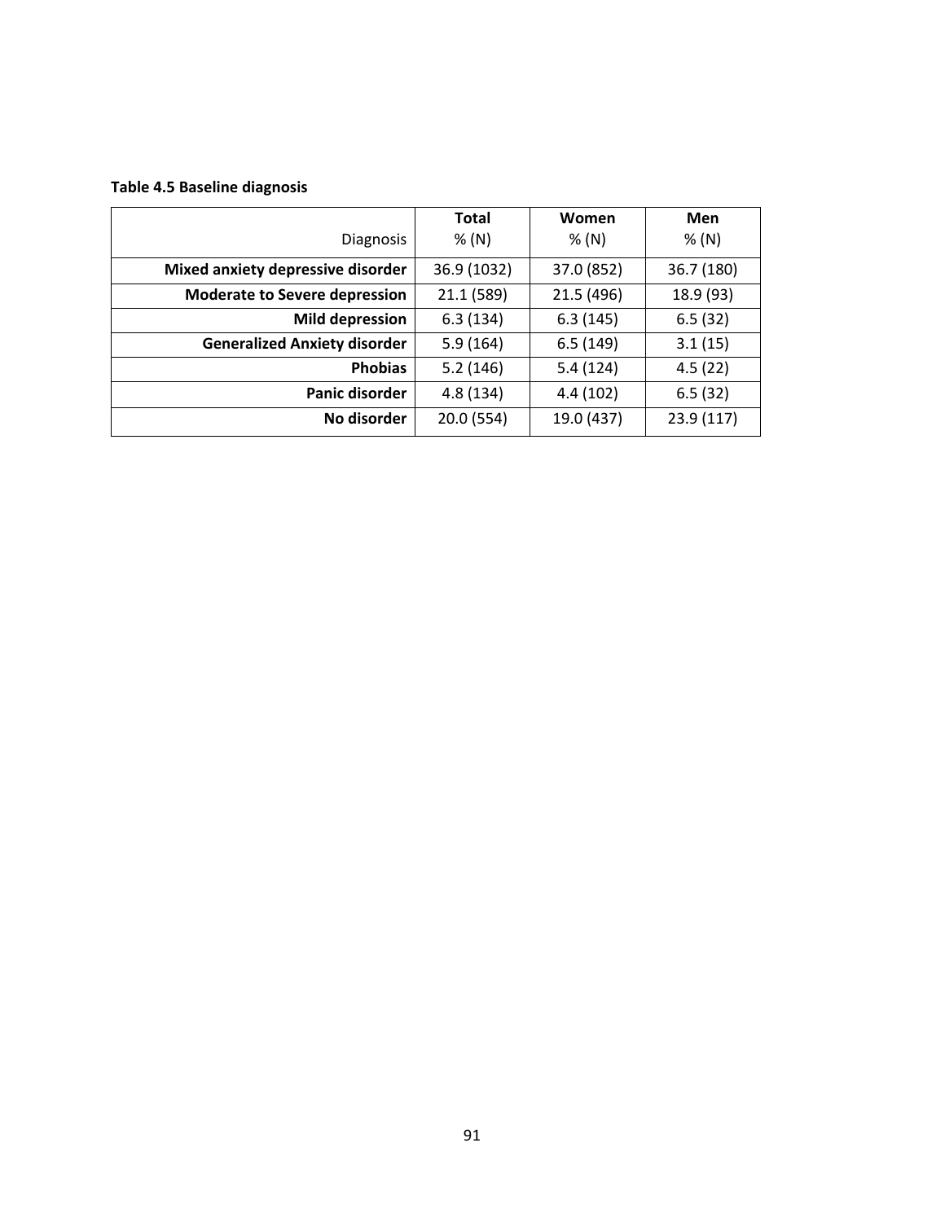**Table 4.5 Baseline diagnosis**

| Diagnosis | Total<br>% (N) | Women<br>% (N) | Men<br>% (N) |
|---|---|---|---|
| **Mixed anxiety depressive disorder** | 36.9 (1032) | 37.0 (852) | 36.7 (180) |
| **Moderate to Severe depression** | 21.1 (589) | 21.5 (496) | 18.9 (93) |
| **Mild depression** | 6.3 (134) | 6.3 (145) | 6.5 (32) |
| **Generalized Anxiety disorder** | 5.9 (164) | 6.5 (149) | 3.1 (15) |
| **Phobias** | 5.2 (146) | 5.4 (124) | 4.5 (22) |
| **Panic disorder** | 4.8 (134) | 4.4 (102) | 6.5 (32) |
| **No disorder** | 20.0 (554) | 19.0 (437) | 23.9 (117) |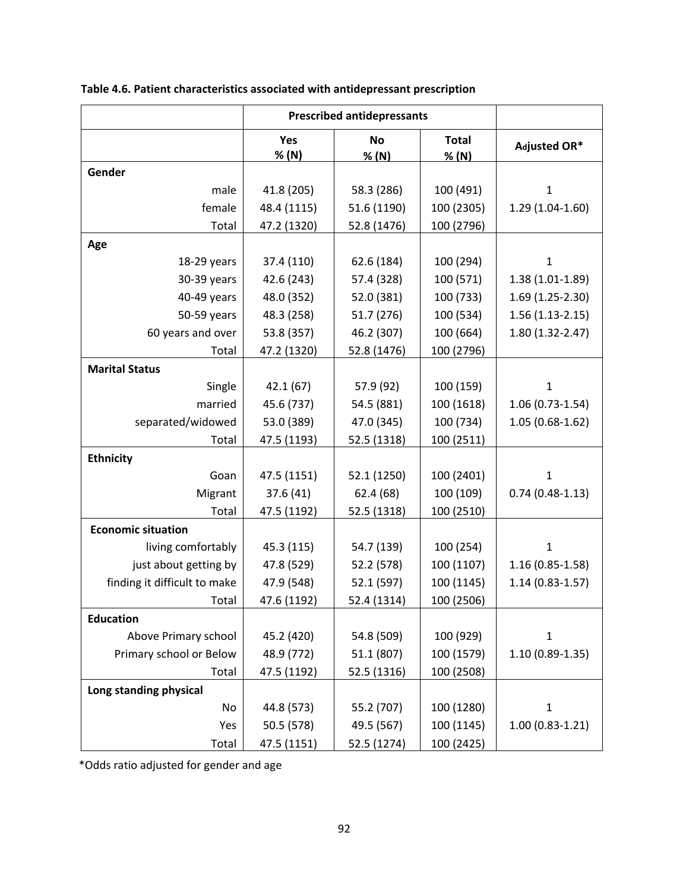**Table 4.6. Patient characteristics associated with antidepressant prescription**

| | Prescribed antidepressants | | | |
|---|---|---|---|---|
| | Yes % (N) | No % (N) | Total % (N) | Adjusted OR* |
| **Gender** | | | | |
| male | 41.8 (205) | 58.3 (286) | 100 (491) | 1 |
| female | 48.4 (1115) | 51.6 (1190) | 100 (2305) | 1.29 (1.04-1.60) |
| Total | 47.2 (1320) | 52.8 (1476) | 100 (2796) | |
| **Age** | | | | |
| 18-29 years | 37.4 (110) | 62.6 (184) | 100 (294) | 1 |
| 30-39 years | 42.6 (243) | 57.4 (328) | 100 (571) | 1.38 (1.01-1.89) |
| 40-49 years | 48.0 (352) | 52.0 (381) | 100 (733) | 1.69 (1.25-2.30) |
| 50-59 years | 48.3 (258) | 51.7 (276) | 100 (534) | 1.56 (1.13-2.15) |
| 60 years and over | 53.8 (357) | 46.2 (307) | 100 (664) | 1.80 (1.32-2.47) |
| Total | 47.2 (1320) | 52.8 (1476) | 100 (2796) | |
| **Marital Status** | | | | |
| Single | 42.1 (67) | 57.9 (92) | 100 (159) | 1 |
| married | 45.6 (737) | 54.5 (881) | 100 (1618) | 1.06 (0.73-1.54) |
| separated/widowed | 53.0 (389) | 47.0 (345) | 100 (734) | 1.05 (0.68-1.62) |
| Total | 47.5 (1193) | 52.5 (1318) | 100 (2511) | |
| **Ethnicity** | | | | |
| Goan | 47.5 (1151) | 52.1 (1250) | 100 (2401) | 1 |
| Migrant | 37.6 (41) | 62.4 (68) | 100 (109) | 0.74 (0.48-1.13) |
| Total | 47.5 (1192) | 52.5 (1318) | 100 (2510) | |
| **Economic situation** | | | | |
| living comfortably | 45.3 (115) | 54.7 (139) | 100 (254) | 1 |
| just about getting by | 47.8 (529) | 52.2 (578) | 100 (1107) | 1.16 (0.85-1.58) |
| finding it difficult to make | 47.9 (548) | 52.1 (597) | 100 (1145) | 1.14 (0.83-1.57) |
| Total | 47.6 (1192) | 52.4 (1314) | 100 (2506) | |
| **Education** | | | | |
| Above Primary school | 45.2 (420) | 54.8 (509) | 100 (929) | 1 |
| Primary school or Below | 48.9 (772) | 51.1 (807) | 100 (1579) | 1.10 (0.89-1.35) |
| Total | 47.5 (1192) | 52.5 (1316) | 100 (2508) | |
| **Long standing physical** | | | | |
| No | 44.8 (573) | 55.2 (707) | 100 (1280) | 1 |
| Yes | 50.5 (578) | 49.5 (567) | 100 (1145) | 1.00 (0.83-1.21) |
| Total | 47.5 (1151) | 52.5 (1274) | 100 (2425) | |

*Odds ratio adjusted for gender and age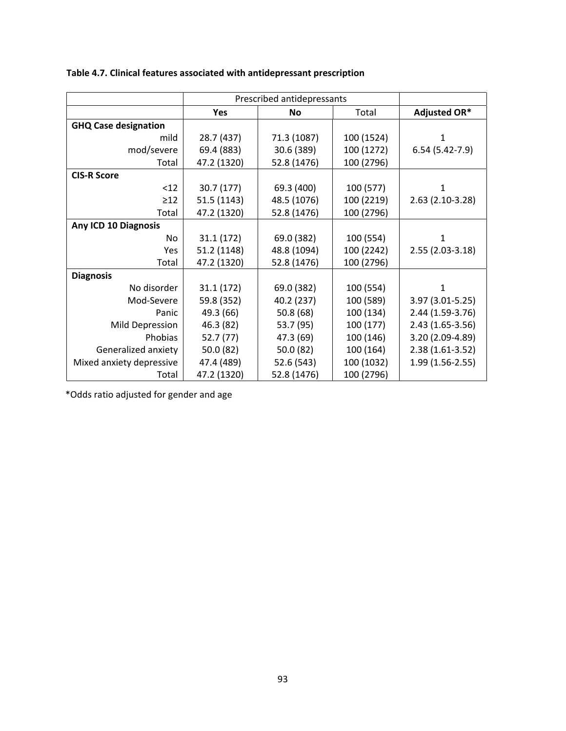**Table 4.7. Clinical features associated with antidepressant prescription**

| | Prescribed antidepressants | | | |
|---|---|---|---|---|
| | **Yes** | **No** | Total | **Adjusted OR*** |
| **GHQ Case designation** | | | | |
| mild | 28.7 (437) | 71.3 (1087) | 100 (1524) | 1 |
| mod/severe | 69.4 (883) | 30.6 (389) | 100 (1272) | 6.54 (5.42-7.9) |
| Total | 47.2 (1320) | 52.8 (1476) | 100 (2796) | |
| **CIS-R Score** | | | | |
| <12 | 30.7 (177) | 69.3 (400) | 100 (577) | 1 |
| ≥12 | 51.5 (1143) | 48.5 (1076) | 100 (2219) | 2.63 (2.10-3.28) |
| Total | 47.2 (1320) | 52.8 (1476) | 100 (2796) | |
| **Any ICD 10 Diagnosis** | | | | |
| No | 31.1 (172) | 69.0 (382) | 100 (554) | 1 |
| Yes | 51.2 (1148) | 48.8 (1094) | 100 (2242) | 2.55 (2.03-3.18) |
| Total | 47.2 (1320) | 52.8 (1476) | 100 (2796) | |
| **Diagnosis** | | | | |
| No disorder | 31.1 (172) | 69.0 (382) | 100 (554) | 1 |
| Mod-Severe | 59.8 (352) | 40.2 (237) | 100 (589) | 3.97 (3.01-5.25) |
| Panic | 49.3 (66) | 50.8 (68) | 100 (134) | 2.44 (1.59-3.76) |
| Mild Depression | 46.3 (82) | 53.7 (95) | 100 (177) | 2.43 (1.65-3.56) |
| Phobias | 52.7 (77) | 47.3 (69) | 100 (146) | 3.20 (2.09-4.89) |
| Generalized anxiety | 50.0 (82) | 50.0 (82) | 100 (164) | 2.38 (1.61-3.52) |
| Mixed anxiety depressive | 47.4 (489) | 52.6 (543) | 100 (1032) | 1.99 (1.56-2.55) |
| Total | 47.2 (1320) | 52.8 (1476) | 100 (2796) | |

*Odds ratio adjusted for gender and age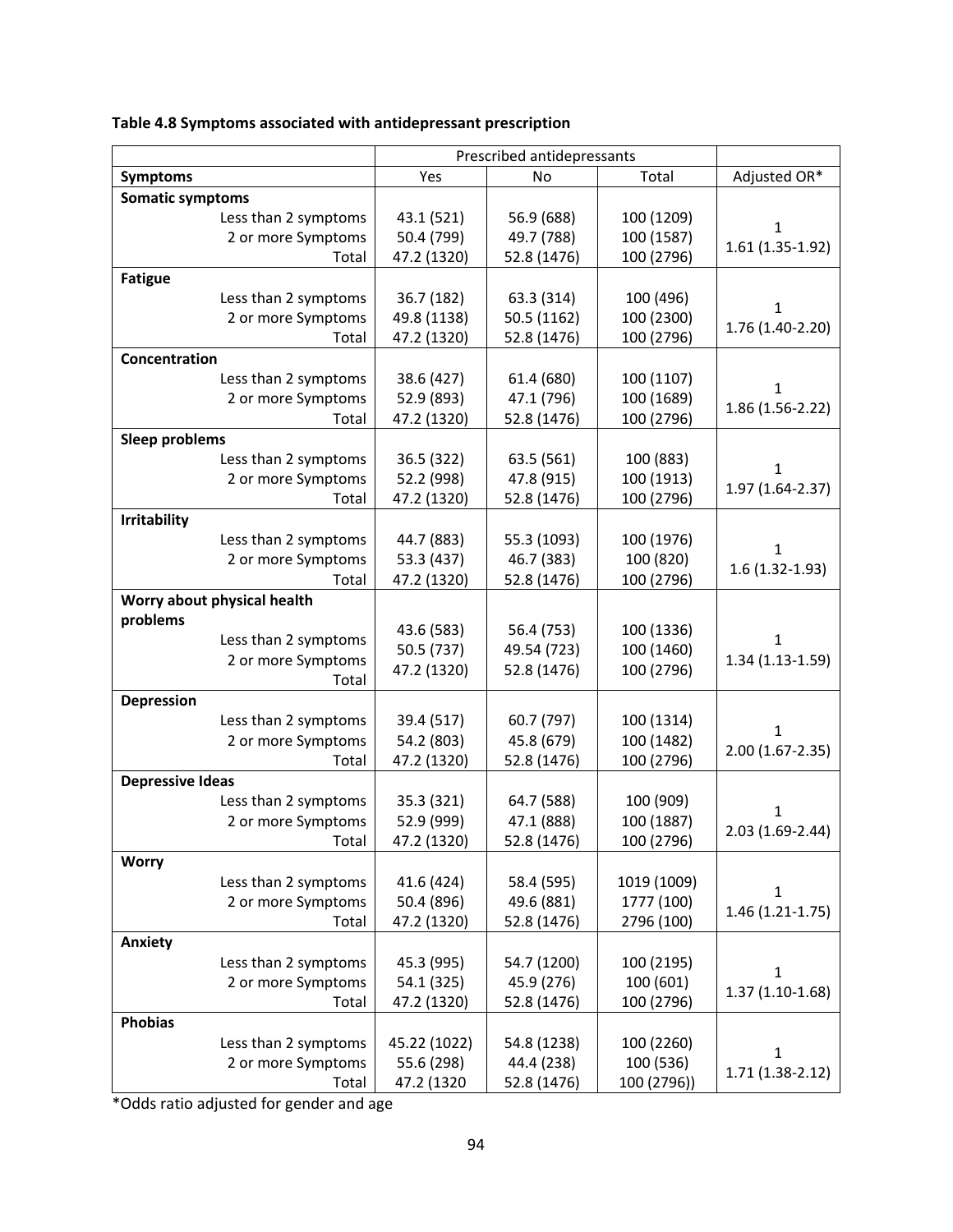**Table 4.8 Symptoms associated with antidepressant prescription**

| | Prescribed antidepressants | | | |
|---|---|---|---|---|
| **Symptoms** | Yes | No | Total | Adjusted OR* |
| **Somatic symptoms** | | | | |
| Less than 2 symptoms | 43.1 (521) | 56.9 (688) | 100 (1209) | 1 |
| 2 or more Symptoms | 50.4 (799) | 49.7 (788) | 100 (1587) | 1.61 (1.35-1.92) |
| Total | 47.2 (1320) | 52.8 (1476) | 100 (2796) | |
| **Fatigue** | | | | |
| Less than 2 symptoms | 36.7 (182) | 63.3 (314) | 100 (496) | 1 |
| 2 or more Symptoms | 49.8 (1138) | 50.5 (1162) | 100 (2300) | 1.76 (1.40-2.20) |
| Total | 47.2 (1320) | 52.8 (1476) | 100 (2796) | |
| **Concentration** | | | | |
| Less than 2 symptoms | 38.6 (427) | 61.4 (680) | 100 (1107) | 1 |
| 2 or more Symptoms | 52.9 (893) | 47.1 (796) | 100 (1689) | 1.86 (1.56-2.22) |
| Total | 47.2 (1320) | 52.8 (1476) | 100 (2796) | |
| **Sleep problems** | | | | |
| Less than 2 symptoms | 36.5 (322) | 63.5 (561) | 100 (883) | 1 |
| 2 or more Symptoms | 52.2 (998) | 47.8 (915) | 100 (1913) | 1.97 (1.64-2.37) |
| Total | 47.2 (1320) | 52.8 (1476) | 100 (2796) | |
| **Irritability** | | | | |
| Less than 2 symptoms | 44.7 (883) | 55.3 (1093) | 100 (1976) | 1 |
| 2 or more Symptoms | 53.3 (437) | 46.7 (383) | 100 (820) | 1.6 (1.32-1.93) |
| Total | 47.2 (1320) | 52.8 (1476) | 100 (2796) | |
| **Worry about physical health problems** | | | | |
| Less than 2 symptoms | 43.6 (583) | 56.4 (753) | 100 (1336) | 1 |
| 2 or more Symptoms | 50.5 (737) | 49.54 (723) | 100 (1460) | 1.34 (1.13-1.59) |
| Total | 47.2 (1320) | 52.8 (1476) | 100 (2796) | |
| **Depression** | | | | |
| Less than 2 symptoms | 39.4 (517) | 60.7 (797) | 100 (1314) | 1 |
| 2 or more Symptoms | 54.2 (803) | 45.8 (679) | 100 (1482) | 2.00 (1.67-2.35) |
| Total | 47.2 (1320) | 52.8 (1476) | 100 (2796) | |
| **Depressive Ideas** | | | | |
| Less than 2 symptoms | 35.3 (321) | 64.7 (588) | 100 (909) | 1 |
| 2 or more Symptoms | 52.9 (999) | 47.1 (888) | 100 (1887) | 2.03 (1.69-2.44) |
| Total | 47.2 (1320) | 52.8 (1476) | 100 (2796) | |
| **Worry** | | | | |
| Less than 2 symptoms | 41.6 (424) | 58.4 (595) | 1019 (1009) | 1 |
| 2 or more Symptoms | 50.4 (896) | 49.6 (881) | 1777 (100) | 1.46 (1.21-1.75) |
| Total | 47.2 (1320) | 52.8 (1476) | 2796 (100) | |
| **Anxiety** | | | | |
| Less than 2 symptoms | 45.3 (995) | 54.7 (1200) | 100 (2195) | 1 |
| 2 or more Symptoms | 54.1 (325) | 45.9 (276) | 100 (601) | 1.37 (1.10-1.68) |
| Total | 47.2 (1320) | 52.8 (1476) | 100 (2796) | |
| **Phobias** | | | | |
| Less than 2 symptoms | 45.22 (1022) | 54.8 (1238) | 100 (2260) | 1 |
| 2 or more Symptoms | 55.6 (298) | 44.4 (238) | 100 (536) | 1.71 (1.38-2.12) |
| Total | 47.2 (1320 | 52.8 (1476) | 100 (2796)) | |

*Odds ratio adjusted for gender and age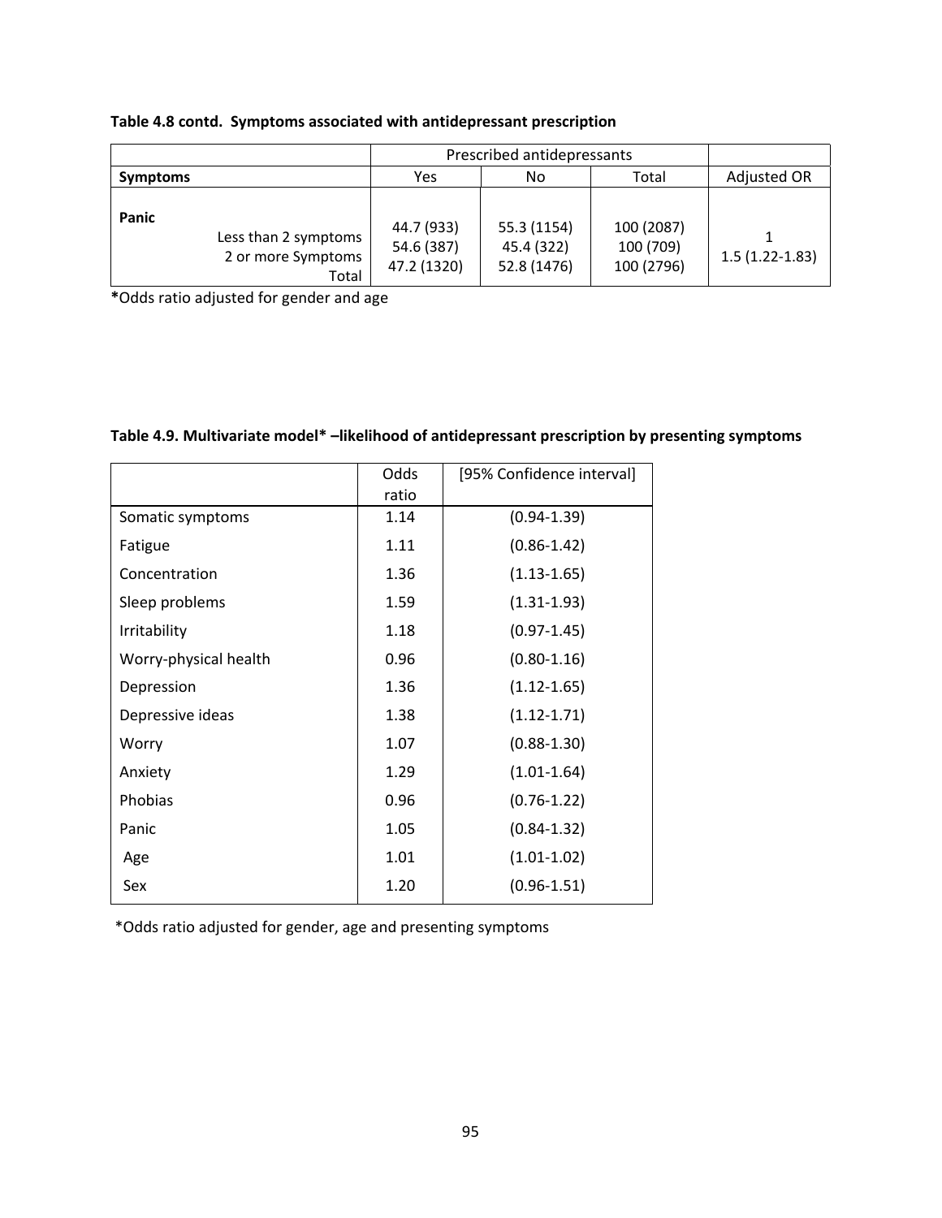**Table 4.8 contd. Symptoms associated with antidepressant prescription**

| | | Prescribed antidepressants | | | |
|---|---|---|---|---|---|
| **Symptoms** | | Yes | No | Total | Adjusted OR |
| **Panic** | | | | | |
| | Less than 2 symptoms | 44.7 (933) | 55.3 (1154) | 100 (2087) | 1 |
| | 2 or more Symptoms | 54.6 (387) | 45.4 (322) | 100 (709) | 1.5 (1.22-1.83) |
| | Total | 47.2 (1320) | 52.8 (1476) | 100 (2796) | |

**\***Odds ratio adjusted for gender and age

**Table 4.9. Multivariate model\* –likelihood of antidepressant prescription by presenting symptoms**

| | Odds ratio | [95% Confidence interval] |
|---|---|---|
| Somatic symptoms | 1.14 | (0.94-1.39) |
| Fatigue | 1.11 | (0.86-1.42) |
| Concentration | 1.36 | (1.13-1.65) |
| Sleep problems | 1.59 | (1.31-1.93) |
| Irritability | 1.18 | (0.97-1.45) |
| Worry-physical health | 0.96 | (0.80-1.16) |
| Depression | 1.36 | (1.12-1.65) |
| Depressive ideas | 1.38 | (1.12-1.71) |
| Worry | 1.07 | (0.88-1.30) |
| Anxiety | 1.29 | (1.01-1.64) |
| Phobias | 0.96 | (0.76-1.22) |
| Panic | 1.05 | (0.84-1.32) |
| Age | 1.01 | (1.01-1.02) |
| Sex | 1.20 | (0.96-1.51) |

\*Odds ratio adjusted for gender, age and presenting symptoms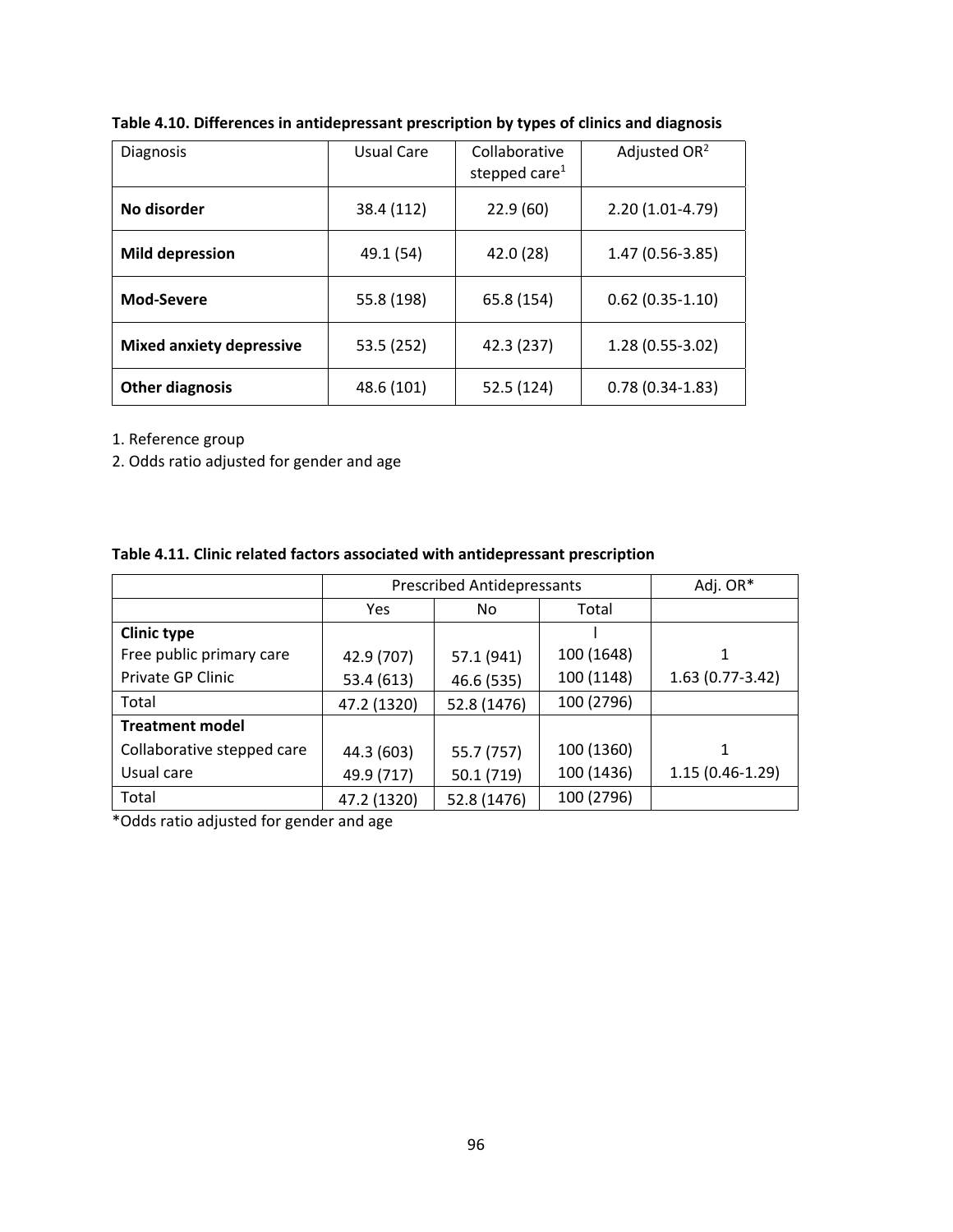**Table 4.10. Differences in antidepressant prescription by types of clinics and diagnosis**

| Diagnosis | Usual Care | Collaborative stepped care[1] | Adjusted OR[2] |
|---|---|---|---|
| **No disorder** | 38.4 (112) | 22.9 (60) | 2.20 (1.01-4.79) |
| **Mild depression** | 49.1 (54) | 42.0 (28) | 1.47 (0.56-3.85) |
| **Mod-Severe** | 55.8 (198) | 65.8 (154) | 0.62 (0.35-1.10) |
| **Mixed anxiety depressive** | 53.5 (252) | 42.3 (237) | 1.28 (0.55-3.02) |
| **Other diagnosis** | 48.6 (101) | 52.5 (124) | 0.78 (0.34-1.83) |

1. Reference group
2. Odds ratio adjusted for gender and age

**Table 4.11. Clinic related factors associated with antidepressant prescription**

| | Prescribed Antidepressants | | | Adj. OR* |
|---|---|---|---|---|
| | Yes | No | Total | |
| **Clinic type** | | | l | |
| Free public primary care | 42.9 (707) | 57.1 (941) | 100 (1648) | 1 |
| Private GP Clinic | 53.4 (613) | 46.6 (535) | 100 (1148) | 1.63 (0.77-3.42) |
| Total | 47.2 (1320) | 52.8 (1476) | 100 (2796) | |
| **Treatment model** | | | | |
| Collaborative stepped care | 44.3 (603) | 55.7 (757) | 100 (1360) | 1 |
| Usual care | 49.9 (717) | 50.1 (719) | 100 (1436) | 1.15 (0.46-1.29) |
| Total | 47.2 (1320) | 52.8 (1476) | 100 (2796) | |

*Odds ratio adjusted for gender and age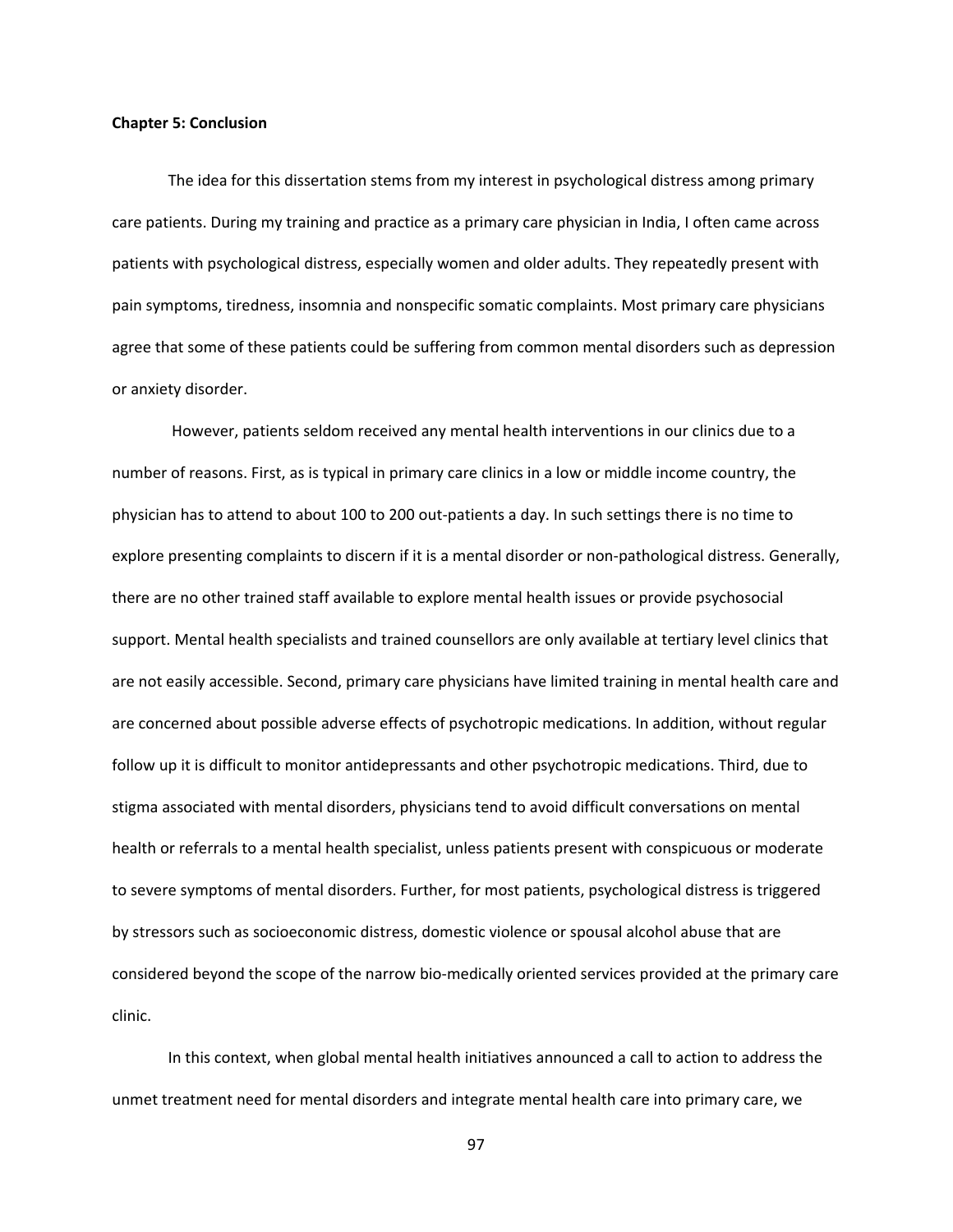**Chapter 5: Conclusion**

The idea for this dissertation stems from my interest in psychological distress among primary care patients. During my training and practice as a primary care physician in India, I often came across patients with psychological distress, especially women and older adults. They repeatedly present with pain symptoms, tiredness, insomnia and nonspecific somatic complaints. Most primary care physicians agree that some of these patients could be suffering from common mental disorders such as depression or anxiety disorder.

However, patients seldom received any mental health interventions in our clinics due to a number of reasons. First, as is typical in primary care clinics in a low or middle income country, the physician has to attend to about 100 to 200 out-patients a day. In such settings there is no time to explore presenting complaints to discern if it is a mental disorder or non-pathological distress. Generally, there are no other trained staff available to explore mental health issues or provide psychosocial support. Mental health specialists and trained counsellors are only available at tertiary level clinics that are not easily accessible. Second, primary care physicians have limited training in mental health care and are concerned about possible adverse effects of psychotropic medications. In addition, without regular follow up it is difficult to monitor antidepressants and other psychotropic medications. Third, due to stigma associated with mental disorders, physicians tend to avoid difficult conversations on mental health or referrals to a mental health specialist, unless patients present with conspicuous or moderate to severe symptoms of mental disorders. Further, for most patients, psychological distress is triggered by stressors such as socioeconomic distress, domestic violence or spousal alcohol abuse that are considered beyond the scope of the narrow bio-medically oriented services provided at the primary care clinic.

In this context, when global mental health initiatives announced a call to action to address the unmet treatment need for mental disorders and integrate mental health care into primary care, we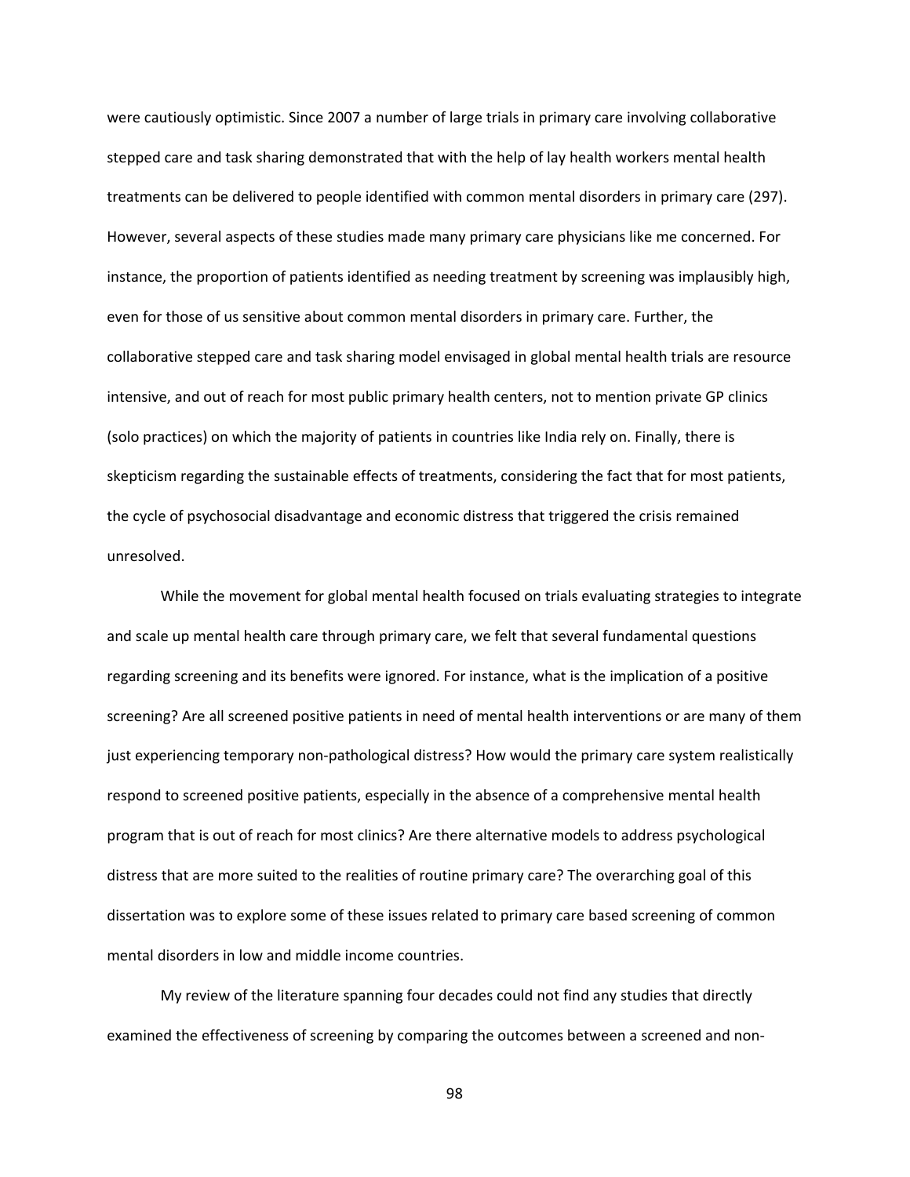were cautiously optimistic. Since 2007 a number of large trials in primary care involving collaborative stepped care and task sharing demonstrated that with the help of lay health workers mental health treatments can be delivered to people identified with common mental disorders in primary care (297). However, several aspects of these studies made many primary care physicians like me concerned. For instance, the proportion of patients identified as needing treatment by screening was implausibly high, even for those of us sensitive about common mental disorders in primary care. Further, the collaborative stepped care and task sharing model envisaged in global mental health trials are resource intensive, and out of reach for most public primary health centers, not to mention private GP clinics (solo practices) on which the majority of patients in countries like India rely on. Finally, there is skepticism regarding the sustainable effects of treatments, considering the fact that for most patients, the cycle of psychosocial disadvantage and economic distress that triggered the crisis remained unresolved.

While the movement for global mental health focused on trials evaluating strategies to integrate and scale up mental health care through primary care, we felt that several fundamental questions regarding screening and its benefits were ignored. For instance, what is the implication of a positive screening? Are all screened positive patients in need of mental health interventions or are many of them just experiencing temporary non-pathological distress? How would the primary care system realistically respond to screened positive patients, especially in the absence of a comprehensive mental health program that is out of reach for most clinics? Are there alternative models to address psychological distress that are more suited to the realities of routine primary care? The overarching goal of this dissertation was to explore some of these issues related to primary care based screening of common mental disorders in low and middle income countries.

My review of the literature spanning four decades could not find any studies that directly examined the effectiveness of screening by comparing the outcomes between a screened and non-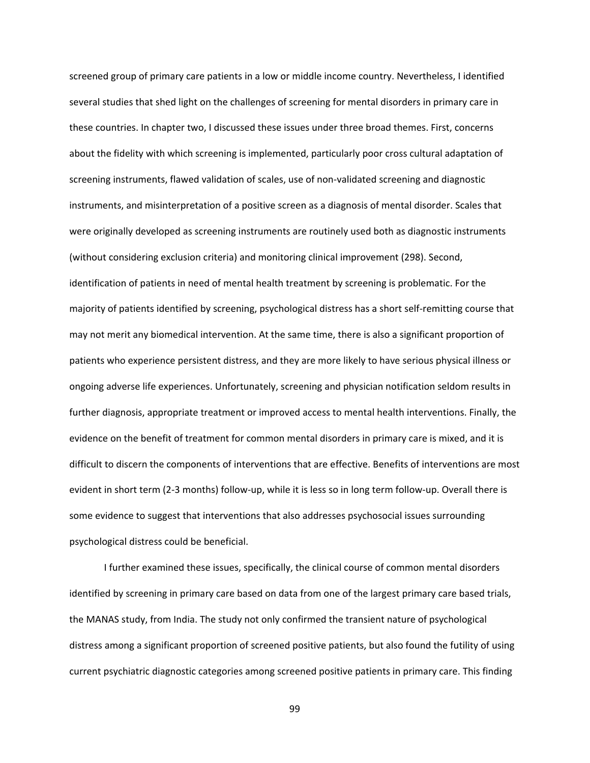screened group of primary care patients in a low or middle income country. Nevertheless, I identified several studies that shed light on the challenges of screening for mental disorders in primary care in these countries. In chapter two, I discussed these issues under three broad themes. First, concerns about the fidelity with which screening is implemented, particularly poor cross cultural adaptation of screening instruments, flawed validation of scales, use of non-validated screening and diagnostic instruments, and misinterpretation of a positive screen as a diagnosis of mental disorder. Scales that were originally developed as screening instruments are routinely used both as diagnostic instruments (without considering exclusion criteria) and monitoring clinical improvement (298). Second, identification of patients in need of mental health treatment by screening is problematic. For the majority of patients identified by screening, psychological distress has a short self-remitting course that may not merit any biomedical intervention. At the same time, there is also a significant proportion of patients who experience persistent distress, and they are more likely to have serious physical illness or ongoing adverse life experiences. Unfortunately, screening and physician notification seldom results in further diagnosis, appropriate treatment or improved access to mental health interventions. Finally, the evidence on the benefit of treatment for common mental disorders in primary care is mixed, and it is difficult to discern the components of interventions that are effective. Benefits of interventions are most evident in short term (2-3 months) follow-up, while it is less so in long term follow-up. Overall there is some evidence to suggest that interventions that also addresses psychosocial issues surrounding psychological distress could be beneficial.

I further examined these issues, specifically, the clinical course of common mental disorders identified by screening in primary care based on data from one of the largest primary care based trials, the MANAS study, from India. The study not only confirmed the transient nature of psychological distress among a significant proportion of screened positive patients, but also found the futility of using current psychiatric diagnostic categories among screened positive patients in primary care. This finding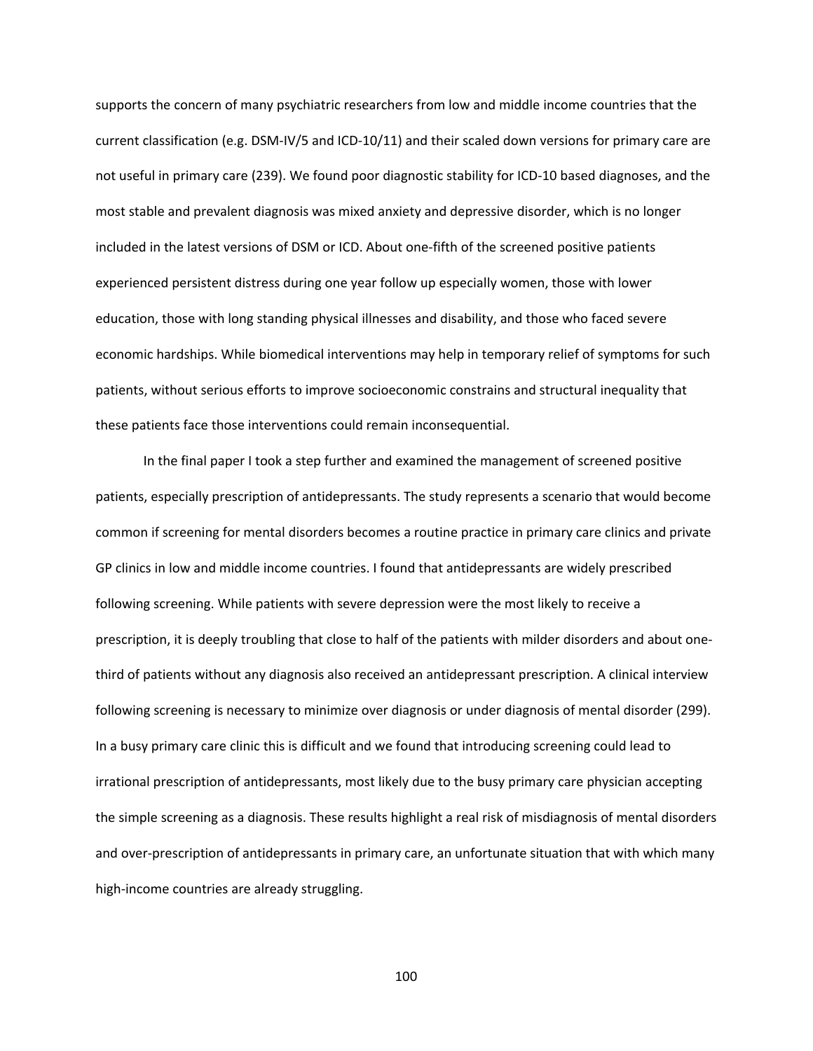supports the concern of many psychiatric researchers from low and middle income countries that the current classification (e.g. DSM-IV/5 and ICD-10/11) and their scaled down versions for primary care are not useful in primary care (239). We found poor diagnostic stability for ICD-10 based diagnoses, and the most stable and prevalent diagnosis was mixed anxiety and depressive disorder, which is no longer included in the latest versions of DSM or ICD. About one-fifth of the screened positive patients experienced persistent distress during one year follow up especially women, those with lower education, those with long standing physical illnesses and disability, and those who faced severe economic hardships. While biomedical interventions may help in temporary relief of symptoms for such patients, without serious efforts to improve socioeconomic constrains and structural inequality that these patients face those interventions could remain inconsequential.

In the final paper I took a step further and examined the management of screened positive patients, especially prescription of antidepressants. The study represents a scenario that would become common if screening for mental disorders becomes a routine practice in primary care clinics and private GP clinics in low and middle income countries. I found that antidepressants are widely prescribed following screening. While patients with severe depression were the most likely to receive a prescription, it is deeply troubling that close to half of the patients with milder disorders and about one-third of patients without any diagnosis also received an antidepressant prescription. A clinical interview following screening is necessary to minimize over diagnosis or under diagnosis of mental disorder (299). In a busy primary care clinic this is difficult and we found that introducing screening could lead to irrational prescription of antidepressants, most likely due to the busy primary care physician accepting the simple screening as a diagnosis. These results highlight a real risk of misdiagnosis of mental disorders and over-prescription of antidepressants in primary care, an unfortunate situation that with which many high-income countries are already struggling.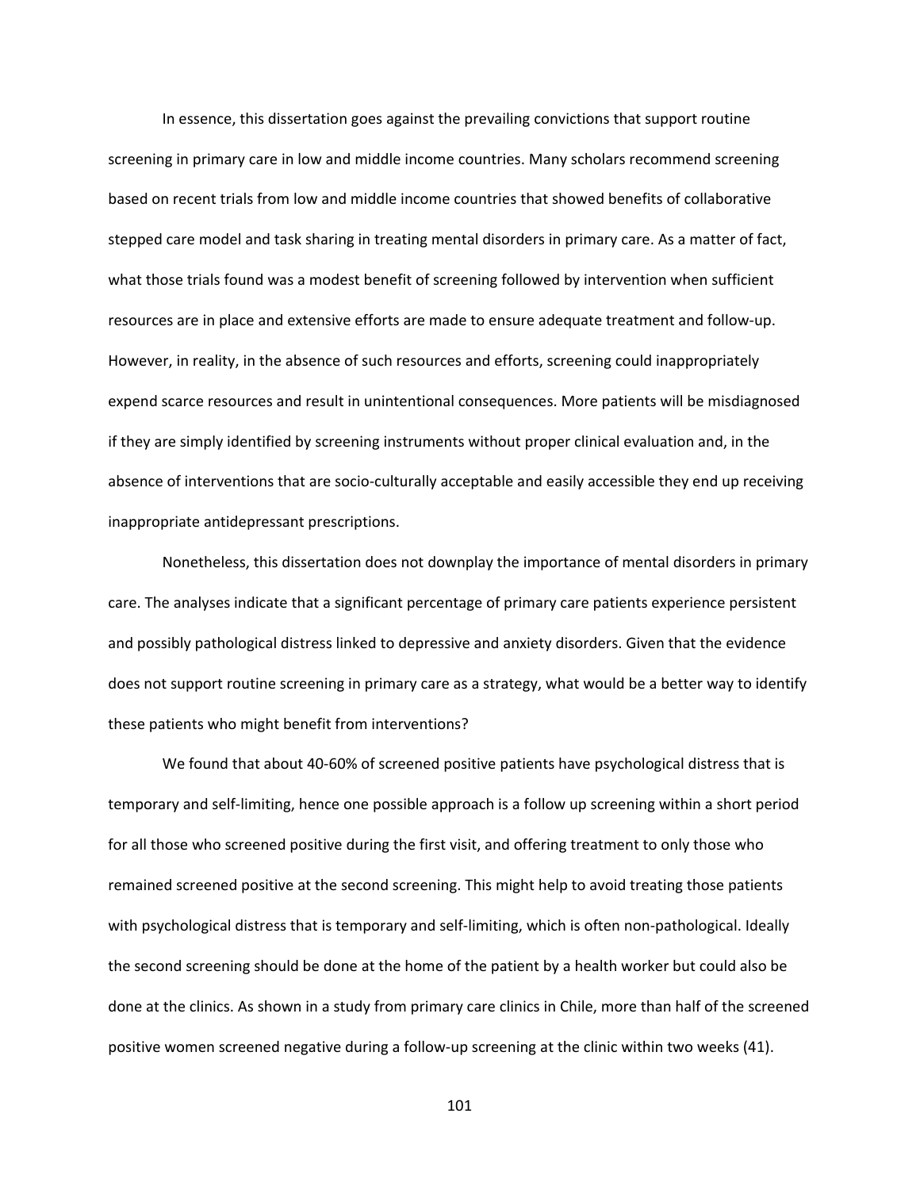In essence, this dissertation goes against the prevailing convictions that support routine screening in primary care in low and middle income countries. Many scholars recommend screening based on recent trials from low and middle income countries that showed benefits of collaborative stepped care model and task sharing in treating mental disorders in primary care. As a matter of fact, what those trials found was a modest benefit of screening followed by intervention when sufficient resources are in place and extensive efforts are made to ensure adequate treatment and follow-up. However, in reality, in the absence of such resources and efforts, screening could inappropriately expend scarce resources and result in unintentional consequences. More patients will be misdiagnosed if they are simply identified by screening instruments without proper clinical evaluation and, in the absence of interventions that are socio-culturally acceptable and easily accessible they end up receiving inappropriate antidepressant prescriptions.

Nonetheless, this dissertation does not downplay the importance of mental disorders in primary care. The analyses indicate that a significant percentage of primary care patients experience persistent and possibly pathological distress linked to depressive and anxiety disorders. Given that the evidence does not support routine screening in primary care as a strategy, what would be a better way to identify these patients who might benefit from interventions?

We found that about 40-60% of screened positive patients have psychological distress that is temporary and self-limiting, hence one possible approach is a follow up screening within a short period for all those who screened positive during the first visit, and offering treatment to only those who remained screened positive at the second screening. This might help to avoid treating those patients with psychological distress that is temporary and self-limiting, which is often non-pathological. Ideally the second screening should be done at the home of the patient by a health worker but could also be done at the clinics. As shown in a study from primary care clinics in Chile, more than half of the screened positive women screened negative during a follow-up screening at the clinic within two weeks (41).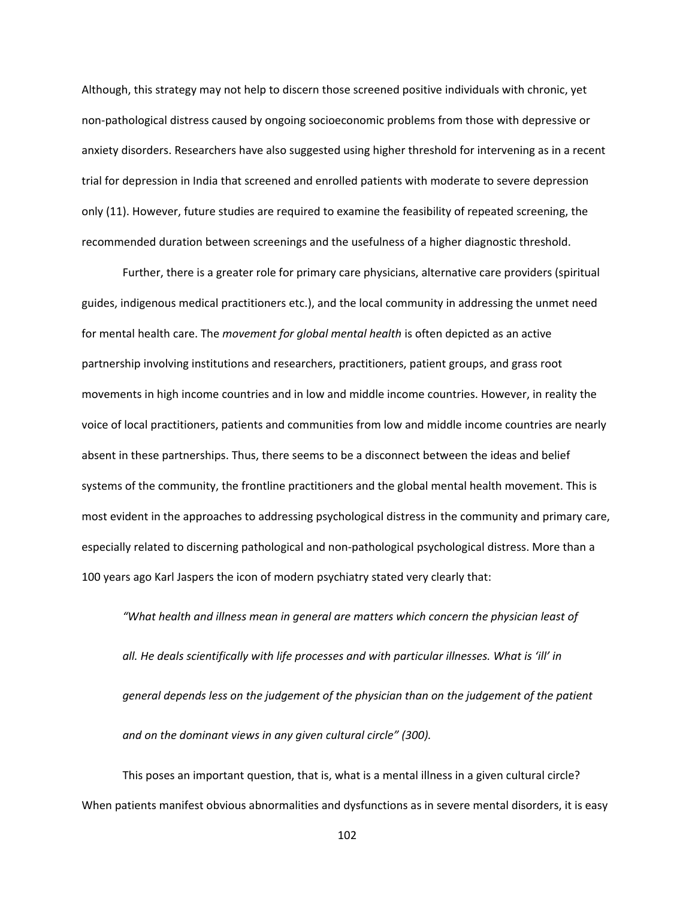Although, this strategy may not help to discern those screened positive individuals with chronic, yet non-pathological distress caused by ongoing socioeconomic problems from those with depressive or anxiety disorders. Researchers have also suggested using higher threshold for intervening as in a recent trial for depression in India that screened and enrolled patients with moderate to severe depression only (11). However, future studies are required to examine the feasibility of repeated screening, the recommended duration between screenings and the usefulness of a higher diagnostic threshold.

Further, there is a greater role for primary care physicians, alternative care providers (spiritual guides, indigenous medical practitioners etc.), and the local community in addressing the unmet need for mental health care. The *movement for global mental health* is often depicted as an active partnership involving institutions and researchers, practitioners, patient groups, and grass root movements in high income countries and in low and middle income countries. However, in reality the voice of local practitioners, patients and communities from low and middle income countries are nearly absent in these partnerships. Thus, there seems to be a disconnect between the ideas and belief systems of the community, the frontline practitioners and the global mental health movement. This is most evident in the approaches to addressing psychological distress in the community and primary care, especially related to discerning pathological and non-pathological psychological distress. More than a 100 years ago Karl Jaspers the icon of modern psychiatry stated very clearly that:

> *"What health and illness mean in general are matters which concern the physician least of all. He deals scientifically with life processes and with particular illnesses. What is 'ill' in general depends less on the judgement of the physician than on the judgement of the patient and on the dominant views in any given cultural circle" (300).*

This poses an important question, that is, what is a mental illness in a given cultural circle? When patients manifest obvious abnormalities and dysfunctions as in severe mental disorders, it is easy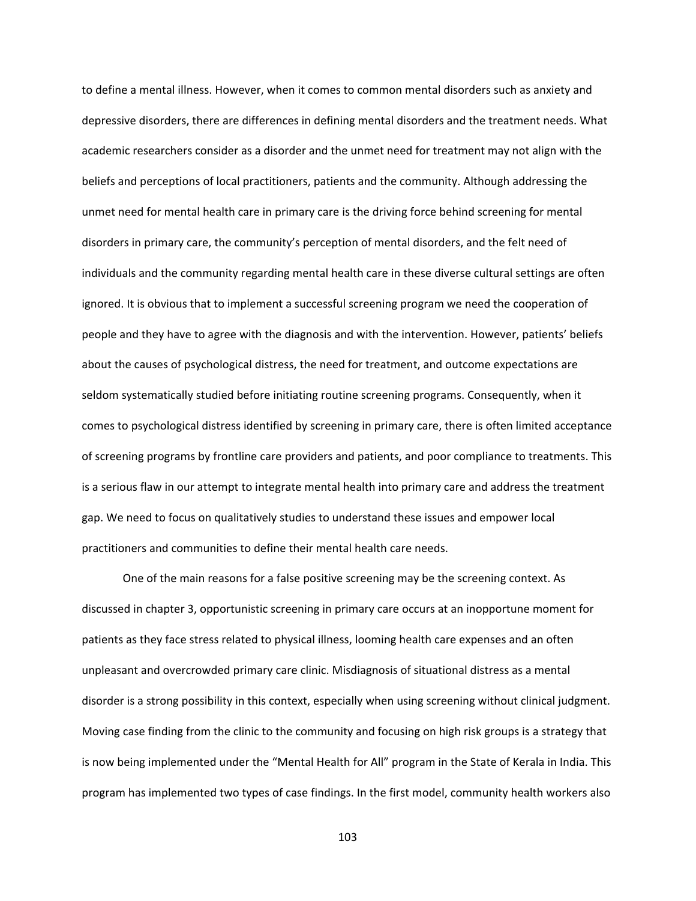to define a mental illness. However, when it comes to common mental disorders such as anxiety and depressive disorders, there are differences in defining mental disorders and the treatment needs. What academic researchers consider as a disorder and the unmet need for treatment may not align with the beliefs and perceptions of local practitioners, patients and the community. Although addressing the unmet need for mental health care in primary care is the driving force behind screening for mental disorders in primary care, the community's perception of mental disorders, and the felt need of individuals and the community regarding mental health care in these diverse cultural settings are often ignored. It is obvious that to implement a successful screening program we need the cooperation of people and they have to agree with the diagnosis and with the intervention. However, patients' beliefs about the causes of psychological distress, the need for treatment, and outcome expectations are seldom systematically studied before initiating routine screening programs. Consequently, when it comes to psychological distress identified by screening in primary care, there is often limited acceptance of screening programs by frontline care providers and patients, and poor compliance to treatments. This is a serious flaw in our attempt to integrate mental health into primary care and address the treatment gap. We need to focus on qualitatively studies to understand these issues and empower local practitioners and communities to define their mental health care needs.

One of the main reasons for a false positive screening may be the screening context. As discussed in chapter 3, opportunistic screening in primary care occurs at an inopportune moment for patients as they face stress related to physical illness, looming health care expenses and an often unpleasant and overcrowded primary care clinic. Misdiagnosis of situational distress as a mental disorder is a strong possibility in this context, especially when using screening without clinical judgment. Moving case finding from the clinic to the community and focusing on high risk groups is a strategy that is now being implemented under the "Mental Health for All" program in the State of Kerala in India. This program has implemented two types of case findings. In the first model, community health workers also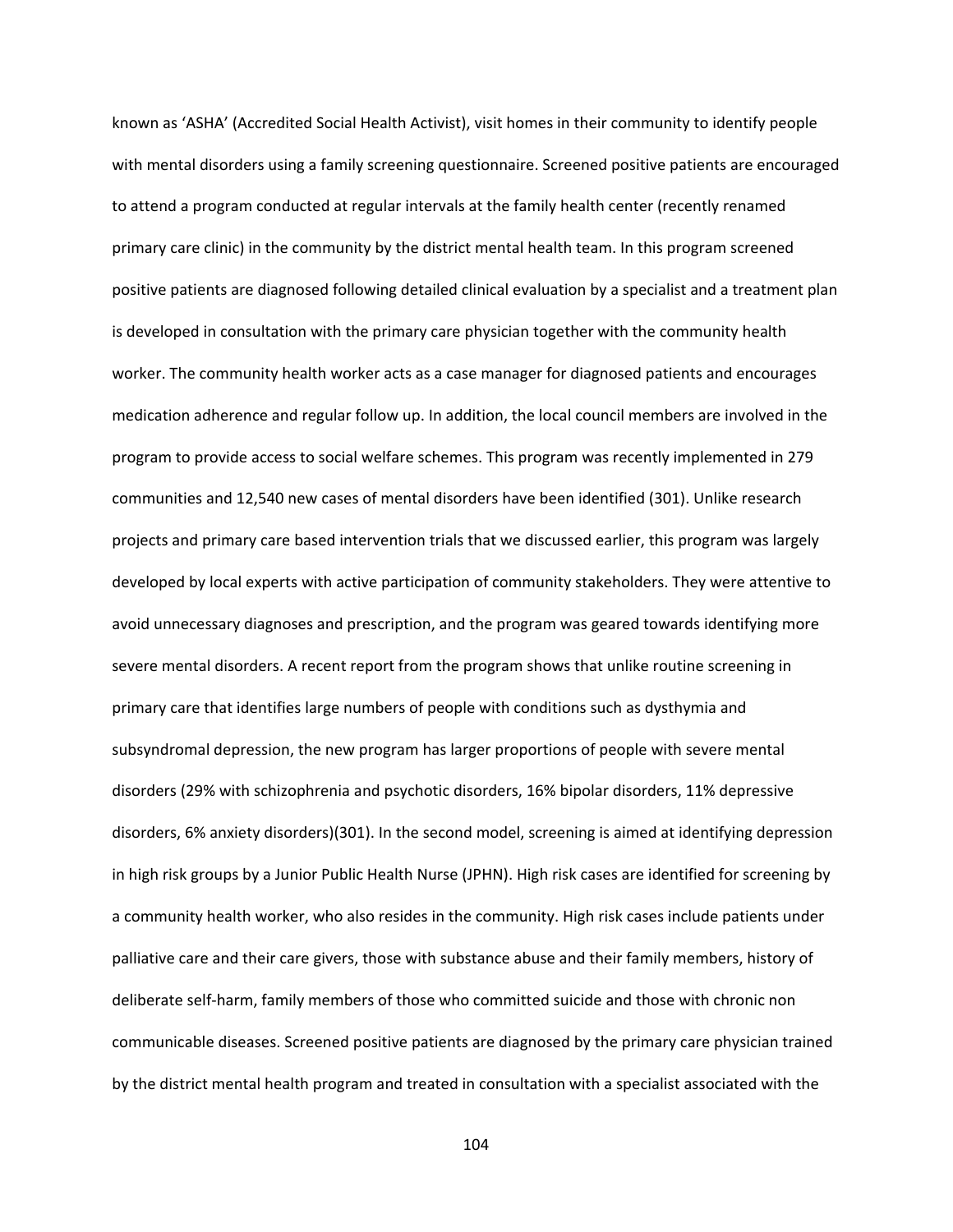known as 'ASHA' (Accredited Social Health Activist), visit homes in their community to identify people with mental disorders using a family screening questionnaire. Screened positive patients are encouraged to attend a program conducted at regular intervals at the family health center (recently renamed primary care clinic) in the community by the district mental health team. In this program screened positive patients are diagnosed following detailed clinical evaluation by a specialist and a treatment plan is developed in consultation with the primary care physician together with the community health worker. The community health worker acts as a case manager for diagnosed patients and encourages medication adherence and regular follow up. In addition, the local council members are involved in the program to provide access to social welfare schemes. This program was recently implemented in 279 communities and 12,540 new cases of mental disorders have been identified (301). Unlike research projects and primary care based intervention trials that we discussed earlier, this program was largely developed by local experts with active participation of community stakeholders. They were attentive to avoid unnecessary diagnoses and prescription, and the program was geared towards identifying more severe mental disorders. A recent report from the program shows that unlike routine screening in primary care that identifies large numbers of people with conditions such as dysthymia and subsyndromal depression, the new program has larger proportions of people with severe mental disorders (29% with schizophrenia and psychotic disorders, 16% bipolar disorders, 11% depressive disorders, 6% anxiety disorders)(301). In the second model, screening is aimed at identifying depression in high risk groups by a Junior Public Health Nurse (JPHN). High risk cases are identified for screening by a community health worker, who also resides in the community. High risk cases include patients under palliative care and their care givers, those with substance abuse and their family members, history of deliberate self-harm, family members of those who committed suicide and those with chronic non communicable diseases. Screened positive patients are diagnosed by the primary care physician trained by the district mental health program and treated in consultation with a specialist associated with the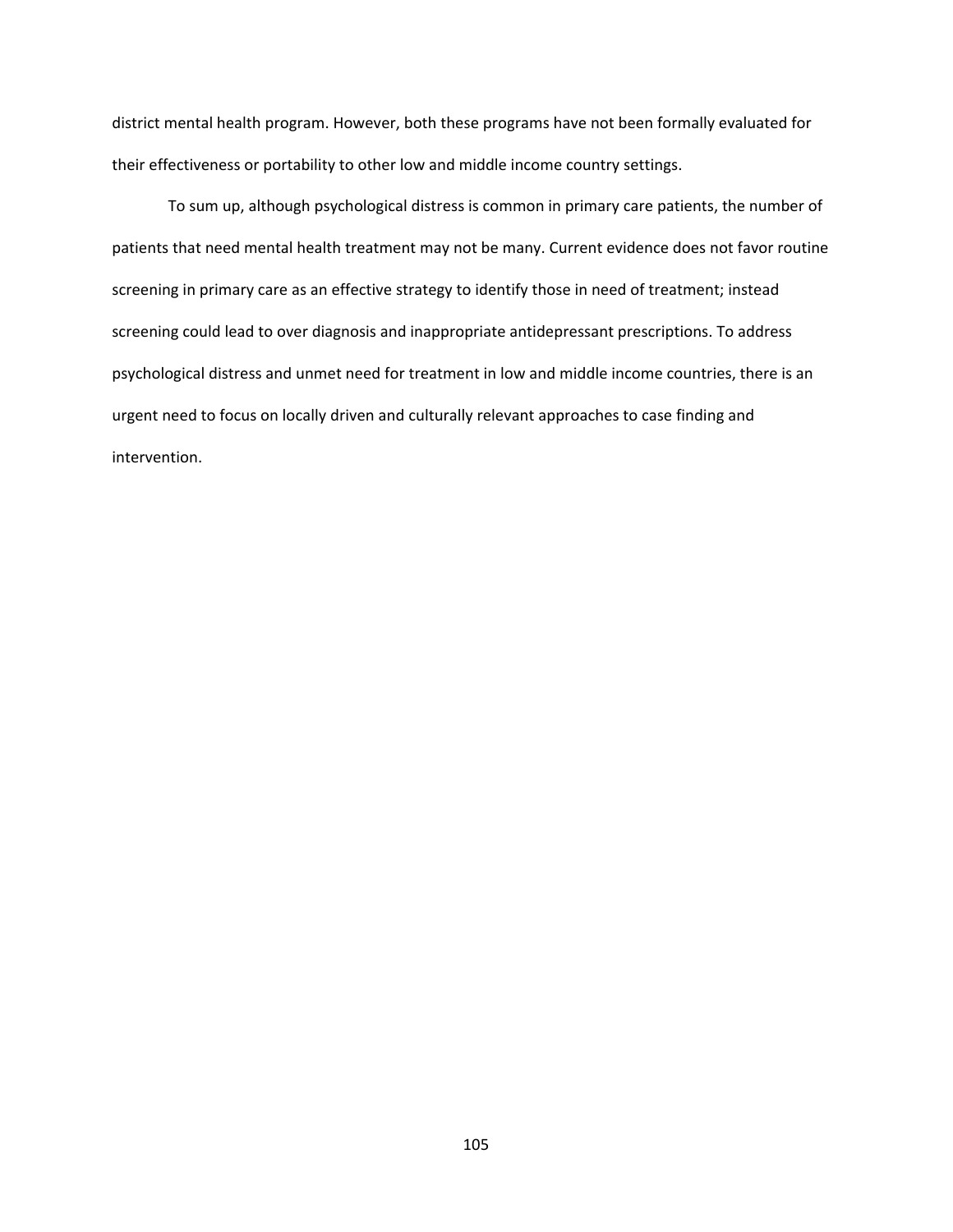district mental health program. However, both these programs have not been formally evaluated for their effectiveness or portability to other low and middle income country settings.

To sum up, although psychological distress is common in primary care patients, the number of patients that need mental health treatment may not be many. Current evidence does not favor routine screening in primary care as an effective strategy to identify those in need of treatment; instead screening could lead to over diagnosis and inappropriate antidepressant prescriptions. To address psychological distress and unmet need for treatment in low and middle income countries, there is an urgent need to focus on locally driven and culturally relevant approaches to case finding and intervention.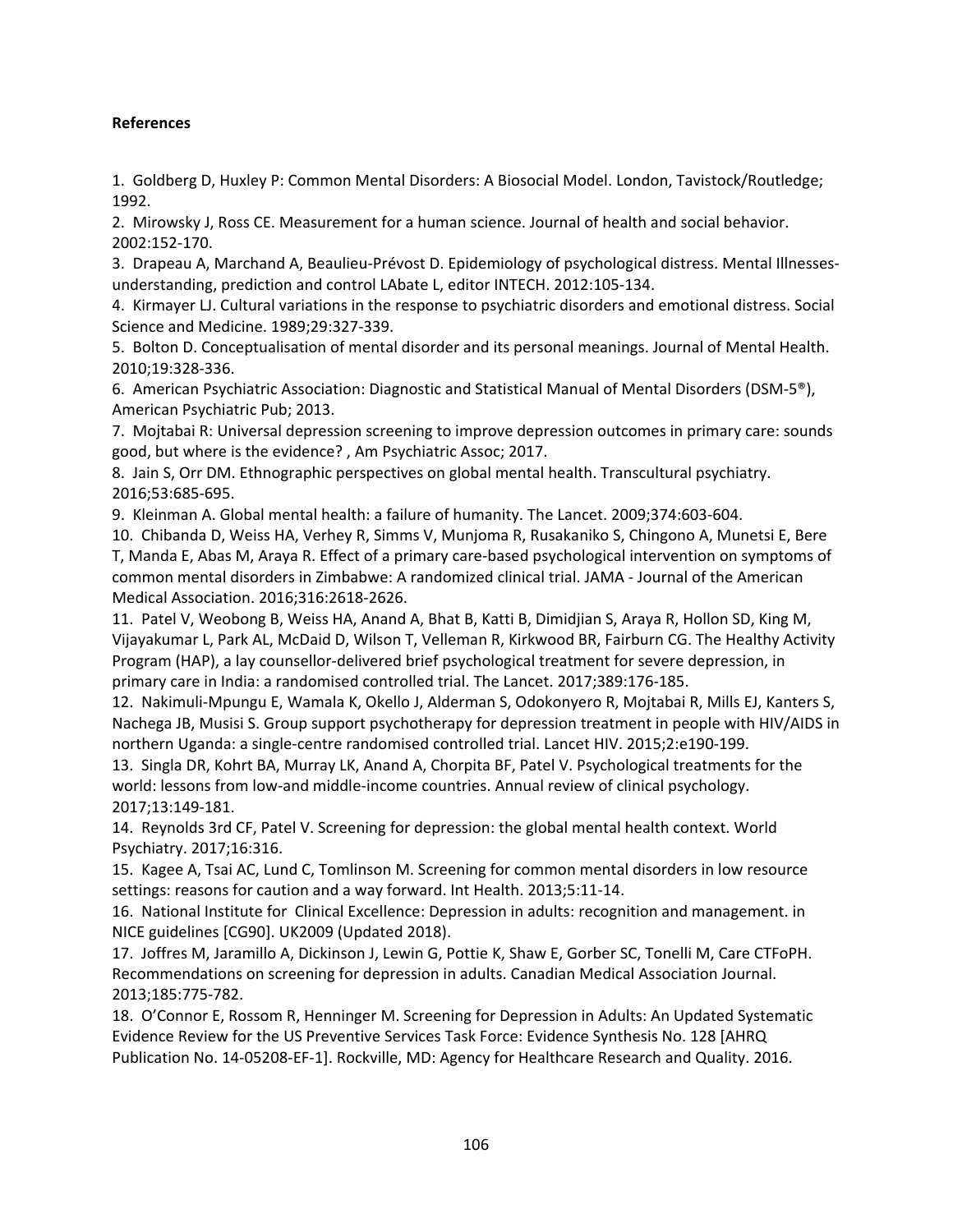**References**

1. Goldberg D, Huxley P: Common Mental Disorders: A Biosocial Model. London, Tavistock/Routledge; 1992.
2. Mirowsky J, Ross CE. Measurement for a human science. Journal of health and social behavior. 2002:152-170.
3. Drapeau A, Marchand A, Beaulieu-Prévost D. Epidemiology of psychological distress. Mental Illnesses-understanding, prediction and control LAbate L, editor INTECH. 2012:105-134.
4. Kirmayer LJ. Cultural variations in the response to psychiatric disorders and emotional distress. Social Science and Medicine. 1989;29:327-339.
5. Bolton D. Conceptualisation of mental disorder and its personal meanings. Journal of Mental Health. 2010;19:328-336.
6. American Psychiatric Association: Diagnostic and Statistical Manual of Mental Disorders (DSM-5®), American Psychiatric Pub; 2013.
7. Mojtabai R: Universal depression screening to improve depression outcomes in primary care: sounds good, but where is the evidence? , Am Psychiatric Assoc; 2017.
8. Jain S, Orr DM. Ethnographic perspectives on global mental health. Transcultural psychiatry. 2016;53:685-695.
9. Kleinman A. Global mental health: a failure of humanity. The Lancet. 2009;374:603-604.
10. Chibanda D, Weiss HA, Verhey R, Simms V, Munjoma R, Rusakaniko S, Chingono A, Munetsi E, Bere T, Manda E, Abas M, Araya R. Effect of a primary care-based psychological intervention on symptoms of common mental disorders in Zimbabwe: A randomized clinical trial. JAMA - Journal of the American Medical Association. 2016;316:2618-2626.
11. Patel V, Weobong B, Weiss HA, Anand A, Bhat B, Katti B, Dimidjian S, Araya R, Hollon SD, King M, Vijayakumar L, Park AL, McDaid D, Wilson T, Velleman R, Kirkwood BR, Fairburn CG. The Healthy Activity Program (HAP), a lay counsellor-delivered brief psychological treatment for severe depression, in primary care in India: a randomised controlled trial. The Lancet. 2017;389:176-185.
12. Nakimuli-Mpungu E, Wamala K, Okello J, Alderman S, Odokonyero R, Mojtabai R, Mills EJ, Kanters S, Nachega JB, Musisi S. Group support psychotherapy for depression treatment in people with HIV/AIDS in northern Uganda: a single-centre randomised controlled trial. Lancet HIV. 2015;2:e190-199.
13. Singla DR, Kohrt BA, Murray LK, Anand A, Chorpita BF, Patel V. Psychological treatments for the world: lessons from low-and middle-income countries. Annual review of clinical psychology. 2017;13:149-181.
14. Reynolds 3rd CF, Patel V. Screening for depression: the global mental health context. World Psychiatry. 2017;16:316.
15. Kagee A, Tsai AC, Lund C, Tomlinson M. Screening for common mental disorders in low resource settings: reasons for caution and a way forward. Int Health. 2013;5:11-14.
16. National Institute for Clinical Excellence: Depression in adults: recognition and management. in NICE guidelines [CG90]. UK2009 (Updated 2018).
17. Joffres M, Jaramillo A, Dickinson J, Lewin G, Pottie K, Shaw E, Gorber SC, Tonelli M, Care CTFoPH. Recommendations on screening for depression in adults. Canadian Medical Association Journal. 2013;185:775-782.
18. O'Connor E, Rossom R, Henninger M. Screening for Depression in Adults: An Updated Systematic Evidence Review for the US Preventive Services Task Force: Evidence Synthesis No. 128 [AHRQ Publication No. 14-05208-EF-1]. Rockville, MD: Agency for Healthcare Research and Quality. 2016.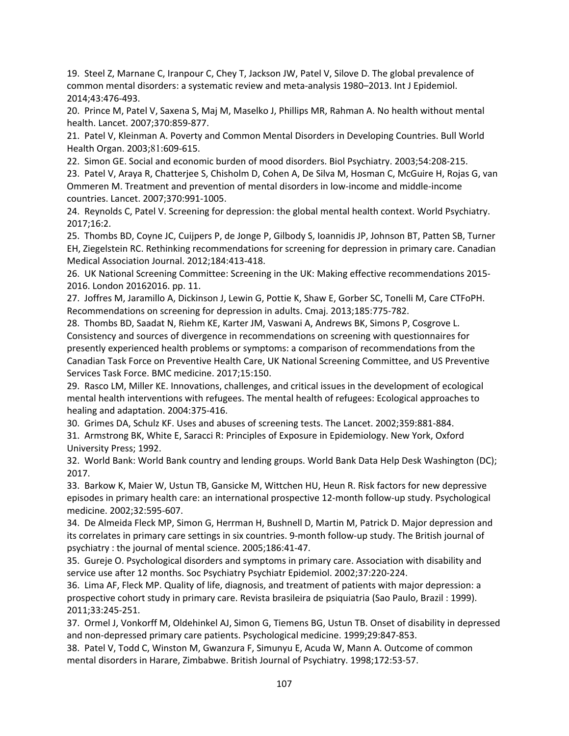19. Steel Z, Marnane C, Iranpour C, Chey T, Jackson JW, Patel V, Silove D. The global prevalence of common mental disorders: a systematic review and meta-analysis 1980–2013. Int J Epidemiol. 2014;43:476-493.

20. Prince M, Patel V, Saxena S, Maj M, Maselko J, Phillips MR, Rahman A. No health without mental health. Lancet. 2007;370:859-877.

21. Patel V, Kleinman A. Poverty and Common Mental Disorders in Developing Countries. Bull World Health Organ. 2003;81:609-615.

22. Simon GE. Social and economic burden of mood disorders. Biol Psychiatry. 2003;54:208-215.

23. Patel V, Araya R, Chatterjee S, Chisholm D, Cohen A, De Silva M, Hosman C, McGuire H, Rojas G, van Ommeren M. Treatment and prevention of mental disorders in low-income and middle-income countries. Lancet. 2007;370:991-1005.

24. Reynolds C, Patel V. Screening for depression: the global mental health context. World Psychiatry. 2017;16:2.

25. Thombs BD, Coyne JC, Cuijpers P, de Jonge P, Gilbody S, Ioannidis JP, Johnson BT, Patten SB, Turner EH, Ziegelstein RC. Rethinking recommendations for screening for depression in primary care. Canadian Medical Association Journal. 2012;184:413-418.

26. UK National Screening Committee: Screening in the UK: Making effective recommendations 2015-2016. London 20162016. pp. 11.

27. Joffres M, Jaramillo A, Dickinson J, Lewin G, Pottie K, Shaw E, Gorber SC, Tonelli M, Care CTFoPH. Recommendations on screening for depression in adults. Cmaj. 2013;185:775-782.

28. Thombs BD, Saadat N, Riehm KE, Karter JM, Vaswani A, Andrews BK, Simons P, Cosgrove L. Consistency and sources of divergence in recommendations on screening with questionnaires for presently experienced health problems or symptoms: a comparison of recommendations from the Canadian Task Force on Preventive Health Care, UK National Screening Committee, and US Preventive Services Task Force. BMC medicine. 2017;15:150.

29. Rasco LM, Miller KE. Innovations, challenges, and critical issues in the development of ecological mental health interventions with refugees. The mental health of refugees: Ecological approaches to healing and adaptation. 2004:375-416.

30. Grimes DA, Schulz KF. Uses and abuses of screening tests. The Lancet. 2002;359:881-884.

31. Armstrong BK, White E, Saracci R: Principles of Exposure in Epidemiology. New York, Oxford University Press; 1992.

32. World Bank: World Bank country and lending groups. World Bank Data Help Desk Washington (DC); 2017.

33. Barkow K, Maier W, Ustun TB, Gansicke M, Wittchen HU, Heun R. Risk factors for new depressive episodes in primary health care: an international prospective 12-month follow-up study. Psychological medicine. 2002;32:595-607.

34. De Almeida Fleck MP, Simon G, Herrman H, Bushnell D, Martin M, Patrick D. Major depression and its correlates in primary care settings in six countries. 9-month follow-up study. The British journal of psychiatry : the journal of mental science. 2005;186:41-47.

35. Gureje O. Psychological disorders and symptoms in primary care. Association with disability and service use after 12 months. Soc Psychiatry Psychiatr Epidemiol. 2002;37:220-224.

36. Lima AF, Fleck MP. Quality of life, diagnosis, and treatment of patients with major depression: a prospective cohort study in primary care. Revista brasileira de psiquiatria (Sao Paulo, Brazil : 1999). 2011;33:245-251.

37. Ormel J, Vonkorff M, Oldehinkel AJ, Simon G, Tiemens BG, Ustun TB. Onset of disability in depressed and non-depressed primary care patients. Psychological medicine. 1999;29:847-853.

38. Patel V, Todd C, Winston M, Gwanzura F, Simunyu E, Acuda W, Mann A. Outcome of common mental disorders in Harare, Zimbabwe. British Journal of Psychiatry. 1998;172:53-57.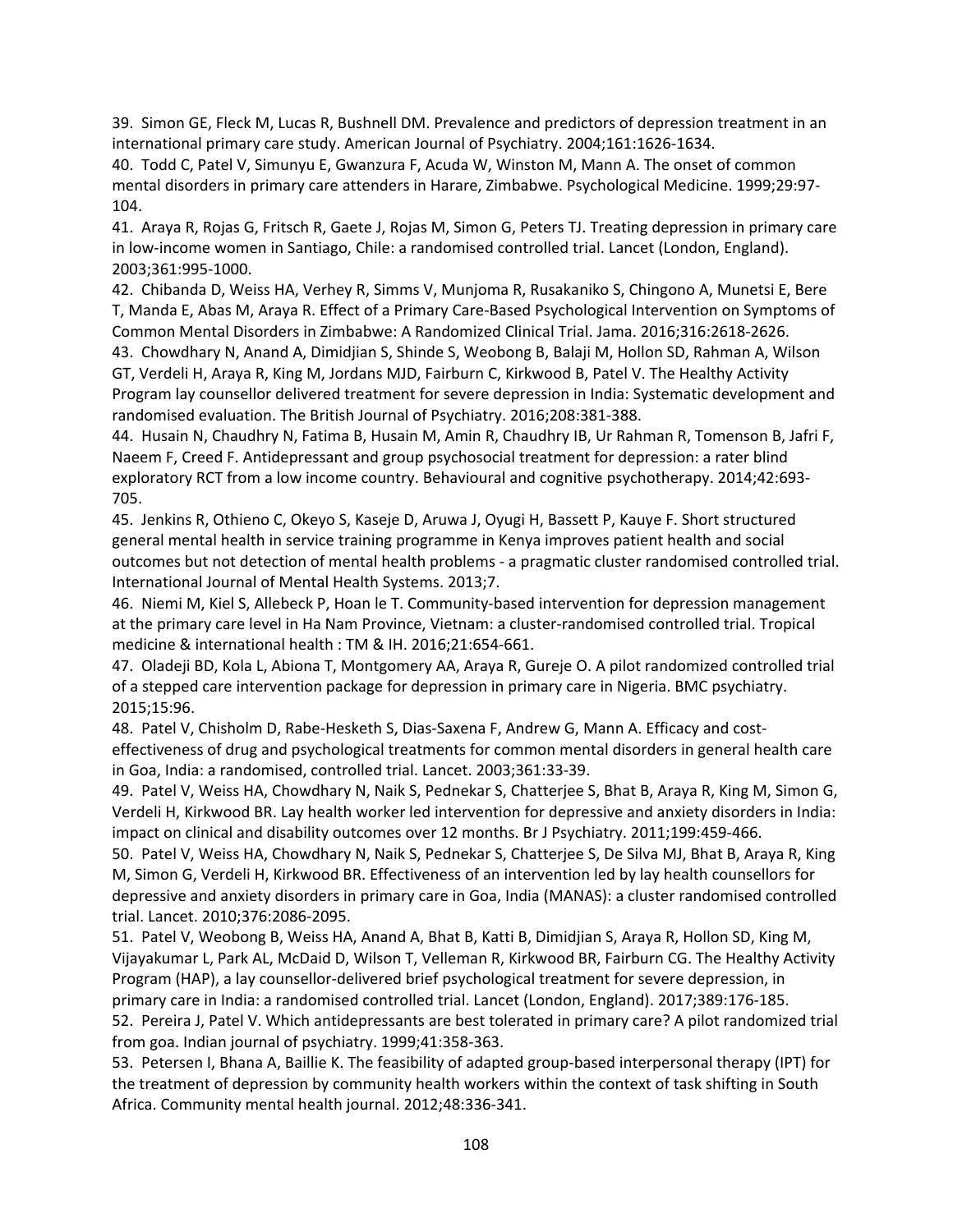39. Simon GE, Fleck M, Lucas R, Bushnell DM. Prevalence and predictors of depression treatment in an international primary care study. American Journal of Psychiatry. 2004;161:1626-1634.

40. Todd C, Patel V, Simunyu E, Gwanzura F, Acuda W, Winston M, Mann A. The onset of common mental disorders in primary care attenders in Harare, Zimbabwe. Psychological Medicine. 1999;29:97-104.

41. Araya R, Rojas G, Fritsch R, Gaete J, Rojas M, Simon G, Peters TJ. Treating depression in primary care in low-income women in Santiago, Chile: a randomised controlled trial. Lancet (London, England). 2003;361:995-1000.

42. Chibanda D, Weiss HA, Verhey R, Simms V, Munjoma R, Rusakaniko S, Chingono A, Munetsi E, Bere T, Manda E, Abas M, Araya R. Effect of a Primary Care-Based Psychological Intervention on Symptoms of Common Mental Disorders in Zimbabwe: A Randomized Clinical Trial. Jama. 2016;316:2618-2626.

43. Chowdhary N, Anand A, Dimidjian S, Shinde S, Weobong B, Balaji M, Hollon SD, Rahman A, Wilson GT, Verdeli H, Araya R, King M, Jordans MJD, Fairburn C, Kirkwood B, Patel V. The Healthy Activity Program lay counsellor delivered treatment for severe depression in India: Systematic development and randomised evaluation. The British Journal of Psychiatry. 2016;208:381-388.

44. Husain N, Chaudhry N, Fatima B, Husain M, Amin R, Chaudhry IB, Ur Rahman R, Tomenson B, Jafri F, Naeem F, Creed F. Antidepressant and group psychosocial treatment for depression: a rater blind exploratory RCT from a low income country. Behavioural and cognitive psychotherapy. 2014;42:693-705.

45. Jenkins R, Othieno C, Okeyo S, Kaseje D, Aruwa J, Oyugi H, Bassett P, Kauye F. Short structured general mental health in service training programme in Kenya improves patient health and social outcomes but not detection of mental health problems - a pragmatic cluster randomised controlled trial. International Journal of Mental Health Systems. 2013;7.

46. Niemi M, Kiel S, Allebeck P, Hoan le T. Community-based intervention for depression management at the primary care level in Ha Nam Province, Vietnam: a cluster-randomised controlled trial. Tropical medicine & international health : TM & IH. 2016;21:654-661.

47. Oladeji BD, Kola L, Abiona T, Montgomery AA, Araya R, Gureje O. A pilot randomized controlled trial of a stepped care intervention package for depression in primary care in Nigeria. BMC psychiatry. 2015;15:96.

48. Patel V, Chisholm D, Rabe-Hesketh S, Dias-Saxena F, Andrew G, Mann A. Efficacy and cost-effectiveness of drug and psychological treatments for common mental disorders in general health care in Goa, India: a randomised, controlled trial. Lancet. 2003;361:33-39.

49. Patel V, Weiss HA, Chowdhary N, Naik S, Pednekar S, Chatterjee S, Bhat B, Araya R, King M, Simon G, Verdeli H, Kirkwood BR. Lay health worker led intervention for depressive and anxiety disorders in India: impact on clinical and disability outcomes over 12 monthns. Br J Psychiatry. 2011;199:459-466.

50. Patel V, Weiss HA, Chowdhary N, Naik S, Pednekar S, Chatterjee S, De Silva MJ, Bhat B, Araya R, King M, Simon G, Verdeli H, Kirkwood BR. Effectiveness of an intervention led by lay health counsellors for depressive and anxiety disorders in primary care in Goa, India (MANAS): a cluster randomised controlled trial. Lancet. 2010;376:2086-2095.

51. Patel V, Weobong B, Weiss HA, Anand A, Bhat B, Katti B, Dimidjian S, Araya R, Hollon SD, King M, Vijayakumar L, Park AL, McDaid D, Wilson T, Velleman R, Kirkwood BR, Fairburn CG. The Healthy Activity Program (HAP), a lay counsellor-delivered brief psychological treatment for severe depression, in primary care in India: a randomised controlled trial. Lancet (London, England). 2017;389:176-185.

52. Pereira J, Patel V. Which antidepressants are best tolerated in primary care? A pilot randomized trial from goa. Indian journal of psychiatry. 1999;41:358-363.

53. Petersen I, Bhana A, Baillie K. The feasibility of adapted group-based interpersonal therapy (IPT) for the treatment of depression by community health workers within the context of task shifting in South Africa. Community mental health journal. 2012;48:336-341.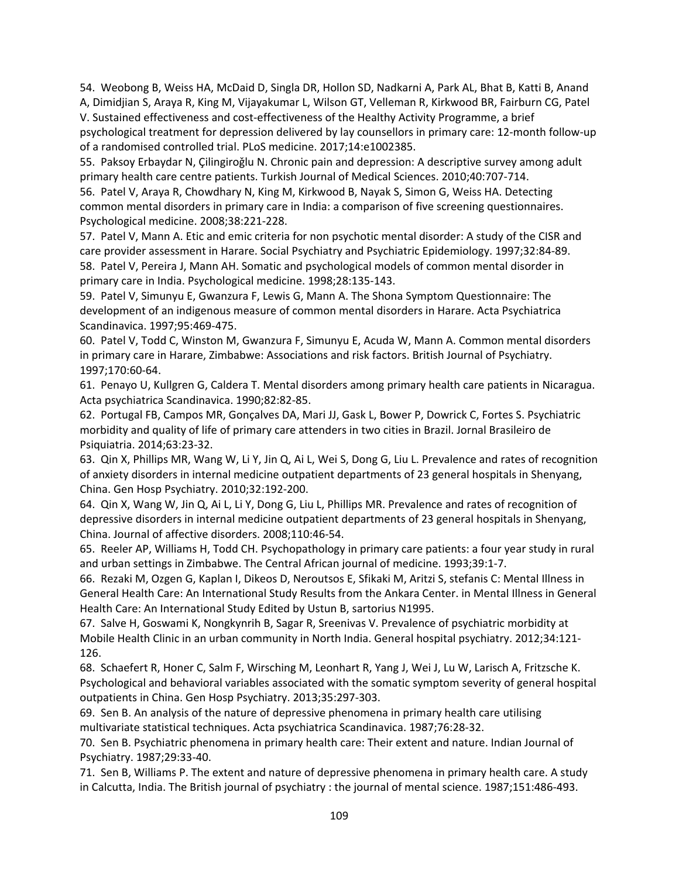54. Weobong B, Weiss HA, McDaid D, Singla DR, Hollon SD, Nadkarni A, Park AL, Bhat B, Katti B, Anand A, Dimidjian S, Araya R, King M, Vijayakumar L, Wilson GT, Velleman R, Kirkwood BR, Fairburn CG, Patel V. Sustained effectiveness and cost-effectiveness of the Healthy Activity Programme, a brief psychological treatment for depression delivered by lay counsellors in primary care: 12-month follow-up of a randomised controlled trial. PLoS medicine. 2017;14:e1002385.

55. Paksoy Erbaydar N, Çilingiroğlu N. Chronic pain and depression: A descriptive survey among adult primary health care centre patients. Turkish Journal of Medical Sciences. 2010;40:707-714.

56. Patel V, Araya R, Chowdhary N, King M, Kirkwood B, Nayak S, Simon G, Weiss HA. Detecting common mental disorders in primary care in India: a comparison of five screening questionnaires. Psychological medicine. 2008;38:221-228.

57. Patel V, Mann A. Etic and emic criteria for non psychotic mental disorder: A study of the CISR and care provider assessment in Harare. Social Psychiatry and Psychiatric Epidemiology. 1997;32:84-89.

58. Patel V, Pereira J, Mann AH. Somatic and psychological models of common mental disorder in primary care in India. Psychological medicine. 1998;28:135-143.

59. Patel V, Simunyu E, Gwanzura F, Lewis G, Mann A. The Shona Symptom Questionnaire: The development of an indigenous measure of common mental disorders in Harare. Acta Psychiatrica Scandinavica. 1997;95:469-475.

60. Patel V, Todd C, Winston M, Gwanzura F, Simunyu E, Acuda W, Mann A. Common mental disorders in primary care in Harare, Zimbabwe: Associations and risk factors. British Journal of Psychiatry. 1997;170:60-64.

61. Penayo U, Kullgren G, Caldera T. Mental disorders among primary health care patients in Nicaragua. Acta psychiatrica Scandinavica. 1990;82:82-85.

62. Portugal FB, Campos MR, Gonçalves DA, Mari JJ, Gask L, Bower P, Dowrick C, Fortes S. Psychiatric morbidity and quality of life of primary care attenders in two cities in Brazil. Jornal Brasileiro de Psiquiatria. 2014;63:23-32.

63. Qin X, Phillips MR, Wang W, Li Y, Jin Q, Ai L, Wei S, Dong G, Liu L. Prevalence and rates of recognition of anxiety disorders in internal medicine outpatient departments of 23 general hospitals in Shenyang, China. Gen Hosp Psychiatry. 2010;32:192-200.

64. Qin X, Wang W, Jin Q, Ai L, Li Y, Dong G, Liu L, Phillips MR. Prevalence and rates of recognition of depressive disorders in internal medicine outpatient departments of 23 general hospitals in Shenyang, China. Journal of affective disorders. 2008;110:46-54.

65. Reeler AP, Williams H, Todd CH. Psychopathology in primary care patients: a four year study in rural and urban settings in Zimbabwe. The Central African journal of medicine. 1993;39:1-7.

66. Rezaki M, Ozgen G, Kaplan I, Dikeos D, Neroutsos E, Sfikaki M, Aritzi S, stefanis C: Mental Illness in General Health Care: An International Study Results from the Ankara Center. in Mental Illness in General Health Care: An International Study Edited by Ustun B, sartorius N1995.

67. Salve H, Goswami K, Nongkynrih B, Sagar R, Sreenivas V. Prevalence of psychiatric morbidity at Mobile Health Clinic in an urban community in North India. General hospital psychiatry. 2012;34:121-126.

68. Schaefert R, Honer C, Salm F, Wirsching M, Leonhart R, Yang J, Wei J, Lu W, Larisch A, Fritzsche K. Psychological and behavioral variables associated with the somatic symptom severity of general hospital outpatients in China. Gen Hosp Psychiatry. 2013;35:297-303.

69. Sen B. An analysis of the nature of depressive phenomena in primary health care utilising multivariate statistical techniques. Acta psychiatrica Scandinavica. 1987;76:28-32.

70. Sen B. Psychiatric phenomena in primary health care: Their extent and nature. Indian Journal of Psychiatry. 1987;29:33-40.

71. Sen B, Williams P. The extent and nature of depressive phenomena in primary health care. A study in Calcutta, India. The British journal of psychiatry : the journal of mental science. 1987;151:486-493.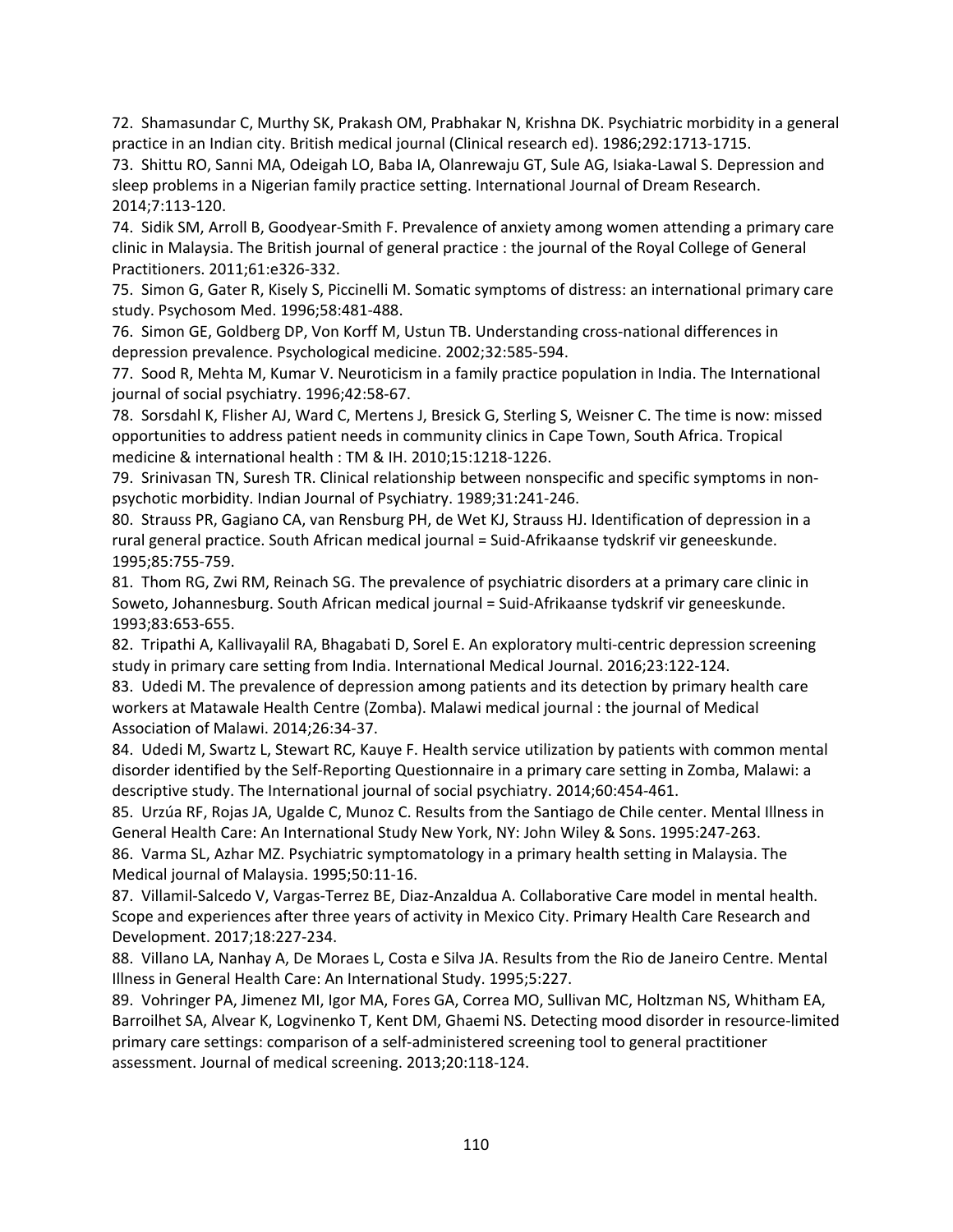72. Shamasundar C, Murthy SK, Prakash OM, Prabhakar N, Krishna DK. Psychiatric morbidity in a general practice in an Indian city. British medical journal (Clinical research ed). 1986;292:1713-1715.

73. Shittu RO, Sanni MA, Odeigah LO, Baba IA, Olanrewaju GT, Sule AG, Isiaka-Lawal S. Depression and sleep problems in a Nigerian family practice setting. International Journal of Dream Research. 2014;7:113-120.

74. Sidik SM, Arroll B, Goodyear-Smith F. Prevalence of anxiety among women attending a primary care clinic in Malaysia. The British journal of general practice : the journal of the Royal College of General Practitioners. 2011;61:e326-332.

75. Simon G, Gater R, Kisely S, Piccinelli M. Somatic symptoms of distress: an international primary care study. Psychosom Med. 1996;58:481-488.

76. Simon GE, Goldberg DP, Von Korff M, Ustun TB. Understanding cross-national differences in depression prevalence. Psychological medicine. 2002;32:585-594.

77. Sood R, Mehta M, Kumar V. Neuroticism in a family practice population in India. The International journal of social psychiatry. 1996;42:58-67.

78. Sorsdahl K, Flisher AJ, Ward C, Mertens J, Bresick G, Sterling S, Weisner C. The time is now: missed opportunities to address patient needs in community clinics in Cape Town, South Africa. Tropical medicine & international health : TM & IH. 2010;15:1218-1226.

79. Srinivasan TN, Suresh TR. Clinical relationship between nonspecific and specific symptoms in non-psychotic morbidity. Indian Journal of Psychiatry. 1989;31:241-246.

80. Strauss PR, Gagiano CA, van Rensburg PH, de Wet KJ, Strauss HJ. Identification of depression in a rural general practice. South African medical journal = Suid-Afrikaanse tydskrif vir geneeskunde. 1995;85:755-759.

81. Thom RG, Zwi RM, Reinach SG. The prevalence of psychiatric disorders at a primary care clinic in Soweto, Johannesburg. South African medical journal = Suid-Afrikaanse tydskrif vir geneeskunde. 1993;83:653-655.

82. Tripathi A, Kallivayalil RA, Bhagabati D, Sorel E. An exploratory multi-centric depression screening study in primary care setting from India. International Medical Journal. 2016;23:122-124.

83. Udedi M. The prevalence of depression among patients and its detection by primary health care workers at Matawale Health Centre (Zomba). Malawi medical journal : the journal of Medical Association of Malawi. 2014;26:34-37.

84. Udedi M, Swartz L, Stewart RC, Kauye F. Health service utilization by patients with common mental disorder identified by the Self-Reporting Questionnaire in a primary care setting in Zomba, Malawi: a descriptive study. The International journal of social psychiatry. 2014;60:454-461.

85. Urzúa RF, Rojas JA, Ugalde C, Munoz C. Results from the Santiago de Chile center. Mental Illness in General Health Care: An International Study New York, NY: John Wiley & Sons. 1995:247-263.

86. Varma SL, Azhar MZ. Psychiatric symptomatology in a primary health setting in Malaysia. The Medical journal of Malaysia. 1995;50:11-16.

87. Villamil-Salcedo V, Vargas-Terrez BE, Diaz-Anzaldua A. Collaborative Care model in mental health. Scope and experiences after three years of activity in Mexico City. Primary Health Care Research and Development. 2017;18:227-234.

88. Villano LA, Nanhay A, De Moraes L, Costa e Silva JA. Results from the Rio de Janeiro Centre. Mental Illness in General Health Care: An International Study. 1995;5:227.

89. Vohringer PA, Jimenez MI, Igor MA, Fores GA, Correa MO, Sullivan MC, Holtzman NS, Whitham EA, Barroilhet SA, Alvear K, Logvinenko T, Kent DM, Ghaemi NS. Detecting mood disorder in resource-limited primary care settings: comparison of a self-administered screening tool to general practitioner assessment. Journal of medical screening. 2013;20:118-124.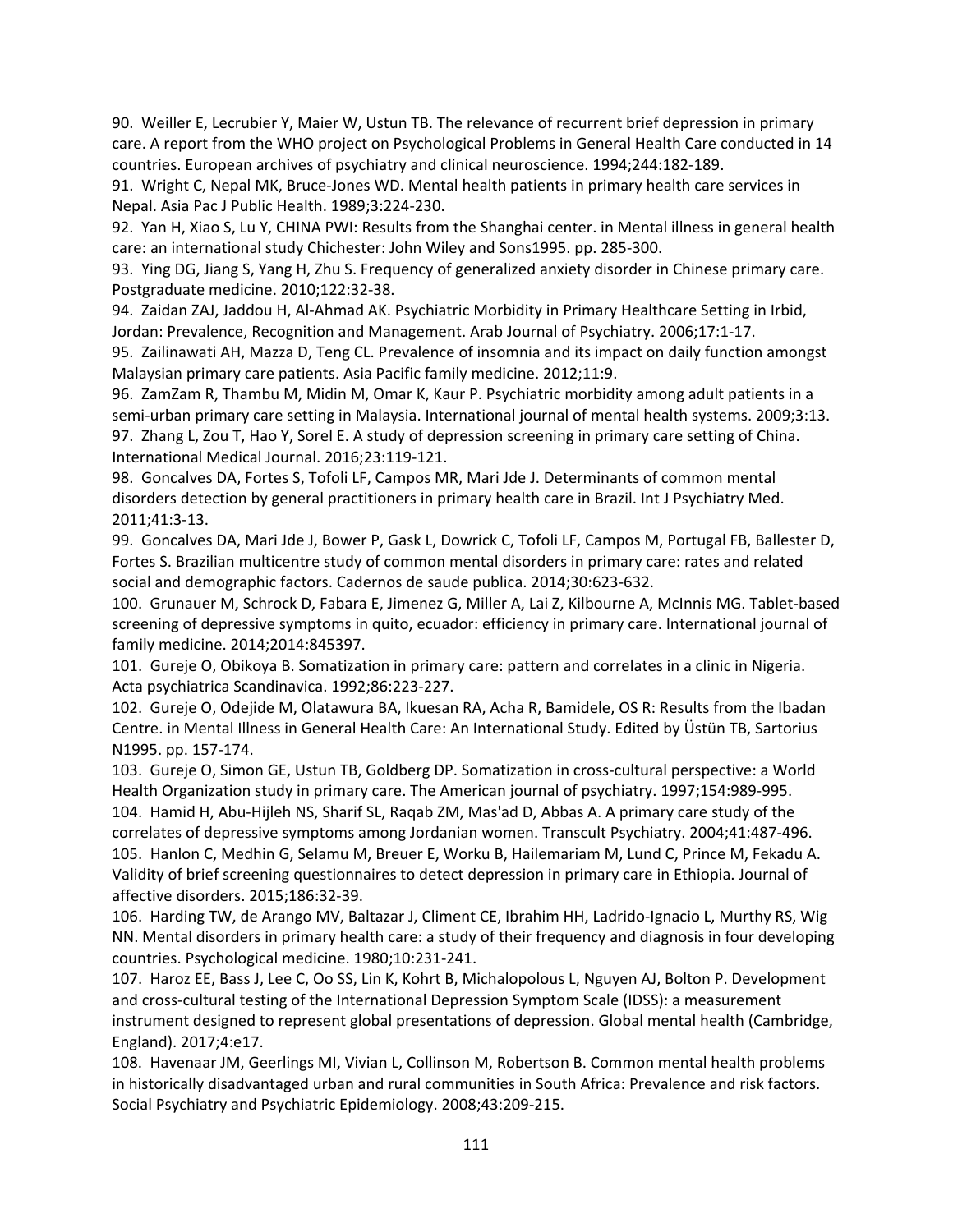90. Weiller E, Lecrubier Y, Maier W, Ustun TB. The relevance of recurrent brief depression in primary care. A report from the WHO project on Psychological Problems in General Health Care conducted in 14 countries. European archives of psychiatry and clinical neuroscience. 1994;244:182-189.

91. Wright C, Nepal MK, Bruce-Jones WD. Mental health patients in primary health care services in Nepal. Asia Pac J Public Health. 1989;3:224-230.

92. Yan H, Xiao S, Lu Y, CHINA PWI: Results from the Shanghai center. in Mental illness in general health care: an international study Chichester: John Wiley and Sons1995. pp. 285-300.

93. Ying DG, Jiang S, Yang H, Zhu S. Frequency of generalized anxiety disorder in Chinese primary care. Postgraduate medicine. 2010;122:32-38.

94. Zaidan ZAJ, Jaddou H, Al-Ahmad AK. Psychiatric Morbidity in Primary Healthcare Setting in Irbid, Jordan: Prevalence, Recognition and Management. Arab Journal of Psychiatry. 2006;17:1-17.

95. Zailinawati AH, Mazza D, Teng CL. Prevalence of insomnia and its impact on daily function amongst Malaysian primary care patients. Asia Pacific family medicine. 2012;11:9.

96. ZamZam R, Thambu M, Midin M, Omar K, Kaur P. Psychiatric morbidity among adult patients in a semi-urban primary care setting in Malaysia. International journal of mental health systems. 2009;3:13.

97. Zhang L, Zou T, Hao Y, Sorel E. A study of depression screening in primary care setting of China. International Medical Journal. 2016;23:119-121.

98. Goncalves DA, Fortes S, Tofoli LF, Campos MR, Mari Jde J. Determinants of common mental disorders detection by general practitioners in primary health care in Brazil. Int J Psychiatry Med. 2011;41:3-13.

99. Goncalves DA, Mari Jde J, Bower P, Gask L, Dowrick C, Tofoli LF, Campos M, Portugal FB, Ballester D, Fortes S. Brazilian multicentre study of common mental disorders in primary care: rates and related social and demographic factors. Cadernos de saude publica. 2014;30:623-632.

100. Grunauer M, Schrock D, Fabara E, Jimenez G, Miller A, Lai Z, Kilbourne A, McInnis MG. Tablet-based screening of depressive symptoms in quito, ecuador: efficiency in primary care. International journal of family medicine. 2014;2014:845397.

101. Gureje O, Obikoya B. Somatization in primary care: pattern and correlates in a clinic in Nigeria. Acta psychiatrica Scandinavica. 1992;86:223-227.

102. Gureje O, Odejide M, Olatawura BA, Ikuesan RA, Acha R, Bamidele, OS R: Results from the Ibadan Centre. in Mental Illness in General Health Care: An International Study. Edited by Üstün TB, Sartorius N1995. pp. 157-174.

103. Gureje O, Simon GE, Ustun TB, Goldberg DP. Somatization in cross-cultural perspective: a World Health Organization study in primary care. The American journal of psychiatry. 1997;154:989-995.

104. Hamid H, Abu-Hijleh NS, Sharif SL, Raqab ZM, Mas'ad D, Abbas A. A primary care study of the correlates of depressive symptoms among Jordanian women. Transcult Psychiatry. 2004;41:487-496.

105. Hanlon C, Medhin G, Selamu M, Breuer E, Worku B, Hailemariam M, Lund C, Prince M, Fekadu A. Validity of brief screening questionnaires to detect depression in primary care in Ethiopia. Journal of affective disorders. 2015;186:32-39.

106. Harding TW, de Arango MV, Baltazar J, Climent CE, Ibrahim HH, Ladrido-Ignacio L, Murthy RS, Wig NN. Mental disorders in primary health care: a study of their frequency and diagnosis in four developing countries. Psychological medicine. 1980;10:231-241.

107. Haroz EE, Bass J, Lee C, Oo SS, Lin K, Kohrt B, Michalopolous L, Nguyen AJ, Bolton P. Development and cross-cultural testing of the International Depression Symptom Scale (IDSS): a measurement instrument designed to represent global presentations of depression. Global mental health (Cambridge, England). 2017;4:e17.

108. Havenaar JM, Geerlings MI, Vivian L, Collinson M, Robertson B. Common mental health problems in historically disadvantaged urban and rural communities in South Africa: Prevalence and risk factors. Social Psychiatry and Psychiatric Epidemiology. 2008;43:209-215.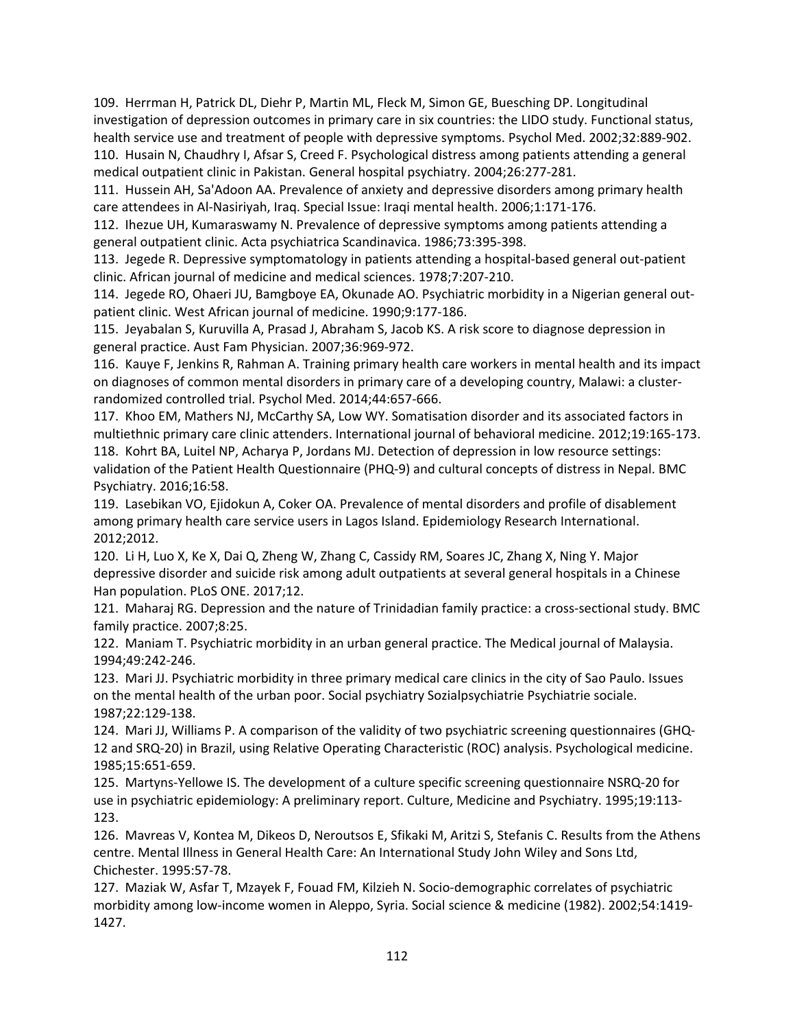109. Herrman H, Patrick DL, Diehr P, Martin ML, Fleck M, Simon GE, Buesching DP. Longitudinal investigation of depression outcomes in primary care in six countries: the LIDO study. Functional status, health service use and treatment of people with depressive symptoms. Psychol Med. 2002;32:889-902.

110. Husain N, Chaudhry I, Afsar S, Creed F. Psychological distress among patients attending a general medical outpatient clinic in Pakistan. General hospital psychiatry. 2004;26:277-281.

111. Hussein AH, Sa'Adoon AA. Prevalence of anxiety and depressive disorders among primary health care attendees in Al-Nasiriyah, Iraq. Special Issue: Iraqi mental health. 2006;1:171-176.

112. Ihezue UH, Kumaraswamy N. Prevalence of depressive symptoms among patients attending a general outpatient clinic. Acta psychiatrica Scandinavica. 1986;73:395-398.

113. Jegede R. Depressive symptomatology in patients attending a hospital-based general out-patient clinic. African journal of medicine and medical sciences. 1978;7:207-210.

114. Jegede RO, Ohaeri JU, Bamgboye EA, Okunade AO. Psychiatric morbidity in a Nigerian general out-patient clinic. West African journal of medicine. 1990;9:177-186.

115. Jeyabalan S, Kuruvilla A, Prasad J, Abraham S, Jacob KS. A risk score to diagnose depression in general practice. Aust Fam Physician. 2007;36:969-972.

116. Kauye F, Jenkins R, Rahman A. Training primary health care workers in mental health and its impact on diagnoses of common mental disorders in primary care of a developing country, Malawi: a cluster-randomized controlled trial. Psychol Med. 2014;44:657-666.

117. Khoo EM, Mathers NJ, McCarthy SA, Low WY. Somatisation disorder and its associated factors in multiethnic primary care clinic attenders. International journal of behavioral medicine. 2012;19:165-173.

118. Kohrt BA, Luitel NP, Acharya P, Jordans MJ. Detection of depression in low resource settings: validation of the Patient Health Questionnaire (PHQ-9) and cultural concepts of distress in Nepal. BMC Psychiatry. 2016;16:58.

119. Lasebikan VO, Ejidokun A, Coker OA. Prevalence of mental disorders and profile of disablement among primary health care service users in Lagos Island. Epidemiology Research International. 2012;2012.

120. Li H, Luo X, Ke X, Dai Q, Zheng W, Zhang C, Cassidy RM, Soares JC, Zhang X, Ning Y. Major depressive disorder and suicide risk among adult outpatients at several general hospitals in a Chinese Han population. PLoS ONE. 2017;12.

121. Maharaj RG. Depression and the nature of Trinidadian family practice: a cross-sectional study. BMC family practice. 2007;8:25.

122. Maniam T. Psychiatric morbidity in an urban general practice. The Medical journal of Malaysia. 1994;49:242-246.

123. Mari JJ. Psychiatric morbidity in three primary medical care clinics in the city of Sao Paulo. Issues on the mental health of the urban poor. Social psychiatry Sozialpsychiatrie Psychiatrie sociale. 1987;22:129-138.

124. Mari JJ, Williams P. A comparison of the validity of two psychiatric screening questionnaires (GHQ-12 and SRQ-20) in Brazil, using Relative Operating Characteristic (ROC) analysis. Psychological medicine. 1985;15:651-659.

125. Martyns-Yellowe IS. The development of a culture specific screening questionnaire NSRQ-20 for use in psychiatric epidemiology: A preliminary report. Culture, Medicine and Psychiatry. 1995;19:113-123.

126. Mavreas V, Kontea M, Dikeos D, Neroutsos E, Sfikaki M, Aritzi S, Stefanis C. Results from the Athens centre. Mental Illness in General Health Care: An International Study John Wiley and Sons Ltd, Chichester. 1995:57-78.

127. Maziak W, Asfar T, Mzayek F, Fouad FM, Kilzieh N. Socio-demographic correlates of psychiatric morbidity among low-income women in Aleppo, Syria. Social science & medicine (1982). 2002;54:1419-1427.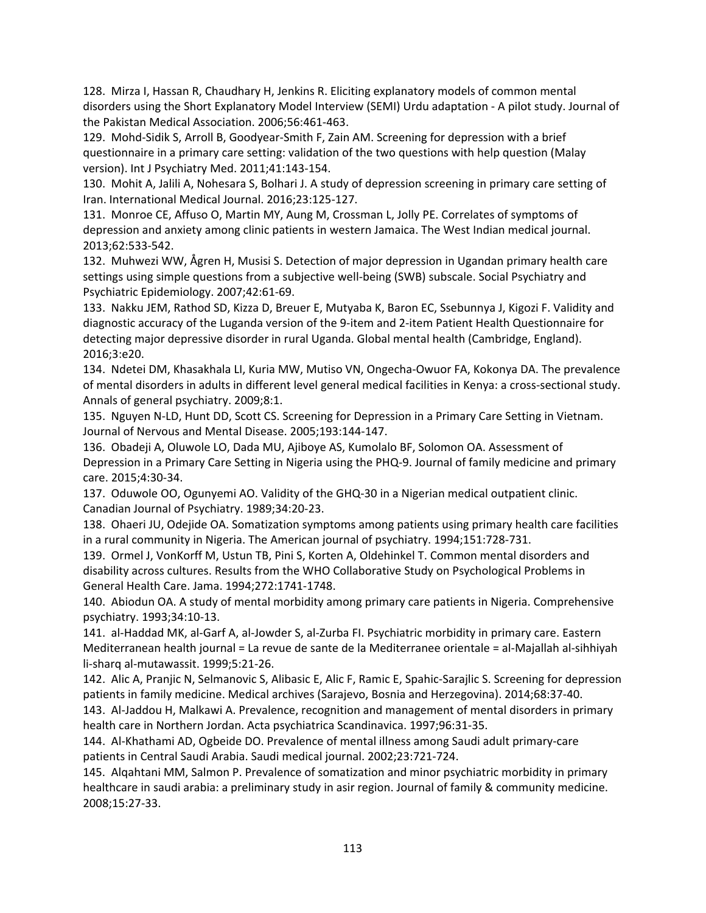128. Mirza I, Hassan R, Chaudhary H, Jenkins R. Eliciting explanatory models of common mental disorders using the Short Explanatory Model Interview (SEMI) Urdu adaptation - A pilot study. Journal of the Pakistan Medical Association. 2006;56:461-463.

129. Mohd-Sidik S, Arroll B, Goodyear-Smith F, Zain AM. Screening for depression with a brief questionnaire in a primary care setting: validation of the two questions with help question (Malay version). Int J Psychiatry Med. 2011;41:143-154.

130. Mohit A, Jalili A, Nohesara S, Bolhari J. A study of depression screening in primary care setting of Iran. International Medical Journal. 2016;23:125-127.

131. Monroe CE, Affuso O, Martin MY, Aung M, Crossman L, Jolly PE. Correlates of symptoms of depression and anxiety among clinic patients in western Jamaica. The West Indian medical journal. 2013;62:533-542.

132. Muhwezi WW, Ågren H, Musisi S. Detection of major depression in Ugandan primary health care settings using simple questions from a subjective well-being (SWB) subscale. Social Psychiatry and Psychiatric Epidemiology. 2007;42:61-69.

133. Nakku JEM, Rathod SD, Kizza D, Breuer E, Mutyaba K, Baron EC, Ssebunnya J, Kigozi F. Validity and diagnostic accuracy of the Luganda version of the 9-item and 2-item Patient Health Questionnaire for detecting major depressive disorder in rural Uganda. Global mental health (Cambridge, England). 2016;3:e20.

134. Ndetei DM, Khasakhala LI, Kuria MW, Mutiso VN, Ongecha-Owuor FA, Kokonya DA. The prevalence of mental disorders in adults in different level general medical facilities in Kenya: a cross-sectional study. Annals of general psychiatry. 2009;8:1.

135. Nguyen N-LD, Hunt DD, Scott CS. Screening for Depression in a Primary Care Setting in Vietnam. Journal of Nervous and Mental Disease. 2005;193:144-147.

136. Obadeji A, Oluwole LO, Dada MU, Ajiboye AS, Kumolalo BF, Solomon OA. Assessment of Depression in a Primary Care Setting in Nigeria using the PHQ-9. Journal of family medicine and primary care. 2015;4:30-34.

137. Oduwole OO, Ogunyemi AO. Validity of the GHQ-30 in a Nigerian medical outpatient clinic. Canadian Journal of Psychiatry. 1989;34:20-23.

138. Ohaeri JU, Odejide OA. Somatization symptoms among patients using primary health care facilities in a rural community in Nigeria. The American journal of psychiatry. 1994;151:728-731.

139. Ormel J, VonKorff M, Ustun TB, Pini S, Korten A, Oldehinkel T. Common mental disorders and disability across cultures. Results from the WHO Collaborative Study on Psychological Problems in General Health Care. Jama. 1994;272:1741-1748.

140. Abiodun OA. A study of mental morbidity among primary care patients in Nigeria. Comprehensive psychiatry. 1993;34:10-13.

141. al-Haddad MK, al-Garf A, al-Jowder S, al-Zurba FI. Psychiatric morbidity in primary care. Eastern Mediterranean health journal = La revue de sante de la Mediterranee orientale = al-Majallah al-sihhiyah li-sharq al-mutawassit. 1999;5:21-26.

142. Alic A, Pranjic N, Selmanovic S, Alibasic E, Alic F, Ramic E, Spahic-Sarajlic S. Screening for depression patients in family medicine. Medical archives (Sarajevo, Bosnia and Herzegovina). 2014;68:37-40.

143. Al-Jaddou H, Malkawi A. Prevalence, recognition and management of mental disorders in primary health care in Northern Jordan. Acta psychiatrica Scandinavica. 1997;96:31-35.

144. Al-Khathami AD, Ogbeide DO. Prevalence of mental illness among Saudi adult primary-care patients in Central Saudi Arabia. Saudi medical journal. 2002;23:721-724.

145. Alqahtani MM, Salmon P. Prevalence of somatization and minor psychiatric morbidity in primary healthcare in saudi arabia: a preliminary study in asir region. Journal of family & community medicine. 2008;15:27-33.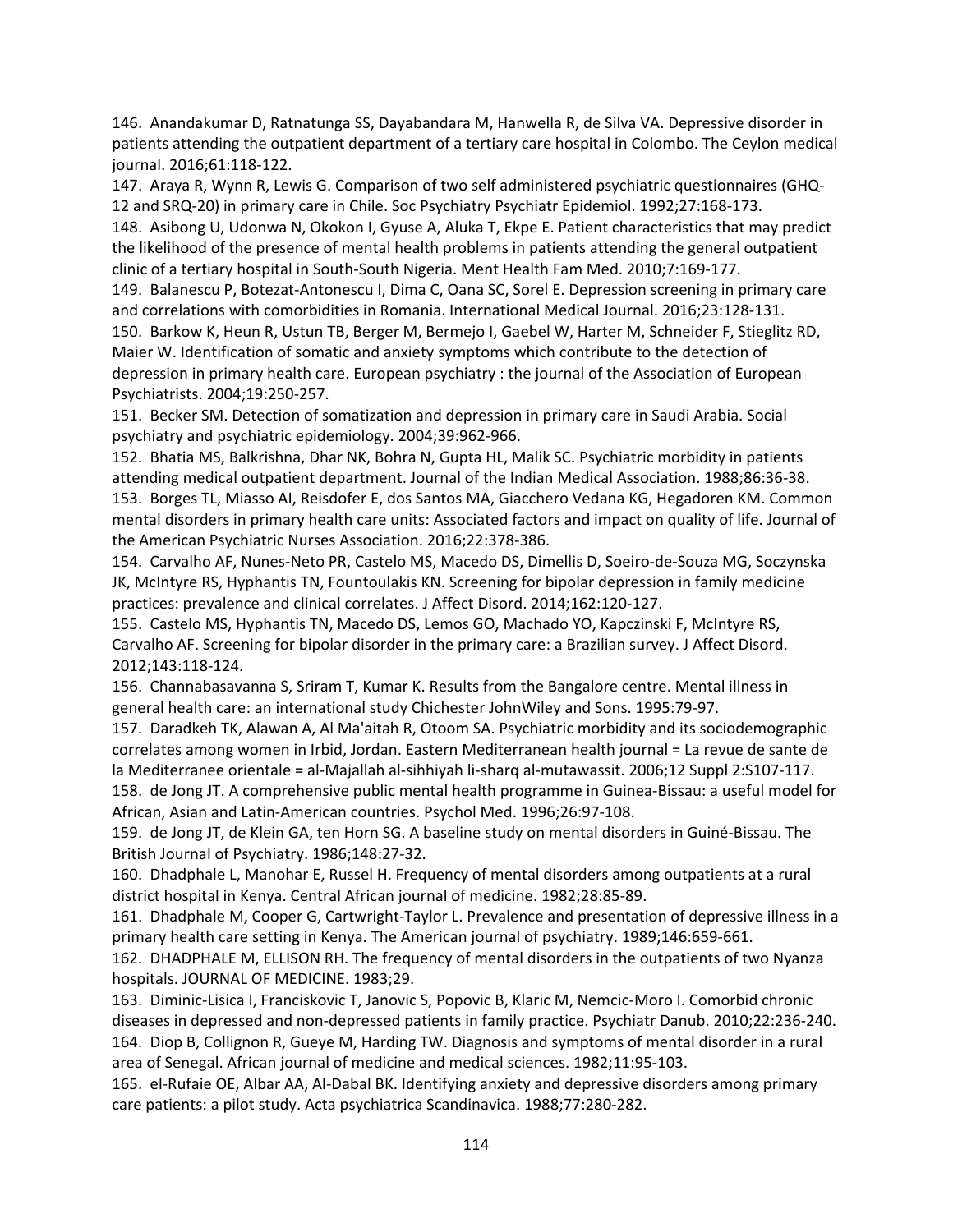146. Anandakumar D, Ratnatunga SS, Dayabandara M, Hanwella R, de Silva VA. Depressive disorder in patients attending the outpatient department of a tertiary care hospital in Colombo. The Ceylon medical journal. 2016;61:118-122.

147. Araya R, Wynn R, Lewis G. Comparison of two self administered psychiatric questionnaires (GHQ-12 and SRQ-20) in primary care in Chile. Soc Psychiatry Psychiatr Epidemiol. 1992;27:168-173.

148. Asibong U, Udonwa N, Okokon I, Gyuse A, Aluka T, Ekpe E. Patient characteristics that may predict the likelihood of the presence of mental health problems in patients attending the general outpatient clinic of a tertiary hospital in South-South Nigeria. Ment Health Fam Med. 2010;7:169-177.

149. Balanescu P, Botezat-Antonescu I, Dima C, Oana SC, Sorel E. Depression screening in primary care and correlations with comorbidities in Romania. International Medical Journal. 2016;23:128-131.

150. Barkow K, Heun R, Ustun TB, Berger M, Bermejo I, Gaebel W, Harter M, Schneider F, Stieglitz RD, Maier W. Identification of somatic and anxiety symptoms which contribute to the detection of depression in primary health care. European psychiatry : the journal of the Association of European Psychiatrists. 2004;19:250-257.

151. Becker SM. Detection of somatization and depression in primary care in Saudi Arabia. Social psychiatry and psychiatric epidemiology. 2004;39:962-966.

152. Bhatia MS, Balkrishna, Dhar NK, Bohra N, Gupta HL, Malik SC. Psychiatric morbidity in patients attending medical outpatient department. Journal of the Indian Medical Association. 1988;86:36-38.

153. Borges TL, Miasso AI, Reisdofer E, dos Santos MA, Giacchero Vedana KG, Hegadoren KM. Common mental disorders in primary health care units: Associated factors and impact on quality of life. Journal of the American Psychiatric Nurses Association. 2016;22:378-386.

154. Carvalho AF, Nunes-Neto PR, Castelo MS, Macedo DS, Dimellis D, Soeiro-de-Souza MG, Soczynska JK, McIntyre RS, Hyphantis TN, Fountoulakis KN. Screening for bipolar depression in family medicine practices: prevalence and clinical correlates. J Affect Disord. 2014;162:120-127.

155. Castelo MS, Hyphantis TN, Macedo DS, Lemos GO, Machado YO, Kapczinski F, McIntyre RS, Carvalho AF. Screening for bipolar disorder in the primary care: a Brazilian survey. J Affect Disord. 2012;143:118-124.

156. Channabasavanna S, Sriram T, Kumar K. Results from the Bangalore centre. Mental illness in general health care: an international study Chichester JohnWiley and Sons. 1995:79-97.

157. Daradkeh TK, Alawan A, Al Ma'aitah R, Otoom SA. Psychiatric morbidity and its sociodemographic correlates among women in Irbid, Jordan. Eastern Mediterranean health journal = La revue de sante de la Mediterranee orientale = al-Majallah al-sihhiyah li-sharq al-mutawassit. 2006;12 Suppl 2:S107-117.

158. de Jong JT. A comprehensive public mental health programme in Guinea-Bissau: a useful model for African, Asian and Latin-American countries. Psychol Med. 1996;26:97-108.

159. de Jong JT, de Klein GA, ten Horn SG. A baseline study on mental disorders in Guiné-Bissau. The British Journal of Psychiatry. 1986;148:27-32.

160. Dhadphale L, Manohar E, Russel H. Frequency of mental disorders among outpatients at a rural district hospital in Kenya. Central African journal of medicine. 1982;28:85-89.

161. Dhadphale M, Cooper G, Cartwright-Taylor L. Prevalence and presentation of depressive illness in a primary health care setting in Kenya. The American journal of psychiatry. 1989;146:659-661.

162. DHADPHALE M, ELLISON RH. The frequency of mental disorders in the outpatients of two Nyanza hospitals. JOURNAL OF MEDICINE. 1983;29.

163. Diminic-Lisica I, Franciskovic T, Janovic S, Popovic B, Klaric M, Nemcic-Moro I. Comorbid chronic diseases in depressed and non-depressed patients in family practice. Psychiatr Danub. 2010;22:236-240.

164. Diop B, Collignon R, Gueye M, Harding TW. Diagnosis and symptoms of mental disorder in a rural area of Senegal. African journal of medicine and medical sciences. 1982;11:95-103.

165. el-Rufaie OE, Albar AA, Al-Dabal BK. Identifying anxiety and depressive disorders among primary care patients: a pilot study. Acta psychiatrica Scandinavica. 1988;77:280-282.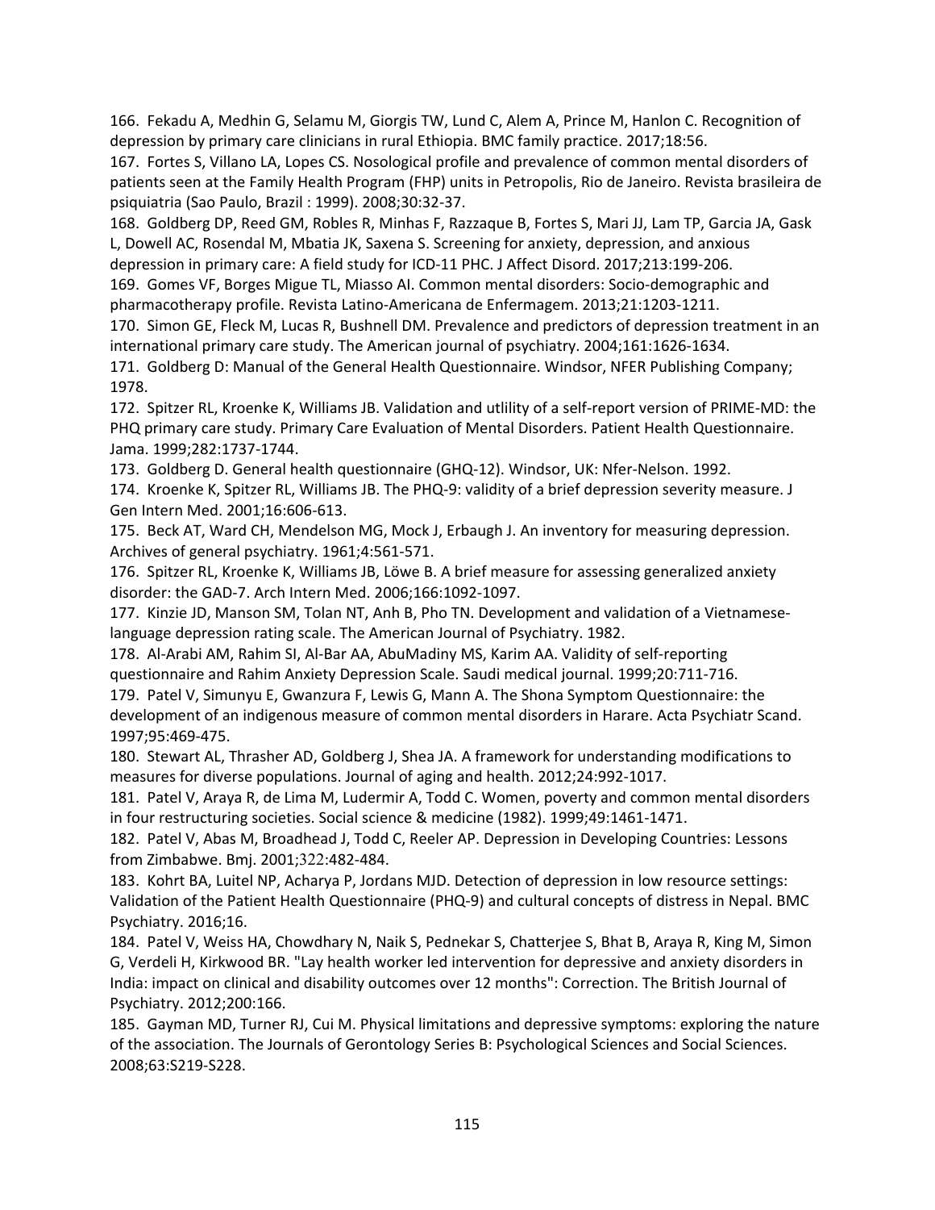166. Fekadu A, Medhin G, Selamu M, Giorgis TW, Lund C, Alem A, Prince M, Hanlon C. Recognition of depression by primary care clinicians in rural Ethiopia. BMC family practice. 2017;18:56.

167. Fortes S, Villano LA, Lopes CS. Nosological profile and prevalence of common mental disorders of patients seen at the Family Health Program (FHP) units in Petropolis, Rio de Janeiro. Revista brasileira de psiquiatria (Sao Paulo, Brazil : 1999). 2008;30:32-37.

168. Goldberg DP, Reed GM, Robles R, Minhas F, Razzaque B, Fortes S, Mari JJ, Lam TP, Garcia JA, Gask L, Dowell AC, Rosendal M, Mbatia JK, Saxena S. Screening for anxiety, depression, and anxious depression in primary care: A field study for ICD-11 PHC. J Affect Disord. 2017;213:199-206.

169. Gomes VF, Borges Migue TL, Miasso AI. Common mental disorders: Socio-demographic and pharmacotherapy profile. Revista Latino-Americana de Enfermagem. 2013;21:1203-1211.

170. Simon GE, Fleck M, Lucas R, Bushnell DM. Prevalence and predictors of depression treatment in an international primary care study. The American journal of psychiatry. 2004;161:1626-1634.

171. Goldberg D: Manual of the General Health Questionnaire. Windsor, NFER Publishing Company; 1978.

172. Spitzer RL, Kroenke K, Williams JB. Validation and utlility of a self-report version of PRIME-MD: the PHQ primary care study. Primary Care Evaluation of Mental Disorders. Patient Health Questionnaire. Jama. 1999;282:1737-1744.

173. Goldberg D. General health questionnaire (GHQ-12). Windsor, UK: Nfer-Nelson. 1992.

174. Kroenke K, Spitzer RL, Williams JB. The PHQ-9: validity of a brief depression severity measure. J Gen Intern Med. 2001;16:606-613.

175. Beck AT, Ward CH, Mendelson MG, Mock J, Erbaugh J. An inventory for measuring depression. Archives of general psychiatry. 1961;4:561-571.

176. Spitzer RL, Kroenke K, Williams JB, Löwe B. A brief measure for assessing generalized anxiety disorder: the GAD-7. Arch Intern Med. 2006;166:1092-1097.

177. Kinzie JD, Manson SM, Tolan NT, Anh B, Pho TN. Development and validation of a Vietnamese-language depression rating scale. The American Journal of Psychiatry. 1982.

178. Al-Arabi AM, Rahim SI, Al-Bar AA, AbuMadiny MS, Karim AA. Validity of self-reporting questionnaire and Rahim Anxiety Depression Scale. Saudi medical journal. 1999;20:711-716.

179. Patel V, Simunyu E, Gwanzura F, Lewis G, Mann A. The Shona Symptom Questionnaire: the development of an indigenous measure of common mental disorders in Harare. Acta Psychiatr Scand. 1997;95:469-475.

180. Stewart AL, Thrasher AD, Goldberg J, Shea JA. A framework for understanding modifications to measures for diverse populations. Journal of aging and health. 2012;24:992-1017.

181. Patel V, Araya R, de Lima M, Ludermir A, Todd C. Women, poverty and common mental disorders in four restructuring societies. Social science & medicine (1982). 1999;49:1461-1471.

182. Patel V, Abas M, Broadhead J, Todd C, Reeler AP. Depression in Developing Countries: Lessons from Zimbabwe. Bmj. 2001;322:482-484.

183. Kohrt BA, Luitel NP, Acharya P, Jordans MJD. Detection of depression in low resource settings: Validation of the Patient Health Questionnaire (PHQ-9) and cultural concepts of distress in Nepal. BMC Psychiatry. 2016;16.

184. Patel V, Weiss HA, Chowdhary N, Naik S, Pednekar S, Chatterjee S, Bhat B, Araya R, King M, Simon G, Verdeli H, Kirkwood BR. "Lay health worker led intervention for depressive and anxiety disorders in India: impact on clinical and disability outcomes over 12 months": Correction. The British Journal of Psychiatry. 2012;200:166.

185. Gayman MD, Turner RJ, Cui M. Physical limitations and depressive symptoms: exploring the nature of the association. The Journals of Gerontology Series B: Psychological Sciences and Social Sciences. 2008;63:S219-S228.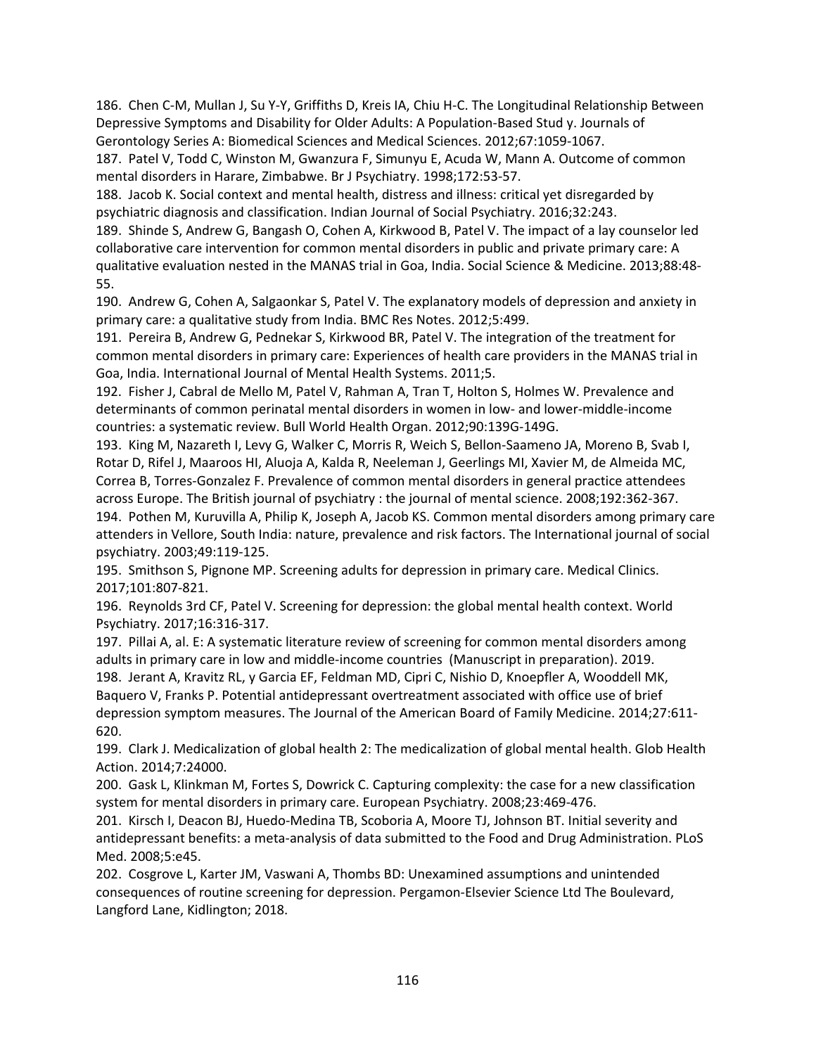186. Chen C-M, Mullan J, Su Y-Y, Griffiths D, Kreis IA, Chiu H-C. The Longitudinal Relationship Between Depressive Symptoms and Disability for Older Adults: A Population-Based Stud y. Journals of Gerontology Series A: Biomedical Sciences and Medical Sciences. 2012;67:1059-1067.

187. Patel V, Todd C, Winston M, Gwanzura F, Simunyu E, Acuda W, Mann A. Outcome of common mental disorders in Harare, Zimbabwe. Br J Psychiatry. 1998;172:53-57.

188. Jacob K. Social context and mental health, distress and illness: critical yet disregarded by psychiatric diagnosis and classification. Indian Journal of Social Psychiatry. 2016;32:243.

189. Shinde S, Andrew G, Bangash O, Cohen A, Kirkwood B, Patel V. The impact of a lay counselor led collaborative care intervention for common mental disorders in public and private primary care: A qualitative evaluation nested in the MANAS trial in Goa, India. Social Science & Medicine. 2013;88:48-55.

190. Andrew G, Cohen A, Salgaonkar S, Patel V. The explanatory models of depression and anxiety in primary care: a qualitative study from India. BMC Res Notes. 2012;5:499.

191. Pereira B, Andrew G, Pednekar S, Kirkwood BR, Patel V. The integration of the treatment for common mental disorders in primary care: Experiences of health care providers in the MANAS trial in Goa, India. International Journal of Mental Health Systems. 2011;5.

192. Fisher J, Cabral de Mello M, Patel V, Rahman A, Tran T, Holton S, Holmes W. Prevalence and determinants of common perinatal mental disorders in women in low- and lower-middle-income countries: a systematic review. Bull World Health Organ. 2012;90:139G-149G.

193. King M, Nazareth I, Levy G, Walker C, Morris R, Weich S, Bellon-Saameno JA, Moreno B, Svab I, Rotar D, Rifel J, Maaroos HI, Aluoja A, Kalda R, Neeleman J, Geerlings MI, Xavier M, de Almeida MC, Correa B, Torres-Gonzalez F. Prevalence of common mental disorders in general practice attendees across Europe. The British journal of psychiatry : the journal of mental science. 2008;192:362-367.

194. Pothen M, Kuruvilla A, Philip K, Joseph A, Jacob KS. Common mental disorders among primary care attenders in Vellore, South India: nature, prevalence and risk factors. The International journal of social psychiatry. 2003;49:119-125.

195. Smithson S, Pignone MP. Screening adults for depression in primary care. Medical Clinics. 2017;101:807-821.

196. Reynolds 3rd CF, Patel V. Screening for depression: the global mental health context. World Psychiatry. 2017;16:316-317.

197. Pillai A, al. E: A systematic literature review of screening for common mental disorders among adults in primary care in low and middle-income countries (Manuscript in preparation). 2019.

198. Jerant A, Kravitz RL, y Garcia EF, Feldman MD, Cipri C, Nishio D, Knoepfler A, Wooddell MK, Baquero V, Franks P. Potential antidepressant overtreatment associated with office use of brief depression symptom measures. The Journal of the American Board of Family Medicine. 2014;27:611-620.

199. Clark J. Medicalization of global health 2: The medicalization of global mental health. Glob Health Action. 2014;7:24000.

200. Gask L, Klinkman M, Fortes S, Dowrick C. Capturing complexity: the case for a new classification system for mental disorders in primary care. European Psychiatry. 2008;23:469-476.

201. Kirsch I, Deacon BJ, Huedo-Medina TB, Scoboria A, Moore TJ, Johnson BT. Initial severity and antidepressant benefits: a meta-analysis of data submitted to the Food and Drug Administration. PLoS Med. 2008;5:e45.

202. Cosgrove L, Karter JM, Vaswani A, Thombs BD: Unexamined assumptions and unintended consequences of routine screening for depression. Pergamon-Elsevier Science Ltd The Boulevard, Langford Lane, Kidlington; 2018.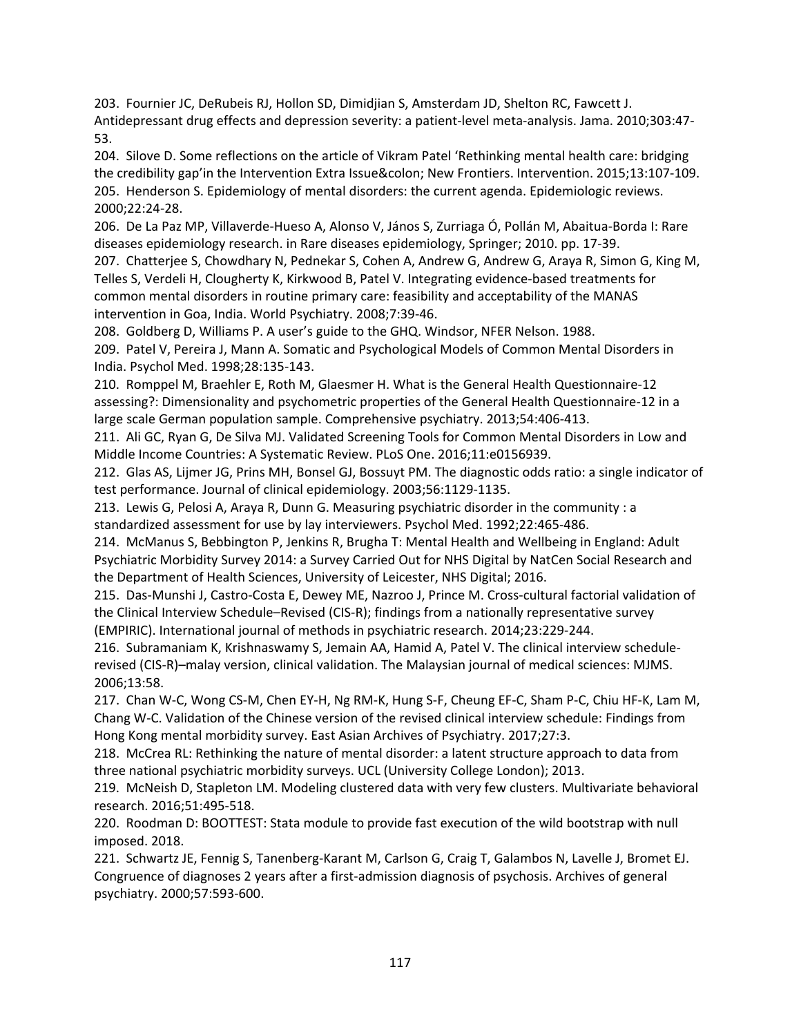203. Fournier JC, DeRubeis RJ, Hollon SD, Dimidjian S, Amsterdam JD, Shelton RC, Fawcett J. Antidepressant drug effects and depression severity: a patient-level meta-analysis. Jama. 2010;303:47-53.

204. Silove D. Some reflections on the article of Vikram Patel 'Rethinking mental health care: bridging the credibility gap'in the Intervention Extra Issue&colon; New Frontiers. Intervention. 2015;13:107-109.

205. Henderson S. Epidemiology of mental disorders: the current agenda. Epidemiologic reviews. 2000;22:24-28.

206. De La Paz MP, Villaverde-Hueso A, Alonso V, János S, Zurriaga Ó, Pollán M, Abaitua-Borda I: Rare diseases epidemiology research. in Rare diseases epidemiology, Springer; 2010. pp. 17-39.

207. Chatterjee S, Chowdhary N, Pednekar S, Cohen A, Andrew G, Andrew G, Araya R, Simon G, King M, Telles S, Verdeli H, Clougherty K, Kirkwood B, Patel V. Integrating evidence-based treatments for common mental disorders in routine primary care: feasibility and acceptability of the MANAS intervention in Goa, India. World Psychiatry. 2008;7:39-46.

208. Goldberg D, Williams P. A user's guide to the GHQ. Windsor, NFER Nelson. 1988.

209. Patel V, Pereira J, Mann A. Somatic and Psychological Models of Common Mental Disorders in India. Psychol Med. 1998;28:135-143.

210. Romppel M, Braehler E, Roth M, Glaesmer H. What is the General Health Questionnaire-12 assessing?: Dimensionality and psychometric properties of the General Health Questionnaire-12 in a large scale German population sample. Comprehensive psychiatry. 2013;54:406-413.

211. Ali GC, Ryan G, De Silva MJ. Validated Screening Tools for Common Mental Disorders in Low and Middle Income Countries: A Systematic Review. PLoS One. 2016;11:e0156939.

212. Glas AS, Lijmer JG, Prins MH, Bonsel GJ, Bossuyt PM. The diagnostic odds ratio: a single indicator of test performance. Journal of clinical epidemiology. 2003;56:1129-1135.

213. Lewis G, Pelosi A, Araya R, Dunn G. Measuring psychiatric disorder in the community : a standardized assessment for use by lay interviewers. Psychol Med. 1992;22:465-486.

214. McManus S, Bebbington P, Jenkins R, Brugha T: Mental Health and Wellbeing in England: Adult Psychiatric Morbidity Survey 2014: a Survey Carried Out for NHS Digital by NatCen Social Research and the Department of Health Sciences, University of Leicester, NHS Digital; 2016.

215. Das-Munshi J, Castro-Costa E, Dewey ME, Nazroo J, Prince M. Cross-cultural factorial validation of the Clinical Interview Schedule–Revised (CIS-R); findings from a nationally representative survey (EMPIRIC). International journal of methods in psychiatric research. 2014;23:229-244.

216. Subramaniam K, Krishnaswamy S, Jemain AA, Hamid A, Patel V. The clinical interview schedule-revised (CIS-R)–malay version, clinical validation. The Malaysian journal of medical sciences: MJMS. 2006;13:58.

217. Chan W-C, Wong CS-M, Chen EY-H, Ng RM-K, Hung S-F, Cheung EF-C, Sham P-C, Chiu HF-K, Lam M, Chang W-C. Validation of the Chinese version of the revised clinical interview schedule: Findings from Hong Kong mental morbidity survey. East Asian Archives of Psychiatry. 2017;27:3.

218. McCrea RL: Rethinking the nature of mental disorder: a latent structure approach to data from three national psychiatric morbidity surveys. UCL (University College London); 2013.

219. McNeish D, Stapleton LM. Modeling clustered data with very few clusters. Multivariate behavioral research. 2016;51:495-518.

220. Roodman D: BOOTTEST: Stata module to provide fast execution of the wild bootstrap with null imposed. 2018.

221. Schwartz JE, Fennig S, Tanenberg-Karant M, Carlson G, Craig T, Galambos N, Lavelle J, Bromet EJ. Congruence of diagnoses 2 years after a first-admission diagnosis of psychosis. Archives of general psychiatry. 2000;57:593-600.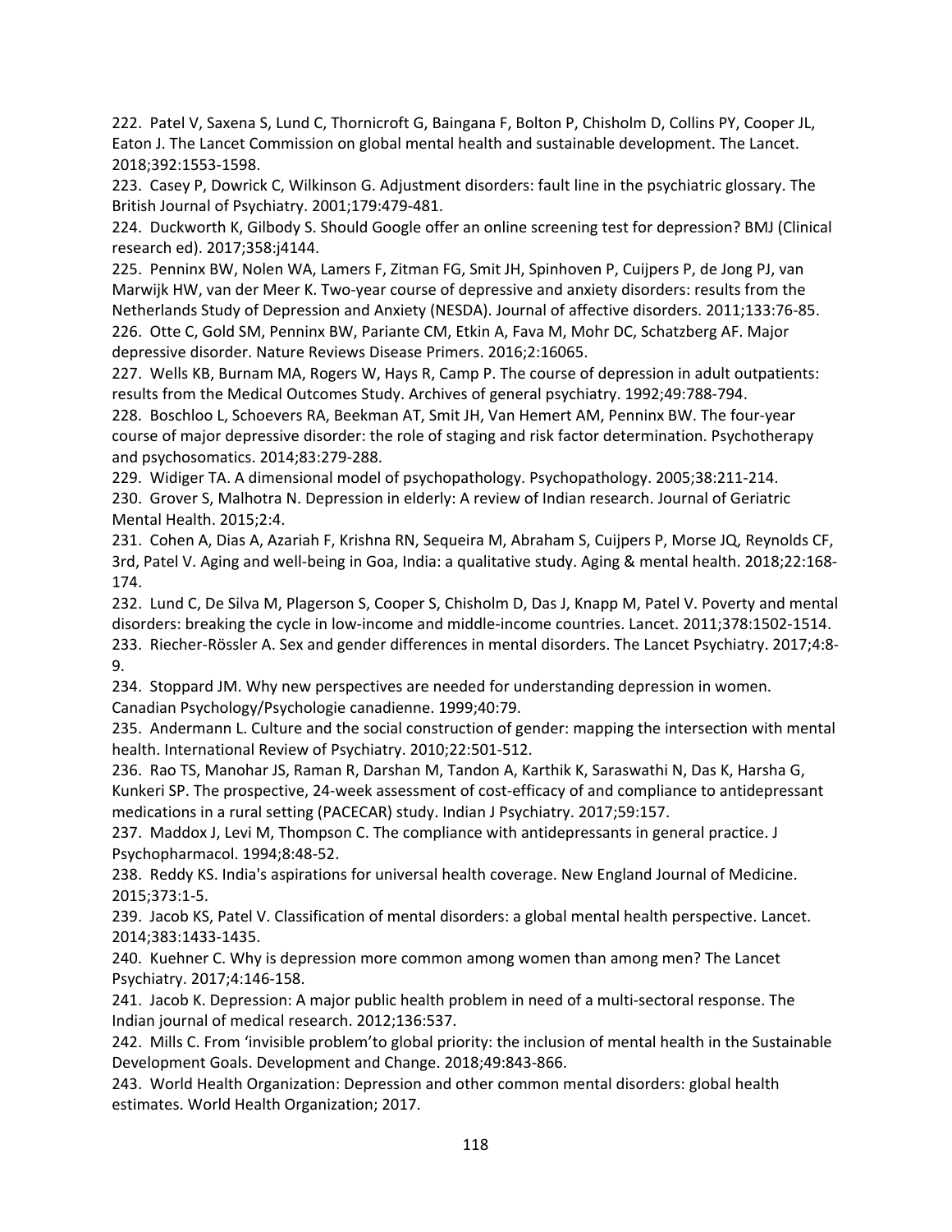222. Patel V, Saxena S, Lund C, Thornicroft G, Baingana F, Bolton P, Chisholm D, Collins PY, Cooper JL, Eaton J. The Lancet Commission on global mental health and sustainable development. The Lancet. 2018;392:1553-1598.

223. Casey P, Dowrick C, Wilkinson G. Adjustment disorders: fault line in the psychiatric glossary. The British Journal of Psychiatry. 2001;179:479-481.

224. Duckworth K, Gilbody S. Should Google offer an online screening test for depression? BMJ (Clinical research ed). 2017;358:j4144.

225. Penninx BW, Nolen WA, Lamers F, Zitman FG, Smit JH, Spinhoven P, Cuijpers P, de Jong PJ, van Marwijk HW, van der Meer K. Two-year course of depressive and anxiety disorders: results from the Netherlands Study of Depression and Anxiety (NESDA). Journal of affective disorders. 2011;133:76-85.

226. Otte C, Gold SM, Penninx BW, Pariante CM, Etkin A, Fava M, Mohr DC, Schatzberg AF. Major depressive disorder. Nature Reviews Disease Primers. 2016;2:16065.

227. Wells KB, Burnam MA, Rogers W, Hays R, Camp P. The course of depression in adult outpatients: results from the Medical Outcomes Study. Archives of general psychiatry. 1992;49:788-794.

228. Boschloo L, Schoevers RA, Beekman AT, Smit JH, Van Hemert AM, Penninx BW. The four-year course of major depressive disorder: the role of staging and risk factor determination. Psychotherapy and psychosomatics. 2014;83:279-288.

229. Widiger TA. A dimensional model of psychopathology. Psychopathology. 2005;38:211-214.

230. Grover S, Malhotra N. Depression in elderly: A review of Indian research. Journal of Geriatric Mental Health. 2015;2:4.

231. Cohen A, Dias A, Azariah F, Krishna RN, Sequeira M, Abraham S, Cuijpers P, Morse JQ, Reynolds CF, 3rd, Patel V. Aging and well-being in Goa, India: a qualitative study. Aging & mental health. 2018;22:168-174.

232. Lund C, De Silva M, Plagerson S, Cooper S, Chisholm D, Das J, Knapp M, Patel V. Poverty and mental disorders: breaking the cycle in low-income and middle-income countries. Lancet. 2011;378:1502-1514.

233. Riecher-Rössler A. Sex and gender differences in mental disorders. The Lancet Psychiatry. 2017;4:8-9.

234. Stoppard JM. Why new perspectives are needed for understanding depression in women. Canadian Psychology/Psychologie canadienne. 1999;40:79.

235. Andermann L. Culture and the social construction of gender: mapping the intersection with mental health. International Review of Psychiatry. 2010;22:501-512.

236. Rao TS, Manohar JS, Raman R, Darshan M, Tandon A, Karthik K, Saraswathi N, Das K, Harsha G, Kunkeri SP. The prospective, 24-week assessment of cost-efficacy of and compliance to antidepressant medications in a rural setting (PACECAR) study. Indian J Psychiatry. 2017;59:157.

237. Maddox J, Levi M, Thompson C. The compliance with antidepressants in general practice. J Psychopharmacol. 1994;8:48-52.

238. Reddy KS. India's aspirations for universal health coverage. New England Journal of Medicine. 2015;373:1-5.

239. Jacob KS, Patel V. Classification of mental disorders: a global mental health perspective. Lancet. 2014;383:1433-1435.

240. Kuehner C. Why is depression more common among women than among men? The Lancet Psychiatry. 2017;4:146-158.

241. Jacob K. Depression: A major public health problem in need of a multi-sectoral response. The Indian journal of medical research. 2012;136:537.

242. Mills C. From 'invisible problem'to global priority: the inclusion of mental health in the Sustainable Development Goals. Development and Change. 2018;49:843-866.

243. World Health Organization: Depression and other common mental disorders: global health estimates. World Health Organization; 2017.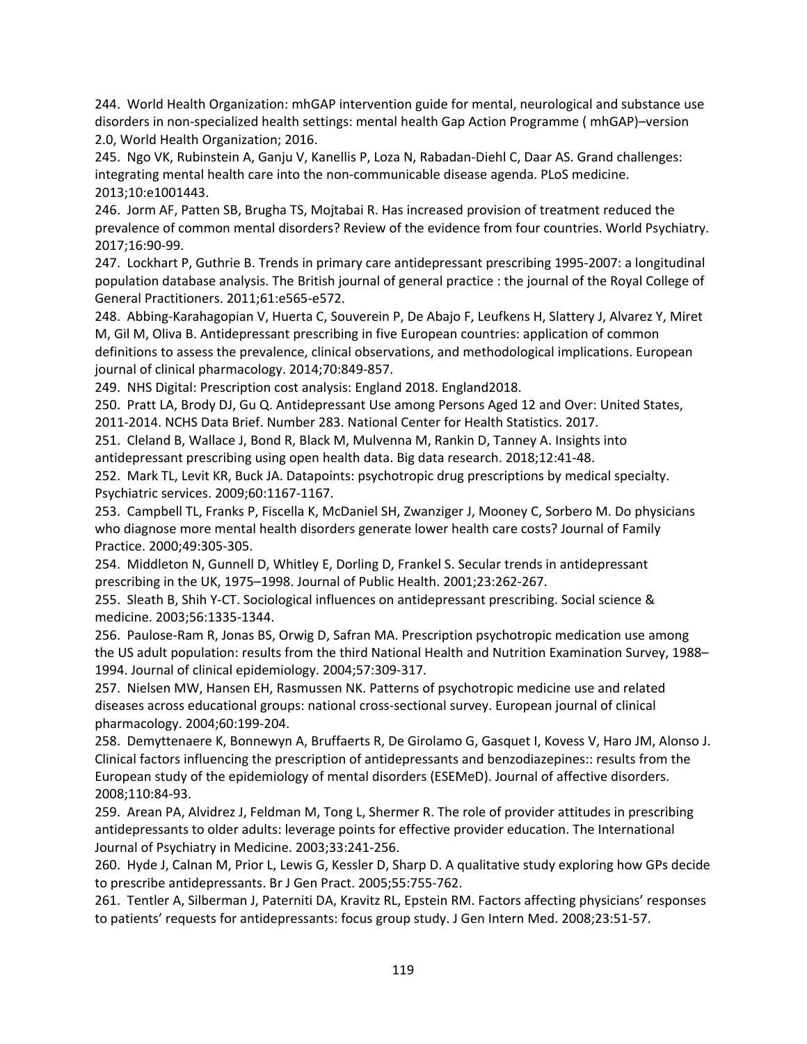244. World Health Organization: mhGAP intervention guide for mental, neurological and substance use disorders in non-specialized health settings: mental health Gap Action Programme ( mhGAP)–version 2.0, World Health Organization; 2016.

245. Ngo VK, Rubinstein A, Ganju V, Kanellis P, Loza N, Rabadan-Diehl C, Daar AS. Grand challenges: integrating mental health care into the non-communicable disease agenda. PLoS medicine. 2013;10:e1001443.

246. Jorm AF, Patten SB, Brugha TS, Mojtabai R. Has increased provision of treatment reduced the prevalence of common mental disorders? Review of the evidence from four countries. World Psychiatry. 2017;16:90-99.

247. Lockhart P, Guthrie B. Trends in primary care antidepressant prescribing 1995-2007: a longitudinal population database analysis. The British journal of general practice : the journal of the Royal College of General Practitioners. 2011;61:e565-e572.

248. Abbing-Karahagopian V, Huerta C, Souverein P, De Abajo F, Leufkens H, Slattery J, Alvarez Y, Miret M, Gil M, Oliva B. Antidepressant prescribing in five European countries: application of common definitions to assess the prevalence, clinical observations, and methodological implications. European journal of clinical pharmacology. 2014;70:849-857.

249. NHS Digital: Prescription cost analysis: England 2018. England2018.

250. Pratt LA, Brody DJ, Gu Q. Antidepressant Use among Persons Aged 12 and Over: United States, 2011-2014. NCHS Data Brief. Number 283. National Center for Health Statistics. 2017.

251. Cleland B, Wallace J, Bond R, Black M, Mulvenna M, Rankin D, Tanney A. Insights into antidepressant prescribing using open health data. Big data research. 2018;12:41-48.

252. Mark TL, Levit KR, Buck JA. Datapoints: psychotropic drug prescriptions by medical specialty. Psychiatric services. 2009;60:1167-1167.

253. Campbell TL, Franks P, Fiscella K, McDaniel SH, Zwanziger J, Mooney C, Sorbero M. Do physicians who diagnose more mental health disorders generate lower health care costs? Journal of Family Practice. 2000;49:305-305.

254. Middleton N, Gunnell D, Whitley E, Dorling D, Frankel S. Secular trends in antidepressant prescribing in the UK, 1975–1998. Journal of Public Health. 2001;23:262-267.

255. Sleath B, Shih Y-CT. Sociological influences on antidepressant prescribing. Social science & medicine. 2003;56:1335-1344.

256. Paulose-Ram R, Jonas BS, Orwig D, Safran MA. Prescription psychotropic medication use among the US adult population: results from the third National Health and Nutrition Examination Survey, 1988–1994. Journal of clinical epidemiology. 2004;57:309-317.

257. Nielsen MW, Hansen EH, Rasmussen NK. Patterns of psychotropic medicine use and related diseases across educational groups: national cross-sectional survey. European journal of clinical pharmacology. 2004;60:199-204.

258. Demyttenaere K, Bonnewyn A, Bruffaerts R, De Girolamo G, Gasquet I, Kovess V, Haro JM, Alonso J. Clinical factors influencing the prescription of antidepressants and benzodiazepines:: results from the European study of the epidemiology of mental disorders (ESEMeD). Journal of affective disorders. 2008;110:84-93.

259. Arean PA, Alvidrez J, Feldman M, Tong L, Shermer R. The role of provider attitudes in prescribing antidepressants to older adults: leverage points for effective provider education. The International Journal of Psychiatry in Medicine. 2003;33:241-256.

260. Hyde J, Calnan M, Prior L, Lewis G, Kessler D, Sharp D. A qualitative study exploring how GPs decide to prescribe antidepressants. Br J Gen Pract. 2005;55:755-762.

261. Tentler A, Silberman J, Paterniti DA, Kravitz RL, Epstein RM. Factors affecting physicians' responses to patients' requests for antidepressants: focus group study. J Gen Intern Med. 2008;23:51-57.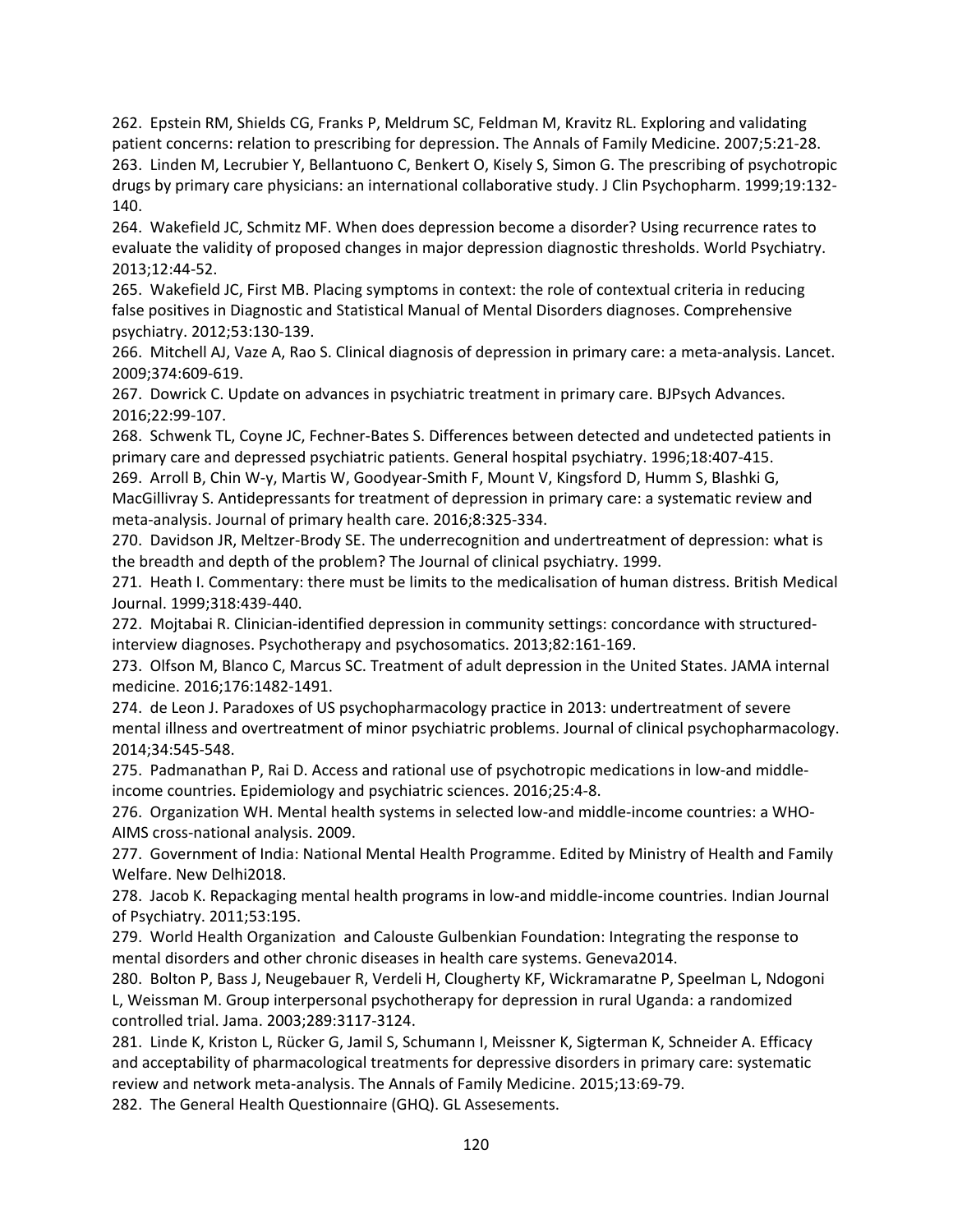262. Epstein RM, Shields CG, Franks P, Meldrum SC, Feldman M, Kravitz RL. Exploring and validating patient concerns: relation to prescribing for depression. The Annals of Family Medicine. 2007;5:21-28.

263. Linden M, Lecrubier Y, Bellantuono C, Benkert O, Kisely S, Simon G. The prescribing of psychotropic drugs by primary care physicians: an international collaborative study. J Clin Psychopharm. 1999;19:132-140.

264. Wakefield JC, Schmitz MF. When does depression become a disorder? Using recurrence rates to evaluate the validity of proposed changes in major depression diagnostic thresholds. World Psychiatry. 2013;12:44-52.

265. Wakefield JC, First MB. Placing symptoms in context: the role of contextual criteria in reducing false positives in Diagnostic and Statistical Manual of Mental Disorders diagnoses. Comprehensive psychiatry. 2012;53:130-139.

266. Mitchell AJ, Vaze A, Rao S. Clinical diagnosis of depression in primary care: a meta-analysis. Lancet. 2009;374:609-619.

267. Dowrick C. Update on advances in psychiatric treatment in primary care. BJPsych Advances. 2016;22:99-107.

268. Schwenk TL, Coyne JC, Fechner-Bates S. Differences between detected and undetected patients in primary care and depressed psychiatric patients. General hospital psychiatry. 1996;18:407-415.

269. Arroll B, Chin W-y, Martis W, Goodyear-Smith F, Mount V, Kingsford D, Humm S, Blashki G, MacGillivray S. Antidepressants for treatment of depression in primary care: a systematic review and meta-analysis. Journal of primary health care. 2016;8:325-334.

270. Davidson JR, Meltzer-Brody SE. The underrecognition and undertreatment of depression: what is the breadth and depth of the problem? The Journal of clinical psychiatry. 1999.

271. Heath I. Commentary: there must be limits to the medicalisation of human distress. British Medical Journal. 1999;318:439-440.

272. Mojtabai R. Clinician-identified depression in community settings: concordance with structured-interview diagnoses. Psychotherapy and psychosomatics. 2013;82:161-169.

273. Olfson M, Blanco C, Marcus SC. Treatment of adult depression in the United States. JAMA internal medicine. 2016;176:1482-1491.

274. de Leon J. Paradoxes of US psychopharmacology practice in 2013: undertreatment of severe mental illness and overtreatment of minor psychiatric problems. Journal of clinical psychopharmacology. 2014;34:545-548.

275. Padmanathan P, Rai D. Access and rational use of psychotropic medications in low-and middle-income countries. Epidemiology and psychiatric sciences. 2016;25:4-8.

276. Organization WH. Mental health systems in selected low-and middle-income countries: a WHO-AIMS cross-national analysis. 2009.

277. Government of India: National Mental Health Programme. Edited by Ministry of Health and Family Welfare. New Delhi2018.

278. Jacob K. Repackaging mental health programs in low-and middle-income countries. Indian Journal of Psychiatry. 2011;53:195.

279. World Health Organization and Calouste Gulbenkian Foundation: Integrating the response to mental disorders and other chronic diseases in health care systems. Geneva2014.

280. Bolton P, Bass J, Neugebauer R, Verdeli H, Clougherty KF, Wickramaratne P, Speelman L, Ndogoni L, Weissman M. Group interpersonal psychotherapy for depression in rural Uganda: a randomized controlled trial. Jama. 2003;289:3117-3124.

281. Linde K, Kriston L, Rücker G, Jamil S, Schumann I, Meissner K, Sigterman K, Schneider A. Efficacy and acceptability of pharmacological treatments for depressive disorders in primary care: systematic review and network meta-analysis. The Annals of Family Medicine. 2015;13:69-79.

282. The General Health Questionnaire (GHQ). GL Assesements.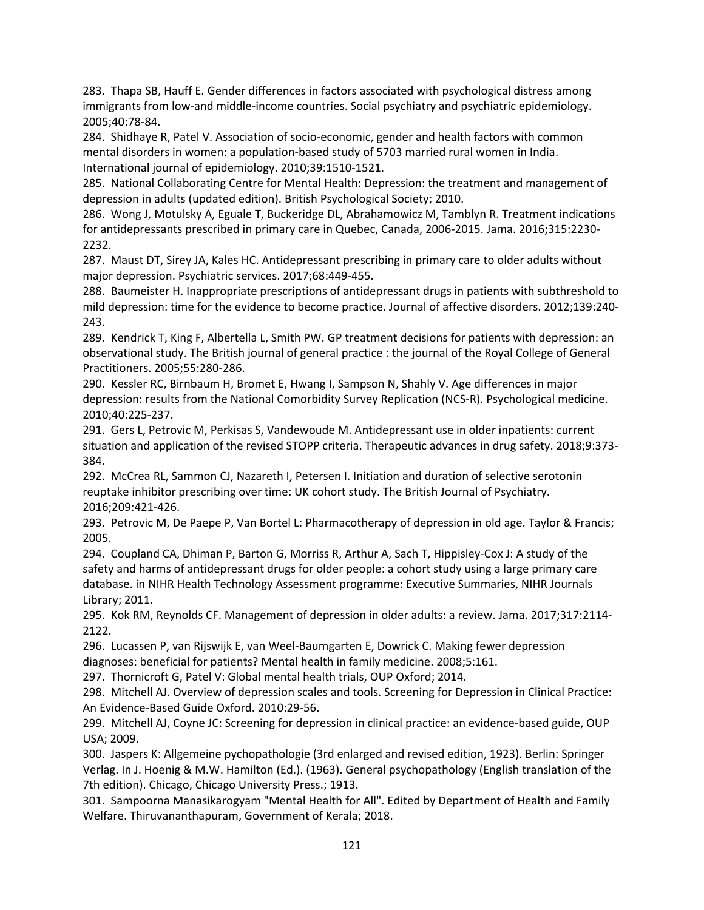283. Thapa SB, Hauff E. Gender differences in factors associated with psychological distress among immigrants from low-and middle-income countries. Social psychiatry and psychiatric epidemiology. 2005;40:78-84.

284. Shidhaye R, Patel V. Association of socio-economic, gender and health factors with common mental disorders in women: a population-based study of 5703 married rural women in India. International journal of epidemiology. 2010;39:1510-1521.

285. National Collaborating Centre for Mental Health: Depression: the treatment and management of depression in adults (updated edition). British Psychological Society; 2010.

286. Wong J, Motulsky A, Eguale T, Buckeridge DL, Abrahamowicz M, Tamblyn R. Treatment indications for antidepressants prescribed in primary care in Quebec, Canada, 2006-2015. Jama. 2016;315:2230-2232.

287. Maust DT, Sirey JA, Kales HC. Antidepressant prescribing in primary care to older adults without major depression. Psychiatric services. 2017;68:449-455.

288. Baumeister H. Inappropriate prescriptions of antidepressant drugs in patients with subthreshold to mild depression: time for the evidence to become practice. Journal of affective disorders. 2012;139:240-243.

289. Kendrick T, King F, Albertella L, Smith PW. GP treatment decisions for patients with depression: an observational study. The British journal of general practice : the journal of the Royal College of General Practitioners. 2005;55:280-286.

290. Kessler RC, Birnbaum H, Bromet E, Hwang I, Sampson N, Shahly V. Age differences in major depression: results from the National Comorbidity Survey Replication (NCS-R). Psychological medicine. 2010;40:225-237.

291. Gers L, Petrovic M, Perkisas S, Vandewoude M. Antidepressant use in older inpatients: current situation and application of the revised STOPP criteria. Therapeutic advances in drug safety. 2018;9:373-384.

292. McCrea RL, Sammon CJ, Nazareth I, Petersen I. Initiation and duration of selective serotonin reuptake inhibitor prescribing over time: UK cohort study. The British Journal of Psychiatry. 2016;209:421-426.

293. Petrovic M, De Paepe P, Van Bortel L: Pharmacotherapy of depression in old age. Taylor & Francis; 2005.

294. Coupland CA, Dhiman P, Barton G, Morriss R, Arthur A, Sach T, Hippisley-Cox J: A study of the safety and harms of antidepressant drugs for older people: a cohort study using a large primary care database. in NIHR Health Technology Assessment programme: Executive Summaries, NIHR Journals Library; 2011.

295. Kok RM, Reynolds CF. Management of depression in older adults: a review. Jama. 2017;317:2114-2122.

296. Lucassen P, van Rijswijk E, van Weel-Baumgarten E, Dowrick C. Making fewer depression diagnoses: beneficial for patients? Mental health in family medicine. 2008;5:161.

297. Thornicroft G, Patel V: Global mental health trials, OUP Oxford; 2014.

298. Mitchell AJ. Overview of depression scales and tools. Screening for Depression in Clinical Practice: An Evidence-Based Guide Oxford. 2010:29-56.

299. Mitchell AJ, Coyne JC: Screening for depression in clinical practice: an evidence-based guide, OUP USA; 2009.

300. Jaspers K: Allgemeine pychopathologie (3rd enlarged and revised edition, 1923). Berlin: Springer Verlag. In J. Hoenig & M.W. Hamilton (Ed.). (1963). General psychopathology (English translation of the 7th edition). Chicago, Chicago University Press.; 1913.

301. Sampoorna Manasikarogyam "Mental Health for All". Edited by Department of Health and Family Welfare. Thiruvananthapuram, Government of Kerala; 2018.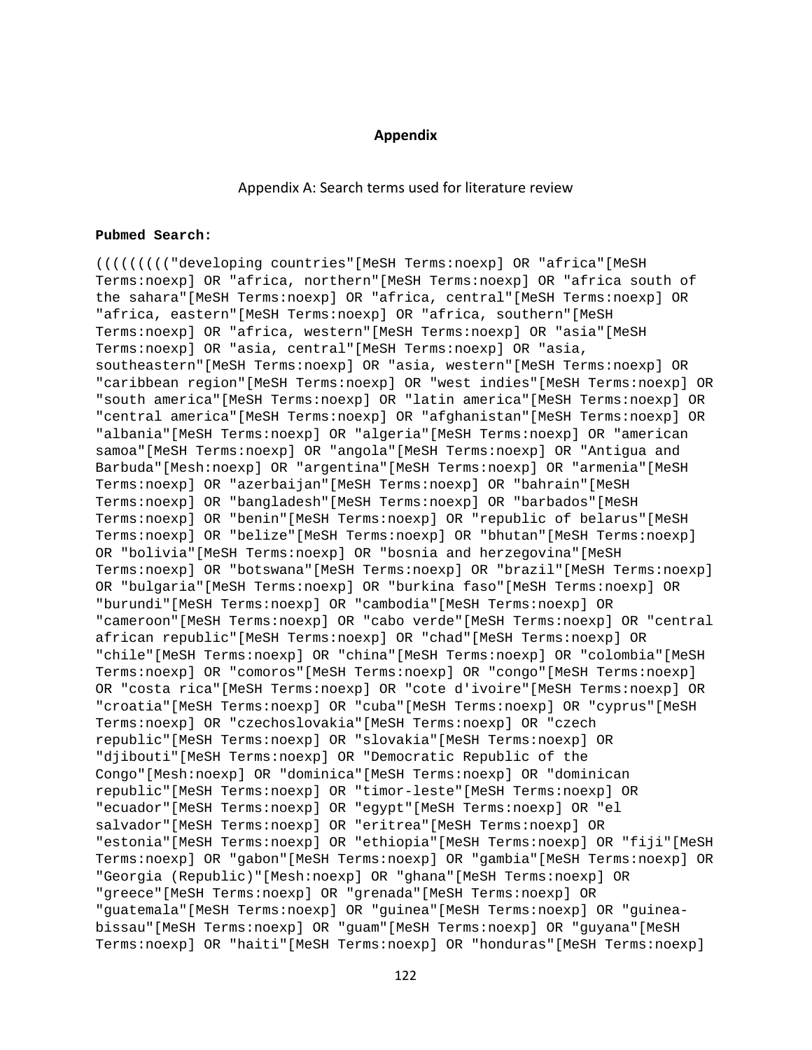# Appendix

## Appendix A: Search terms used for literature review

**Pubmed Search:**

```
((((((((("developing countries"[MeSH Terms:noexp] OR "africa"[MeSH
Terms:noexp] OR "africa, northern"[MeSH Terms:noexp] OR "africa south of
the sahara"[MeSH Terms:noexp] OR "africa, central"[MeSH Terms:noexp] OR
"africa, eastern"[MeSH Terms:noexp] OR "africa, southern"[MeSH
Terms:noexp] OR "africa, western"[MeSH Terms:noexp] OR "asia"[MeSH
Terms:noexp] OR "asia, central"[MeSH Terms:noexp] OR "asia,
southeastern"[MeSH Terms:noexp] OR "asia, western"[MeSH Terms:noexp] OR
"caribbean region"[MeSH Terms:noexp] OR "west indies"[MeSH Terms:noexp] OR
"south america"[MeSH Terms:noexp] OR "latin america"[MeSH Terms:noexp] OR
"central america"[MeSH Terms:noexp] OR "afghanistan"[MeSH Terms:noexp] OR
"albania"[MeSH Terms:noexp] OR "algeria"[MeSH Terms:noexp] OR "american
samoa"[MeSH Terms:noexp] OR "angola"[MeSH Terms:noexp] OR "Antigua and
Barbuda"[Mesh:noexp] OR "argentina"[MeSH Terms:noexp] OR "armenia"[MeSH
Terms:noexp] OR "azerbaijan"[MeSH Terms:noexp] OR "bahrain"[MeSH
Terms:noexp] OR "bangladesh"[MeSH Terms:noexp] OR "barbados"[MeSH
Terms:noexp] OR "benin"[MeSH Terms:noexp] OR "republic of belarus"[MeSH
Terms:noexp] OR "belize"[MeSH Terms:noexp] OR "bhutan"[MeSH Terms:noexp]
OR "bolivia"[MeSH Terms:noexp] OR "bosnia and herzegovina"[MeSH
Terms:noexp] OR "botswana"[MeSH Terms:noexp] OR "brazil"[MeSH Terms:noexp]
OR "bulgaria"[MeSH Terms:noexp] OR "burkina faso"[MeSH Terms:noexp] OR
"burundi"[MeSH Terms:noexp] OR "cambodia"[MeSH Terms:noexp] OR
"cameroon"[MeSH Terms:noexp] OR "cabo verde"[MeSH Terms:noexp] OR "central
african republic"[MeSH Terms:noexp] OR "chad"[MeSH Terms:noexp] OR
"chile"[MeSH Terms:noexp] OR "china"[MeSH Terms:noexp] OR "colombia"[MeSH
Terms:noexp] OR "comoros"[MeSH Terms:noexp] OR "congo"[MeSH Terms:noexp]
OR "costa rica"[MeSH Terms:noexp] OR "cote d'ivoire"[MeSH Terms:noexp] OR
"croatia"[MeSH Terms:noexp] OR "cuba"[MeSH Terms:noexp] OR "cyprus"[MeSH
Terms:noexp] OR "czechoslovakia"[MeSH Terms:noexp] OR "czech
republic"[MeSH Terms:noexp] OR "slovakia"[MeSH Terms:noexp] OR
"djibouti"[MeSH Terms:noexp] OR "Democratic Republic of the
Congo"[Mesh:noexp] OR "dominica"[MeSH Terms:noexp] OR "dominican
republic"[MeSH Terms:noexp] OR "timor-leste"[MeSH Terms:noexp] OR
"ecuador"[MeSH Terms:noexp] OR "egypt"[MeSH Terms:noexp] OR "el
salvador"[MeSH Terms:noexp] OR "eritrea"[MeSH Terms:noexp] OR
"estonia"[MeSH Terms:noexp] OR "ethiopia"[MeSH Terms:noexp] OR "fiji"[MeSH
Terms:noexp] OR "gabon"[MeSH Terms:noexp] OR "gambia"[MeSH Terms:noexp] OR
"Georgia (Republic)"[Mesh:noexp] OR "ghana"[MeSH Terms:noexp] OR
"greece"[MeSH Terms:noexp] OR "grenada"[MeSH Terms:noexp] OR
"guatemala"[MeSH Terms:noexp] OR "guinea"[MeSH Terms:noexp] OR "guinea-
bissau"[MeSH Terms:noexp] OR "guam"[MeSH Terms:noexp] OR "guyana"[MeSH
Terms:noexp] OR "haiti"[MeSH Terms:noexp] OR "honduras"[MeSH Terms:noexp]
```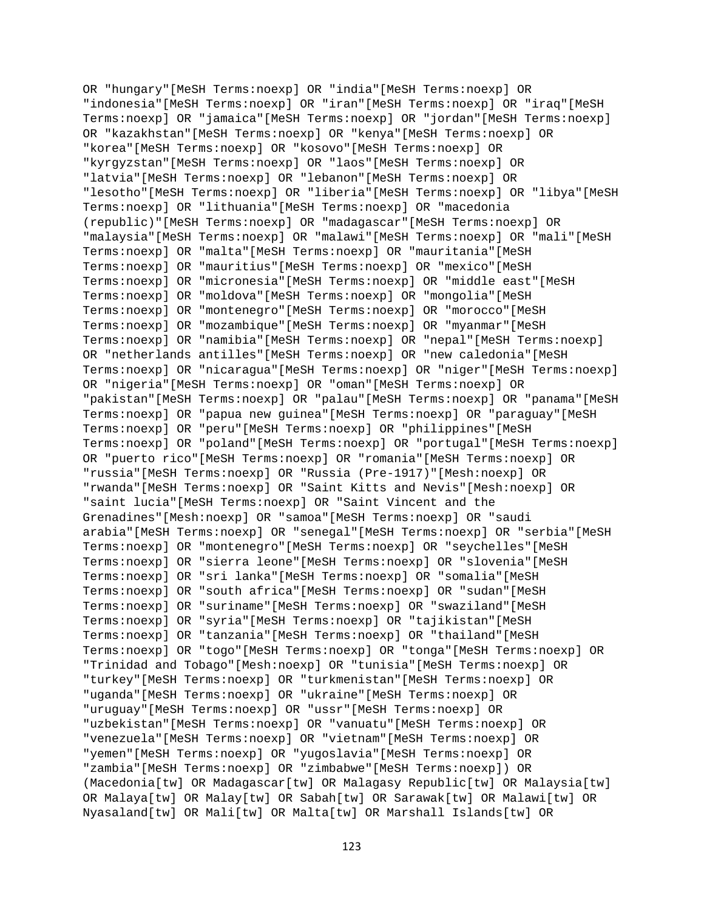OR "hungary"[MeSH Terms:noexp] OR "india"[MeSH Terms:noexp] OR "indonesia"[MeSH Terms:noexp] OR "iran"[MeSH Terms:noexp] OR "iraq"[MeSH Terms:noexp] OR "jamaica"[MeSH Terms:noexp] OR "jordan"[MeSH Terms:noexp] OR "kazakhstan"[MeSH Terms:noexp] OR "kenya"[MeSH Terms:noexp] OR "korea"[MeSH Terms:noexp] OR "kosovo"[MeSH Terms:noexp] OR "kyrgyzstan"[MeSH Terms:noexp] OR "laos"[MeSH Terms:noexp] OR "latvia"[MeSH Terms:noexp] OR "lebanon"[MeSH Terms:noexp] OR "lesotho"[MeSH Terms:noexp] OR "liberia"[MeSH Terms:noexp] OR "libya"[MeSH Terms:noexp] OR "lithuania"[MeSH Terms:noexp] OR "macedonia (republic)"[MeSH Terms:noexp] OR "madagascar"[MeSH Terms:noexp] OR "malaysia"[MeSH Terms:noexp] OR "malawi"[MeSH Terms:noexp] OR "mali"[MeSH Terms:noexp] OR "malta"[MeSH Terms:noexp] OR "mauritania"[MeSH Terms:noexp] OR "mauritius"[MeSH Terms:noexp] OR "mexico"[MeSH Terms:noexp] OR "micronesia"[MeSH Terms:noexp] OR "middle east"[MeSH Terms:noexp] OR "moldova"[MeSH Terms:noexp] OR "mongolia"[MeSH Terms:noexp] OR "montenegro"[MeSH Terms:noexp] OR "morocco"[MeSH Terms:noexp] OR "mozambique"[MeSH Terms:noexp] OR "myanmar"[MeSH Terms:noexp] OR "namibia"[MeSH Terms:noexp] OR "nepal"[MeSH Terms:noexp] OR "netherlands antilles"[MeSH Terms:noexp] OR "new caledonia"[MeSH Terms:noexp] OR "nicaragua"[MeSH Terms:noexp] OR "niger"[MeSH Terms:noexp] OR "nigeria"[MeSH Terms:noexp] OR "oman"[MeSH Terms:noexp] OR "pakistan"[MeSH Terms:noexp] OR "palau"[MeSH Terms:noexp] OR "panama"[MeSH Terms:noexp] OR "papua new guinea"[MeSH Terms:noexp] OR "paraguay"[MeSH Terms:noexp] OR "peru"[MeSH Terms:noexp] OR "philippines"[MeSH Terms:noexp] OR "poland"[MeSH Terms:noexp] OR "portugal"[MeSH Terms:noexp] OR "puerto rico"[MeSH Terms:noexp] OR "romania"[MeSH Terms:noexp] OR "russia"[MeSH Terms:noexp] OR "Russia (Pre-1917)"[Mesh:noexp] OR "rwanda"[MeSH Terms:noexp] OR "Saint Kitts and Nevis"[Mesh:noexp] OR "saint lucia"[MeSH Terms:noexp] OR "Saint Vincent and the Grenadines"[Mesh:noexp] OR "samoa"[MeSH Terms:noexp] OR "saudi arabia"[MeSH Terms:noexp] OR "senegal"[MeSH Terms:noexp] OR "serbia"[MeSH Terms:noexp] OR "montenegro"[MeSH Terms:noexp] OR "seychelles"[MeSH Terms:noexp] OR "sierra leone"[MeSH Terms:noexp] OR "slovenia"[MeSH Terms:noexp] OR "sri lanka"[MeSH Terms:noexp] OR "somalia"[MeSH Terms:noexp] OR "south africa"[MeSH Terms:noexp] OR "sudan"[MeSH Terms:noexp] OR "suriname"[MeSH Terms:noexp] OR "swaziland"[MeSH Terms:noexp] OR "syria"[MeSH Terms:noexp] OR "tajikistan"[MeSH Terms:noexp] OR "tanzania"[MeSH Terms:noexp] OR "thailand"[MeSH Terms:noexp] OR "togo"[MeSH Terms:noexp] OR "tonga"[MeSH Terms:noexp] OR "Trinidad and Tobago"[Mesh:noexp] OR "tunisia"[MeSH Terms:noexp] OR "turkey"[MeSH Terms:noexp] OR "turkmenistan"[MeSH Terms:noexp] OR "uganda"[MeSH Terms:noexp] OR "ukraine"[MeSH Terms:noexp] OR "uruguay"[MeSH Terms:noexp] OR "ussr"[MeSH Terms:noexp] OR "uzbekistan"[MeSH Terms:noexp] OR "vanuatu"[MeSH Terms:noexp] OR "venezuela"[MeSH Terms:noexp] OR "vietnam"[MeSH Terms:noexp] OR "yemen"[MeSH Terms:noexp] OR "yugoslavia"[MeSH Terms:noexp] OR "zambia"[MeSH Terms:noexp] OR "zimbabwe"[MeSH Terms:noexp]) OR (Macedonia[tw] OR Madagascar[tw] OR Malagasy Republic[tw] OR Malaysia[tw] OR Malaya[tw] OR Malay[tw] OR Sabah[tw] OR Sarawak[tw] OR Malawi[tw] OR Nyasaland[tw] OR Mali[tw] OR Malta[tw] OR Marshall Islands[tw] OR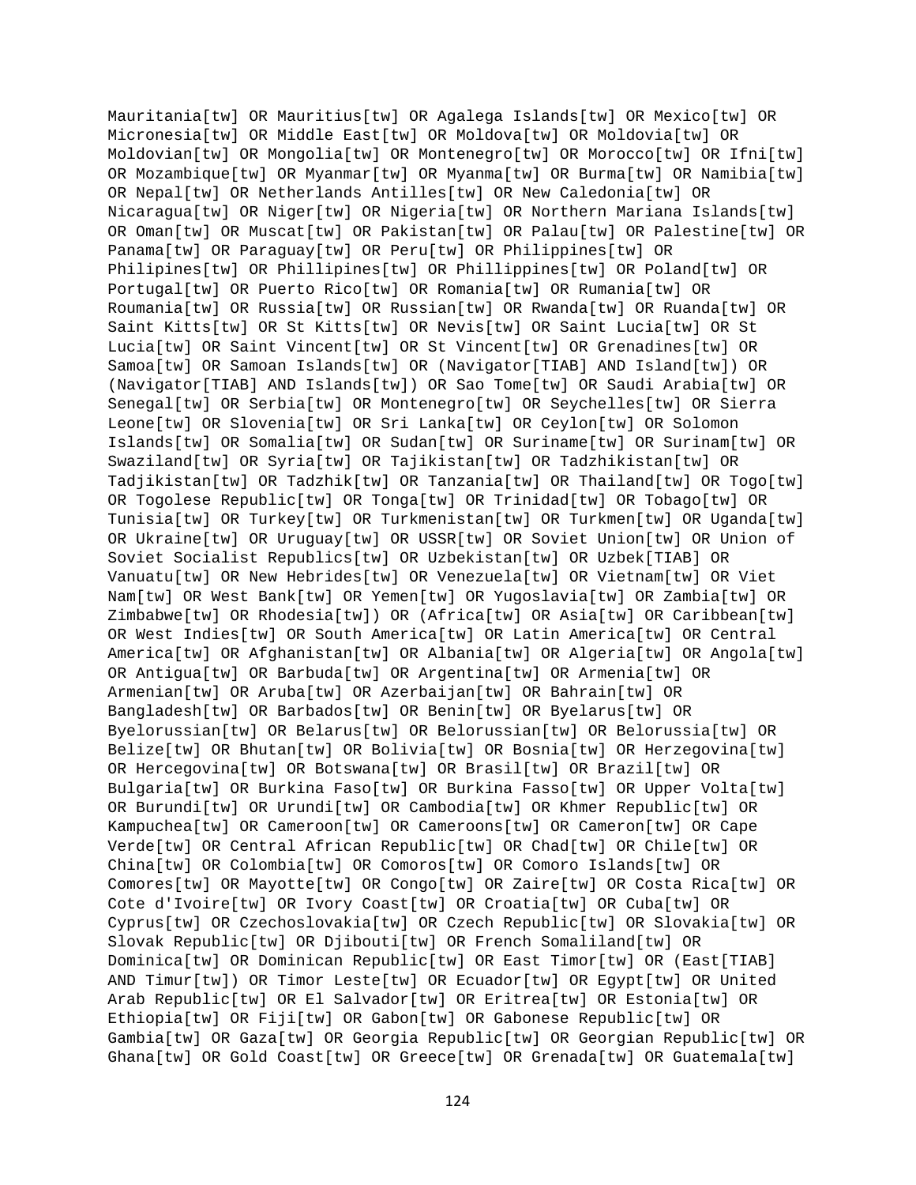Mauritania[tw] OR Mauritius[tw] OR Agalega Islands[tw] OR Mexico[tw] OR Micronesia[tw] OR Middle East[tw] OR Moldova[tw] OR Moldovia[tw] OR Moldovian[tw] OR Mongolia[tw] OR Montenegro[tw] OR Morocco[tw] OR Ifni[tw] OR Mozambique[tw] OR Myanmar[tw] OR Myanma[tw] OR Burma[tw] OR Namibia[tw] OR Nepal[tw] OR Netherlands Antilles[tw] OR New Caledonia[tw] OR Nicaragua[tw] OR Niger[tw] OR Nigeria[tw] OR Northern Mariana Islands[tw] OR Oman[tw] OR Muscat[tw] OR Pakistan[tw] OR Palau[tw] OR Palestine[tw] OR Panama[tw] OR Paraguay[tw] OR Peru[tw] OR Philippines[tw] OR Philipines[tw] OR Phillipines[tw] OR Phillippines[tw] OR Poland[tw] OR Portugal[tw] OR Puerto Rico[tw] OR Romania[tw] OR Rumania[tw] OR Roumania[tw] OR Russia[tw] OR Russian[tw] OR Rwanda[tw] OR Ruanda[tw] OR Saint Kitts[tw] OR St Kitts[tw] OR Nevis[tw] OR Saint Lucia[tw] OR St Lucia[tw] OR Saint Vincent[tw] OR St Vincent[tw] OR Grenadines[tw] OR Samoa[tw] OR Samoan Islands[tw] OR (Navigator[TIAB] AND Island[tw]) OR (Navigator[TIAB] AND Islands[tw]) OR Sao Tome[tw] OR Saudi Arabia[tw] OR Senegal[tw] OR Serbia[tw] OR Montenegro[tw] OR Seychelles[tw] OR Sierra Leone[tw] OR Slovenia[tw] OR Sri Lanka[tw] OR Ceylon[tw] OR Solomon Islands[tw] OR Somalia[tw] OR Sudan[tw] OR Suriname[tw] OR Surinam[tw] OR Swaziland[tw] OR Syria[tw] OR Tajikistan[tw] OR Tadzhikistan[tw] OR Tadjikistan[tw] OR Tadzhik[tw] OR Tanzania[tw] OR Thailand[tw] OR Togo[tw] OR Togolese Republic[tw] OR Tonga[tw] OR Trinidad[tw] OR Tobago[tw] OR Tunisia[tw] OR Turkey[tw] OR Turkmenistan[tw] OR Turkmen[tw] OR Uganda[tw] OR Ukraine[tw] OR Uruguay[tw] OR USSR[tw] OR Soviet Union[tw] OR Union of Soviet Socialist Republics[tw] OR Uzbekistan[tw] OR Uzbek[TIAB] OR Vanuatu[tw] OR New Hebrides[tw] OR Venezuela[tw] OR Vietnam[tw] OR Viet Nam[tw] OR West Bank[tw] OR Yemen[tw] OR Yugoslavia[tw] OR Zambia[tw] OR Zimbabwe[tw] OR Rhodesia[tw]) OR (Africa[tw] OR Asia[tw] OR Caribbean[tw] OR West Indies[tw] OR South America[tw] OR Latin America[tw] OR Central America[tw] OR Afghanistan[tw] OR Albania[tw] OR Algeria[tw] OR Angola[tw] OR Antigua[tw] OR Barbuda[tw] OR Argentina[tw] OR Armenia[tw] OR Armenian[tw] OR Aruba[tw] OR Azerbaijan[tw] OR Bahrain[tw] OR Bangladesh[tw] OR Barbados[tw] OR Benin[tw] OR Byelarus[tw] OR Byelorussian[tw] OR Belarus[tw] OR Belorussian[tw] OR Belorussia[tw] OR Belize[tw] OR Bhutan[tw] OR Bolivia[tw] OR Bosnia[tw] OR Herzegovina[tw] OR Hercegovina[tw] OR Botswana[tw] OR Brasil[tw] OR Brazil[tw] OR Bulgaria[tw] OR Burkina Faso[tw] OR Burkina Fasso[tw] OR Upper Volta[tw] OR Burundi[tw] OR Urundi[tw] OR Cambodia[tw] OR Khmer Republic[tw] OR Kampuchea[tw] OR Cameroon[tw] OR Cameroons[tw] OR Cameron[tw] OR Cape Verde[tw] OR Central African Republic[tw] OR Chad[tw] OR Chile[tw] OR China[tw] OR Colombia[tw] OR Comoros[tw] OR Comoro Islands[tw] OR Comores[tw] OR Mayotte[tw] OR Congo[tw] OR Zaire[tw] OR Costa Rica[tw] OR Cote d'Ivoire[tw] OR Ivory Coast[tw] OR Croatia[tw] OR Cuba[tw] OR Cyprus[tw] OR Czechoslovakia[tw] OR Czech Republic[tw] OR Slovakia[tw] OR Slovak Republic[tw] OR Djibouti[tw] OR French Somaliland[tw] OR Dominica[tw] OR Dominican Republic[tw] OR East Timor[tw] OR (East[TIAB] AND Timur[tw]) OR Timor Leste[tw] OR Ecuador[tw] OR Egypt[tw] OR United Arab Republic[tw] OR El Salvador[tw] OR Eritrea[tw] OR Estonia[tw] OR Ethiopia[tw] OR Fiji[tw] OR Gabon[tw] OR Gabonese Republic[tw] OR Gambia[tw] OR Gaza[tw] OR Georgia Republic[tw] OR Georgian Republic[tw] OR Ghana[tw] OR Gold Coast[tw] OR Greece[tw] OR Grenada[tw] OR Guatemala[tw]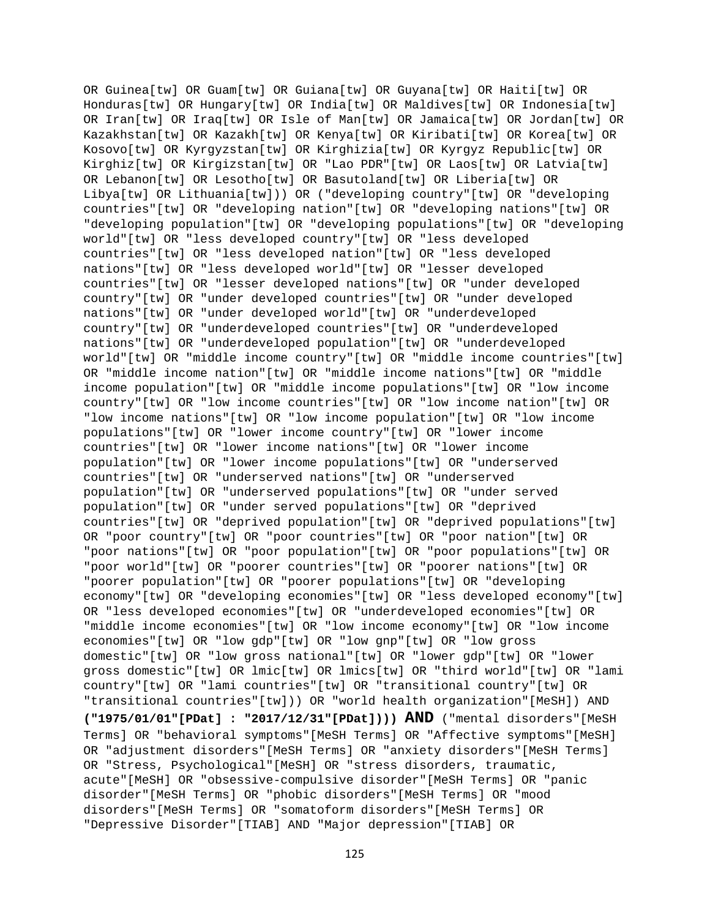OR Guinea[tw] OR Guam[tw] OR Guiana[tw] OR Guyana[tw] OR Haiti[tw] OR Honduras[tw] OR Hungary[tw] OR India[tw] OR Maldives[tw] OR Indonesia[tw] OR Iran[tw] OR Iraq[tw] OR Isle of Man[tw] OR Jamaica[tw] OR Jordan[tw] OR Kazakhstan[tw] OR Kazakh[tw] OR Kenya[tw] OR Kiribati[tw] OR Korea[tw] OR Kosovo[tw] OR Kyrgyzstan[tw] OR Kirghizia[tw] OR Kyrgyz Republic[tw] OR Kirghiz[tw] OR Kirgizstan[tw] OR "Lao PDR"[tw] OR Laos[tw] OR Latvia[tw] OR Lebanon[tw] OR Lesotho[tw] OR Basutoland[tw] OR Liberia[tw] OR Libya[tw] OR Lithuania[tw])) OR ("developing country"[tw] OR "developing countries"[tw] OR "developing nation"[tw] OR "developing nations"[tw] OR "developing population"[tw] OR "developing populations"[tw] OR "developing world"[tw] OR "less developed country"[tw] OR "less developed countries"[tw] OR "less developed nation"[tw] OR "less developed nations"[tw] OR "less developed world"[tw] OR "lesser developed countries"[tw] OR "lesser developed nations"[tw] OR "under developed country"[tw] OR "under developed countries"[tw] OR "under developed nations"[tw] OR "under developed world"[tw] OR "underdeveloped country"[tw] OR "underdeveloped countries"[tw] OR "underdeveloped nations"[tw] OR "underdeveloped population"[tw] OR "underdeveloped world"[tw] OR "middle income country"[tw] OR "middle income countries"[tw] OR "middle income nation"[tw] OR "middle income nations"[tw] OR "middle income population"[tw] OR "middle income populations"[tw] OR "low income country"[tw] OR "low income countries"[tw] OR "low income nation"[tw] OR "low income nations"[tw] OR "low income population"[tw] OR "low income populations"[tw] OR "lower income country"[tw] OR "lower income countries"[tw] OR "lower income nations"[tw] OR "lower income population"[tw] OR "lower income populations"[tw] OR "underserved countries"[tw] OR "underserved nations"[tw] OR "underserved population"[tw] OR "underserved populations"[tw] OR "under served population"[tw] OR "under served populations"[tw] OR "deprived countries"[tw] OR "deprived population"[tw] OR "deprived populations"[tw] OR "poor country"[tw] OR "poor countries"[tw] OR "poor nation"[tw] OR "poor nations"[tw] OR "poor population"[tw] OR "poor populations"[tw] OR "poor world"[tw] OR "poorer countries"[tw] OR "poorer nations"[tw] OR "poorer population"[tw] OR "poorer populations"[tw] OR "developing economy"[tw] OR "developing economies"[tw] OR "less developed economy"[tw] OR "less developed economies"[tw] OR "underdeveloped economies"[tw] OR "middle income economies"[tw] OR "low income economy"[tw] OR "low income economies"[tw] OR "low gdp"[tw] OR "low gnp"[tw] OR "low gross domestic"[tw] OR "low gross national"[tw] OR "lower gdp"[tw] OR "lower gross domestic"[tw] OR lmic[tw] OR lmics[tw] OR "third world"[tw] OR "lami country"[tw] OR "lami countries"[tw] OR "transitional country"[tw] OR "transitional countries"[tw])) OR "world health organization"[MeSH]) AND **("1975/01/01"[PDat] : "2017/12/31"[PDat]))) AND** ("mental disorders"[MeSH Terms] OR "behavioral symptoms"[MeSH Terms] OR "Affective symptoms"[MeSH] OR "adjustment disorders"[MeSH Terms] OR "anxiety disorders"[MeSH Terms] OR "Stress, Psychological"[MeSH] OR "stress disorders, traumatic, acute"[MeSH] OR "obsessive-compulsive disorder"[MeSH Terms] OR "panic disorder"[MeSH Terms] OR "phobic disorders"[MeSH Terms] OR "mood disorders"[MeSH Terms] OR "somatoform disorders"[MeSH Terms] OR "Depressive Disorder"[TIAB] AND "Major depression"[TIAB] OR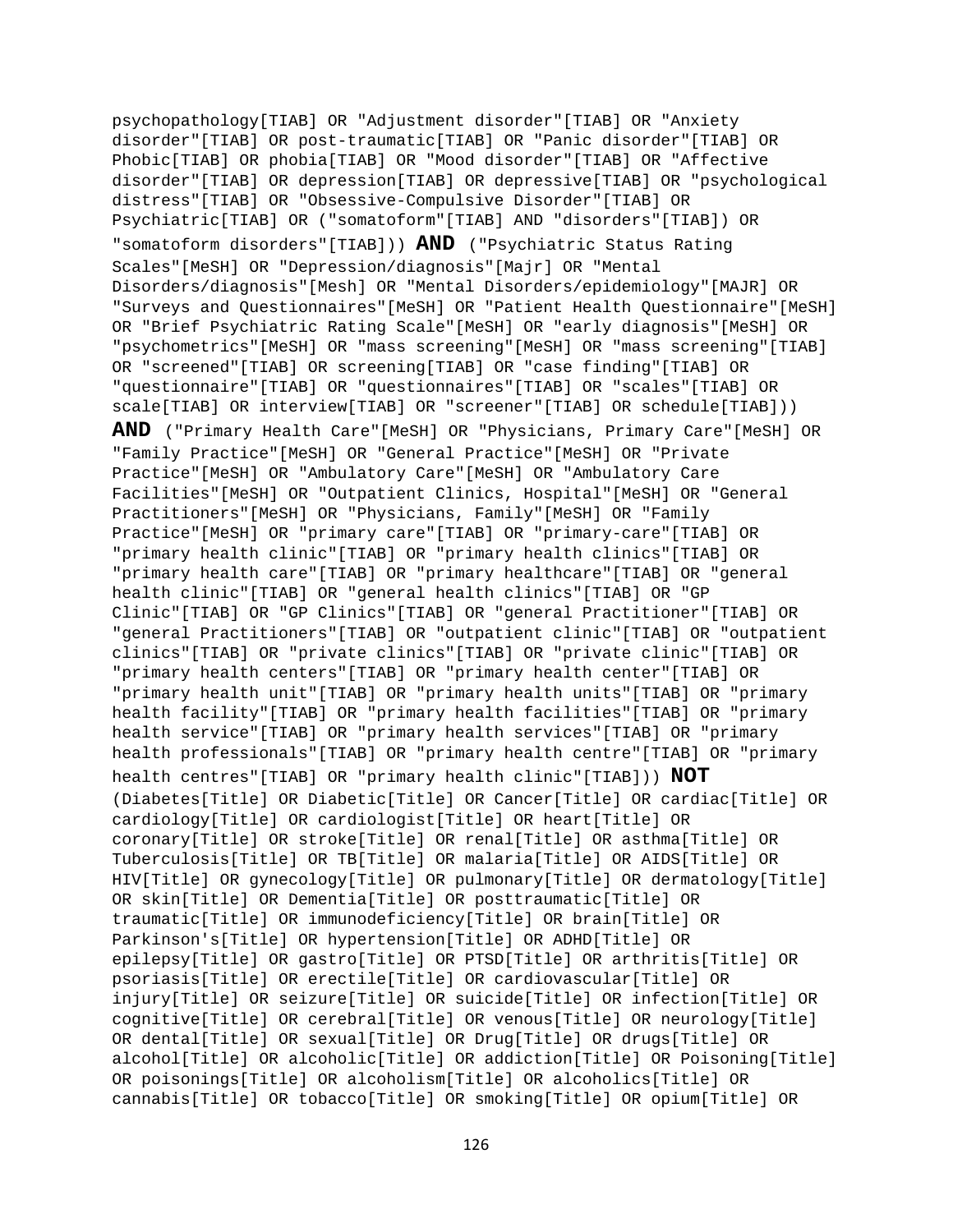psychopathology[TIAB] OR "Adjustment disorder"[TIAB] OR "Anxiety disorder"[TIAB] OR post-traumatic[TIAB] OR "Panic disorder"[TIAB] OR Phobic[TIAB] OR phobia[TIAB] OR "Mood disorder"[TIAB] OR "Affective disorder"[TIAB] OR depression[TIAB] OR depressive[TIAB] OR "psychological distress"[TIAB] OR "Obsessive-Compulsive Disorder"[TIAB] OR Psychiatric[TIAB] OR ("somatoform"[TIAB] AND "disorders"[TIAB]) OR "somatoform disorders"[TIAB])) **AND** ("Psychiatric Status Rating Scales"[MeSH] OR "Depression/diagnosis"[Majr] OR "Mental Disorders/diagnosis"[Mesh] OR "Mental Disorders/epidemiology"[MAJR] OR "Surveys and Questionnaires"[MeSH] OR "Patient Health Questionnaire"[MeSH] OR "Brief Psychiatric Rating Scale"[MeSH] OR "early diagnosis"[MeSH] OR "psychometrics"[MeSH] OR "mass screening"[MeSH] OR "mass screening"[TIAB] OR "screened"[TIAB] OR screening[TIAB] OR "case finding"[TIAB] OR "questionnaire"[TIAB] OR "questionnaires"[TIAB] OR "scales"[TIAB] OR scale[TIAB] OR interview[TIAB] OR "screener"[TIAB] OR schedule[TIAB])) **AND** ("Primary Health Care"[MeSH] OR "Physicians, Primary Care"[MeSH] OR "Family Practice"[MeSH] OR "General Practice"[MeSH] OR "Private Practice"[MeSH] OR "Ambulatory Care"[MeSH] OR "Ambulatory Care Facilities"[MeSH] OR "Outpatient Clinics, Hospital"[MeSH] OR "General Practitioners"[MeSH] OR "Physicians, Family"[MeSH] OR "Family Practice"[MeSH] OR "primary care"[TIAB] OR "primary-care"[TIAB] OR "primary health clinic"[TIAB] OR "primary health clinics"[TIAB] OR "primary health care"[TIAB] OR "primary healthcare"[TIAB] OR "general health clinic"[TIAB] OR "general health clinics"[TIAB] OR "GP Clinic"[TIAB] OR "GP Clinics"[TIAB] OR "general Practitioner"[TIAB] OR "general Practitioners"[TIAB] OR "outpatient clinic"[TIAB] OR "outpatient clinics"[TIAB] OR "private clinics"[TIAB] OR "private clinic"[TIAB] OR "primary health centers"[TIAB] OR "primary health center"[TIAB] OR "primary health unit"[TIAB] OR "primary health units"[TIAB] OR "primary health facility"[TIAB] OR "primary health facilities"[TIAB] OR "primary health service"[TIAB] OR "primary health services"[TIAB] OR "primary health professionals"[TIAB] OR "primary health centre"[TIAB] OR "primary health centres"[TIAB] OR "primary health clinic"[TIAB])) **NOT** (Diabetes[Title] OR Diabetic[Title] OR Cancer[Title] OR cardiac[Title] OR cardiology[Title] OR cardiologist[Title] OR heart[Title] OR coronary[Title] OR stroke[Title] OR renal[Title] OR asthma[Title] OR Tuberculosis[Title] OR TB[Title] OR malaria[Title] OR AIDS[Title] OR HIV[Title] OR gynecology[Title] OR pulmonary[Title] OR dermatology[Title] OR skin[Title] OR Dementia[Title] OR posttraumatic[Title] OR traumatic[Title] OR immunodeficiency[Title] OR brain[Title] OR Parkinson's[Title] OR hypertension[Title] OR ADHD[Title] OR epilepsy[Title] OR gastro[Title] OR PTSD[Title] OR arthritis[Title] OR psoriasis[Title] OR erectile[Title] OR cardiovascular[Title] OR injury[Title] OR seizure[Title] OR suicide[Title] OR infection[Title] OR cognitive[Title] OR cerebral[Title] OR venous[Title] OR neurology[Title] OR dental[Title] OR sexual[Title] OR Drug[Title] OR drugs[Title] OR alcohol[Title] OR alcoholic[Title] OR addiction[Title] OR Poisoning[Title] OR poisonings[Title] OR alcoholism[Title] OR alcoholics[Title] OR cannabis[Title] OR tobacco[Title] OR smoking[Title] OR opium[Title] OR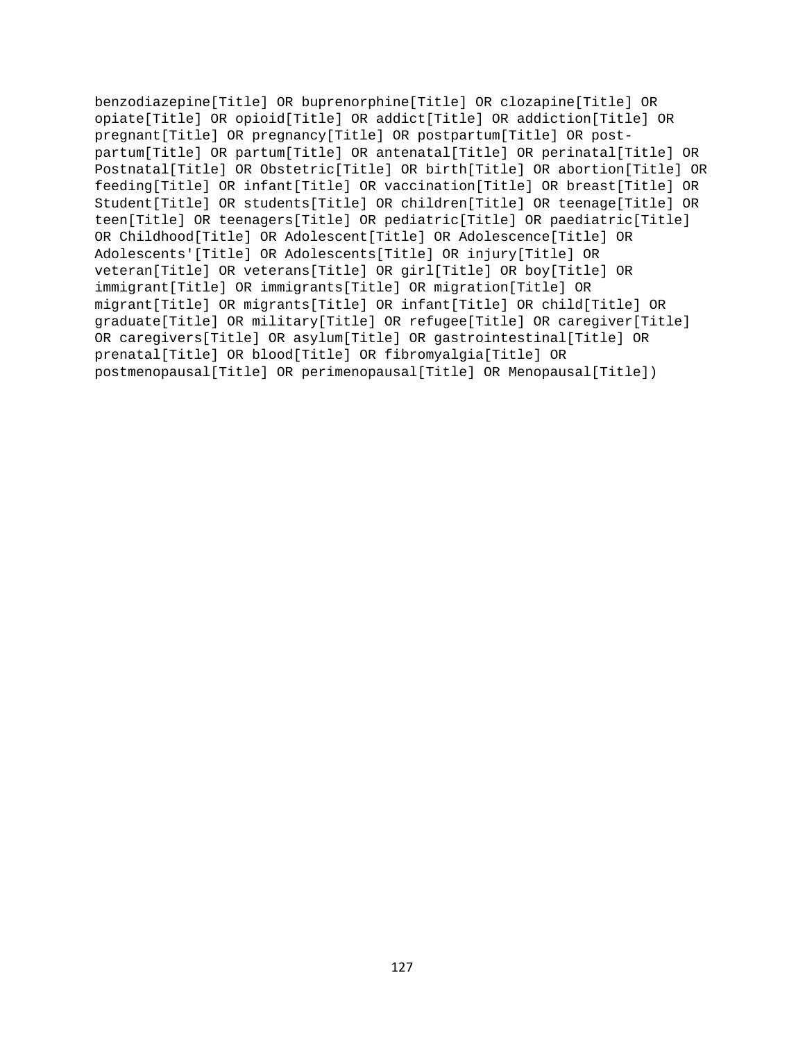```
benzodiazepine[Title] OR buprenorphine[Title] OR clozapine[Title] OR
opiate[Title] OR opioid[Title] OR addict[Title] OR addiction[Title] OR
pregnant[Title] OR pregnancy[Title] OR postpartum[Title] OR post-
partum[Title] OR partum[Title] OR antenatal[Title] OR perinatal[Title] OR
Postnatal[Title] OR Obstetric[Title] OR birth[Title] OR abortion[Title] OR
feeding[Title] OR infant[Title] OR vaccination[Title] OR breast[Title] OR
Student[Title] OR students[Title] OR children[Title] OR teenage[Title] OR
teen[Title] OR teenagers[Title] OR pediatric[Title] OR paediatric[Title]
OR Childhood[Title] OR Adolescent[Title] OR Adolescence[Title] OR
Adolescents'[Title] OR Adolescents[Title] OR injury[Title] OR
veteran[Title] OR veterans[Title] OR girl[Title] OR boy[Title] OR
immigrant[Title] OR immigrants[Title] OR migration[Title] OR
migrant[Title] OR migrants[Title] OR infant[Title] OR child[Title] OR
graduate[Title] OR military[Title] OR refugee[Title] OR caregiver[Title]
OR caregivers[Title] OR asylum[Title] OR gastrointestinal[Title] OR
prenatal[Title] OR blood[Title] OR fibromyalgia[Title] OR
postmenopausal[Title] OR perimenopausal[Title] OR Menopausal[Title])
```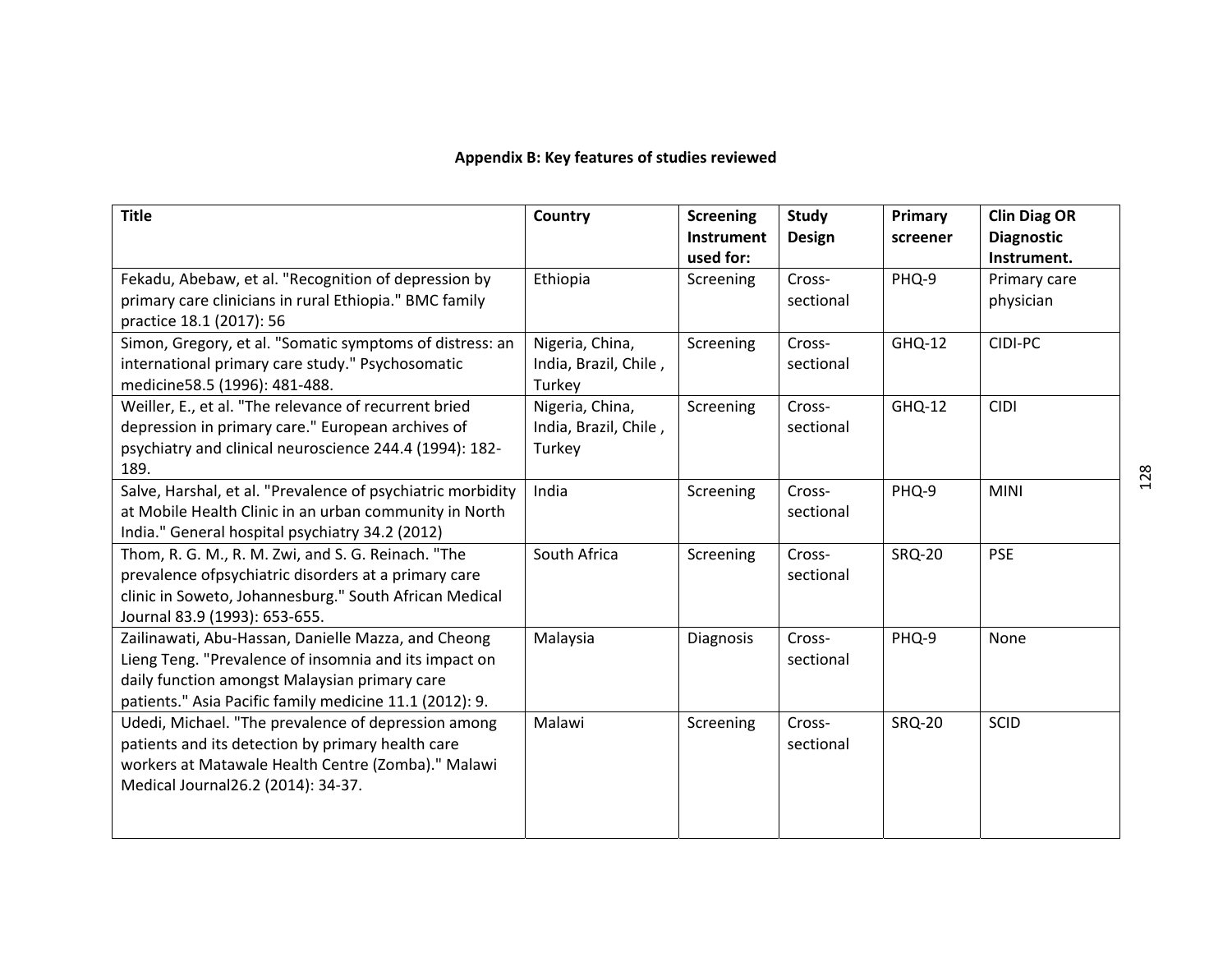**Appendix B: Key features of studies reviewed**

| Title | Country | Screening Instrument used for: | Study Design | Primary screener | Clin Diag OR Diagnostic Instrument. |
|---|---|---|---|---|---|
| Fekadu, Abebaw, et al. "Recognition of depression by primary care clinicians in rural Ethiopia." BMC family practice 18.1 (2017): 56 | Ethiopia | Screening | Cross-sectional | PHQ-9 | Primary care physician |
| Simon, Gregory, et al. "Somatic symptoms of distress: an international primary care study." Psychosomatic medicine58.5 (1996): 481-488. | Nigeria, China, India, Brazil, Chile , Turkey | Screening | Cross-sectional | GHQ-12 | CIDI-PC |
| Weiller, E., et al. "The relevance of recurrent bried depression in primary care." European archives of psychiatry and clinical neuroscience 244.4 (1994): 182-189. | Nigeria, China, India, Brazil, Chile , Turkey | Screening | Cross-sectional | GHQ-12 | CIDI |
| Salve, Harshal, et al. "Prevalence of psychiatric morbidity at Mobile Health Clinic in an urban community in North India." General hospital psychiatry 34.2 (2012) | India | Screening | Cross-sectional | PHQ-9 | MINI |
| Thom, R. G. M., R. M. Zwi, and S. G. Reinach. "The prevalence ofpsychiatric disorders at a primary care clinic in Soweto, Johannesburg." South African Medical Journal 83.9 (1993): 653-655. | South Africa | Screening | Cross-sectional | SRQ-20 | PSE |
| Zailinawati, Abu-Hassan, Danielle Mazza, and Cheong Lieng Teng. "Prevalence of insomnia and its impact on daily function amongst Malaysian primary care patients." Asia Pacific family medicine 11.1 (2012): 9. | Malaysia | Diagnosis | Cross-sectional | PHQ-9 | None |
| Udedi, Michael. "The prevalence of depression among patients and its detection by primary health care workers at Matawale Health Centre (Zomba)." Malawi Medical Journal26.2 (2014): 34-37. | Malawi | Screening | Cross-sectional | SRQ-20 | SCID |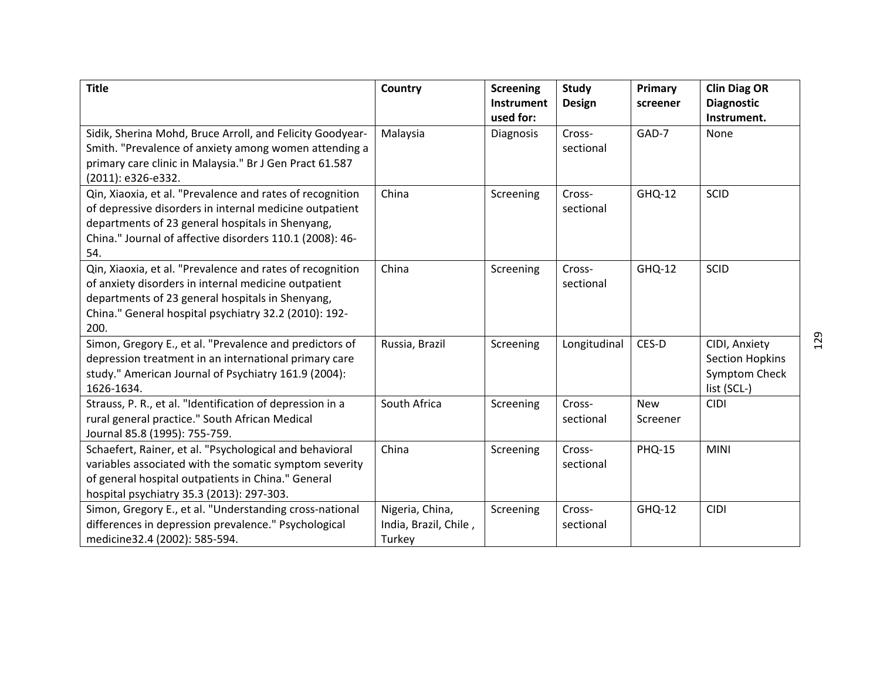| Title | Country | Screening Instrument used for: | Study Design | Primary screener | Clin Diag OR Diagnostic Instrument. |
|---|---|---|---|---|---|
| Sidik, Sherina Mohd, Bruce Arroll, and Felicity Goodyear-Smith. "Prevalence of anxiety among women attending a primary care clinic in Malaysia." Br J Gen Pract 61.587 (2011): e326-e332. | Malaysia | Diagnosis | Cross-sectional | GAD-7 | None |
| Qin, Xiaoxia, et al. "Prevalence and rates of recognition of depressive disorders in internal medicine outpatient departments of 23 general hospitals in Shenyang, China." Journal of affective disorders 110.1 (2008): 46-54. | China | Screening | Cross-sectional | GHQ-12 | SCID |
| Qin, Xiaoxia, et al. "Prevalence and rates of recognition of anxiety disorders in internal medicine outpatient departments of 23 general hospitals in Shenyang, China." General hospital psychiatry 32.2 (2010): 192-200. | China | Screening | Cross-sectional | GHQ-12 | SCID |
| Simon, Gregory E., et al. "Prevalence and predictors of depression treatment in an international primary care study." American Journal of Psychiatry 161.9 (2004): 1626-1634. | Russia, Brazil | Screening | Longitudinal | CES-D | CIDI, Anxiety Section Hopkins Symptom Check list (SCL-) |
| Strauss, P. R., et al. "Identification of depression in a rural general practice." South African Medical Journal 85.8 (1995): 755-759. | South Africa | Screening | Cross-sectional | New Screener | CIDI |
| Schaefert, Rainer, et al. "Psychological and behavioral variables associated with the somatic symptom severity of general hospital outpatients in China." General hospital psychiatry 35.3 (2013): 297-303. | China | Screening | Cross-sectional | PHQ-15 | MINI |
| Simon, Gregory E., et al. "Understanding cross-national differences in depression prevalence." Psychological medicine32.4 (2002): 585-594. | Nigeria, China, India, Brazil, Chile , Turkey | Screening | Cross-sectional | GHQ-12 | CIDI |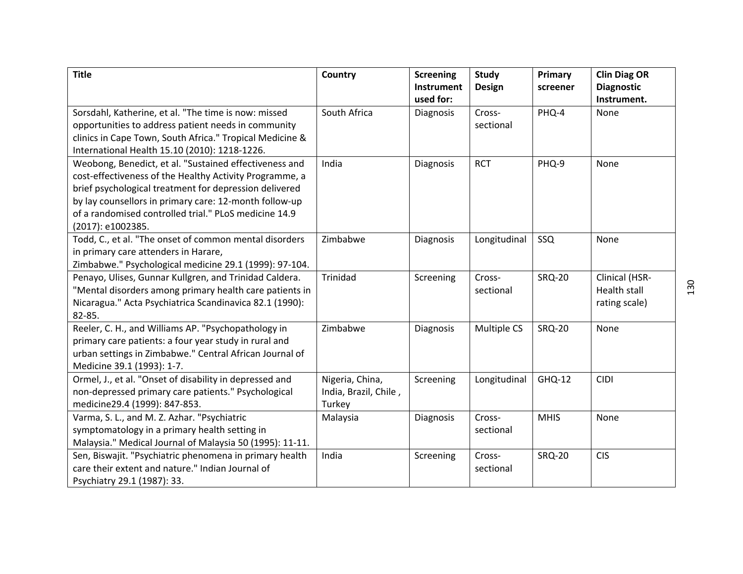| Title | Country | Screening Instrument used for: | Study Design | Primary screener | Clin Diag OR Diagnostic Instrument. |
|---|---|---|---|---|---|
| Sorsdahl, Katherine, et al. "The time is now: missed opportunities to address patient needs in community clinics in Cape Town, South Africa." Tropical Medicine & International Health 15.10 (2010): 1218-1226. | South Africa | Diagnosis | Cross-sectional | PHQ-4 | None |
| Weobong, Benedict, et al. "Sustained effectiveness and cost-effectiveness of the Healthy Activity Programme, a brief psychological treatment for depression delivered by lay counsellors in primary care: 12-month follow-up of a randomised controlled trial." PLoS medicine 14.9 (2017): e1002385. | India | Diagnosis | RCT | PHQ-9 | None |
| Todd, C., et al. "The onset of common mental disorders in primary care attenders in Harare, Zimbabwe." Psychological medicine 29.1 (1999): 97-104. | Zimbabwe | Diagnosis | Longitudinal | SSQ | None |
| Penayo, Ulises, Gunnar Kullgren, and Trinidad Caldera. "Mental disorders among primary health care patients in Nicaragua." Acta Psychiatrica Scandinavica 82.1 (1990): 82-85. | Trinidad | Screening | Cross-sectional | SRQ-20 | Clinical (HSR-Health stall rating scale) |
| Reeler, C. H., and Williams AP. "Psychopathology in primary care patients: a four year study in rural and urban settings in Zimbabwe." Central African Journal of Medicine 39.1 (1993): 1-7. | Zimbabwe | Diagnosis | Multiple CS | SRQ-20 | None |
| Ormel, J., et al. "Onset of disability in depressed and non-depressed primary care patients." Psychological medicine29.4 (1999): 847-853. | Nigeria, China, India, Brazil, Chile , Turkey | Screening | Longitudinal | GHQ-12 | CIDI |
| Varma, S. L., and M. Z. Azhar. "Psychiatric symptomatology in a primary health setting in Malaysia." Medical Journal of Malaysia 50 (1995): 11-11. | Malaysia | Diagnosis | Cross-sectional | MHIS | None |
| Sen, Biswajit. "Psychiatric phenomena in primary health care their extent and nature." Indian Journal of Psychiatry 29.1 (1987): 33. | India | Screening | Cross-sectional | SRQ-20 | CIS |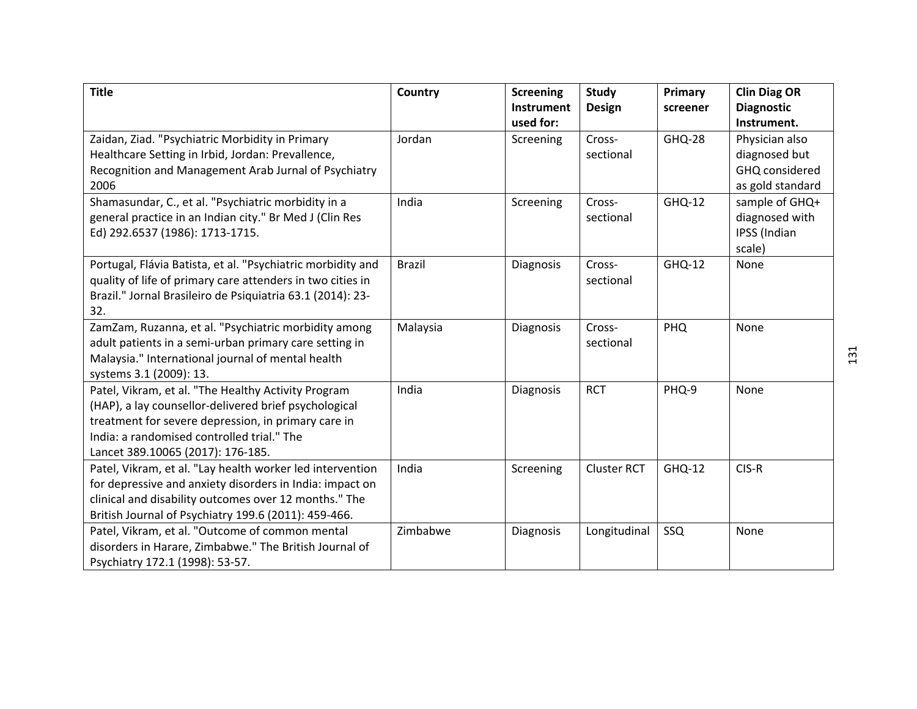| Title | Country | Screening Instrument used for: | Study Design | Primary screener | Clin Diag OR Diagnostic Instrument. |
|---|---|---|---|---|---|
| Zaidan, Ziad. "Psychiatric Morbidity in Primary Healthcare Setting in Irbid, Jordan: Prevallence, Recognition and Management Arab Jurnal of Psychiatry 2006 | Jordan | Screening | Cross-sectional | GHQ-28 | Physician also diagnosed but GHQ considered as gold standard |
| Shamasundar, C., et al. "Psychiatric morbidity in a general practice in an Indian city." Br Med J (Clin Res Ed) 292.6537 (1986): 1713-1715. | India | Screening | Cross-sectional | GHQ-12 | sample of GHQ+ diagnosed with IPSS (Indian scale) |
| Portugal, Flávia Batista, et al. "Psychiatric morbidity and quality of life of primary care attenders in two cities in Brazil." Jornal Brasileiro de Psiquiatria 63.1 (2014): 23-32. | Brazil | Diagnosis | Cross-sectional | GHQ-12 | None |
| ZamZam, Ruzanna, et al. "Psychiatric morbidity among adult patients in a semi-urban primary care setting in Malaysia." International journal of mental health systems 3.1 (2009): 13. | Malaysia | Diagnosis | Cross-sectional | PHQ | None |
| Patel, Vikram, et al. "The Healthy Activity Program (HAP), a lay counsellor-delivered brief psychological treatment for severe depression, in primary care in India: a randomised controlled trial." The Lancet 389.10065 (2017): 176-185. | India | Diagnosis | RCT | PHQ-9 | None |
| Patel, Vikram, et al. "Lay health worker led intervention for depressive and anxiety disorders in India: impact on clinical and disability outcomes over 12 months." The British Journal of Psychiatry 199.6 (2011): 459-466. | India | Screening | Cluster RCT | GHQ-12 | CIS-R |
| Patel, Vikram, et al. "Outcome of common mental disorders in Harare, Zimbabwe." The British Journal of Psychiatry 172.1 (1998): 53-57. | Zimbabwe | Diagnosis | Longitudinal | SSQ | None |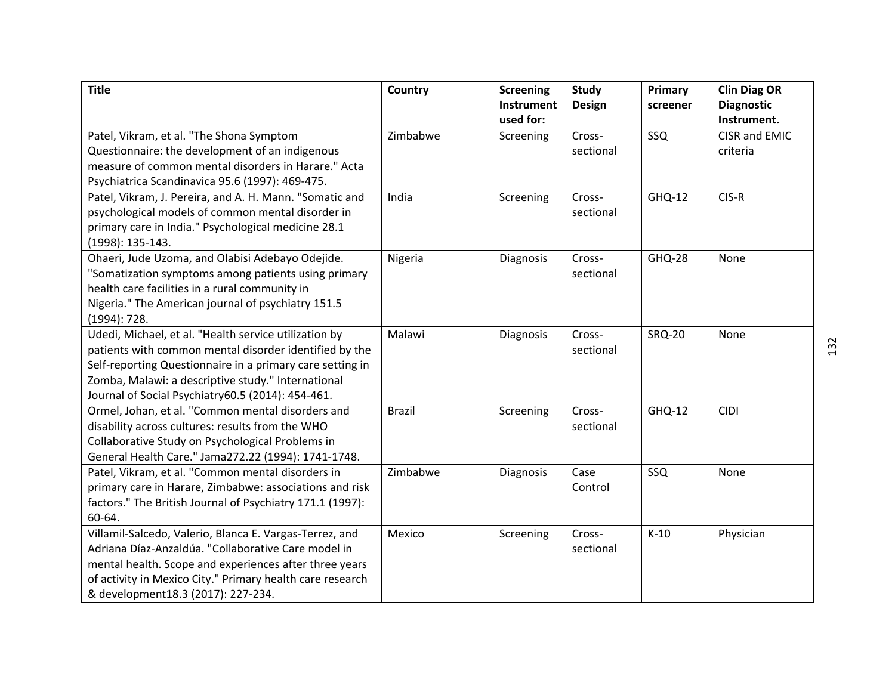| Title | Country | Screening Instrument used for: | Study Design | Primary screener | Clin Diag OR Diagnostic Instrument. |
|---|---|---|---|---|---|
| Patel, Vikram, et al. "The Shona Symptom Questionnaire: the development of an indigenous measure of common mental disorders in Harare." Acta Psychiatrica Scandinavica 95.6 (1997): 469-475. | Zimbabwe | Screening | Cross-sectional | SSQ | CISR and EMIC criteria |
| Patel, Vikram, J. Pereira, and A. H. Mann. "Somatic and psychological models of common mental disorder in primary care in India." Psychological medicine 28.1 (1998): 135-143. | India | Screening | Cross-sectional | GHQ-12 | CIS-R |
| Ohaeri, Jude Uzoma, and Olabisi Adebayo Odejide. "Somatization symptoms among patients using primary health care facilities in a rural community in Nigeria." The American journal of psychiatry 151.5 (1994): 728. | Nigeria | Diagnosis | Cross-sectional | GHQ-28 | None |
| Udedi, Michael, et al. "Health service utilization by patients with common mental disorder identified by the Self-reporting Questionnaire in a primary care setting in Zomba, Malawi: a descriptive study." International Journal of Social Psychiatry60.5 (2014): 454-461. | Malawi | Diagnosis | Cross-sectional | SRQ-20 | None |
| Ormel, Johan, et al. "Common mental disorders and disability across cultures: results from the WHO Collaborative Study on Psychological Problems in General Health Care." Jama272.22 (1994): 1741-1748. | Brazil | Screening | Cross-sectional | GHQ-12 | CIDI |
| Patel, Vikram, et al. "Common mental disorders in primary care in Harare, Zimbabwe: associations and risk factors." The British Journal of Psychiatry 171.1 (1997): 60-64. | Zimbabwe | Diagnosis | Case Control | SSQ | None |
| Villamil-Salcedo, Valerio, Blanca E. Vargas-Terrez, and Adriana Díaz-Anzaldúa. "Collaborative Care model in mental health. Scope and experiences after three years of activity in Mexico City." Primary health care research & development18.3 (2017): 227-234. | Mexico | Screening | Cross-sectional | K-10 | Physician |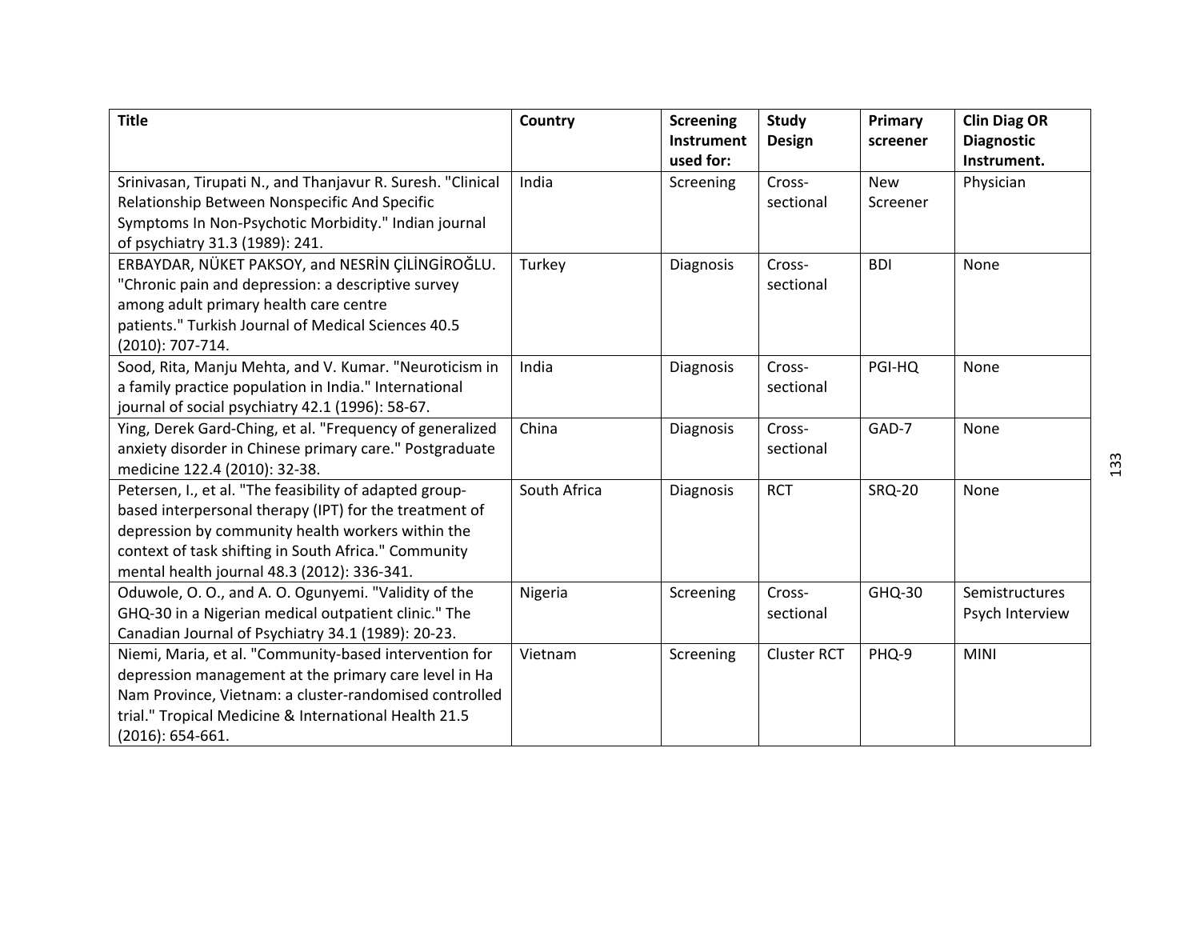| Title | Country | Screening Instrument used for: | Study Design | Primary screener | Clin Diag OR Diagnostic Instrument. |
|---|---|---|---|---|---|
| Srinivasan, Tirupati N., and Thanjavur R. Suresh. "Clinical Relationship Between Nonspecific And Specific Symptoms In Non-Psychotic Morbidity." Indian journal of psychiatry 31.3 (1989): 241. | India | Screening | Cross-sectional | New Screener | Physician |
| ERBAYDAR, NÜKET PAKSOY, and NESRİN ÇİLİNGİROĞLU. "Chronic pain and depression: a descriptive survey among adult primary health care centre patients." Turkish Journal of Medical Sciences 40.5 (2010): 707-714. | Turkey | Diagnosis | Cross-sectional | BDI | None |
| Sood, Rita, Manju Mehta, and V. Kumar. "Neuroticism in a family practice population in India." International journal of social psychiatry 42.1 (1996): 58-67. | India | Diagnosis | Cross-sectional | PGI-HQ | None |
| Ying, Derek Gard-Ching, et al. "Frequency of generalized anxiety disorder in Chinese primary care." Postgraduate medicine 122.4 (2010): 32-38. | China | Diagnosis | Cross-sectional | GAD-7 | None |
| Petersen, I., et al. "The feasibility of adapted group-based interpersonal therapy (IPT) for the treatment of depression by community health workers within the context of task shifting in South Africa." Community mental health journal 48.3 (2012): 336-341. | South Africa | Diagnosis | RCT | SRQ-20 | None |
| Oduwole, O. O., and A. O. Ogunyemi. "Validity of the GHQ-30 in a Nigerian medical outpatient clinic." The Canadian Journal of Psychiatry 34.1 (1989): 20-23. | Nigeria | Screening | Cross-sectional | GHQ-30 | Semistructures Psych Interview |
| Niemi, Maria, et al. "Community-based intervention for depression management at the primary care level in Ha Nam Province, Vietnam: a cluster-randomised controlled trial." Tropical Medicine & International Health 21.5 (2016): 654-661. | Vietnam | Screening | Cluster RCT | PHQ-9 | MINI |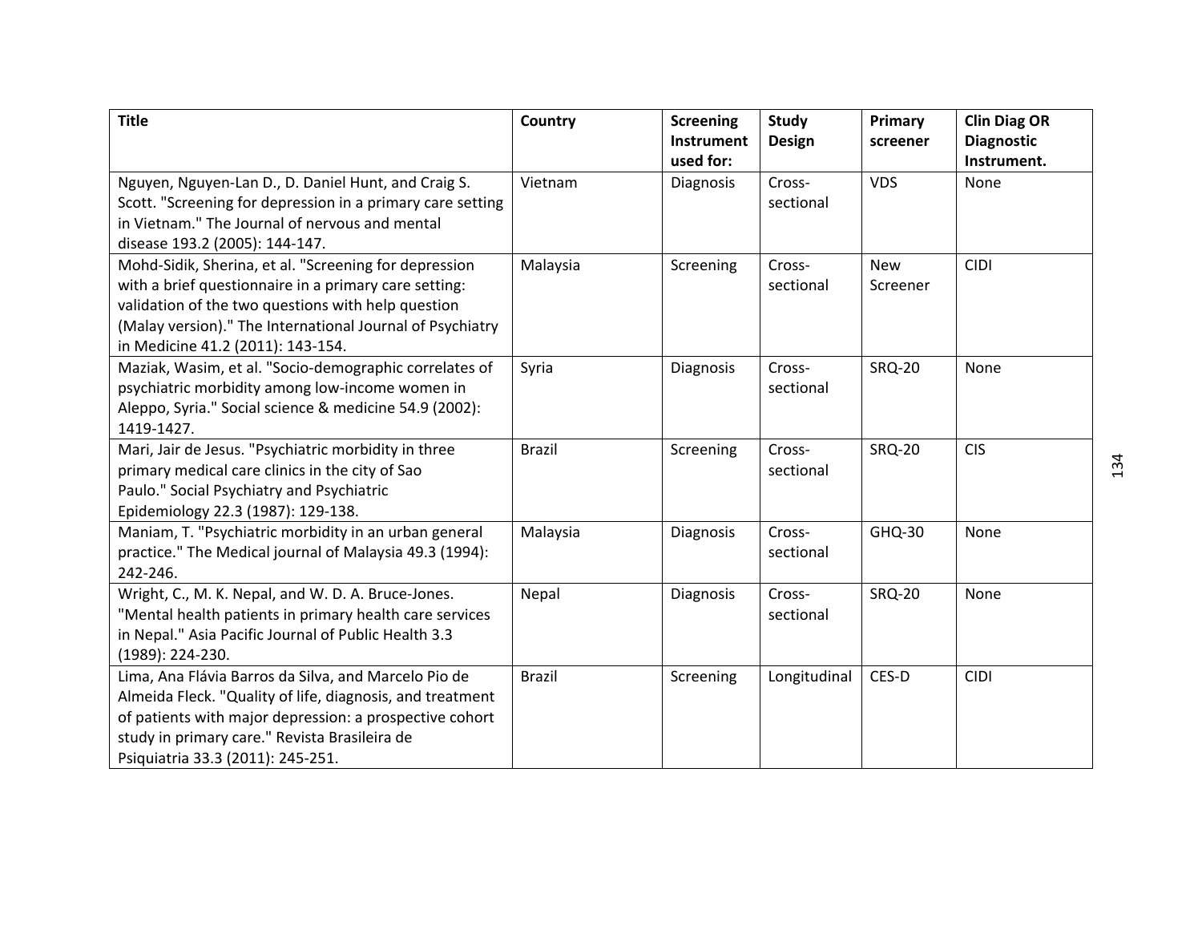| Title | Country | Screening Instrument used for: | Study Design | Primary screener | Clin Diag OR Diagnostic Instrument. |
|---|---|---|---|---|---|
| Nguyen, Nguyen-Lan D., D. Daniel Hunt, and Craig S. Scott. "Screening for depression in a primary care setting in Vietnam." The Journal of nervous and mental disease 193.2 (2005): 144-147. | Vietnam | Diagnosis | Cross-sectional | VDS | None |
| Mohd-Sidik, Sherina, et al. "Screening for depression with a brief questionnaire in a primary care setting: validation of the two questions with help question (Malay version)." The International Journal of Psychiatry in Medicine 41.2 (2011): 143-154. | Malaysia | Screening | Cross-sectional | New Screener | CIDI |
| Maziak, Wasim, et al. "Socio-demographic correlates of psychiatric morbidity among low-income women in Aleppo, Syria." Social science & medicine 54.9 (2002): 1419-1427. | Syria | Diagnosis | Cross-sectional | SRQ-20 | None |
| Mari, Jair de Jesus. "Psychiatric morbidity in three primary medical care clinics in the city of Sao Paulo." Social Psychiatry and Psychiatric Epidemiology 22.3 (1987): 129-138. | Brazil | Screening | Cross-sectional | SRQ-20 | CIS |
| Maniam, T. "Psychiatric morbidity in an urban general practice." The Medical journal of Malaysia 49.3 (1994): 242-246. | Malaysia | Diagnosis | Cross-sectional | GHQ-30 | None |
| Wright, C., M. K. Nepal, and W. D. A. Bruce-Jones. "Mental health patients in primary health care services in Nepal." Asia Pacific Journal of Public Health 3.3 (1989): 224-230. | Nepal | Diagnosis | Cross-sectional | SRQ-20 | None |
| Lima, Ana Flávia Barros da Silva, and Marcelo Pio de Almeida Fleck. "Quality of life, diagnosis, and treatment of patients with major depression: a prospective cohort study in primary care." Revista Brasileira de Psiquiatria 33.3 (2011): 245-251. | Brazil | Screening | Longitudinal | CES-D | CIDI |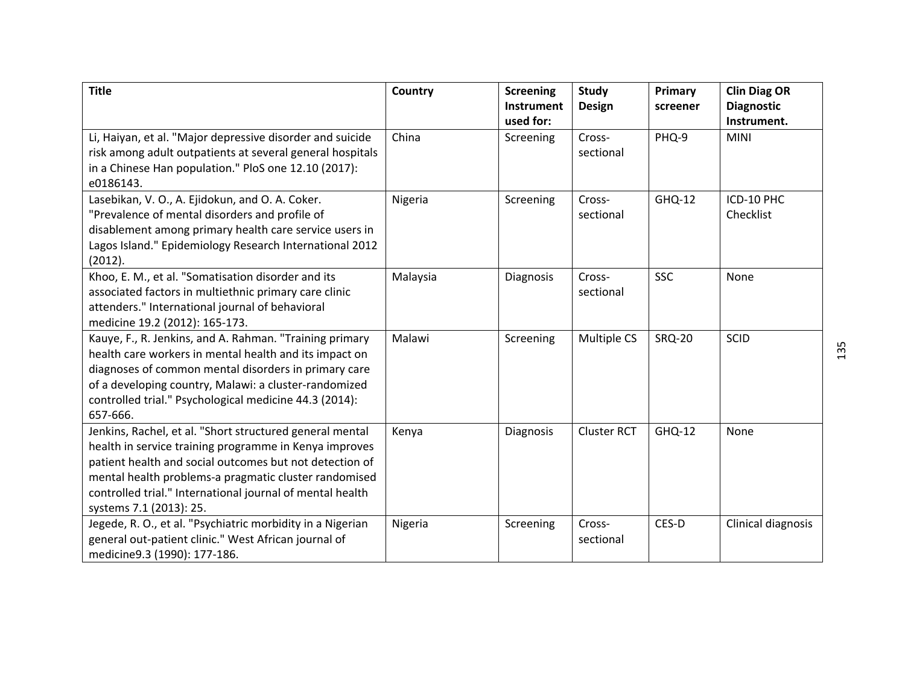| Title | Country | Screening Instrument used for: | Study Design | Primary screener | Clin Diag OR Diagnostic Instrument. |
|---|---|---|---|---|---|
| Li, Haiyan, et al. "Major depressive disorder and suicide risk among adult outpatients at several general hospitals in a Chinese Han population." PloS one 12.10 (2017): e0186143. | China | Screening | Cross-sectional | PHQ-9 | MINI |
| Lasebikan, V. O., A. Ejidokun, and O. A. Coker. "Prevalence of mental disorders and profile of disablement among primary health care service users in Lagos Island." Epidemiology Research International 2012 (2012). | Nigeria | Screening | Cross-sectional | GHQ-12 | ICD-10 PHC Checklist |
| Khoo, E. M., et al. "Somatisation disorder and its associated factors in multiethnic primary care clinic attenders." International journal of behavioral medicine 19.2 (2012): 165-173. | Malaysia | Diagnosis | Cross-sectional | SSC | None |
| Kauye, F., R. Jenkins, and A. Rahman. "Training primary health care workers in mental health and its impact on diagnoses of common mental disorders in primary care of a developing country, Malawi: a cluster-randomized controlled trial." Psychological medicine 44.3 (2014): 657-666. | Malawi | Screening | Multiple CS | SRQ-20 | SCID |
| Jenkins, Rachel, et al. "Short structured general mental health in service training programme in Kenya improves patient health and social outcomes but not detection of mental health problems-a pragmatic cluster randomised controlled trial." International journal of mental health systems 7.1 (2013): 25. | Kenya | Diagnosis | Cluster RCT | GHQ-12 | None |
| Jegede, R. O., et al. "Psychiatric morbidity in a Nigerian general out-patient clinic." West African journal of medicine9.3 (1990): 177-186. | Nigeria | Screening | Cross-sectional | CES-D | Clinical diagnosis |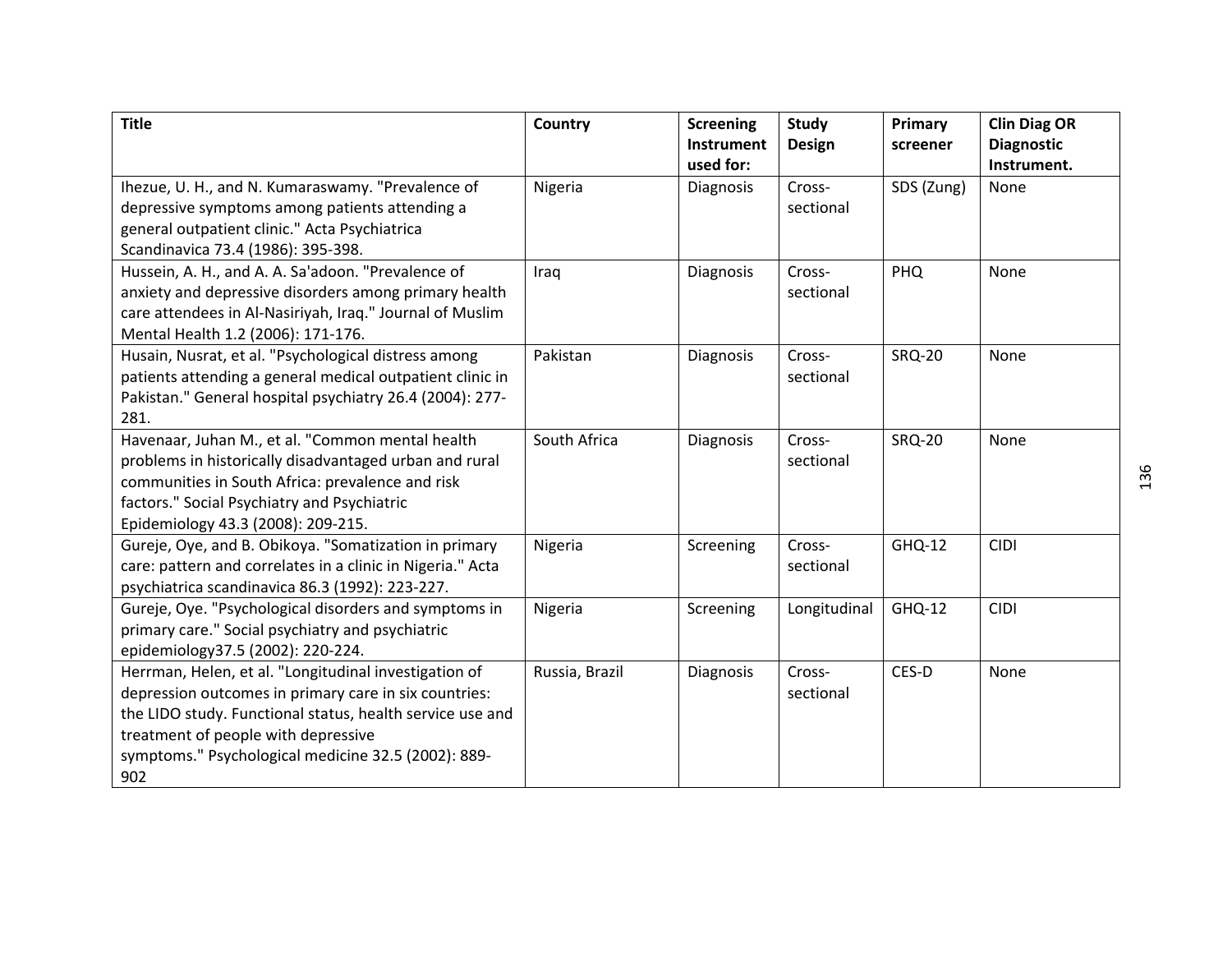| Title | Country | Screening Instrument used for: | Study Design | Primary screener | Clin Diag OR Diagnostic Instrument. |
|---|---|---|---|---|---|
| Ihezue, U. H., and N. Kumaraswamy. "Prevalence of depressive symptoms among patients attending a general outpatient clinic." Acta Psychiatrica Scandinavica 73.4 (1986): 395-398. | Nigeria | Diagnosis | Cross-sectional | SDS (Zung) | None |
| Hussein, A. H., and A. A. Sa'adoon. "Prevalence of anxiety and depressive disorders among primary health care attendees in Al-Nasiriyah, Iraq." Journal of Muslim Mental Health 1.2 (2006): 171-176. | Iraq | Diagnosis | Cross-sectional | PHQ | None |
| Husain, Nusrat, et al. "Psychological distress among patients attending a general medical outpatient clinic in Pakistan." General hospital psychiatry 26.4 (2004): 277-281. | Pakistan | Diagnosis | Cross-sectional | SRQ-20 | None |
| Havenaar, Juhan M., et al. "Common mental health problems in historically disadvantaged urban and rural communities in South Africa: prevalence and risk factors." Social Psychiatry and Psychiatric Epidemiology 43.3 (2008): 209-215. | South Africa | Diagnosis | Cross-sectional | SRQ-20 | None |
| Gureje, Oye, and B. Obikoya. "Somatization in primary care: pattern and correlates in a clinic in Nigeria." Acta psychiatrica scandinavica 86.3 (1992): 223-227. | Nigeria | Screening | Cross-sectional | GHQ-12 | CIDI |
| Gureje, Oye. "Psychological disorders and symptoms in primary care." Social psychiatry and psychiatric epidemiology37.5 (2002): 220-224. | Nigeria | Screening | Longitudinal | GHQ-12 | CIDI |
| Herrman, Helen, et al. "Longitudinal investigation of depression outcomes in primary care in six countries: the LIDO study. Functional status, health service use and treatment of people with depressive symptoms." Psychological medicine 32.5 (2002): 889-902 | Russia, Brazil | Diagnosis | Cross-sectional | CES-D | None |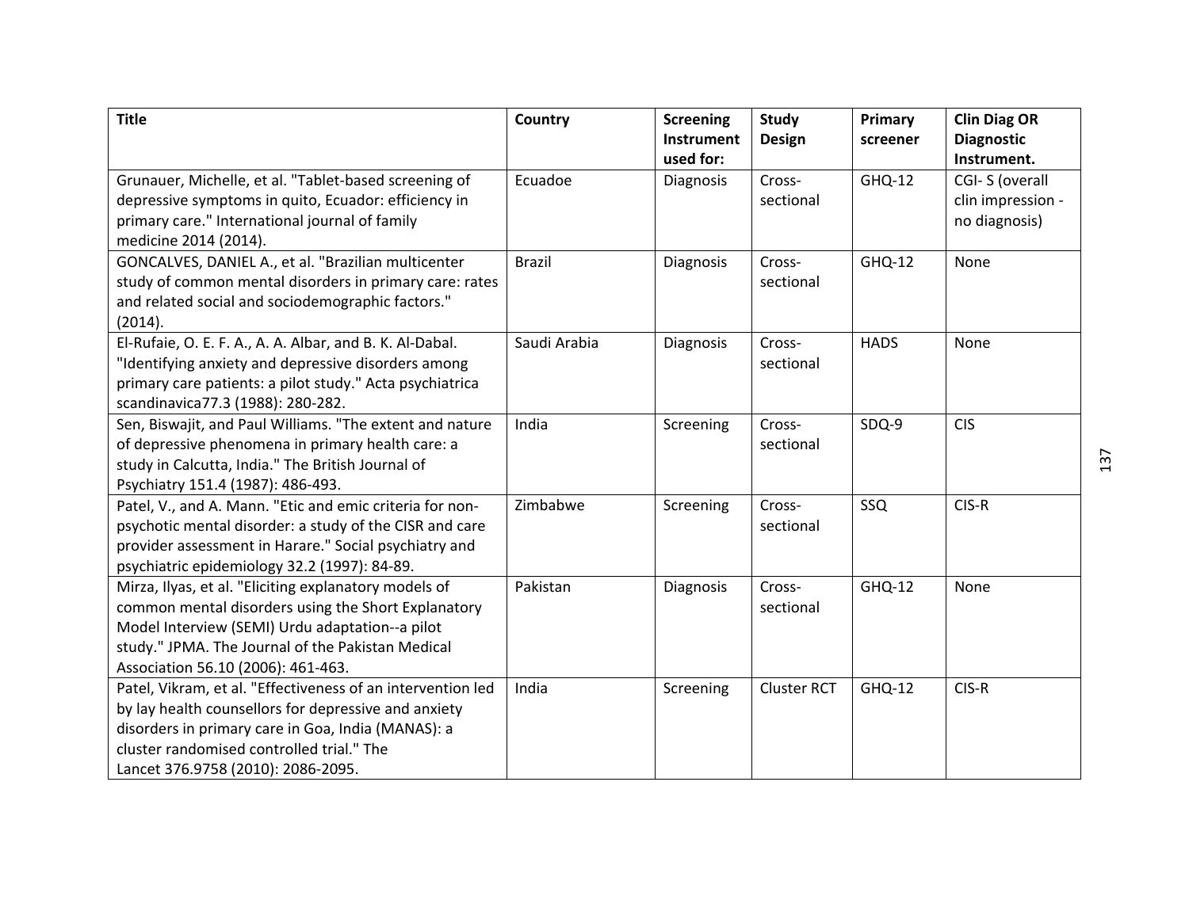| Title | Country | Screening Instrument used for: | Study Design | Primary screener | Clin Diag OR Diagnostic Instrument. |
|---|---|---|---|---|---|
| Grunauer, Michelle, et al. "Tablet-based screening of depressive symptoms in quito, Ecuador: efficiency in primary care." International journal of family medicine 2014 (2014). | Ecuadoe | Diagnosis | Cross-sectional | GHQ-12 | CGI- S (overall clin impression - no diagnosis) |
| GONCALVES, DANIEL A., et al. "Brazilian multicenter study of common mental disorders in primary care: rates and related social and sociodemographic factors." (2014). | Brazil | Diagnosis | Cross-sectional | GHQ-12 | None |
| El-Rufaie, O. E. F. A., A. A. Albar, and B. K. Al-Dabal. "Identifying anxiety and depressive disorders among primary care patients: a pilot study." Acta psychiatrica scandinavica77.3 (1988): 280-282. | Saudi Arabia | Diagnosis | Cross-sectional | HADS | None |
| Sen, Biswajit, and Paul Williams. "The extent and nature of depressive phenomena in primary health care: a study in Calcutta, India." The British Journal of Psychiatry 151.4 (1987): 486-493. | India | Screening | Cross-sectional | SDQ-9 | CIS |
| Patel, V., and A. Mann. "Etic and emic criteria for non-psychotic mental disorder: a study of the CISR and care provider assessment in Harare." Social psychiatry and psychiatric epidemiology 32.2 (1997): 84-89. | Zimbabwe | Screening | Cross-sectional | SSQ | CIS-R |
| Mirza, Ilyas, et al. "Eliciting explanatory models of common mental disorders using the Short Explanatory Model Interview (SEMI) Urdu adaptation--a pilot study." JPMA. The Journal of the Pakistan Medical Association 56.10 (2006): 461-463. | Pakistan | Diagnosis | Cross-sectional | GHQ-12 | None |
| Patel, Vikram, et al. "Effectiveness of an intervention led by lay health counsellors for depressive and anxiety disorders in primary care in Goa, India (MANAS): a cluster randomised controlled trial." The Lancet 376.9758 (2010): 2086-2095. | India | Screening | Cluster RCT | GHQ-12 | CIS-R |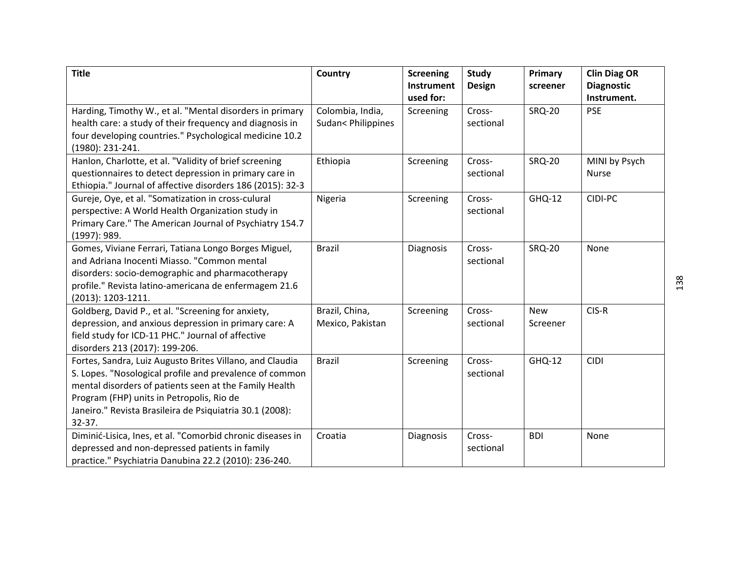| Title | Country | Screening Instrument used for: | Study Design | Primary screener | Clin Diag OR Diagnostic Instrument. |
|---|---|---|---|---|---|
| Harding, Timothy W., et al. "Mental disorders in primary health care: a study of their frequency and diagnosis in four developing countries." Psychological medicine 10.2 (1980): 231-241. | Colombia, India, Sudan< Philippines | Screening | Cross-sectional | SRQ-20 | PSE |
| Hanlon, Charlotte, et al. "Validity of brief screening questionnaires to detect depression in primary care in Ethiopia." Journal of affective disorders 186 (2015): 32-3 | Ethiopia | Screening | Cross-sectional | SRQ-20 | MINI by Psych Nurse |
| Gureje, Oye, et al. "Somatization in cross-culural perspective: A World Health Organization study in Primary Care." The American Journal of Psychiatry 154.7 (1997): 989. | Nigeria | Screening | Cross-sectional | GHQ-12 | CIDI-PC |
| Gomes, Viviane Ferrari, Tatiana Longo Borges Miguel, and Adriana Inocenti Miasso. "Common mental disorders: socio-demographic and pharmacotherapy profile." Revista latino-americana de enfermagem 21.6 (2013): 1203-1211. | Brazil | Diagnosis | Cross-sectional | SRQ-20 | None |
| Goldberg, David P., et al. "Screening for anxiety, depression, and anxious depression in primary care: A field study for ICD-11 PHC." Journal of affective disorders 213 (2017): 199-206. | Brazil, China, Mexico, Pakistan | Screening | Cross-sectional | New Screener | CIS-R |
| Fortes, Sandra, Luiz Augusto Brites Villano, and Claudia S. Lopes. "Nosological profile and prevalence of common mental disorders of patients seen at the Family Health Program (FHP) units in Petropolis, Rio de Janeiro." Revista Brasileira de Psiquiatria 30.1 (2008): 32-37. | Brazil | Screening | Cross-sectional | GHQ-12 | CIDI |
| Diminić-Lisica, Ines, et al. "Comorbid chronic diseases in depressed and non-depressed patients in family practice." Psychiatria Danubina 22.2 (2010): 236-240. | Croatia | Diagnosis | Cross-sectional | BDI | None |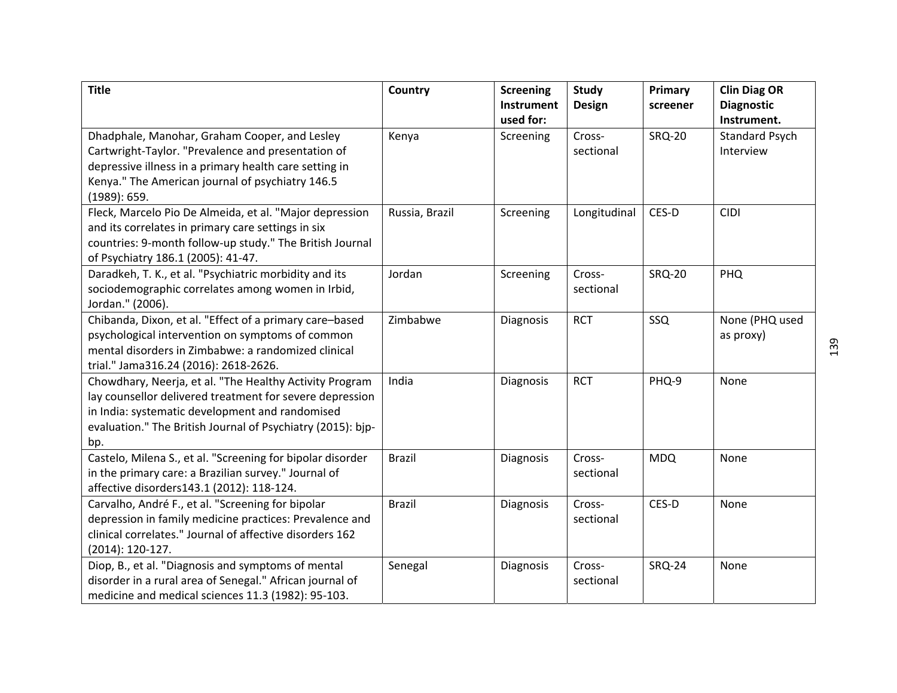| Title | Country | Screening Instrument used for: | Study Design | Primary screener | Clin Diag OR Diagnostic Instrument. |
|---|---|---|---|---|---|
| Dhadphale, Manohar, Graham Cooper, and Lesley Cartwright-Taylor. "Prevalence and presentation of depressive illness in a primary health care setting in Kenya." The American journal of psychiatry 146.5 (1989): 659. | Kenya | Screening | Cross-sectional | SRQ-20 | Standard Psych Interview |
| Fleck, Marcelo Pio De Almeida, et al. "Major depression and its correlates in primary care settings in six countries: 9-month follow-up study." The British Journal of Psychiatry 186.1 (2005): 41-47. | Russia, Brazil | Screening | Longitudinal | CES-D | CIDI |
| Daradkeh, T. K., et al. "Psychiatric morbidity and its sociodemographic correlates among women in Irbid, Jordan." (2006). | Jordan | Screening | Cross-sectional | SRQ-20 | PHQ |
| Chibanda, Dixon, et al. "Effect of a primary care–based psychological intervention on symptoms of common mental disorders in Zimbabwe: a randomized clinical trial." Jama316.24 (2016): 2618-2626. | Zimbabwe | Diagnosis | RCT | SSQ | None (PHQ used as proxy) |
| Chowdhary, Neerja, et al. "The Healthy Activity Program lay counsellor delivered treatment for severe depression in India: systematic development and randomised evaluation." The British Journal of Psychiatry (2015): bjp-bp. | India | Diagnosis | RCT | PHQ-9 | None |
| Castelo, Milena S., et al. "Screening for bipolar disorder in the primary care: a Brazilian survey." Journal of affective disorders143.1 (2012): 118-124. | Brazil | Diagnosis | Cross-sectional | MDQ | None |
| Carvalho, André F., et al. "Screening for bipolar depression in family medicine practices: Prevalence and clinical correlates." Journal of affective disorders 162 (2014): 120-127. | Brazil | Diagnosis | Cross-sectional | CES-D | None |
| Diop, B., et al. "Diagnosis and symptoms of mental disorder in a rural area of Senegal." African journal of medicine and medical sciences 11.3 (1982): 95-103. | Senegal | Diagnosis | Cross-sectional | SRQ-24 | None |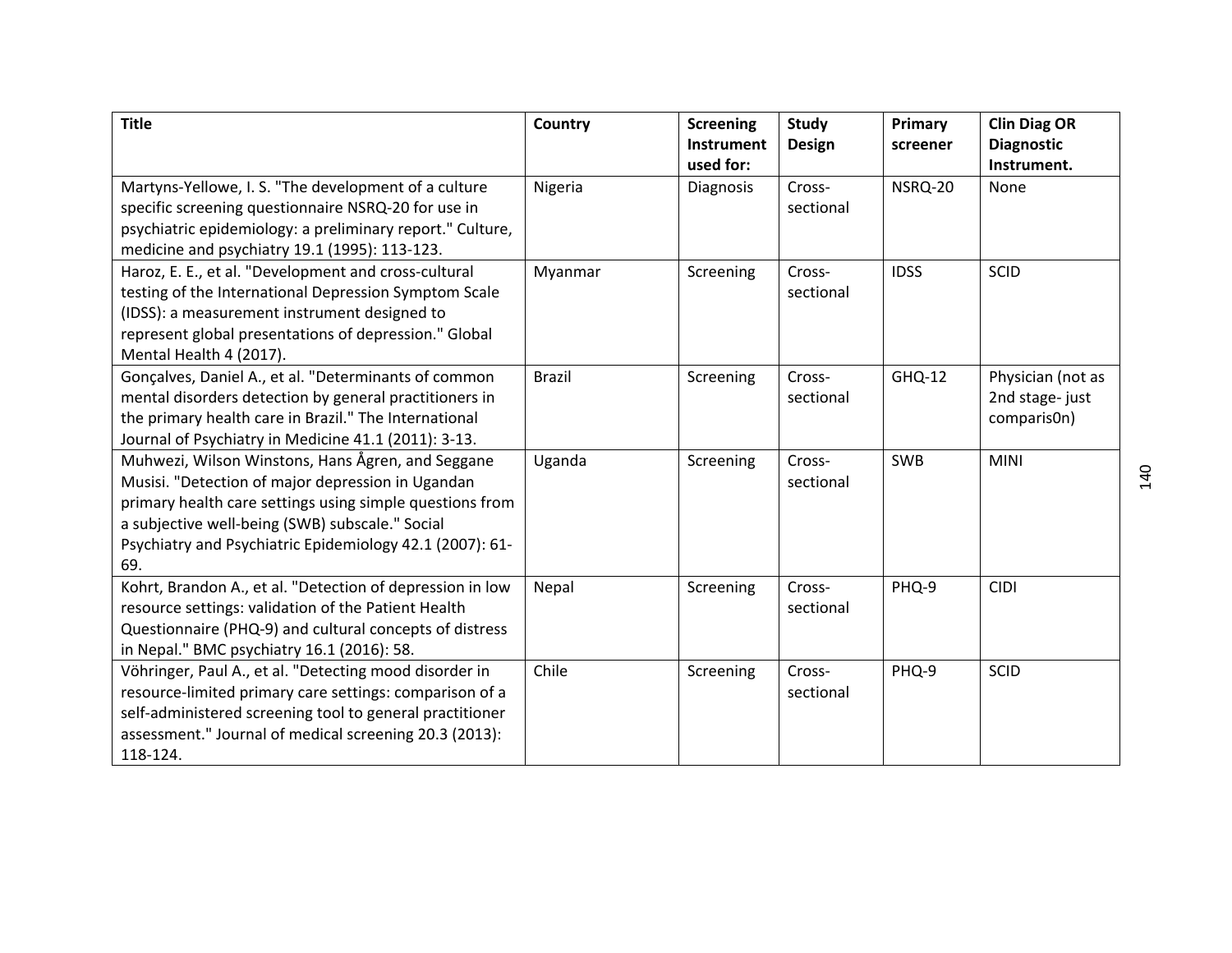| Title | Country | Screening Instrument used for: | Study Design | Primary screener | Clin Diag OR Diagnostic Instrument. |
|---|---|---|---|---|---|
| Martyns-Yellowe, I. S. "The development of a culture specific screening questionnaire NSRQ-20 for use in psychiatric epidemiology: a preliminary report." Culture, medicine and psychiatry 19.1 (1995): 113-123. | Nigeria | Diagnosis | Cross-sectional | NSRQ-20 | None |
| Haroz, E. E., et al. "Development and cross-cultural testing of the International Depression Symptom Scale (IDSS): a measurement instrument designed to represent global presentations of depression." Global Mental Health 4 (2017). | Myanmar | Screening | Cross-sectional | IDSS | SCID |
| Gonçalves, Daniel A., et al. "Determinants of common mental disorders detection by general practitioners in the primary health care in Brazil." The International Journal of Psychiatry in Medicine 41.1 (2011): 3-13. | Brazil | Screening | Cross-sectional | GHQ-12 | Physician (not as 2nd stage- just comparis0n) |
| Muhwezi, Wilson Winstons, Hans Ågren, and Seggane Musisi. "Detection of major depression in Ugandan primary health care settings using simple questions from a subjective well-being (SWB) subscale." Social Psychiatry and Psychiatric Epidemiology 42.1 (2007): 61-69. | Uganda | Screening | Cross-sectional | SWB | MINI |
| Kohrt, Brandon A., et al. "Detection of depression in low resource settings: validation of the Patient Health Questionnaire (PHQ-9) and cultural concepts of distress in Nepal." BMC psychiatry 16.1 (2016): 58. | Nepal | Screening | Cross-sectional | PHQ-9 | CIDI |
| Vöhringer, Paul A., et al. "Detecting mood disorder in resource-limited primary care settings: comparison of a self-administered screening tool to general practitioner assessment." Journal of medical screening 20.3 (2013): 118-124. | Chile | Screening | Cross-sectional | PHQ-9 | SCID |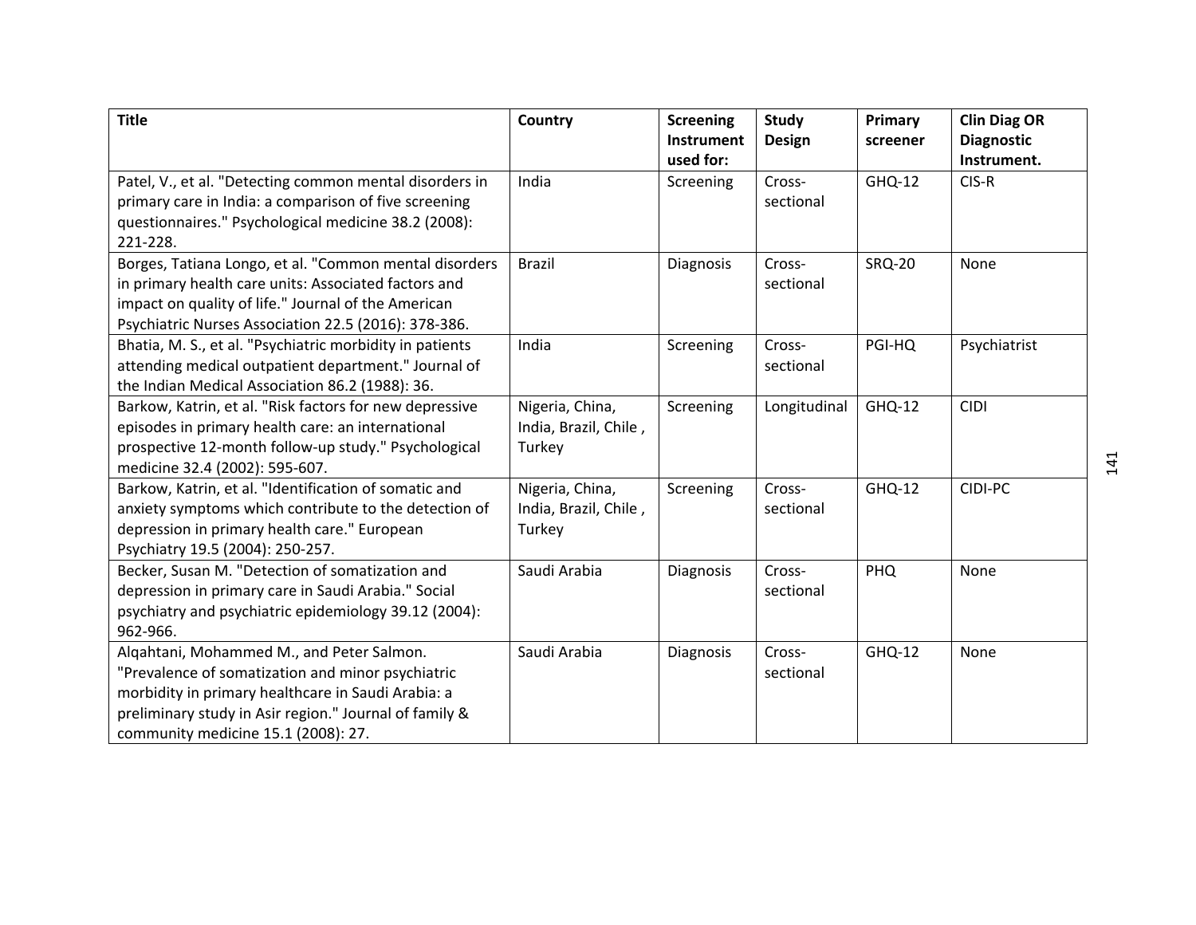| Title | Country | Screening Instrument used for: | Study Design | Primary screener | Clin Diag OR Diagnostic Instrument. |
|---|---|---|---|---|---|
| Patel, V., et al. "Detecting common mental disorders in primary care in India: a comparison of five screening questionnaires." Psychological medicine 38.2 (2008): 221-228. | India | Screening | Cross-sectional | GHQ-12 | CIS-R |
| Borges, Tatiana Longo, et al. "Common mental disorders in primary health care units: Associated factors and impact on quality of life." Journal of the American Psychiatric Nurses Association 22.5 (2016): 378-386. | Brazil | Diagnosis | Cross-sectional | SRQ-20 | None |
| Bhatia, M. S., et al. "Psychiatric morbidity in patients attending medical outpatient department." Journal of the Indian Medical Association 86.2 (1988): 36. | India | Screening | Cross-sectional | PGI-HQ | Psychiatrist |
| Barkow, Katrin, et al. "Risk factors for new depressive episodes in primary health care: an international prospective 12-month follow-up study." Psychological medicine 32.4 (2002): 595-607. | Nigeria, China, India, Brazil, Chile , Turkey | Screening | Longitudinal | GHQ-12 | CIDI |
| Barkow, Katrin, et al. "Identification of somatic and anxiety symptoms which contribute to the detection of depression in primary health care." European Psychiatry 19.5 (2004): 250-257. | Nigeria, China, India, Brazil, Chile , Turkey | Screening | Cross-sectional | GHQ-12 | CIDI-PC |
| Becker, Susan M. "Detection of somatization and depression in primary care in Saudi Arabia." Social psychiatry and psychiatric epidemiology 39.12 (2004): 962-966. | Saudi Arabia | Diagnosis | Cross-sectional | PHQ | None |
| Alqahtani, Mohammed M., and Peter Salmon. "Prevalence of somatization and minor psychiatric morbidity in primary healthcare in Saudi Arabia: a preliminary study in Asir region." Journal of family & community medicine 15.1 (2008): 27. | Saudi Arabia | Diagnosis | Cross-sectional | GHQ-12 | None |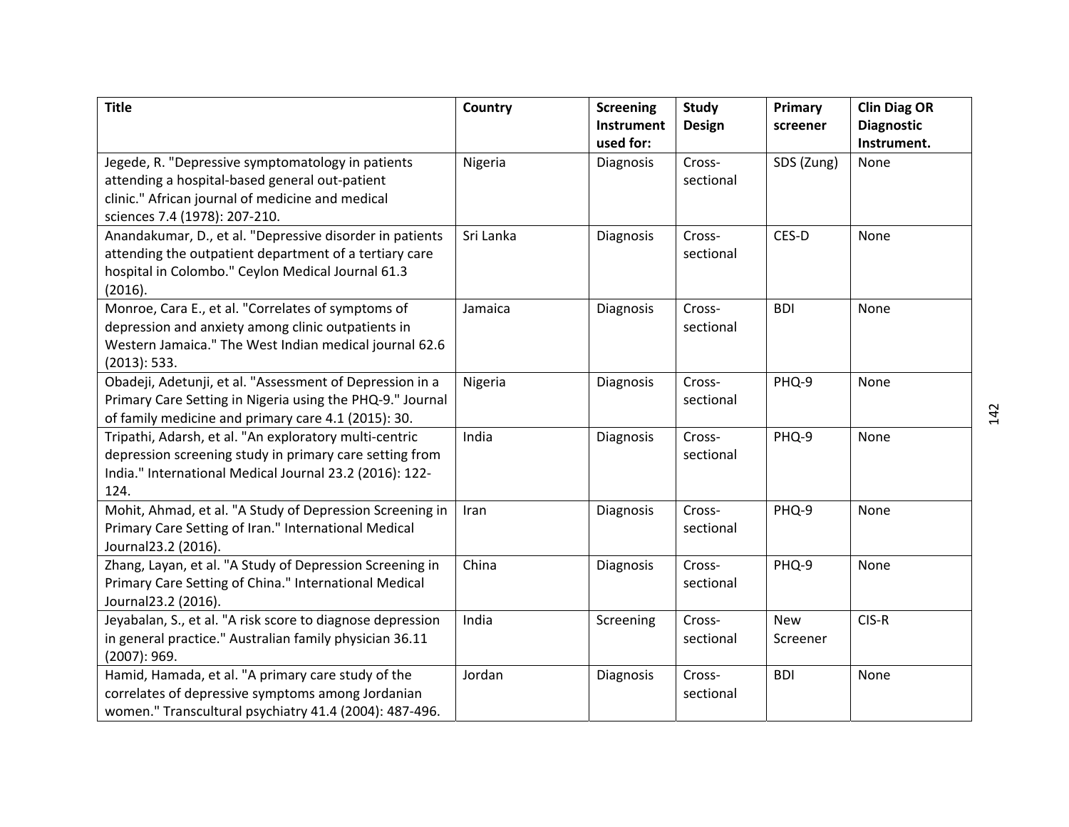| Title | Country | Screening Instrument used for: | Study Design | Primary screener | Clin Diag OR Diagnostic Instrument. |
|---|---|---|---|---|---|
| Jegede, R. "Depressive symptomatology in patients attending a hospital-based general out-patient clinic." African journal of medicine and medical sciences 7.4 (1978): 207-210. | Nigeria | Diagnosis | Cross-sectional | SDS (Zung) | None |
| Anandakumar, D., et al. "Depressive disorder in patients attending the outpatient department of a tertiary care hospital in Colombo." Ceylon Medical Journal 61.3 (2016). | Sri Lanka | Diagnosis | Cross-sectional | CES-D | None |
| Monroe, Cara E., et al. "Correlates of symptoms of depression and anxiety among clinic outpatients in Western Jamaica." The West Indian medical journal 62.6 (2013): 533. | Jamaica | Diagnosis | Cross-sectional | BDI | None |
| Obadeji, Adetunji, et al. "Assessment of Depression in a Primary Care Setting in Nigeria using the PHQ-9." Journal of family medicine and primary care 4.1 (2015): 30. | Nigeria | Diagnosis | Cross-sectional | PHQ-9 | None |
| Tripathi, Adarsh, et al. "An exploratory multi-centric depression screening study in primary care setting from India." International Medical Journal 23.2 (2016): 122-124. | India | Diagnosis | Cross-sectional | PHQ-9 | None |
| Mohit, Ahmad, et al. "A Study of Depression Screening in Primary Care Setting of Iran." International Medical Journal23.2 (2016). | Iran | Diagnosis | Cross-sectional | PHQ-9 | None |
| Zhang, Layan, et al. "A Study of Depression Screening in Primary Care Setting of China." International Medical Journal23.2 (2016). | China | Diagnosis | Cross-sectional | PHQ-9 | None |
| Jeyabalan, S., et al. "A risk score to diagnose depression in general practice." Australian family physician 36.11 (2007): 969. | India | Screening | Cross-sectional | New Screener | CIS-R |
| Hamid, Hamada, et al. "A primary care study of the correlates of depressive symptoms among Jordanian women." Transcultural psychiatry 41.4 (2004): 487-496. | Jordan | Diagnosis | Cross-sectional | BDI | None |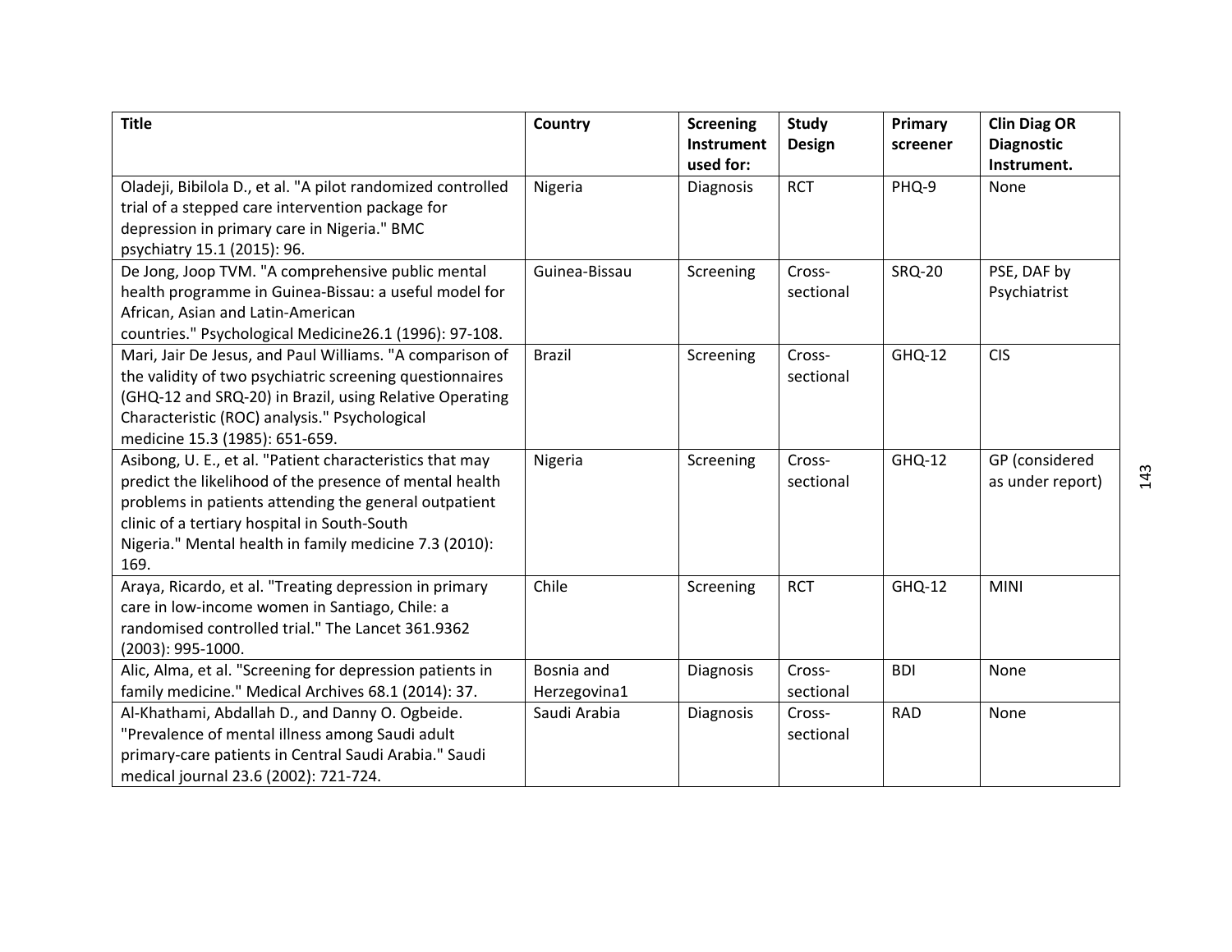| Title | Country | Screening Instrument used for: | Study Design | Primary screener | Clin Diag OR Diagnostic Instrument. |
|---|---|---|---|---|---|
| Oladeji, Bibilola D., et al. "A pilot randomized controlled trial of a stepped care intervention package for depression in primary care in Nigeria." BMC psychiatry 15.1 (2015): 96. | Nigeria | Diagnosis | RCT | PHQ-9 | None |
| De Jong, Joop TVM. "A comprehensive public mental health programme in Guinea-Bissau: a useful model for African, Asian and Latin-American countries." Psychological Medicine26.1 (1996): 97-108. | Guinea-Bissau | Screening | Cross-sectional | SRQ-20 | PSE, DAF by Psychiatrist |
| Mari, Jair De Jesus, and Paul Williams. "A comparison of the validity of two psychiatric screening questionnaires (GHQ-12 and SRQ-20) in Brazil, using Relative Operating Characteristic (ROC) analysis." Psychological medicine 15.3 (1985): 651-659. | Brazil | Screening | Cross-sectional | GHQ-12 | CIS |
| Asibong, U. E., et al. "Patient characteristics that may predict the likelihood of the presence of mental health problems in patients attending the general outpatient clinic of a tertiary hospital in South-South Nigeria." Mental health in family medicine 7.3 (2010): 169. | Nigeria | Screening | Cross-sectional | GHQ-12 | GP (considered as under report) |
| Araya, Ricardo, et al. "Treating depression in primary care in low-income women in Santiago, Chile: a randomised controlled trial." The Lancet 361.9362 (2003): 995-1000. | Chile | Screening | RCT | GHQ-12 | MINI |
| Alic, Alma, et al. "Screening for depression patients in family medicine." Medical Archives 68.1 (2014): 37. | Bosnia and Herzegovina1 | Diagnosis | Cross-sectional | BDI | None |
| Al-Khathami, Abdallah D., and Danny O. Ogbeide. "Prevalence of mental illness among Saudi adult primary-care patients in Central Saudi Arabia." Saudi medical journal 23.6 (2002): 721-724. | Saudi Arabia | Diagnosis | Cross-sectional | RAD | None |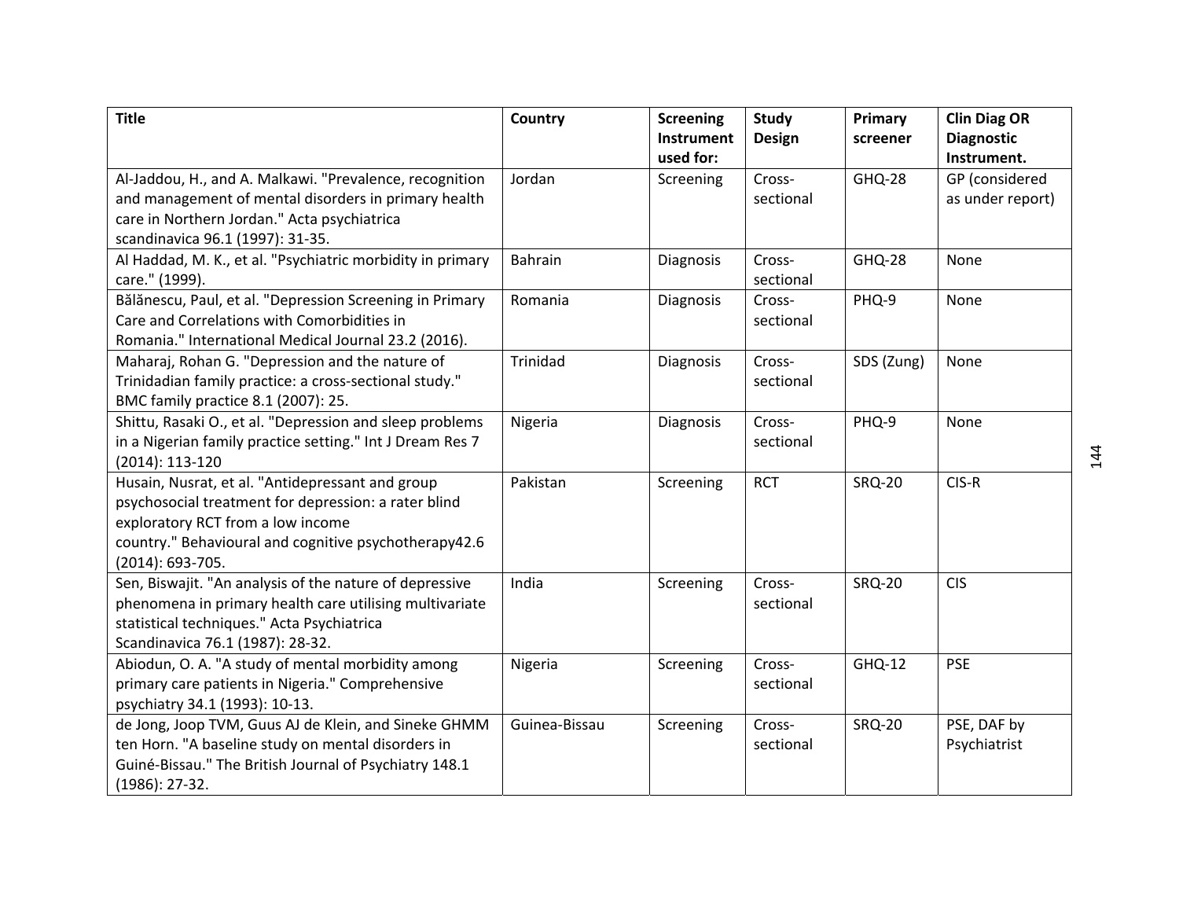| Title | Country | Screening Instrument used for: | Study Design | Primary screener | Clin Diag OR Diagnostic Instrument. |
|---|---|---|---|---|---|
| Al-Jaddou, H., and A. Malkawi. "Prevalence, recognition and management of mental disorders in primary health care in Northern Jordan." Acta psychiatrica scandinavica 96.1 (1997): 31-35. | Jordan | Screening | Cross-sectional | GHQ-28 | GP (considered as under report) |
| Al Haddad, M. K., et al. "Psychiatric morbidity in primary care." (1999). | Bahrain | Diagnosis | Cross-sectional | GHQ-28 | None |
| Bălănescu, Paul, et al. "Depression Screening in Primary Care and Correlations with Comorbidities in Romania." International Medical Journal 23.2 (2016). | Romania | Diagnosis | Cross-sectional | PHQ-9 | None |
| Maharaj, Rohan G. "Depression and the nature of Trinidadian family practice: a cross-sectional study." BMC family practice 8.1 (2007): 25. | Trinidad | Diagnosis | Cross-sectional | SDS (Zung) | None |
| Shittu, Rasaki O., et al. "Depression and sleep problems in a Nigerian family practice setting." Int J Dream Res 7 (2014): 113-120 | Nigeria | Diagnosis | Cross-sectional | PHQ-9 | None |
| Husain, Nusrat, et al. "Antidepressant and group psychosocial treatment for depression: a rater blind exploratory RCT from a low income country." Behavioural and cognitive psychotherapy42.6 (2014): 693-705. | Pakistan | Screening | RCT | SRQ-20 | CIS-R |
| Sen, Biswajit. "An analysis of the nature of depressive phenomena in primary health care utilising multivariate statistical techniques." Acta Psychiatrica Scandinavica 76.1 (1987): 28-32. | India | Screening | Cross-sectional | SRQ-20 | CIS |
| Abiodun, O. A. "A study of mental morbidity among primary care patients in Nigeria." Comprehensive psychiatry 34.1 (1993): 10-13. | Nigeria | Screening | Cross-sectional | GHQ-12 | PSE |
| de Jong, Joop TVM, Guus AJ de Klein, and Sineke GHMM ten Horn. "A baseline study on mental disorders in Guiné-Bissau." The British Journal of Psychiatry 148.1 (1986): 27-32. | Guinea-Bissau | Screening | Cross-sectional | SRQ-20 | PSE, DAF by Psychiatrist |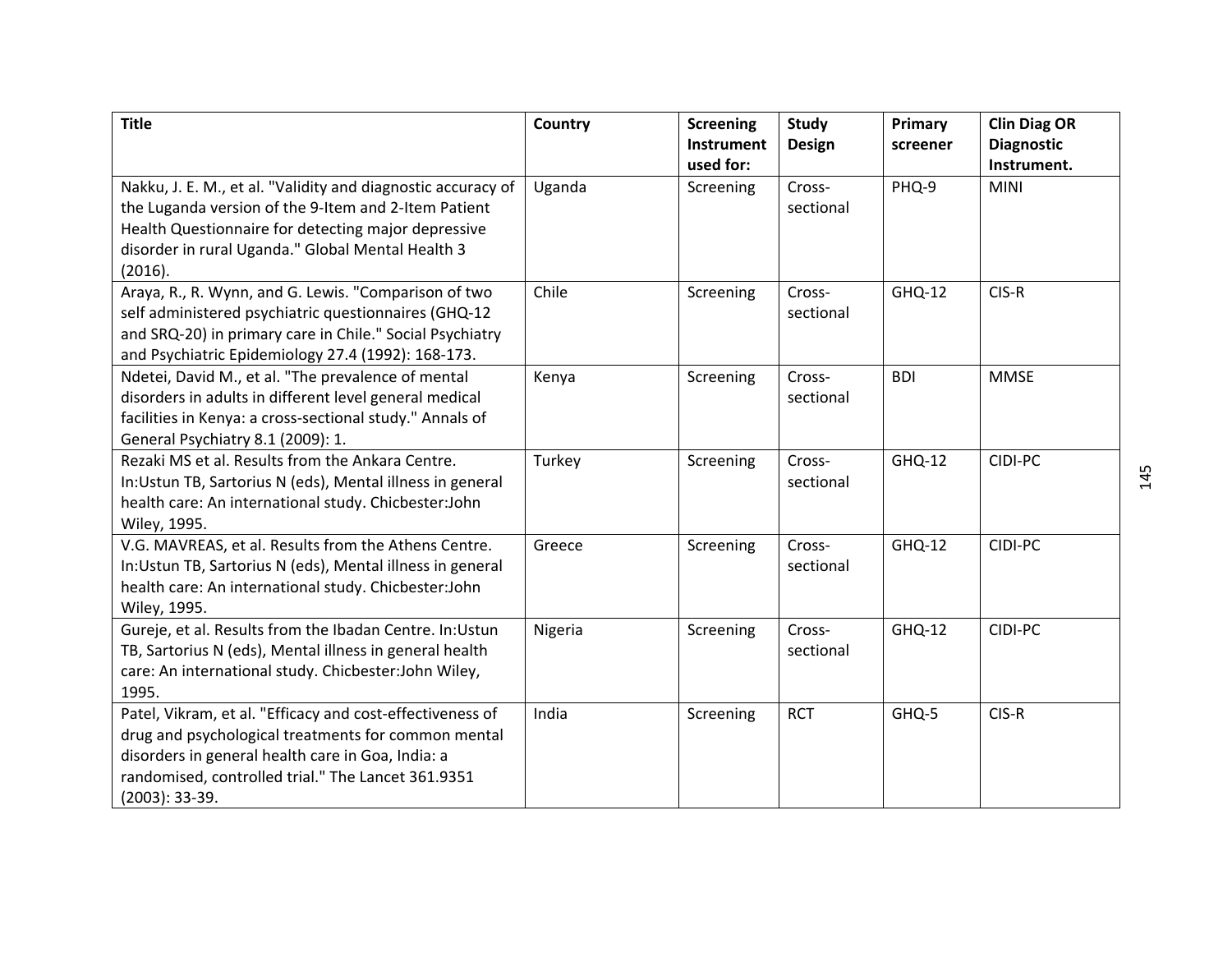| Title | Country | Screening Instrument used for: | Study Design | Primary screener | Clin Diag OR Diagnostic Instrument. |
|---|---|---|---|---|---|
| Nakku, J. E. M., et al. "Validity and diagnostic accuracy of the Luganda version of the 9-Item and 2-Item Patient Health Questionnaire for detecting major depressive disorder in rural Uganda." Global Mental Health 3 (2016). | Uganda | Screening | Cross-sectional | PHQ-9 | MINI |
| Araya, R., R. Wynn, and G. Lewis. "Comparison of two self administered psychiatric questionnaires (GHQ-12 and SRQ-20) in primary care in Chile." Social Psychiatry and Psychiatric Epidemiology 27.4 (1992): 168-173. | Chile | Screening | Cross-sectional | GHQ-12 | CIS-R |
| Ndetei, David M., et al. "The prevalence of mental disorders in adults in different level general medical facilities in Kenya: a cross-sectional study." Annals of General Psychiatry 8.1 (2009): 1. | Kenya | Screening | Cross-sectional | BDI | MMSE |
| Rezaki MS et al. Results from the Ankara Centre. In:Ustun TB, Sartorius N (eds), Mental illness in general health care: An international study. Chicbester:John Wiley, 1995. | Turkey | Screening | Cross-sectional | GHQ-12 | CIDI-PC |
| V.G. MAVREAS, et al. Results from the Athens Centre. In:Ustun TB, Sartorius N (eds), Mental illness in general health care: An international study. Chicbester:John Wiley, 1995. | Greece | Screening | Cross-sectional | GHQ-12 | CIDI-PC |
| Gureje, et al. Results from the Ibadan Centre. In:Ustun TB, Sartorius N (eds), Mental illness in general health care: An international study. Chicbester:John Wiley, 1995. | Nigeria | Screening | Cross-sectional | GHQ-12 | CIDI-PC |
| Patel, Vikram, et al. "Efficacy and cost-effectiveness of drug and psychological treatments for common mental disorders in general health care in Goa, India: a randomised, controlled trial." The Lancet 361.9351 (2003): 33-39. | India | Screening | RCT | GHQ-5 | CIS-R |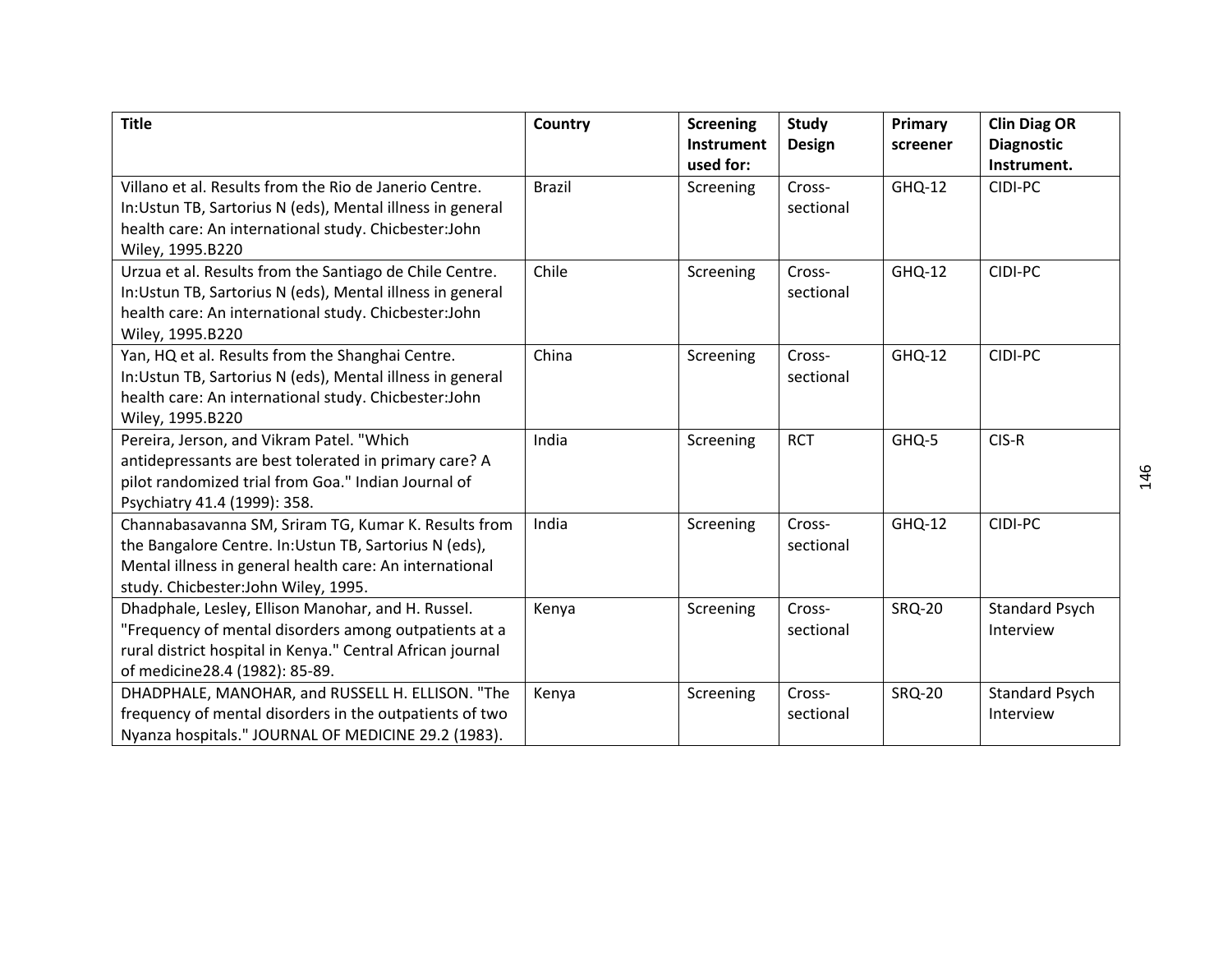| Title | Country | Screening Instrument used for: | Study Design | Primary screener | Clin Diag OR Diagnostic Instrument. |
|---|---|---|---|---|---|
| Villano et al. Results from the Rio de Janerio Centre. In:Ustun TB, Sartorius N (eds), Mental illness in general health care: An international study. Chicbester:John Wiley, 1995.B220 | Brazil | Screening | Cross-sectional | GHQ-12 | CIDI-PC |
| Urzua et al. Results from the Santiago de Chile Centre. In:Ustun TB, Sartorius N (eds), Mental illness in general health care: An international study. Chicbester:John Wiley, 1995.B220 | Chile | Screening | Cross-sectional | GHQ-12 | CIDI-PC |
| Yan, HQ et al. Results from the Shanghai Centre. In:Ustun TB, Sartorius N (eds), Mental illness in general health care: An international study. Chicbester:John Wiley, 1995.B220 | China | Screening | Cross-sectional | GHQ-12 | CIDI-PC |
| Pereira, Jerson, and Vikram Patel. "Which antidepressants are best tolerated in primary care? A pilot randomized trial from Goa." Indian Journal of Psychiatry 41.4 (1999): 358. | India | Screening | RCT | GHQ-5 | CIS-R |
| Channabasavanna SM, Sriram TG, Kumar K. Results from the Bangalore Centre. In:Ustun TB, Sartorius N (eds), Mental illness in general health care: An international study. Chicbester:John Wiley, 1995. | India | Screening | Cross-sectional | GHQ-12 | CIDI-PC |
| Dhadphale, Lesley, Ellison Manohar, and H. Russel. "Frequency of mental disorders among outpatients at a rural district hospital in Kenya." Central African journal of medicine28.4 (1982): 85-89. | Kenya | Screening | Cross-sectional | SRQ-20 | Standard Psych Interview |
| DHADPHALE, MANOHAR, and RUSSELL H. ELLISON. "The frequency of mental disorders in the outpatients of two Nyanza hospitals." JOURNAL OF MEDICINE 29.2 (1983). | Kenya | Screening | Cross-sectional | SRQ-20 | Standard Psych Interview |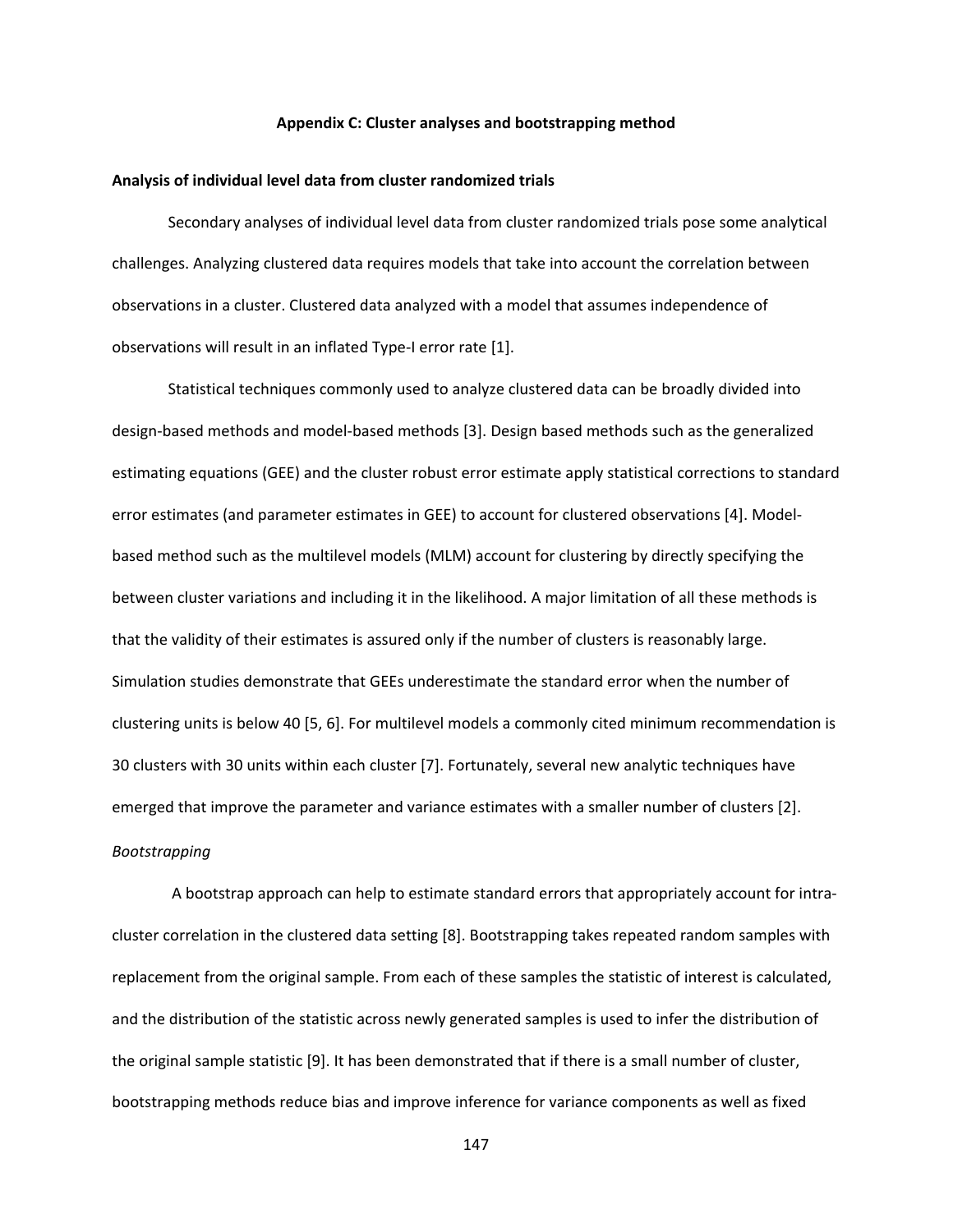**Appendix C: Cluster analyses and bootstrapping method**

**Analysis of individual level data from cluster randomized trials**

Secondary analyses of individual level data from cluster randomized trials pose some analytical challenges. Analyzing clustered data requires models that take into account the correlation between observations in a cluster. Clustered data analyzed with a model that assumes independence of observations will result in an inflated Type-I error rate [1].

Statistical techniques commonly used to analyze clustered data can be broadly divided into design-based methods and model-based methods [3]. Design based methods such as the generalized estimating equations (GEE) and the cluster robust error estimate apply statistical corrections to standard error estimates (and parameter estimates in GEE) to account for clustered observations [4]. Model-based method such as the multilevel models (MLM) account for clustering by directly specifying the between cluster variations and including it in the likelihood. A major limitation of all these methods is that the validity of their estimates is assured only if the number of clusters is reasonably large. Simulation studies demonstrate that GEEs underestimate the standard error when the number of clustering units is below 40 [5, 6]. For multilevel models a commonly cited minimum recommendation is 30 clusters with 30 units within each cluster [7]. Fortunately, several new analytic techniques have emerged that improve the parameter and variance estimates with a smaller number of clusters [2].

*Bootstrapping*

A bootstrap approach can help to estimate standard errors that appropriately account for intra-cluster correlation in the clustered data setting [8]. Bootstrapping takes repeated random samples with replacement from the original sample. From each of these samples the statistic of interest is calculated, and the distribution of the statistic across newly generated samples is used to infer the distribution of the original sample statistic [9]. It has been demonstrated that if there is a small number of cluster, bootstrapping methods reduce bias and improve inference for variance components as well as fixed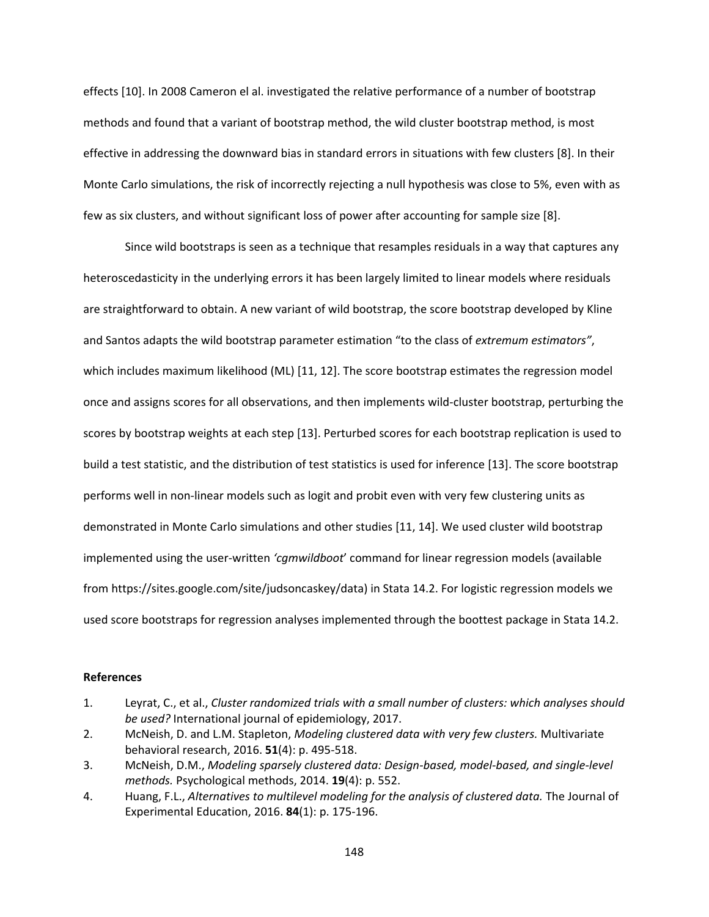effects [10]. In 2008 Cameron el al. investigated the relative performance of a number of bootstrap methods and found that a variant of bootstrap method, the wild cluster bootstrap method, is most effective in addressing the downward bias in standard errors in situations with few clusters [8]. In their Monte Carlo simulations, the risk of incorrectly rejecting a null hypothesis was close to 5%, even with as few as six clusters, and without significant loss of power after accounting for sample size [8].

Since wild bootstraps is seen as a technique that resamples residuals in a way that captures any heteroscedasticity in the underlying errors it has been largely limited to linear models where residuals are straightforward to obtain. A new variant of wild bootstrap, the score bootstrap developed by Kline and Santos adapts the wild bootstrap parameter estimation "to the class of *extremum estimators"*, which includes maximum likelihood (ML) [11, 12]. The score bootstrap estimates the regression model once and assigns scores for all observations, and then implements wild-cluster bootstrap, perturbing the scores by bootstrap weights at each step [13]. Perturbed scores for each bootstrap replication is used to build a test statistic, and the distribution of test statistics is used for inference [13]. The score bootstrap performs well in non-linear models such as logit and probit even with very few clustering units as demonstrated in Monte Carlo simulations and other studies [11, 14]. We used cluster wild bootstrap implemented using the user-written *'cgmwildboot'* command for linear regression models (available from https://sites.google.com/site/judsoncaskey/data) in Stata 14.2. For logistic regression models we used score bootstraps for regression analyses implemented through the boottest package in Stata 14.2.

**References**

1. Leyrat, C., et al., *Cluster randomized trials with a small number of clusters: which analyses should be used?* International journal of epidemiology, 2017.
2. McNeish, D. and L.M. Stapleton, *Modeling clustered data with very few clusters.* Multivariate behavioral research, 2016. **51**(4): p. 495-518.
3. McNeish, D.M., *Modeling sparsely clustered data: Design-based, model-based, and single-level methods.* Psychological methods, 2014. **19**(4): p. 552.
4. Huang, F.L., *Alternatives to multilevel modeling for the analysis of clustered data.* The Journal of Experimental Education, 2016. **84**(1): p. 175-196.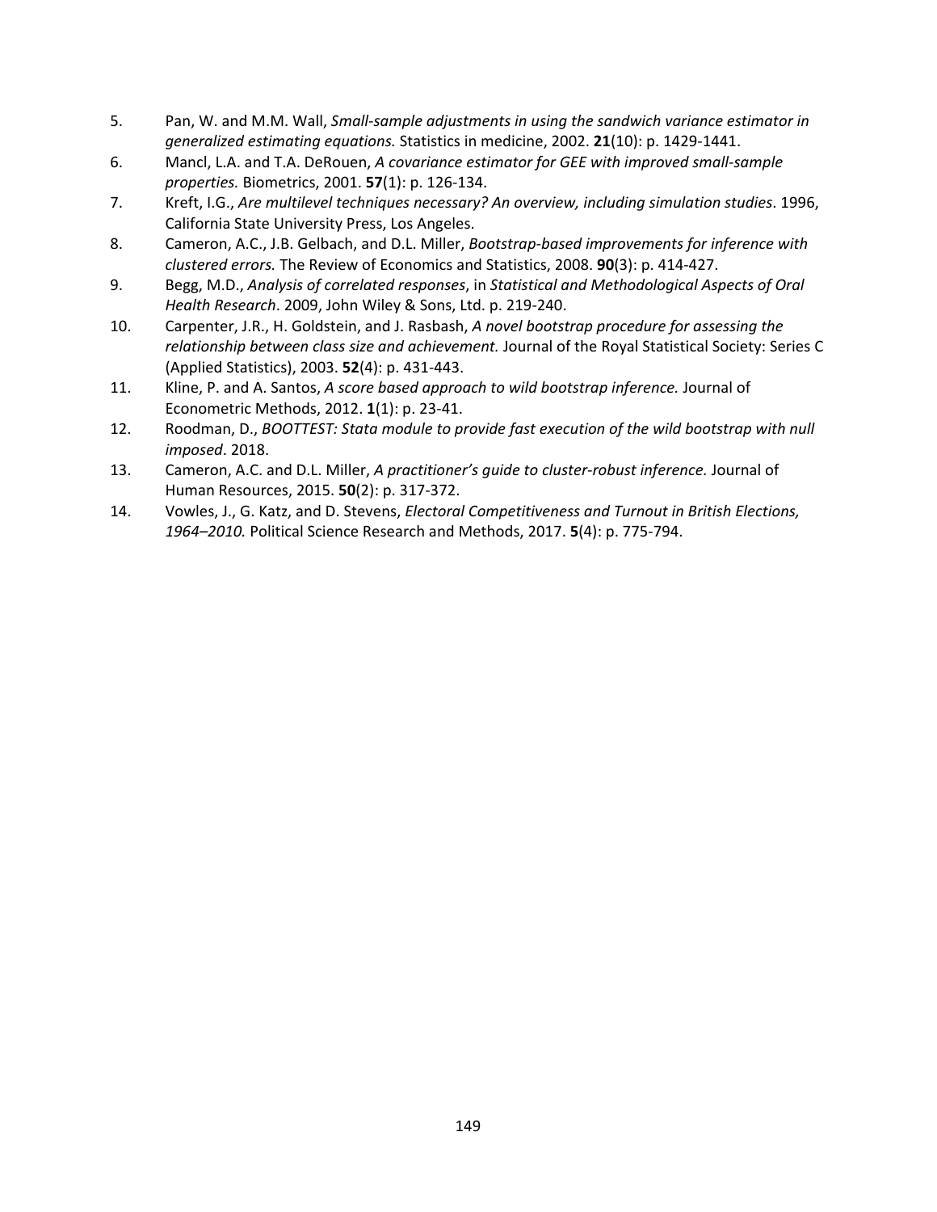5. Pan, W. and M.M. Wall, *Small-sample adjustments in using the sandwich variance estimator in generalized estimating equations.* Statistics in medicine, 2002. **21**(10): p. 1429-1441.
6. Mancl, L.A. and T.A. DeRouen, *A covariance estimator for GEE with improved small-sample properties.* Biometrics, 2001. **57**(1): p. 126-134.
7. Kreft, I.G., *Are multilevel techniques necessary? An overview, including simulation studies*. 1996, California State University Press, Los Angeles.
8. Cameron, A.C., J.B. Gelbach, and D.L. Miller, *Bootstrap-based improvements for inference with clustered errors.* The Review of Economics and Statistics, 2008. **90**(3): p. 414-427.
9. Begg, M.D., *Analysis of correlated responses*, in *Statistical and Methodological Aspects of Oral Health Research*. 2009, John Wiley & Sons, Ltd. p. 219-240.
10. Carpenter, J.R., H. Goldstein, and J. Rasbash, *A novel bootstrap procedure for assessing the relationship between class size and achievement.* Journal of the Royal Statistical Society: Series C (Applied Statistics), 2003. **52**(4): p. 431-443.
11. Kline, P. and A. Santos, *A score based approach to wild bootstrap inference.* Journal of Econometric Methods, 2012. **1**(1): p. 23-41.
12. Roodman, D., *BOOTTEST: Stata module to provide fast execution of the wild bootstrap with null imposed*. 2018.
13. Cameron, A.C. and D.L. Miller, *A practitioner's guide to cluster-robust inference.* Journal of Human Resources, 2015. **50**(2): p. 317-372.
14. Vowles, J., G. Katz, and D. Stevens, *Electoral Competitiveness and Turnout in British Elections, 1964–2010.* Political Science Research and Methods, 2017. **5**(4): p. 775-794.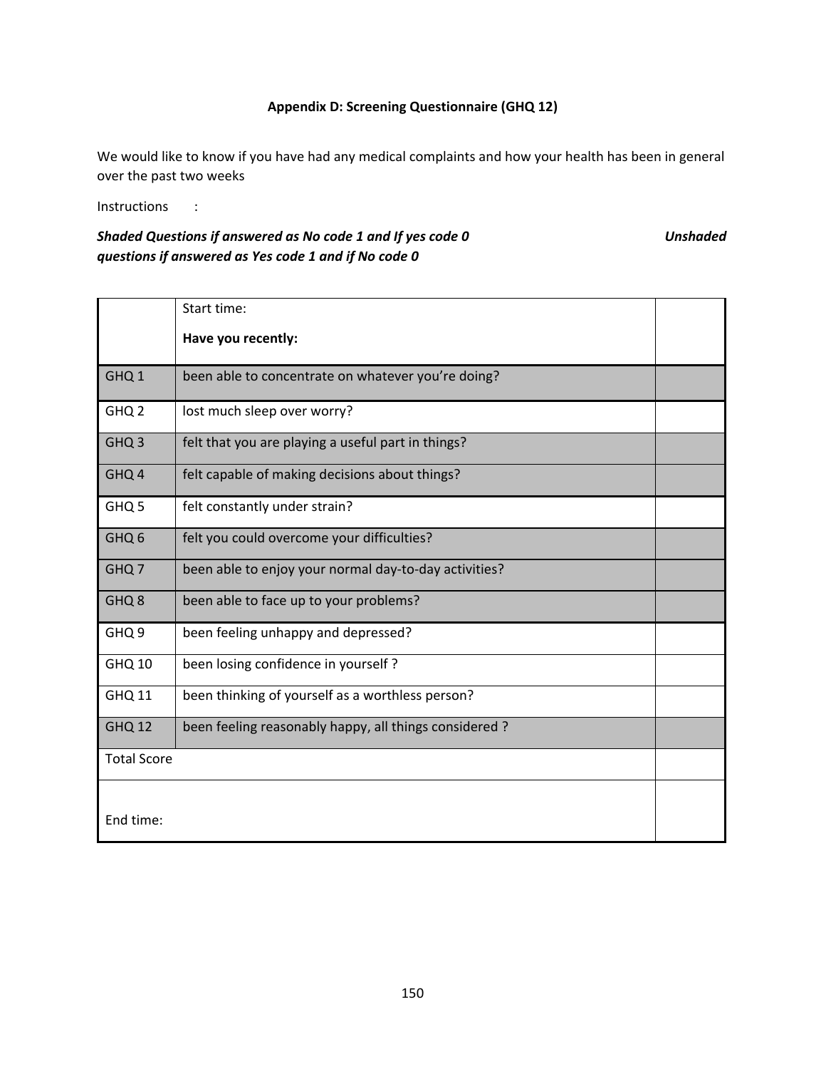**Appendix D: Screening Questionnaire (GHQ 12)**

We would like to know if you have had any medical complaints and how your health has been in general over the past two weeks

Instructions :

***Shaded Questions if answered as No code 1 and If yes code 0 Unshaded questions if answered as Yes code 1 and if No code 0***

| | | |
|---|---|---|
| | Start time:<br>**Have you recently:** | |
| GHQ 1 | been able to concentrate on whatever you're doing? | |
| GHQ 2 | lost much sleep over worry? | |
| GHQ 3 | felt that you are playing a useful part in things? | |
| GHQ 4 | felt capable of making decisions about things? | |
| GHQ 5 | felt constantly under strain? | |
| GHQ 6 | felt you could overcome your difficulties? | |
| GHQ 7 | been able to enjoy your normal day-to-day activities? | |
| GHQ 8 | been able to face up to your problems? | |
| GHQ 9 | been feeling unhappy and depressed? | |
| GHQ 10 | been losing confidence in yourself ? | |
| GHQ 11 | been thinking of yourself as a worthless person? | |
| GHQ 12 | been feeling reasonably happy, all things considered ? | |
| Total Score | | |
| End time: | | |